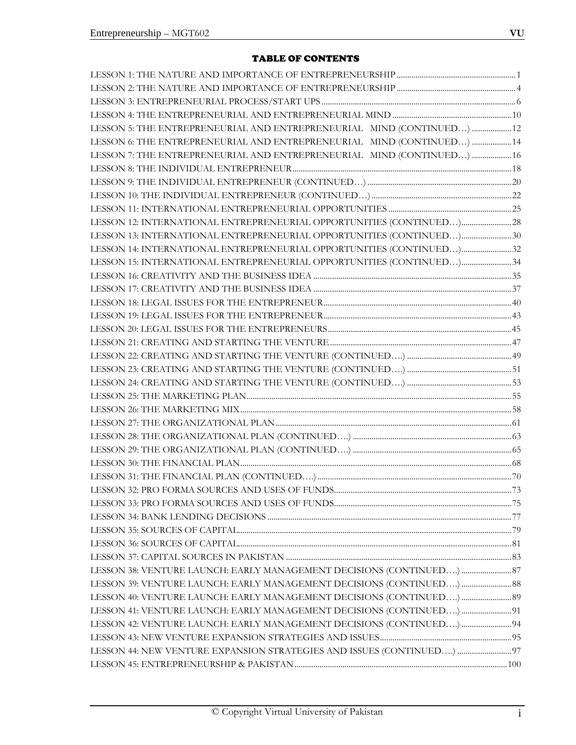## TABLE OF CONTENTS

LESSON 1: THE NATURE AND IMPORTANCE OF ENTREPRENEURSHIP ........ 1
LESSON 2: THE NATURE AND IMPORTANCE OF ENTREPRENEURSHIP ........ 4
LESSON 3: ENTREPRENEURIAL PROCESS/START UPS ........ 6
LESSON 4: THE ENTREPRENEURIAL AND ENTREPRENEURIAL MIND ........ 10
LESSON 5: THE ENTREPRENEURIAL AND ENTREPRENEURIAL MIND (CONTINUED…) ........ 12
LESSON 6: THE ENTREPRENEURIAL AND ENTREPRENEURIAL MIND (CONTINUED…) ........ 14
LESSON 7: THE ENTREPRENEURIAL AND ENTREPRENEURIAL MIND (CONTINUED…) ........ 16
LESSON 8: THE INDIVIDUAL ENTREPRENEUR ........ 18
LESSON 9: THE INDIVIDUAL ENTREPRENEUR (CONTINUED…) ........ 20
LESSON 10: THE INDIVIDUAL ENTREPRENEUR (CONTINUED…) ........ 22
LESSON 11: INTERNATIONAL ENTREPRENEURIAL OPPORTUNITIES ........ 25
LESSON 12: INTERNATIONAL ENTREPRENEURIAL OPPORTUNITIES (CONTINUED…) ........ 28
LESSON 13: INTERNATIONAL ENTREPRENEURIAL OPPORTUNITIES (CONTINUED…) ........ 30
LESSON 14: INTERNATIONAL ENTREPRENEURIAL OPPORTUNITIES (CONTINUED…) ........ 32
LESSON 15: INTERNATIONAL ENTREPRENEURIAL OPPORTUNITIES (CONTINUED…) ........ 34
LESSON 16: CREATIVITY AND THE BUSINESS IDEA ........ 35
LESSON 17: CREATIVITY AND THE BUSINESS IDEA ........ 37
LESSON 18: LEGAL ISSUES FOR THE ENTREPRENEUR ........ 40
LESSON 19: LEGAL ISSUES FOR THE ENTREPRENEUR ........ 43
LESSON 20: LEGAL ISSUES FOR THE ENTREPRENEURS ........ 45
LESSON 21: CREATING AND STARTING THE VENTURE ........ 47
LESSON 22: CREATING AND STARTING THE VENTURE (CONTINUED….) ........ 49
LESSON 23: CREATING AND STARTING THE VENTURE (CONTINUED….) ........ 51
LESSON 24: CREATING AND STARTING THE VENTURE (CONTINUED….) ........ 53
LESSON 25: THE MARKETING PLAN ........ 55
LESSON 26: THE MARKETING MIX ........ 58
LESSON 27: THE ORGANIZATIONAL PLAN ........ 61
LESSON 28: THE ORGANIZATIONAL PLAN (CONTINUED….) ........ 63
LESSON 29: THE ORGANIZATIONAL PLAN (CONTINUED….) ........ 65
LESSON 30: THE FINANCIAL PLAN ........ 68
LESSON 31: THE FINANCIAL PLAN (CONTINUED….) ........ 70
LESSON 32: PRO FORMA SOURCES AND USES OF FUNDS ........ 73
LESSON 33: PRO FORMA SOURCES AND USES OF FUNDS ........ 75
LESSON 34: BANK LENDING DECISIONS ........ 77
LESSON 35: SOURCES OF CAPITAL ........ 79
LESSON 36: SOURCES OF CAPITAL ........ 81
LESSON 37: CAPITAL SOURCES IN PAKISTAN ........ 83
LESSON 38: VENTURE LAUNCH: EARLY MANAGEMENT DECISIONS (CONTINUED….) ........ 87
LESSON 39: VENTURE LAUNCH: EARLY MANAGEMENT DECISIONS (CONTINUED….) ........ 88
LESSON 40: VENTURE LAUNCH: EARLY MANAGEMENT DECISIONS (CONTINUED….) ........ 89
LESSON 41: VENTURE LAUNCH: EARLY MANAGEMENT DECISIONS (CONTINUED….) ........ 91
LESSON 42: VENTURE LAUNCH: EARLY MANAGEMENT DECISIONS (CONTINUED….) ........ 94
LESSON 43: NEW VENTURE EXPANSION STRATEGIES AND ISSUES ........ 95
LESSON 44: NEW VENTURE EXPANSION STRATEGIES AND ISSUES (CONTINUED….) ........ 97
LESSON 45: ENTREPRENEURSHIP & PAKISTAN ........ 100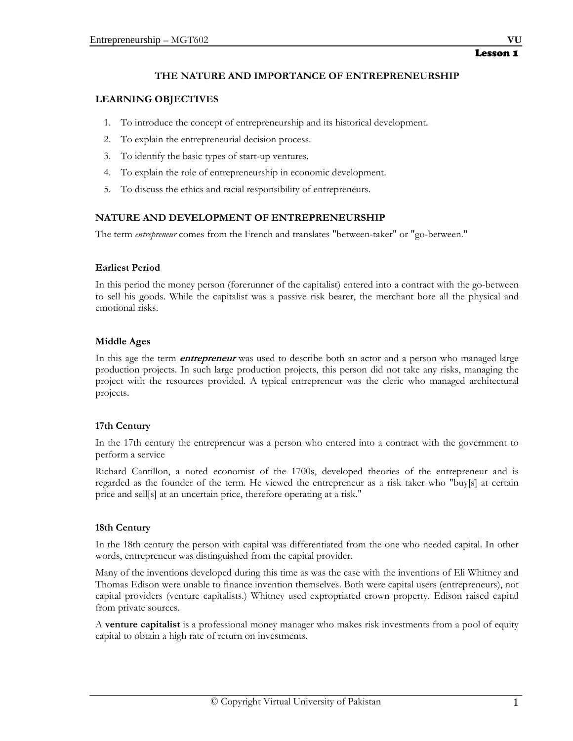Lesson 1

# THE NATURE AND IMPORTANCE OF ENTREPRENEURSHIP

## LEARNING OBJECTIVES

1. To introduce the concept of entrepreneurship and its historical development.
2. To explain the entrepreneurial decision process.
3. To identify the basic types of start-up ventures.
4. To explain the role of entrepreneurship in economic development.
5. To discuss the ethics and racial responsibility of entrepreneurs.

## NATURE AND DEVELOPMENT OF ENTREPRENEURSHIP

The term *entrepreneur* comes from the French and translates "between-taker" or "go-between."

### Earliest Period

In this period the money person (forerunner of the capitalist) entered into a contract with the go-between to sell his goods. While the capitalist was a passive risk bearer, the merchant bore all the physical and emotional risks.

### Middle Ages

In this age the term ***entrepreneur*** was used to describe both an actor and a person who managed large production projects. In such large production projects, this person did not take any risks, managing the project with the resources provided. A typical entrepreneur was the cleric who managed architectural projects.

### 17th Century

In the 17th century the entrepreneur was a person who entered into a contract with the government to perform a service

Richard Cantillon, a noted economist of the 1700s, developed theories of the entrepreneur and is regarded as the founder of the term. He viewed the entrepreneur as a risk taker who "buy[s] at certain price and sell[s] at an uncertain price, therefore operating at a risk."

### 18th Century

In the 18th century the person with capital was differentiated from the one who needed capital. In other words, entrepreneur was distinguished from the capital provider.

Many of the inventions developed during this time as was the case with the inventions of Eli Whitney and Thomas Edison were unable to finance invention themselves. Both were capital users (entrepreneurs), not capital providers (venture capitalists.) Whitney used expropriated crown property. Edison raised capital from private sources.

A **venture capitalist** is a professional money manager who makes risk investments from a pool of equity capital to obtain a high rate of return on investments.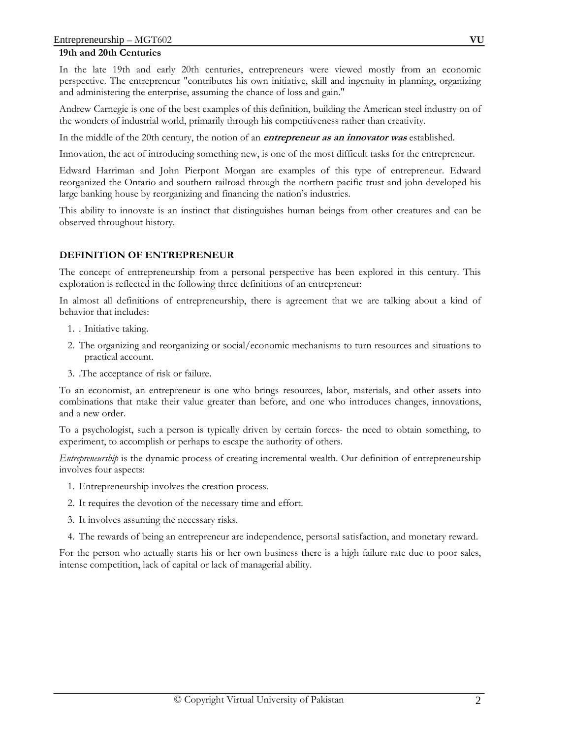**19th and 20th Centuries**

In the late 19th and early 20th centuries, entrepreneurs were viewed mostly from an economic perspective. The entrepreneur "contributes his own initiative, skill and ingenuity in planning, organizing and administering the enterprise, assuming the chance of loss and gain."

Andrew Carnegie is one of the best examples of this definition, building the American steel industry on of the wonders of industrial world, primarily through his competitiveness rather than creativity.

In the middle of the 20th century, the notion of an ***entrepreneur as an innovator was*** established.

Innovation, the act of introducing something new, is one of the most difficult tasks for the entrepreneur.

Edward Harriman and John Pierpont Morgan are examples of this type of entrepreneur. Edward reorganized the Ontario and southern railroad through the northern pacific trust and john developed his large banking house by reorganizing and financing the nation's industries.

This ability to innovate is an instinct that distinguishes human beings from other creatures and can be observed throughout history.

## DEFINITION OF ENTREPRENEUR

The concept of entrepreneurship from a personal perspective has been explored in this century. This exploration is reflected in the following three definitions of an entrepreneur:

In almost all definitions of entrepreneurship, there is agreement that we are talking about a kind of behavior that includes:

1. . Initiative taking.
2. The organizing and reorganizing or social/economic mechanisms to turn resources and situations to practical account.
3. .The acceptance of risk or failure.

To an economist, an entrepreneur is one who brings resources, labor, materials, and other assets into combinations that make their value greater than before, and one who introduces changes, innovations, and a new order.

To a psychologist, such a person is typically driven by certain forces- the need to obtain something, to experiment, to accomplish or perhaps to escape the authority of others.

*Entrepreneurship* is the dynamic process of creating incremental wealth. Our definition of entrepreneurship involves four aspects:

1. Entrepreneurship involves the creation process.
2. It requires the devotion of the necessary time and effort.
3. It involves assuming the necessary risks.
4. The rewards of being an entrepreneur are independence, personal satisfaction, and monetary reward.

For the person who actually starts his or her own business there is a high failure rate due to poor sales, intense competition, lack of capital or lack of managerial ability.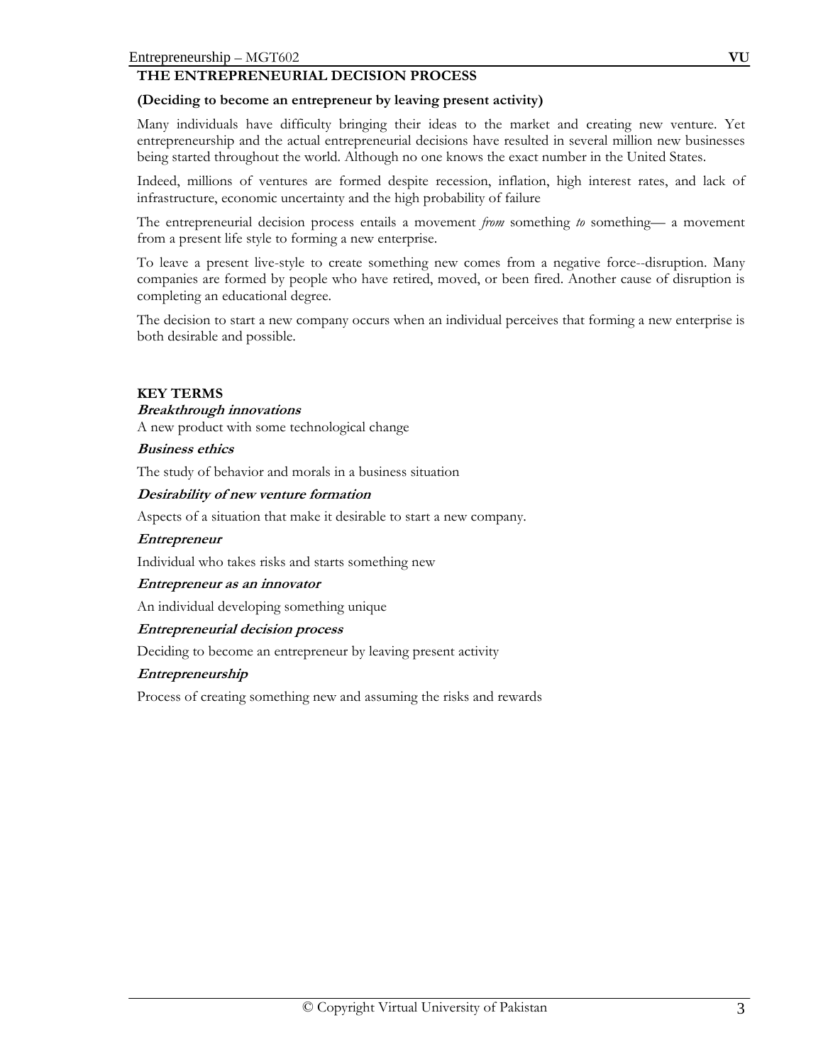## THE ENTREPRENEURIAL DECISION PROCESS

**(Deciding to become an entrepreneur by leaving present activity)**

Many individuals have difficulty bringing their ideas to the market and creating new venture. Yet entrepreneurship and the actual entrepreneurial decisions have resulted in several million new businesses being started throughout the world. Although no one knows the exact number in the United States.

Indeed, millions of ventures are formed despite recession, inflation, high interest rates, and lack of infrastructure, economic uncertainty and the high probability of failure

The entrepreneurial decision process entails a movement *from* something *to* something— a movement from a present life style to forming a new enterprise.

To leave a present live-style to create something new comes from a negative force--disruption. Many companies are formed by people who have retired, moved, or been fired. Another cause of disruption is completing an educational degree.

The decision to start a new company occurs when an individual perceives that forming a new enterprise is both desirable and possible.

### KEY TERMS

***Breakthrough innovations***

A new product with some technological change

***Business ethics***

The study of behavior and morals in a business situation

***Desirability of new venture formation***

Aspects of a situation that make it desirable to start a new company.

***Entrepreneur***

Individual who takes risks and starts something new

***Entrepreneur as an innovator***

An individual developing something unique

***Entrepreneurial decision process***

Deciding to become an entrepreneur by leaving present activity

***Entrepreneurship***

Process of creating something new and assuming the risks and rewards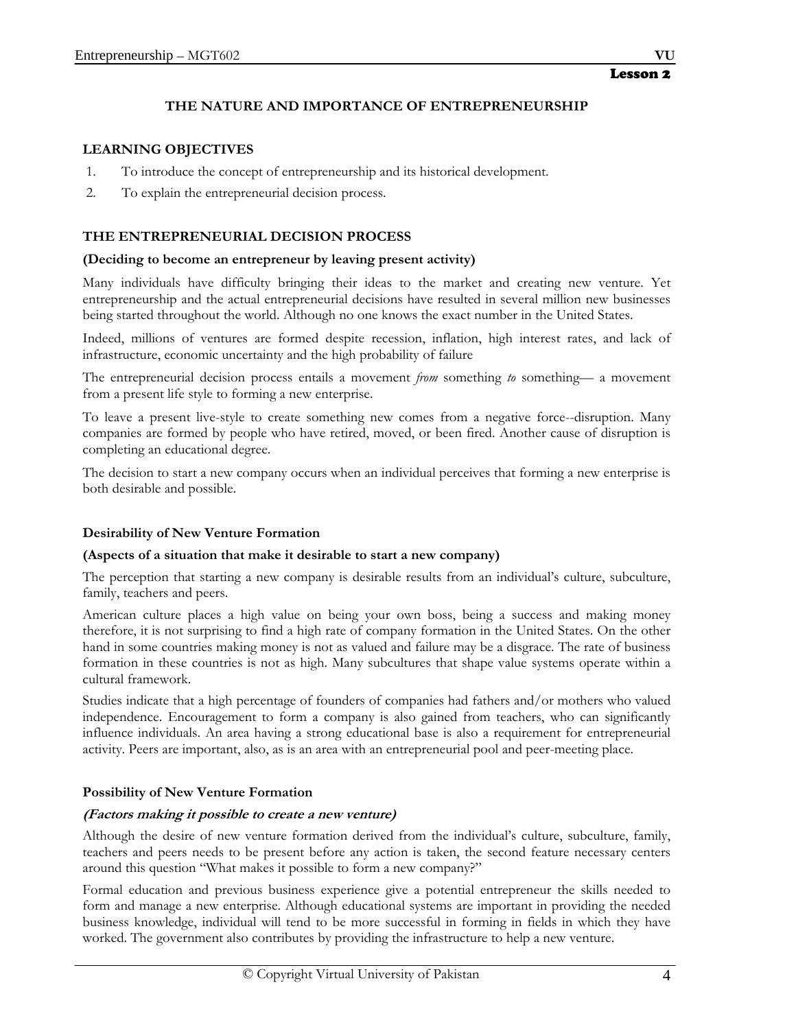## Lesson 2

# THE NATURE AND IMPORTANCE OF ENTREPRENEURSHIP

### LEARNING OBJECTIVES

1. To introduce the concept of entrepreneurship and its historical development.
2. To explain the entrepreneurial decision process.

### THE ENTREPRENEURIAL DECISION PROCESS

**(Deciding to become an entrepreneur by leaving present activity)**

Many individuals have difficulty bringing their ideas to the market and creating new venture. Yet entrepreneurship and the actual entrepreneurial decisions have resulted in several million new businesses being started throughout the world. Although no one knows the exact number in the United States.

Indeed, millions of ventures are formed despite recession, inflation, high interest rates, and lack of infrastructure, economic uncertainty and the high probability of failure

The entrepreneurial decision process entails a movement *from* something *to* something— a movement from a present life style to forming a new enterprise.

To leave a present live-style to create something new comes from a negative force--disruption. Many companies are formed by people who have retired, moved, or been fired. Another cause of disruption is completing an educational degree.

The decision to start a new company occurs when an individual perceives that forming a new enterprise is both desirable and possible.

#### Desirability of New Venture Formation

**(Aspects of a situation that make it desirable to start a new company)**

The perception that starting a new company is desirable results from an individual's culture, subculture, family, teachers and peers.

American culture places a high value on being your own boss, being a success and making money therefore, it is not surprising to find a high rate of company formation in the United States. On the other hand in some countries making money is not as valued and failure may be a disgrace. The rate of business formation in these countries is not as high. Many subcultures that shape value systems operate within a cultural framework.

Studies indicate that a high percentage of founders of companies had fathers and/or mothers who valued independence. Encouragement to form a company is also gained from teachers, who can significantly influence individuals. An area having a strong educational base is also a requirement for entrepreneurial activity. Peers are important, also, as is an area with an entrepreneurial pool and peer-meeting place.

#### Possibility of New Venture Formation

***(Factors making it possible to create a new venture)***

Although the desire of new venture formation derived from the individual's culture, subculture, family, teachers and peers needs to be present before any action is taken, the second feature necessary centers around this question "What makes it possible to form a new company?"

Formal education and previous business experience give a potential entrepreneur the skills needed to form and manage a new enterprise. Although educational systems are important in providing the needed business knowledge, individual will tend to be more successful in forming in fields in which they have worked. The government also contributes by providing the infrastructure to help a new venture.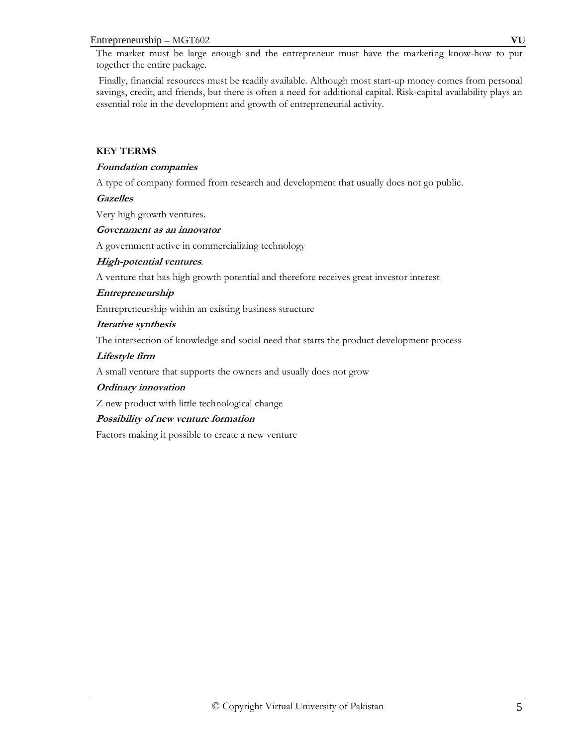The market must be large enough and the entrepreneur must have the marketing know-how to put together the entire package.

Finally, financial resources must be readily available. Although most start-up money comes from personal savings, credit, and friends, but there is often a need for additional capital. Risk-capital availability plays an essential role in the development and growth of entrepreneurial activity.

**KEY TERMS**

***Foundation companies***

A type of company formed from research and development that usually does not go public.

***Gazelles***

Very high growth ventures.

***Government as an innovator***

A government active in commercializing technology

***High-potential ventures*.**

A venture that has high growth potential and therefore receives great investor interest

***Entrepreneurship***

Entrepreneurship within an existing business structure

***Iterative synthesis***

The intersection of knowledge and social need that starts the product development process

***Lifestyle firm***

A small venture that supports the owners and usually does not grow

***Ordinary innovation***

Z new product with little technological change

***Possibility of new venture formation***

Factors making it possible to create a new venture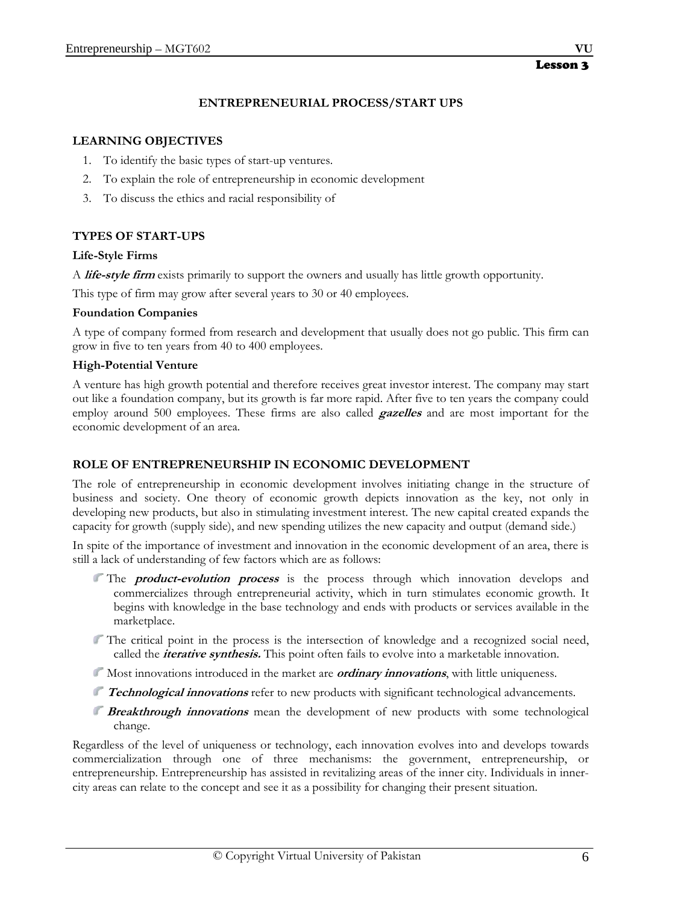**Lesson 3**

## ENTREPRENEURIAL PROCESS/START UPS

### LEARNING OBJECTIVES

1. To identify the basic types of start-up ventures.
2. To explain the role of entrepreneurship in economic development
3. To discuss the ethics and racial responsibility of

### TYPES OF START-UPS

#### Life-Style Firms

A ***life-style firm*** exists primarily to support the owners and usually has little growth opportunity.

This type of firm may grow after several years to 30 or 40 employees.

#### Foundation Companies

A type of company formed from research and development that usually does not go public. This firm can grow in five to ten years from 40 to 400 employees.

#### High-Potential Venture

A venture has high growth potential and therefore receives great investor interest. The company may start out like a foundation company, but its growth is far more rapid. After five to ten years the company could employ around 500 employees. These firms are also called ***gazelles*** and are most important for the economic development of an area.

### ROLE OF ENTREPRENEURSHIP IN ECONOMIC DEVELOPMENT

The role of entrepreneurship in economic development involves initiating change in the structure of business and society. One theory of economic growth depicts innovation as the key, not only in developing new products, but also in stimulating investment interest. The new capital created expands the capacity for growth (supply side), and new spending utilizes the new capacity and output (demand side.)

In spite of the importance of investment and innovation in the economic development of an area, there is still a lack of understanding of few factors which are as follows:

- The ***product-evolution process*** is the process through which innovation develops and commercializes through entrepreneurial activity, which in turn stimulates economic growth. It begins with knowledge in the base technology and ends with products or services available in the marketplace.
- The critical point in the process is the intersection of knowledge and a recognized social need, called the ***iterative synthesis.*** This point often fails to evolve into a marketable innovation.
- Most innovations introduced in the market are ***ordinary innovations***, with little uniqueness.
- ***Technological innovations*** refer to new products with significant technological advancements.
- ***Breakthrough innovations*** mean the development of new products with some technological change.

Regardless of the level of uniqueness or technology, each innovation evolves into and develops towards commercialization through one of three mechanisms: the government, entrepreneurship, or entrepreneurship. Entrepreneurship has assisted in revitalizing areas of the inner city. Individuals in inner-city areas can relate to the concept and see it as a possibility for changing their present situation.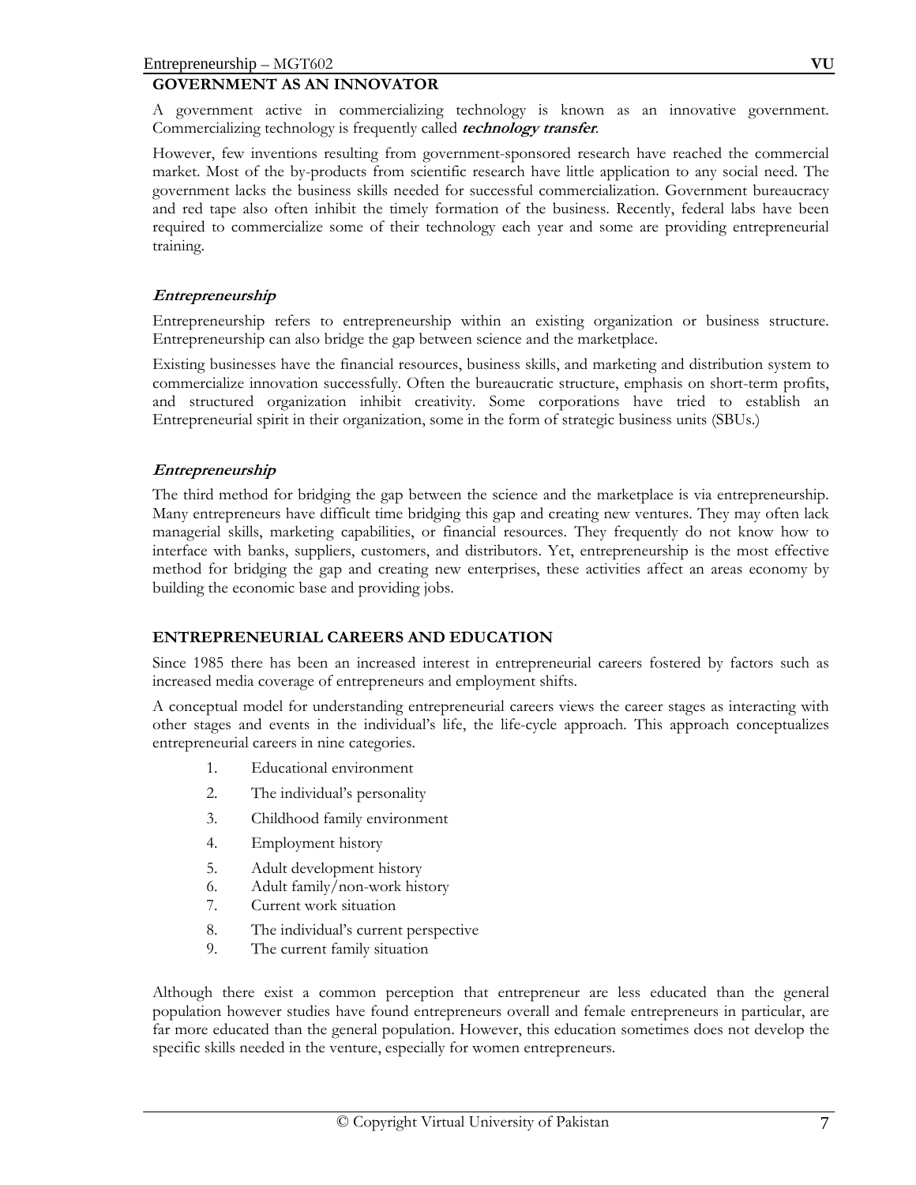## GOVERNMENT AS AN INNOVATOR

A government active in commercializing technology is known as an innovative government. Commercializing technology is frequently called ***technology transfer***.

However, few inventions resulting from government-sponsored research have reached the commercial market. Most of the by-products from scientific research have little application to any social need. The government lacks the business skills needed for successful commercialization. Government bureaucracy and red tape also often inhibit the timely formation of the business. Recently, federal labs have been required to commercialize some of their technology each year and some are providing entrepreneurial training.

### *Entrepreneurship*

Entrepreneurship refers to entrepreneurship within an existing organization or business structure. Entrepreneurship can also bridge the gap between science and the marketplace.

Existing businesses have the financial resources, business skills, and marketing and distribution system to commercialize innovation successfully. Often the bureaucratic structure, emphasis on short-term profits, and structured organization inhibit creativity. Some corporations have tried to establish an Entrepreneurial spirit in their organization, some in the form of strategic business units (SBUs.)

### *Entrepreneurship*

The third method for bridging the gap between the science and the marketplace is via entrepreneurship. Many entrepreneurs have difficult time bridging this gap and creating new ventures. They may often lack managerial skills, marketing capabilities, or financial resources. They frequently do not know how to interface with banks, suppliers, customers, and distributors. Yet, entrepreneurship is the most effective method for bridging the gap and creating new enterprises, these activities affect an areas economy by building the economic base and providing jobs.

## ENTREPRENEURIAL CAREERS AND EDUCATION

Since 1985 there has been an increased interest in entrepreneurial careers fostered by factors such as increased media coverage of entrepreneurs and employment shifts.

A conceptual model for understanding entrepreneurial careers views the career stages as interacting with other stages and events in the individual's life, the life-cycle approach. This approach conceptualizes entrepreneurial careers in nine categories.

1. Educational environment
2. The individual's personality
3. Childhood family environment
4. Employment history
5. Adult development history
6. Adult family/non-work history
7. Current work situation
8. The individual's current perspective
9. The current family situation

Although there exist a common perception that entrepreneur are less educated than the general population however studies have found entrepreneurs overall and female entrepreneurs in particular, are far more educated than the general population. However, this education sometimes does not develop the specific skills needed in the venture, especially for women entrepreneurs.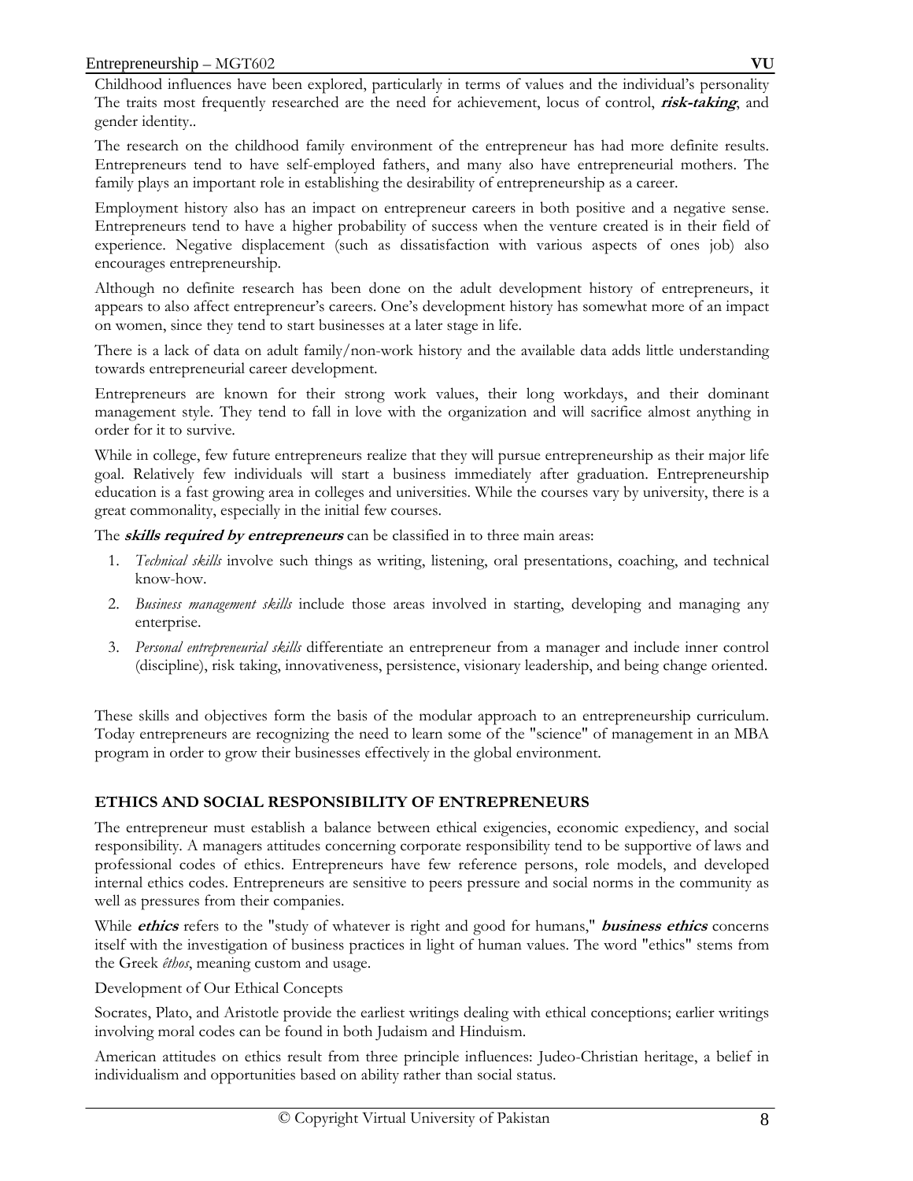Childhood influences have been explored, particularly in terms of values and the individual's personality The traits most frequently researched are the need for achievement, locus of control, ***risk-taking***, and gender identity..

The research on the childhood family environment of the entrepreneur has had more definite results. Entrepreneurs tend to have self-employed fathers, and many also have entrepreneurial mothers. The family plays an important role in establishing the desirability of entrepreneurship as a career.

Employment history also has an impact on entrepreneur careers in both positive and a negative sense. Entrepreneurs tend to have a higher probability of success when the venture created is in their field of experience. Negative displacement (such as dissatisfaction with various aspects of ones job) also encourages entrepreneurship.

Although no definite research has been done on the adult development history of entrepreneurs, it appears to also affect entrepreneur's careers. One's development history has somewhat more of an impact on women, since they tend to start businesses at a later stage in life.

There is a lack of data on adult family/non-work history and the available data adds little understanding towards entrepreneurial career development.

Entrepreneurs are known for their strong work values, their long workdays, and their dominant management style. They tend to fall in love with the organization and will sacrifice almost anything in order for it to survive.

While in college, few future entrepreneurs realize that they will pursue entrepreneurship as their major life goal. Relatively few individuals will start a business immediately after graduation. Entrepreneurship education is a fast growing area in colleges and universities. While the courses vary by university, there is a great commonality, especially in the initial few courses.

The ***skills required by entrepreneurs*** can be classified in to three main areas:

1. *Technical skills* involve such things as writing, listening, oral presentations, coaching, and technical know-how.
2. *Business management skills* include those areas involved in starting, developing and managing any enterprise.
3. *Personal entrepreneurial skills* differentiate an entrepreneur from a manager and include inner control (discipline), risk taking, innovativeness, persistence, visionary leadership, and being change oriented.

These skills and objectives form the basis of the modular approach to an entrepreneurship curriculum. Today entrepreneurs are recognizing the need to learn some of the "science" of management in an MBA program in order to grow their businesses effectively in the global environment.

## ETHICS AND SOCIAL RESPONSIBILITY OF ENTREPRENEURS

The entrepreneur must establish a balance between ethical exigencies, economic expediency, and social responsibility. A managers attitudes concerning corporate responsibility tend to be supportive of laws and professional codes of ethics. Entrepreneurs have few reference persons, role models, and developed internal ethics codes. Entrepreneurs are sensitive to peers pressure and social norms in the community as well as pressures from their companies.

While ***ethics*** refers to the "study of whatever is right and good for humans," ***business ethics*** concerns itself with the investigation of business practices in light of human values. The word "ethics" stems from the Greek *êthos*, meaning custom and usage.

Development of Our Ethical Concepts

Socrates, Plato, and Aristotle provide the earliest writings dealing with ethical conceptions; earlier writings involving moral codes can be found in both Judaism and Hinduism.

American attitudes on ethics result from three principle influences: Judeo-Christian heritage, a belief in individualism and opportunities based on ability rather than social status.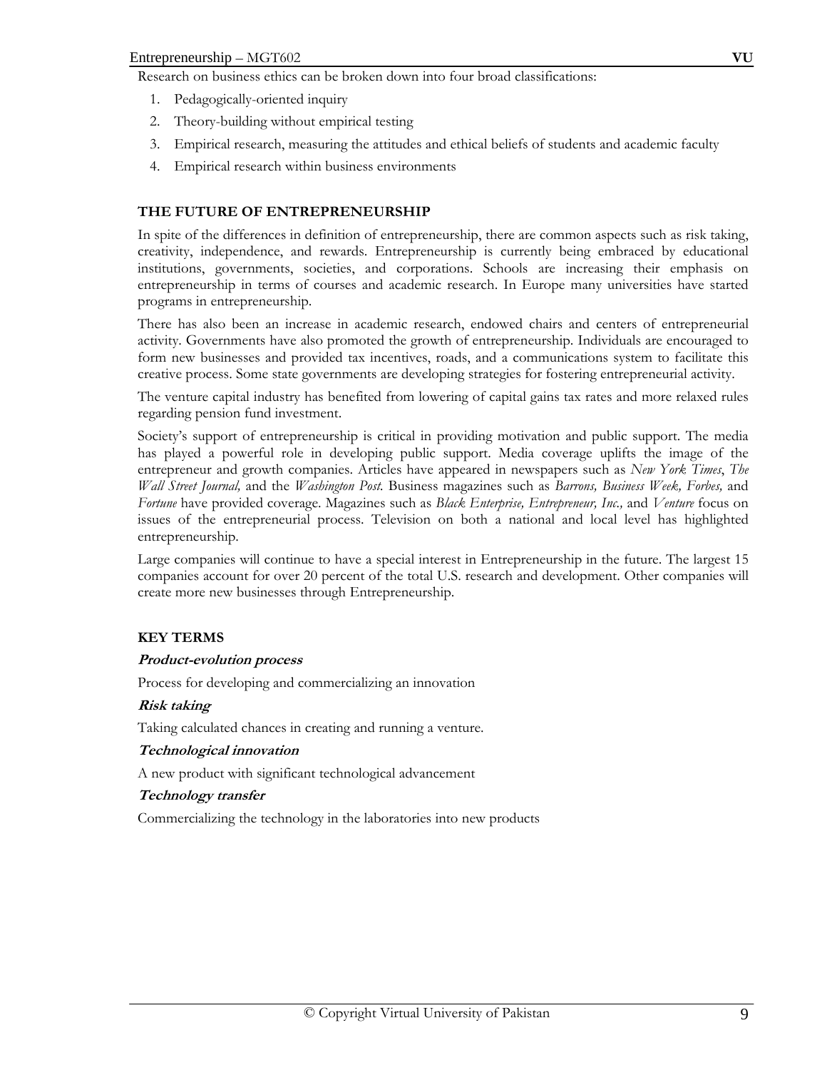Research on business ethics can be broken down into four broad classifications:

1. Pedagogically-oriented inquiry
2. Theory-building without empirical testing
3. Empirical research, measuring the attitudes and ethical beliefs of students and academic faculty
4. Empirical research within business environments

## THE FUTURE OF ENTREPRENEURSHIP

In spite of the differences in definition of entrepreneurship, there are common aspects such as risk taking, creativity, independence, and rewards. Entrepreneurship is currently being embraced by educational institutions, governments, societies, and corporations. Schools are increasing their emphasis on entrepreneurship in terms of courses and academic research. In Europe many universities have started programs in entrepreneurship.

There has also been an increase in academic research, endowed chairs and centers of entrepreneurial activity. Governments have also promoted the growth of entrepreneurship. Individuals are encouraged to form new businesses and provided tax incentives, roads, and a communications system to facilitate this creative process. Some state governments are developing strategies for fostering entrepreneurial activity.

The venture capital industry has benefited from lowering of capital gains tax rates and more relaxed rules regarding pension fund investment.

Society's support of entrepreneurship is critical in providing motivation and public support. The media has played a powerful role in developing public support. Media coverage uplifts the image of the entrepreneur and growth companies. Articles have appeared in newspapers such as *New York Times*, *The Wall Street Journal,* and the *Washington Post.* Business magazines such as *Barrons, Business Week, Forbes,* and *Fortune* have provided coverage. Magazines such as *Black Enterprise, Entrepreneur, Inc.,* and *Venture* focus on issues of the entrepreneurial process. Television on both a national and local level has highlighted entrepreneurship.

Large companies will continue to have a special interest in Entrepreneurship in the future. The largest 15 companies account for over 20 percent of the total U.S. research and development. Other companies will create more new businesses through Entrepreneurship.

## KEY TERMS

***Product-evolution process***

Process for developing and commercializing an innovation

***Risk taking***

Taking calculated chances in creating and running a venture.

***Technological innovation***

A new product with significant technological advancement

***Technology transfer***

Commercializing the technology in the laboratories into new products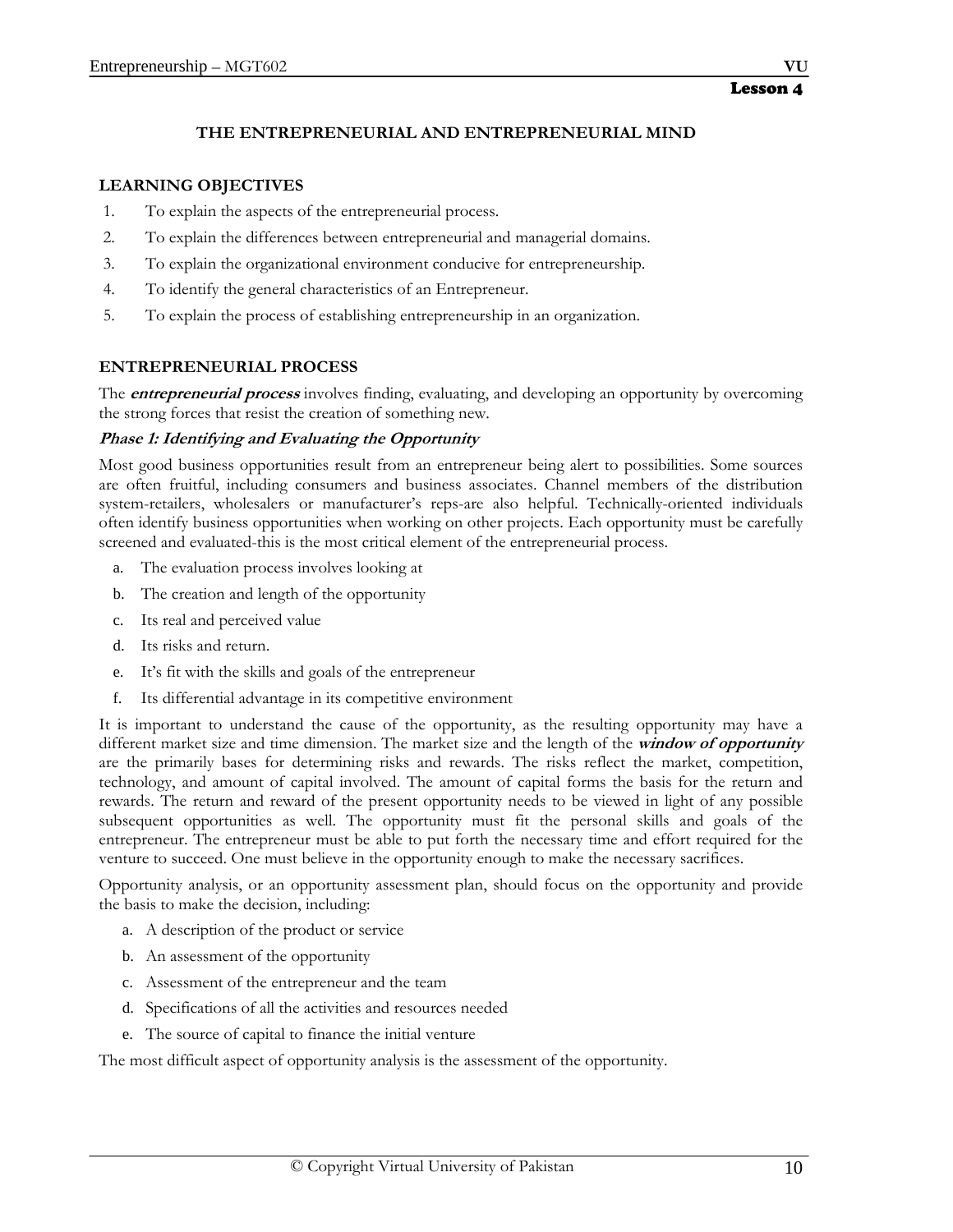Lesson 4

## THE ENTREPRENEURIAL AND ENTREPRENEURIAL MIND

### LEARNING OBJECTIVES

1. To explain the aspects of the entrepreneurial process.
2. To explain the differences between entrepreneurial and managerial domains.
3. To explain the organizational environment conducive for entrepreneurship.
4. To identify the general characteristics of an Entrepreneur.
5. To explain the process of establishing entrepreneurship in an organization.

### ENTREPRENEURIAL PROCESS

The ***entrepreneurial process*** involves finding, evaluating, and developing an opportunity by overcoming the strong forces that resist the creation of something new.

#### *Phase 1: Identifying and Evaluating the Opportunity*

Most good business opportunities result from an entrepreneur being alert to possibilities. Some sources are often fruitful, including consumers and business associates. Channel members of the distribution system-retailers, wholesalers or manufacturer's reps-are also helpful. Technically-oriented individuals often identify business opportunities when working on other projects. Each opportunity must be carefully screened and evaluated-this is the most critical element of the entrepreneurial process.

a. The evaluation process involves looking at
b. The creation and length of the opportunity
c. Its real and perceived value
d. Its risks and return.
e. It's fit with the skills and goals of the entrepreneur
f. Its differential advantage in its competitive environment

It is important to understand the cause of the opportunity, as the resulting opportunity may have a different market size and time dimension. The market size and the length of the ***window of opportunity*** are the primarily bases for determining risks and rewards. The risks reflect the market, competition, technology, and amount of capital involved. The amount of capital forms the basis for the return and rewards. The return and reward of the present opportunity needs to be viewed in light of any possible subsequent opportunities as well. The opportunity must fit the personal skills and goals of the entrepreneur. The entrepreneur must be able to put forth the necessary time and effort required for the venture to succeed. One must believe in the opportunity enough to make the necessary sacrifices.

Opportunity analysis, or an opportunity assessment plan, should focus on the opportunity and provide the basis to make the decision, including:

a. A description of the product or service
b. An assessment of the opportunity
c. Assessment of the entrepreneur and the team
d. Specifications of all the activities and resources needed
e. The source of capital to finance the initial venture

The most difficult aspect of opportunity analysis is the assessment of the opportunity.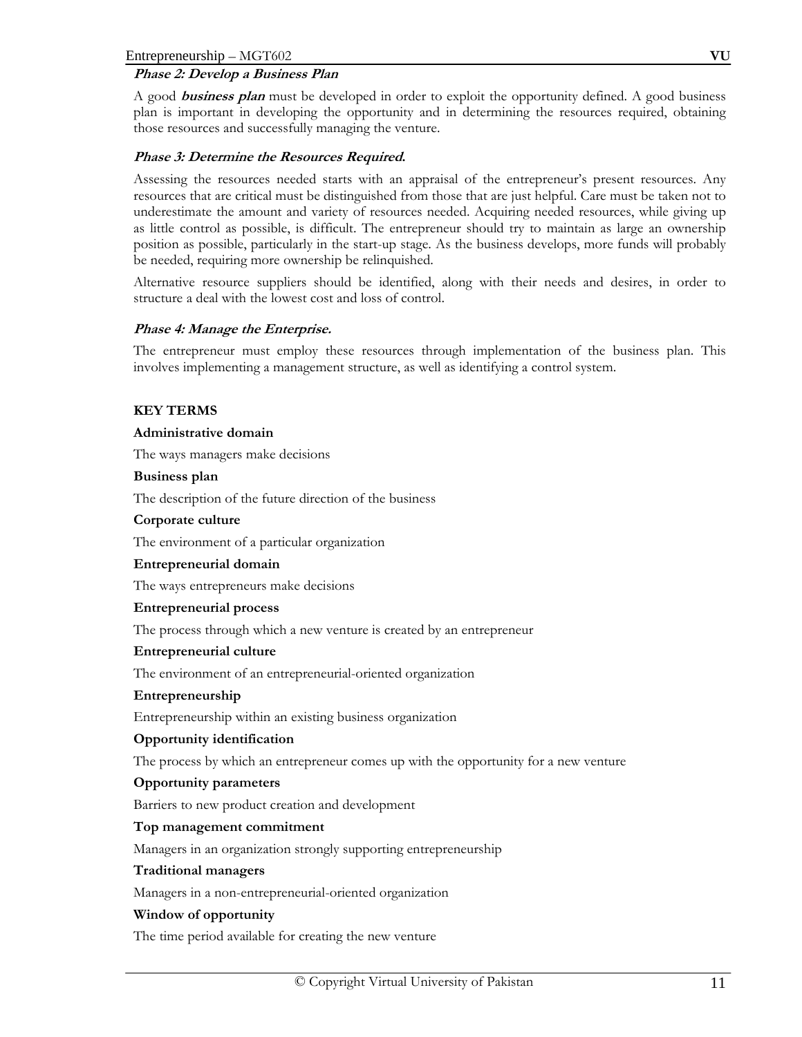### *Phase 2: Develop a Business Plan*

A good ***business plan*** must be developed in order to exploit the opportunity defined. A good business plan is important in developing the opportunity and in determining the resources required, obtaining those resources and successfully managing the venture.

### *Phase 3: Determine the Resources Required.*

Assessing the resources needed starts with an appraisal of the entrepreneur's present resources. Any resources that are critical must be distinguished from those that are just helpful. Care must be taken not to underestimate the amount and variety of resources needed. Acquiring needed resources, while giving up as little control as possible, is difficult. The entrepreneur should try to maintain as large an ownership position as possible, particularly in the start-up stage. As the business develops, more funds will probably be needed, requiring more ownership be relinquished.

Alternative resource suppliers should be identified, along with their needs and desires, in order to structure a deal with the lowest cost and loss of control.

### *Phase 4: Manage the Enterprise.*

The entrepreneur must employ these resources through implementation of the business plan. This involves implementing a management structure, as well as identifying a control system.

**KEY TERMS**

**Administrative domain**

The ways managers make decisions

**Business plan**

The description of the future direction of the business

**Corporate culture**

The environment of a particular organization

**Entrepreneurial domain**

The ways entrepreneurs make decisions

**Entrepreneurial process**

The process through which a new venture is created by an entrepreneur

**Entrepreneurial culture**

The environment of an entrepreneurial-oriented organization

**Entrepreneurship**

Entrepreneurship within an existing business organization

**Opportunity identification**

The process by which an entrepreneur comes up with the opportunity for a new venture

**Opportunity parameters**

Barriers to new product creation and development

**Top management commitment**

Managers in an organization strongly supporting entrepreneurship

**Traditional managers**

Managers in a non-entrepreneurial-oriented organization

**Window of opportunity**

The time period available for creating the new venture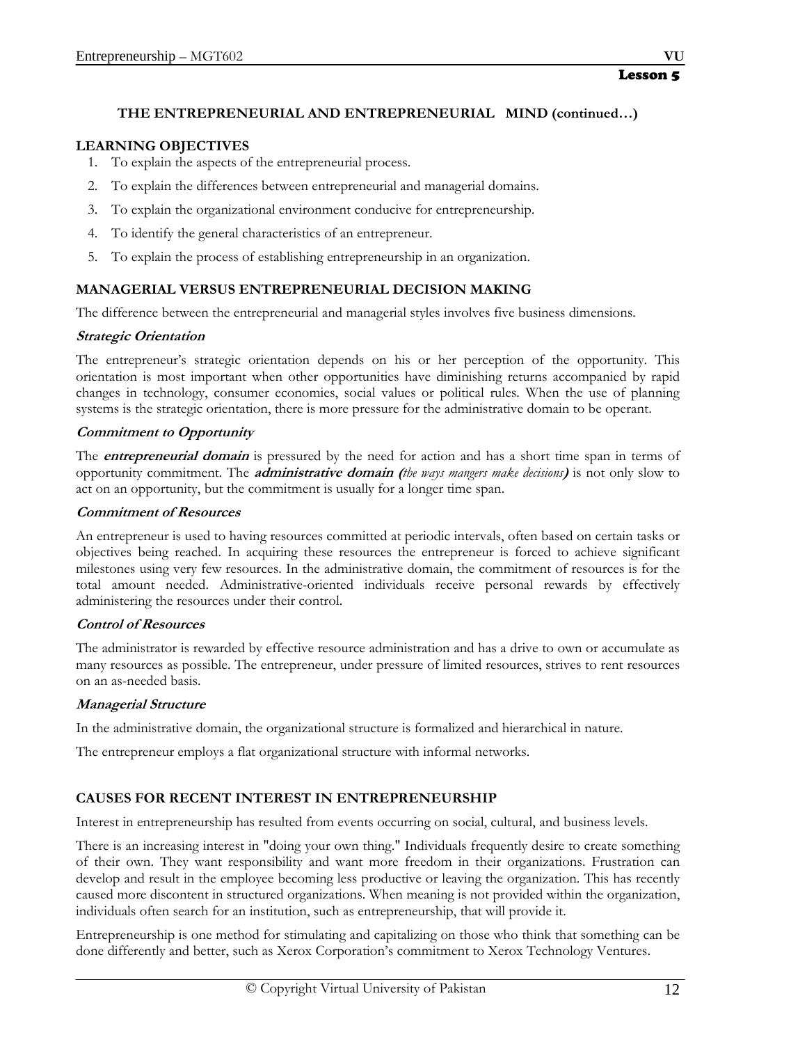## Lesson 5

### THE ENTREPRENEURIAL AND ENTREPRENEURIAL MIND (continued…)

### LEARNING OBJECTIVES

1. To explain the aspects of the entrepreneurial process.
2. To explain the differences between entrepreneurial and managerial domains.
3. To explain the organizational environment conducive for entrepreneurship.
4. To identify the general characteristics of an entrepreneur.
5. To explain the process of establishing entrepreneurship in an organization.

### MANAGERIAL VERSUS ENTREPRENEURIAL DECISION MAKING

The difference between the entrepreneurial and managerial styles involves five business dimensions.

#### *Strategic Orientation*

The entrepreneur's strategic orientation depends on his or her perception of the opportunity. This orientation is most important when other opportunities have diminishing returns accompanied by rapid changes in technology, consumer economies, social values or political rules. When the use of planning systems is the strategic orientation, there is more pressure for the administrative domain to be operant.

#### *Commitment to Opportunity*

The ***entrepreneurial domain*** is pressured by the need for action and has a short time span in terms of opportunity commitment. The ***administrative domain (****the ways mangers make decisions****)*** is not only slow to act on an opportunity, but the commitment is usually for a longer time span.

#### *Commitment of Resources*

An entrepreneur is used to having resources committed at periodic intervals, often based on certain tasks or objectives being reached. In acquiring these resources the entrepreneur is forced to achieve significant milestones using very few resources. In the administrative domain, the commitment of resources is for the total amount needed. Administrative-oriented individuals receive personal rewards by effectively administering the resources under their control.

#### *Control of Resources*

The administrator is rewarded by effective resource administration and has a drive to own or accumulate as many resources as possible. The entrepreneur, under pressure of limited resources, strives to rent resources on an as-needed basis.

#### *Managerial Structure*

In the administrative domain, the organizational structure is formalized and hierarchical in nature.

The entrepreneur employs a flat organizational structure with informal networks.

### CAUSES FOR RECENT INTEREST IN ENTREPRENEURSHIP

Interest in entrepreneurship has resulted from events occurring on social, cultural, and business levels.

There is an increasing interest in "doing your own thing." Individuals frequently desire to create something of their own. They want responsibility and want more freedom in their organizations. Frustration can develop and result in the employee becoming less productive or leaving the organization. This has recently caused more discontent in structured organizations. When meaning is not provided within the organization, individuals often search for an institution, such as entrepreneurship, that will provide it.

Entrepreneurship is one method for stimulating and capitalizing on those who think that something can be done differently and better, such as Xerox Corporation's commitment to Xerox Technology Ventures.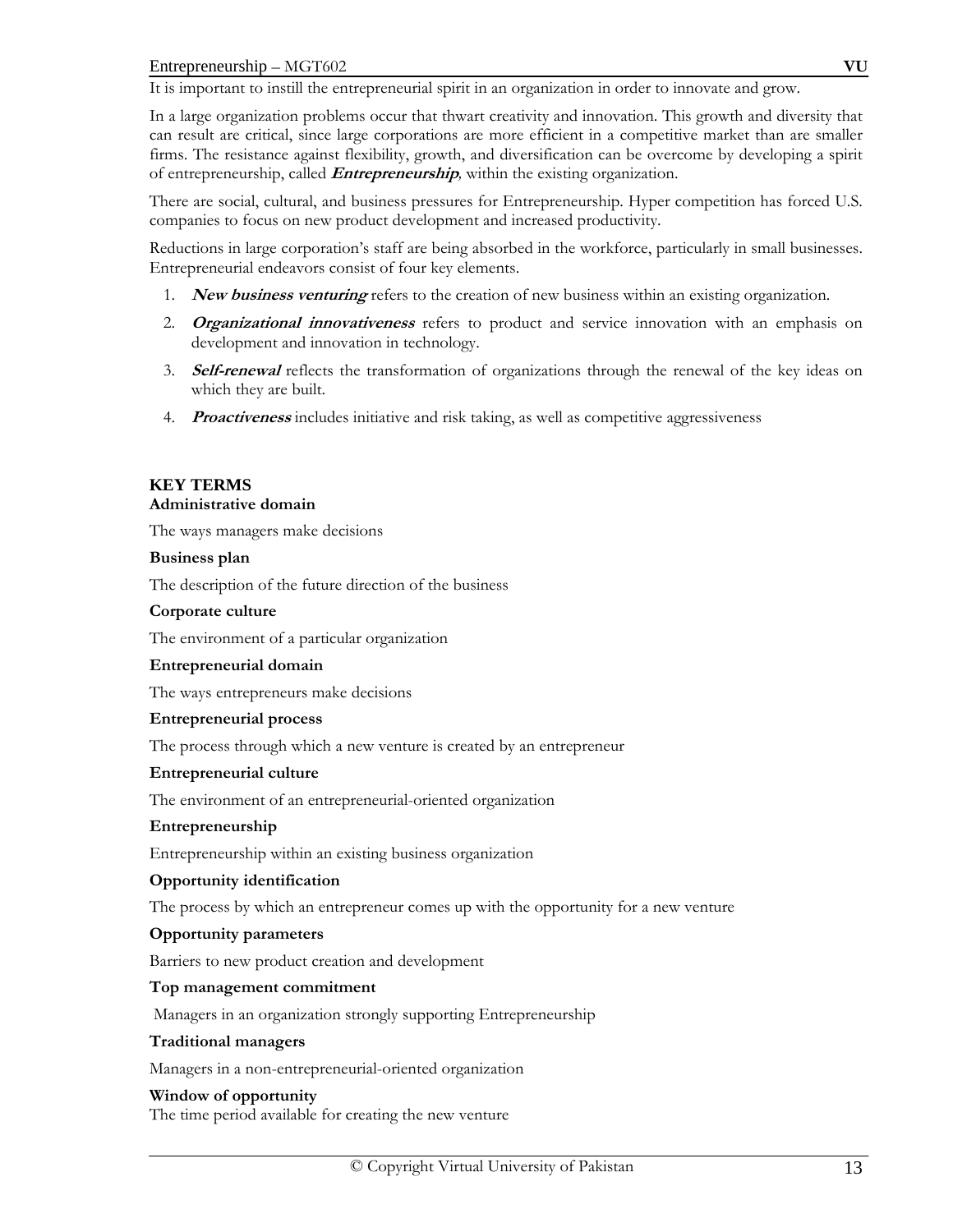It is important to instill the entrepreneurial spirit in an organization in order to innovate and grow.

In a large organization problems occur that thwart creativity and innovation. This growth and diversity that can result are critical, since large corporations are more efficient in a competitive market than are smaller firms. The resistance against flexibility, growth, and diversification can be overcome by developing a spirit of entrepreneurship, called ***Entrepreneurship***, within the existing organization.

There are social, cultural, and business pressures for Entrepreneurship. Hyper competition has forced U.S. companies to focus on new product development and increased productivity.

Reductions in large corporation's staff are being absorbed in the workforce, particularly in small businesses. Entrepreneurial endeavors consist of four key elements.

1. ***New business venturing*** refers to the creation of new business within an existing organization.
2. ***Organizational innovativeness*** refers to product and service innovation with an emphasis on development and innovation in technology.
3. ***Self-renewal*** reflects the transformation of organizations through the renewal of the key ideas on which they are built.
4. ***Proactiveness*** includes initiative and risk taking, as well as competitive aggressiveness

## KEY TERMS

**Administrative domain**

The ways managers make decisions

**Business plan**

The description of the future direction of the business

**Corporate culture**

The environment of a particular organization

**Entrepreneurial domain**

The ways entrepreneurs make decisions

**Entrepreneurial process**

The process through which a new venture is created by an entrepreneur

**Entrepreneurial culture**

The environment of an entrepreneurial-oriented organization

**Entrepreneurship**

Entrepreneurship within an existing business organization

**Opportunity identification**

The process by which an entrepreneur comes up with the opportunity for a new venture

**Opportunity parameters**

Barriers to new product creation and development

**Top management commitment**

Managers in an organization strongly supporting Entrepreneurship

**Traditional managers**

Managers in a non-entrepreneurial-oriented organization

**Window of opportunity**

The time period available for creating the new venture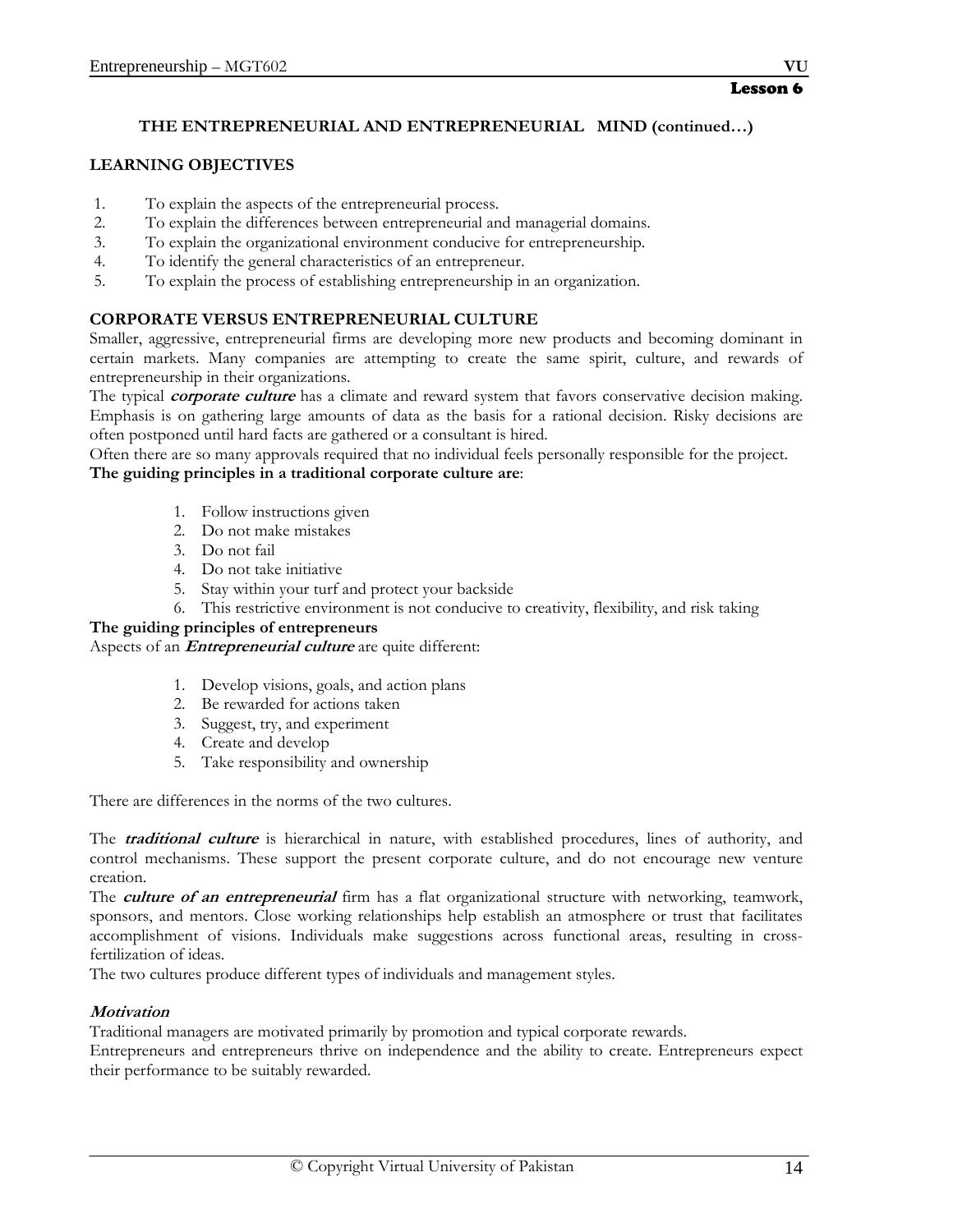Lesson 6

## THE ENTREPRENEURIAL AND ENTREPRENEURIAL MIND (continued…)

### LEARNING OBJECTIVES

1. To explain the aspects of the entrepreneurial process.
2. To explain the differences between entrepreneurial and managerial domains.
3. To explain the organizational environment conducive for entrepreneurship.
4. To identify the general characteristics of an entrepreneur.
5. To explain the process of establishing entrepreneurship in an organization.

### CORPORATE VERSUS ENTREPRENEURIAL CULTURE

Smaller, aggressive, entrepreneurial firms are developing more new products and becoming dominant in certain markets. Many companies are attempting to create the same spirit, culture, and rewards of entrepreneurship in their organizations.

The typical ***corporate culture*** has a climate and reward system that favors conservative decision making. Emphasis is on gathering large amounts of data as the basis for a rational decision. Risky decisions are often postponed until hard facts are gathered or a consultant is hired.

Often there are so many approvals required that no individual feels personally responsible for the project.

**The guiding principles in a traditional corporate culture are**:

1. Follow instructions given
2. Do not make mistakes
3. Do not fail
4. Do not take initiative
5. Stay within your turf and protect your backside
6. This restrictive environment is not conducive to creativity, flexibility, and risk taking

**The guiding principles of entrepreneurs**

Aspects of an ***Entrepreneurial culture*** are quite different:

1. Develop visions, goals, and action plans
2. Be rewarded for actions taken
3. Suggest, try, and experiment
4. Create and develop
5. Take responsibility and ownership

There are differences in the norms of the two cultures.

The ***traditional culture*** is hierarchical in nature, with established procedures, lines of authority, and control mechanisms. These support the present corporate culture, and do not encourage new venture creation.

The ***culture of an entrepreneurial*** firm has a flat organizational structure with networking, teamwork, sponsors, and mentors. Close working relationships help establish an atmosphere or trust that facilitates accomplishment of visions. Individuals make suggestions across functional areas, resulting in cross-fertilization of ideas.

The two cultures produce different types of individuals and management styles.

***Motivation***

Traditional managers are motivated primarily by promotion and typical corporate rewards.

Entrepreneurs and entrepreneurs thrive on independence and the ability to create. Entrepreneurs expect their performance to be suitably rewarded.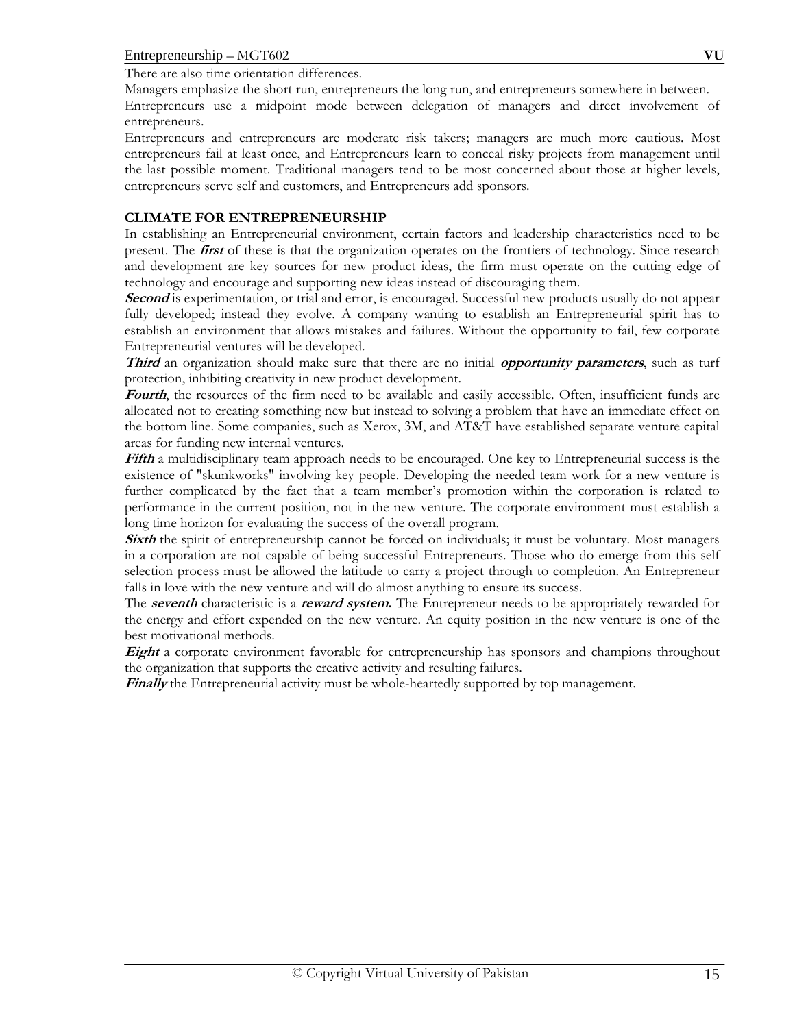There are also time orientation differences.

Managers emphasize the short run, entrepreneurs the long run, and entrepreneurs somewhere in between.

Entrepreneurs use a midpoint mode between delegation of managers and direct involvement of entrepreneurs.

Entrepreneurs and entrepreneurs are moderate risk takers; managers are much more cautious. Most entrepreneurs fail at least once, and Entrepreneurs learn to conceal risky projects from management until the last possible moment. Traditional managers tend to be most concerned about those at higher levels, entrepreneurs serve self and customers, and Entrepreneurs add sponsors.

**CLIMATE FOR ENTREPRENEURSHIP**

In establishing an Entrepreneurial environment, certain factors and leadership characteristics need to be present. The ***first*** of these is that the organization operates on the frontiers of technology. Since research and development are key sources for new product ideas, the firm must operate on the cutting edge of technology and encourage and supporting new ideas instead of discouraging them.

***Second*** is experimentation, or trial and error, is encouraged. Successful new products usually do not appear fully developed; instead they evolve. A company wanting to establish an Entrepreneurial spirit has to establish an environment that allows mistakes and failures. Without the opportunity to fail, few corporate Entrepreneurial ventures will be developed.

***Third*** an organization should make sure that there are no initial ***opportunity parameters***, such as turf protection, inhibiting creativity in new product development.

***Fourth***, the resources of the firm need to be available and easily accessible. Often, insufficient funds are allocated not to creating something new but instead to solving a problem that have an immediate effect on the bottom line. Some companies, such as Xerox, 3M, and AT&T have established separate venture capital areas for funding new internal ventures.

***Fifth*** a multidisciplinary team approach needs to be encouraged. One key to Entrepreneurial success is the existence of "skunkworks" involving key people. Developing the needed team work for a new venture is further complicated by the fact that a team member's promotion within the corporation is related to performance in the current position, not in the new venture. The corporate environment must establish a long time horizon for evaluating the success of the overall program.

***Sixth*** the spirit of entrepreneurship cannot be forced on individuals; it must be voluntary. Most managers in a corporation are not capable of being successful Entrepreneurs. Those who do emerge from this self selection process must be allowed the latitude to carry a project through to completion. An Entrepreneur falls in love with the new venture and will do almost anything to ensure its success.

The ***seventh*** characteristic is a ***reward system.*** The Entrepreneur needs to be appropriately rewarded for the energy and effort expended on the new venture. An equity position in the new venture is one of the best motivational methods.

***Eight*** a corporate environment favorable for entrepreneurship has sponsors and champions throughout the organization that supports the creative activity and resulting failures.

***Finally*** the Entrepreneurial activity must be whole-heartedly supported by top management.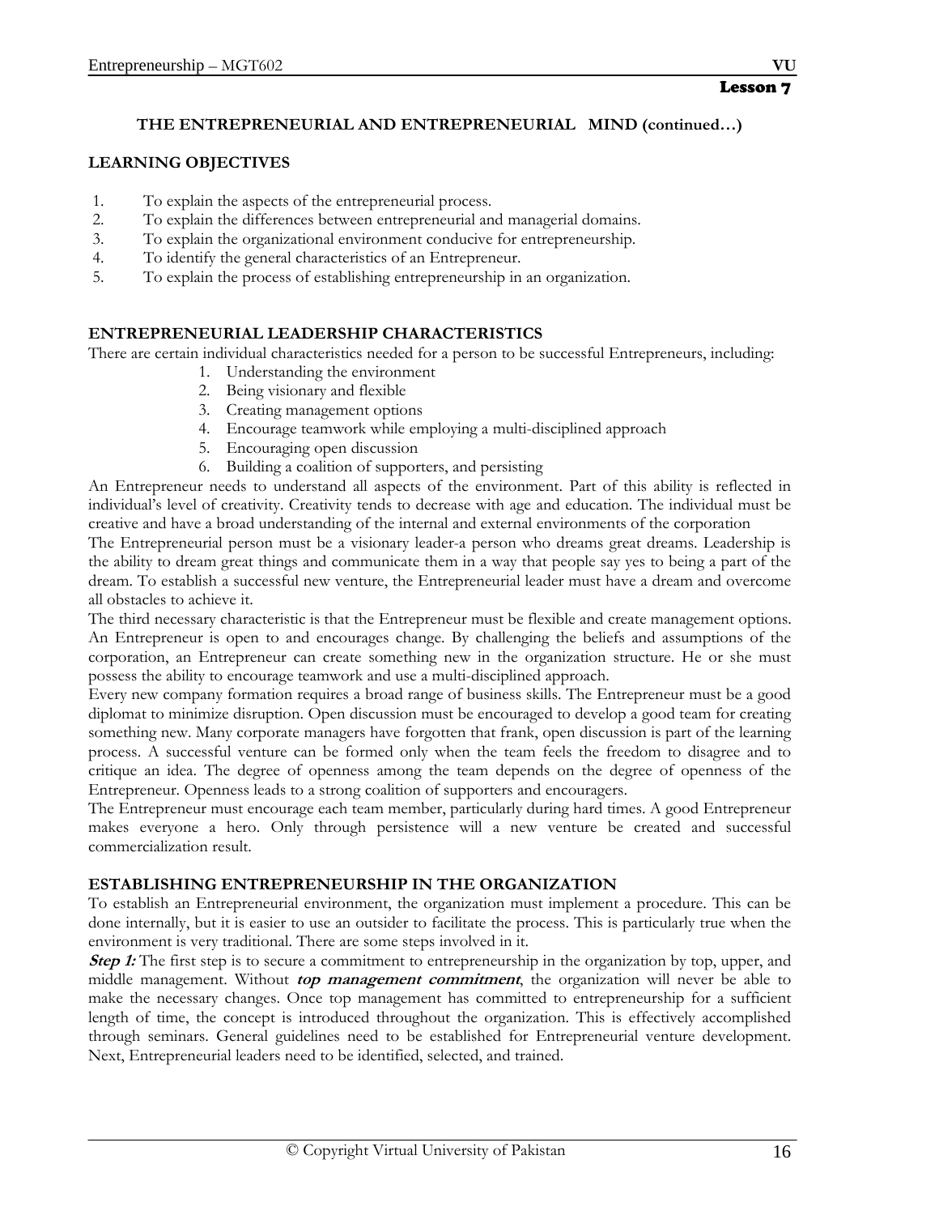**Lesson 7**

## THE ENTREPRENEURIAL AND ENTREPRENEURIAL MIND (continued…)

### LEARNING OBJECTIVES

1. To explain the aspects of the entrepreneurial process.
2. To explain the differences between entrepreneurial and managerial domains.
3. To explain the organizational environment conducive for entrepreneurship.
4. To identify the general characteristics of an Entrepreneur.
5. To explain the process of establishing entrepreneurship in an organization.

### ENTREPRENEURIAL LEADERSHIP CHARACTERISTICS

There are certain individual characteristics needed for a person to be successful Entrepreneurs, including:

1. Understanding the environment
2. Being visionary and flexible
3. Creating management options
4. Encourage teamwork while employing a multi-disciplined approach
5. Encouraging open discussion
6. Building a coalition of supporters, and persisting

An Entrepreneur needs to understand all aspects of the environment. Part of this ability is reflected in individual's level of creativity. Creativity tends to decrease with age and education. The individual must be creative and have a broad understanding of the internal and external environments of the corporation

The Entrepreneurial person must be a visionary leader-a person who dreams great dreams. Leadership is the ability to dream great things and communicate them in a way that people say yes to being a part of the dream. To establish a successful new venture, the Entrepreneurial leader must have a dream and overcome all obstacles to achieve it.

The third necessary characteristic is that the Entrepreneur must be flexible and create management options. An Entrepreneur is open to and encourages change. By challenging the beliefs and assumptions of the corporation, an Entrepreneur can create something new in the organization structure. He or she must possess the ability to encourage teamwork and use a multi-disciplined approach.

Every new company formation requires a broad range of business skills. The Entrepreneur must be a good diplomat to minimize disruption. Open discussion must be encouraged to develop a good team for creating something new. Many corporate managers have forgotten that frank, open discussion is part of the learning process. A successful venture can be formed only when the team feels the freedom to disagree and to critique an idea. The degree of openness among the team depends on the degree of openness of the Entrepreneur. Openness leads to a strong coalition of supporters and encouragers.

The Entrepreneur must encourage each team member, particularly during hard times. A good Entrepreneur makes everyone a hero. Only through persistence will a new venture be created and successful commercialization result.

### ESTABLISHING ENTREPRENEURSHIP IN THE ORGANIZATION

To establish an Entrepreneurial environment, the organization must implement a procedure. This can be done internally, but it is easier to use an outsider to facilitate the process. This is particularly true when the environment is very traditional. There are some steps involved in it.

***Step 1:*** The first step is to secure a commitment to entrepreneurship in the organization by top, upper, and middle management. Without ***top management commitment***, the organization will never be able to make the necessary changes. Once top management has committed to entrepreneurship for a sufficient length of time, the concept is introduced throughout the organization. This is effectively accomplished through seminars. General guidelines need to be established for Entrepreneurial venture development. Next, Entrepreneurial leaders need to be identified, selected, and trained.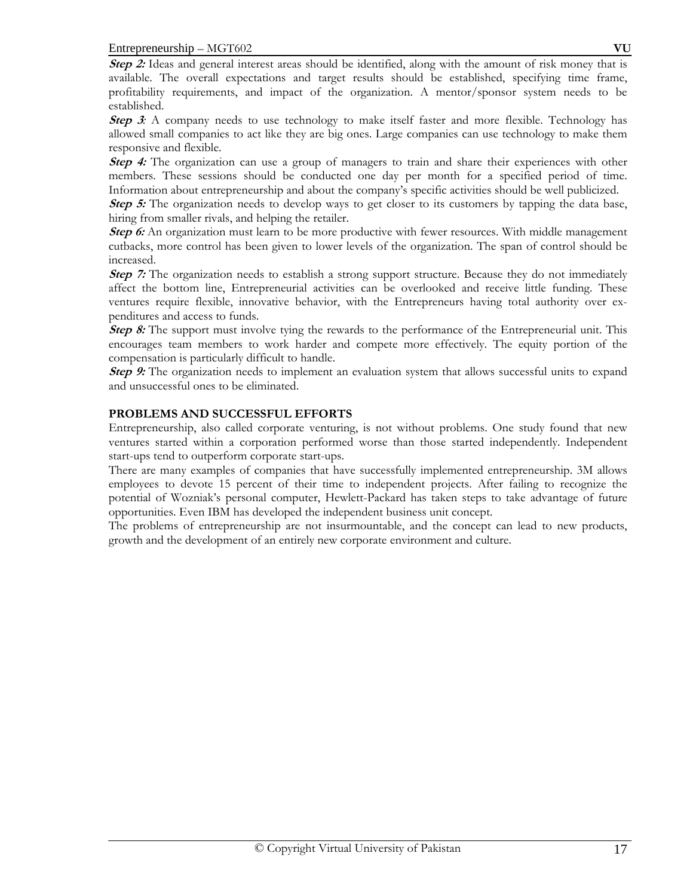***Step 2:*** Ideas and general interest areas should be identified, along with the amount of risk money that is available. The overall expectations and target results should be established, specifying time frame, profitability requirements, and impact of the organization. A mentor/sponsor system needs to be established.

***Step 3***: A company needs to use technology to make itself faster and more flexible. Technology has allowed small companies to act like they are big ones. Large companies can use technology to make them responsive and flexible.

***Step 4:*** The organization can use a group of managers to train and share their experiences with other members. These sessions should be conducted one day per month for a specified period of time. Information about entrepreneurship and about the company's specific activities should be well publicized.

***Step 5:*** The organization needs to develop ways to get closer to its customers by tapping the data base, hiring from smaller rivals, and helping the retailer.

***Step 6:*** An organization must learn to be more productive with fewer resources. With middle management cutbacks, more control has been given to lower levels of the organization. The span of control should be increased.

***Step 7:*** The organization needs to establish a strong support structure. Because they do not immediately affect the bottom line, Entrepreneurial activities can be overlooked and receive little funding. These ventures require flexible, innovative behavior, with the Entrepreneurs having total authority over expenditures and access to funds.

***Step 8:*** The support must involve tying the rewards to the performance of the Entrepreneurial unit. This encourages team members to work harder and compete more effectively. The equity portion of the compensation is particularly difficult to handle.

***Step 9:*** The organization needs to implement an evaluation system that allows successful units to expand and unsuccessful ones to be eliminated.

**PROBLEMS AND SUCCESSFUL EFFORTS**

Entrepreneurship, also called corporate venturing, is not without problems. One study found that new ventures started within a corporation performed worse than those started independently. Independent start-ups tend to outperform corporate start-ups.

There are many examples of companies that have successfully implemented entrepreneurship. 3M allows employees to devote 15 percent of their time to independent projects. After failing to recognize the potential of Wozniak's personal computer, Hewlett-Packard has taken steps to take advantage of future opportunities. Even IBM has developed the independent business unit concept.

The problems of entrepreneurship are not insurmountable, and the concept can lead to new products, growth and the development of an entirely new corporate environment and culture.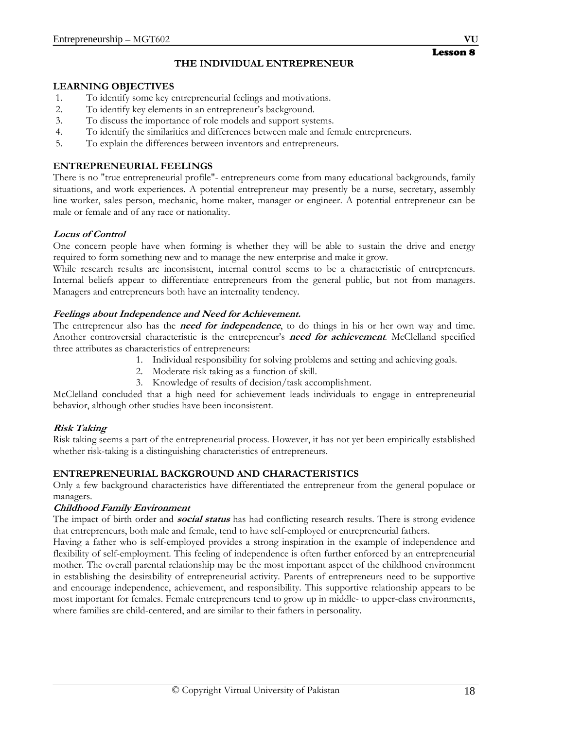Lesson 8

# THE INDIVIDUAL ENTREPRENEUR

## LEARNING OBJECTIVES

1. To identify some key entrepreneurial feelings and motivations.
2. To identify key elements in an entrepreneur's background.
3. To discuss the importance of role models and support systems.
4. To identify the similarities and differences between male and female entrepreneurs.
5. To explain the differences between inventors and entrepreneurs.

## ENTREPRENEURIAL FEELINGS

There is no "true entrepreneurial profile"- entrepreneurs come from many educational backgrounds, family situations, and work experiences. A potential entrepreneur may presently be a nurse, secretary, assembly line worker, sales person, mechanic, home maker, manager or engineer. A potential entrepreneur can be male or female and of any race or nationality.

### *Locus of Control*

One concern people have when forming is whether they will be able to sustain the drive and energy required to form something new and to manage the new enterprise and make it grow.

While research results are inconsistent, internal control seems to be a characteristic of entrepreneurs. Internal beliefs appear to differentiate entrepreneurs from the general public, but not from managers. Managers and entrepreneurs both have an internality tendency.

### *Feelings about Independence and Need for Achievement.*

The entrepreneur also has the ***need for independence***, to do things in his or her own way and time. Another controversial characteristic is the entrepreneur's ***need for achievement***. McClelland specified three attributes as characteristics of entrepreneurs:

1. Individual responsibility for solving problems and setting and achieving goals.
2. Moderate risk taking as a function of skill.
3. Knowledge of results of decision/task accomplishment.

McClelland concluded that a high need for achievement leads individuals to engage in entrepreneurial behavior, although other studies have been inconsistent.

### *Risk Taking*

Risk taking seems a part of the entrepreneurial process. However, it has not yet been empirically established whether risk-taking is a distinguishing characteristics of entrepreneurs.

## ENTREPRENEURIAL BACKGROUND AND CHARACTERISTICS

Only a few background characteristics have differentiated the entrepreneur from the general populace or managers.

### *Childhood Family Environment*

The impact of birth order and ***social status*** has had conflicting research results. There is strong evidence that entrepreneurs, both male and female, tend to have self-employed or entrepreneurial fathers.

Having a father who is self-employed provides a strong inspiration in the example of independence and flexibility of self-employment. This feeling of independence is often further enforced by an entrepreneurial mother. The overall parental relationship may be the most important aspect of the childhood environment in establishing the desirability of entrepreneurial activity. Parents of entrepreneurs need to be supportive and encourage independence, achievement, and responsibility. This supportive relationship appears to be most important for females. Female entrepreneurs tend to grow up in middle- to upper-class environments, where families are child-centered, and are similar to their fathers in personality.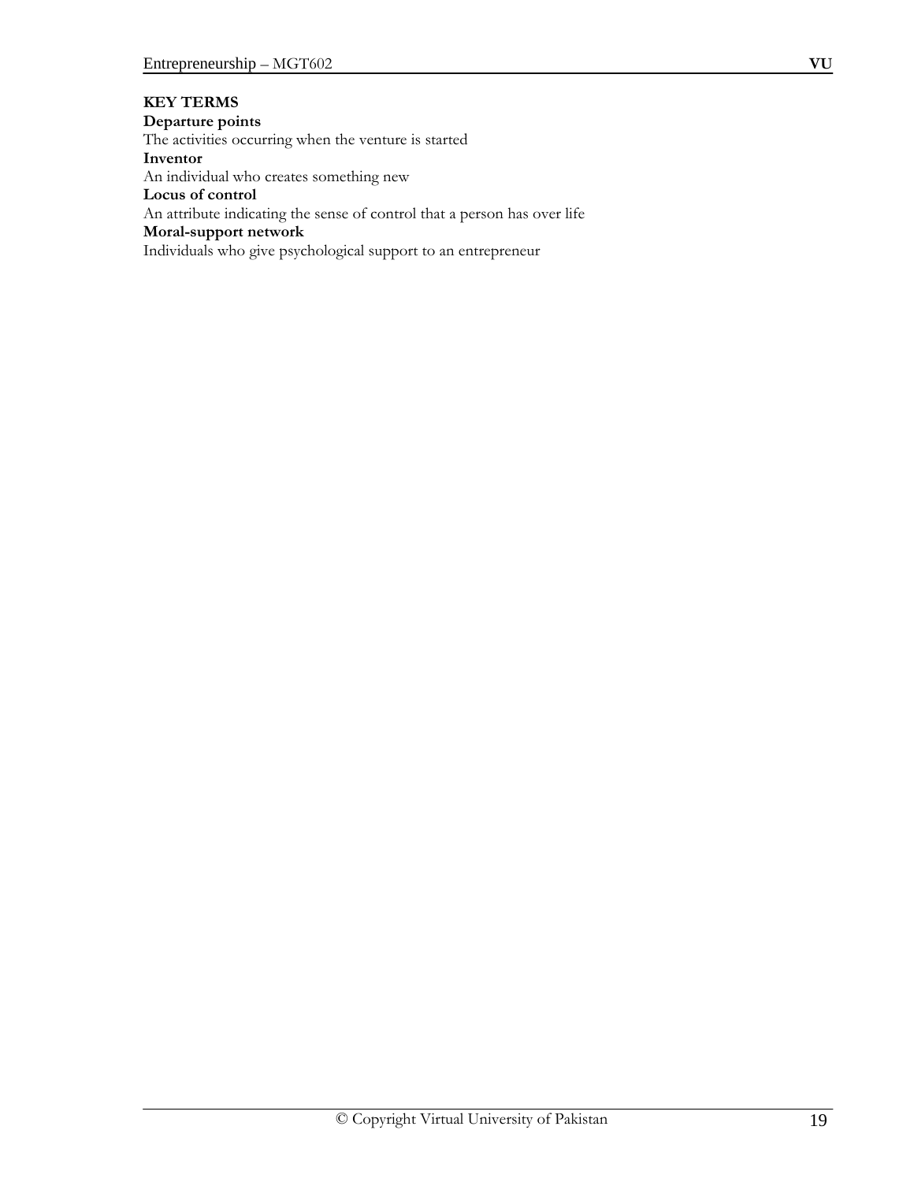**KEY TERMS**

**Departure points**
The activities occurring when the venture is started

**Inventor**
An individual who creates something new

**Locus of control**
An attribute indicating the sense of control that a person has over life

**Moral-support network**
Individuals who give psychological support to an entrepreneur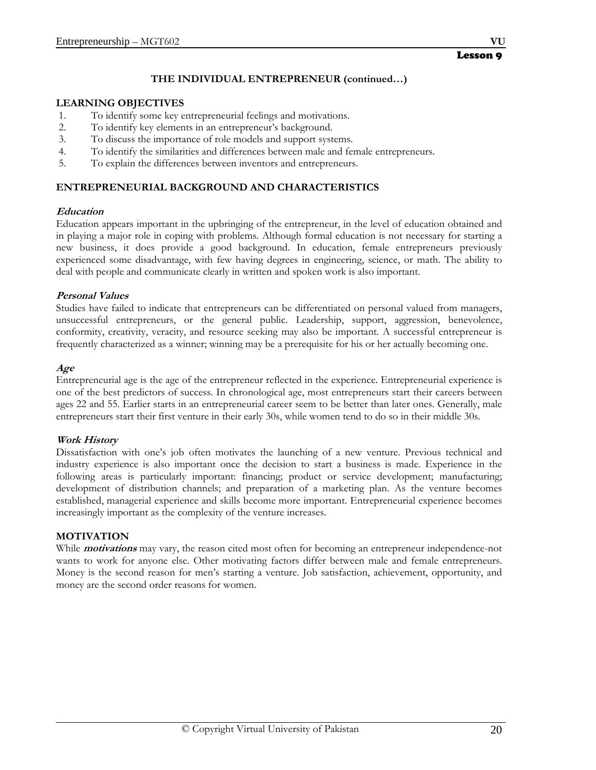**Lesson 9**

## THE INDIVIDUAL ENTREPRENEUR (continued…)

### LEARNING OBJECTIVES

1. To identify some key entrepreneurial feelings and motivations.
2. To identify key elements in an entrepreneur's background.
3. To discuss the importance of role models and support systems.
4. To identify the similarities and differences between male and female entrepreneurs.
5. To explain the differences between inventors and entrepreneurs.

### ENTREPRENEURIAL BACKGROUND AND CHARACTERISTICS

**_Education_**

Education appears important in the upbringing of the entrepreneur, in the level of education obtained and in playing a major role in coping with problems. Although formal education is not necessary for starting a new business, it does provide a good background. In education, female entrepreneurs previously experienced some disadvantage, with few having degrees in engineering, science, or math. The ability to deal with people and communicate clearly in written and spoken work is also important.

**_Personal Values_**

Studies have failed to indicate that entrepreneurs can be differentiated on personal valued from managers, unsuccessful entrepreneurs, or the general public. Leadership, support, aggression, benevolence, conformity, creativity, veracity, and resource seeking may also be important. A successful entrepreneur is frequently characterized as a winner; winning may be a prerequisite for his or her actually becoming one.

**_Age_**

Entrepreneurial age is the age of the entrepreneur reflected in the experience. Entrepreneurial experience is one of the best predictors of success. In chronological age, most entrepreneurs start their careers between ages 22 and 55. Earlier starts in an entrepreneurial career seem to be better than later ones. Generally, male entrepreneurs start their first venture in their early 30s, while women tend to do so in their middle 30s.

**_Work History_**

Dissatisfaction with one's job often motivates the launching of a new venture. Previous technical and industry experience is also important once the decision to start a business is made. Experience in the following areas is particularly important: financing; product or service development; manufacturing; development of distribution channels; and preparation of a marketing plan. As the venture becomes established, managerial experience and skills become more important. Entrepreneurial experience becomes increasingly important as the complexity of the venture increases.

### MOTIVATION

While **_motivations_** may vary, the reason cited most often for becoming an entrepreneur independence-not wants to work for anyone else. Other motivating factors differ between male and female entrepreneurs. Money is the second reason for men's starting a venture. Job satisfaction, achievement, opportunity, and money are the second order reasons for women.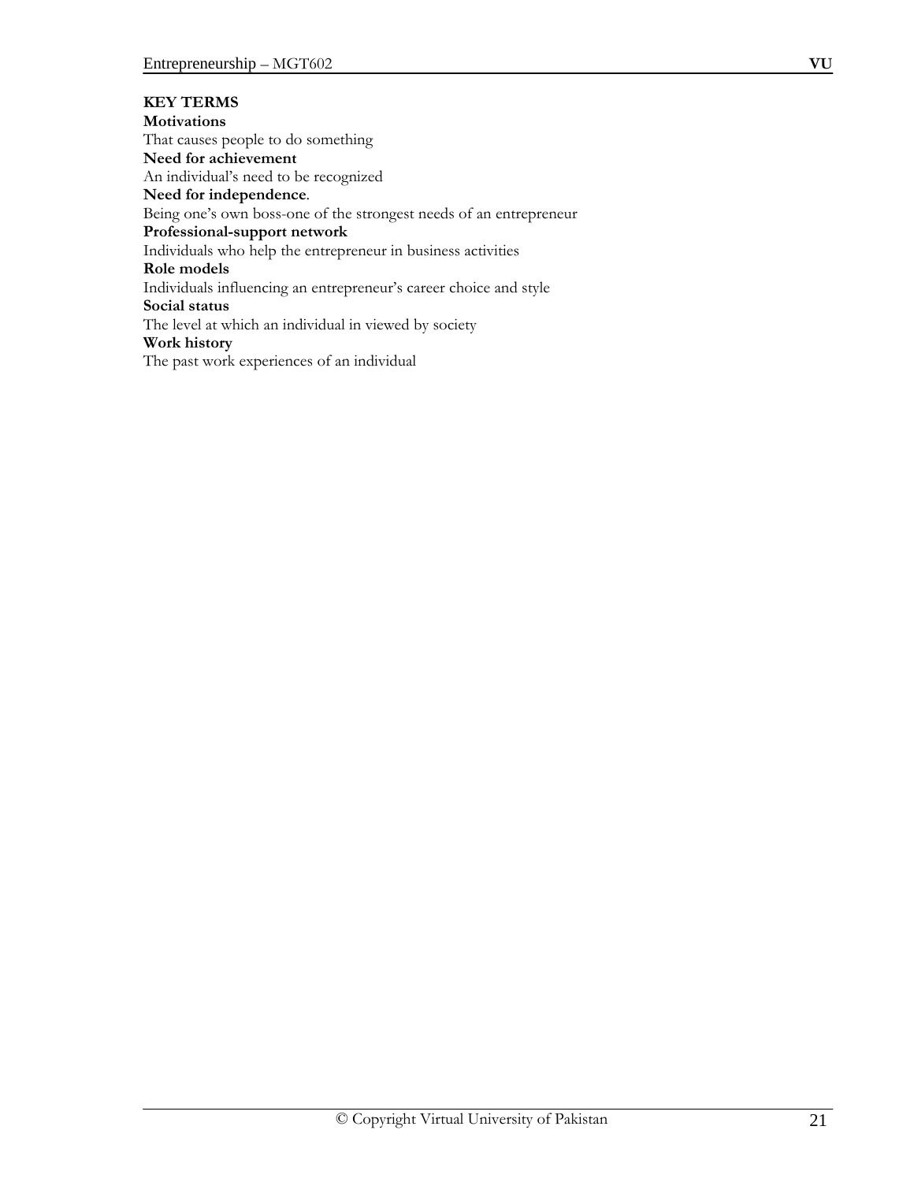**KEY TERMS**

**Motivations**
That causes people to do something

**Need for achievement**
An individual's need to be recognized

**Need for independence**.
Being one's own boss-one of the strongest needs of an entrepreneur

**Professional-support network**
Individuals who help the entrepreneur in business activities

**Role models**
Individuals influencing an entrepreneur's career choice and style

**Social status**
The level at which an individual in viewed by society

**Work history**
The past work experiences of an individual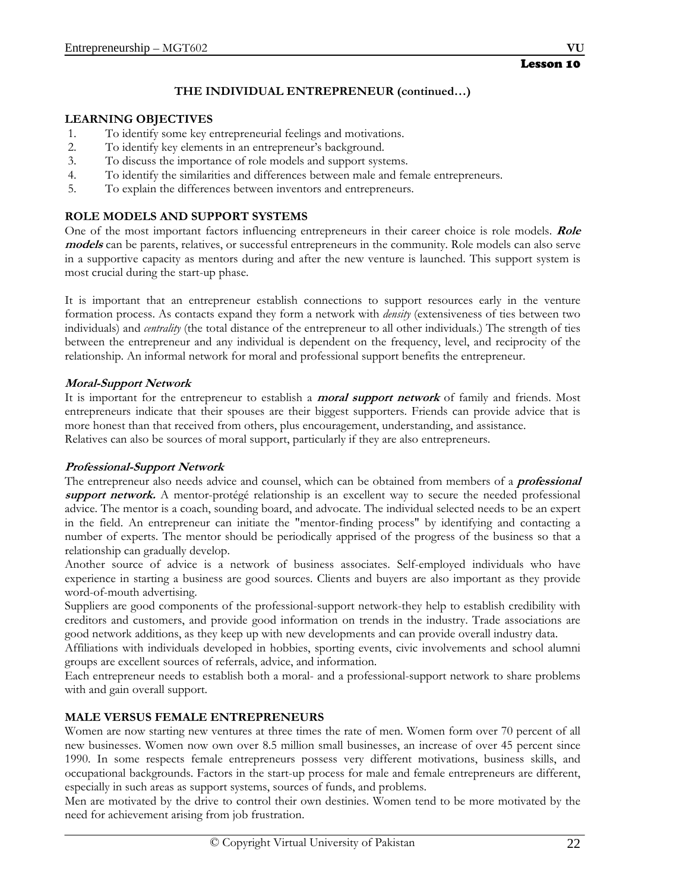Lesson 10

## THE INDIVIDUAL ENTREPRENEUR (continued…)

### LEARNING OBJECTIVES

1. To identify some key entrepreneurial feelings and motivations.
2. To identify key elements in an entrepreneur's background.
3. To discuss the importance of role models and support systems.
4. To identify the similarities and differences between male and female entrepreneurs.
5. To explain the differences between inventors and entrepreneurs.

### ROLE MODELS AND SUPPORT SYSTEMS

One of the most important factors influencing entrepreneurs in their career choice is role models. ***Role models*** can be parents, relatives, or successful entrepreneurs in the community. Role models can also serve in a supportive capacity as mentors during and after the new venture is launched. This support system is most crucial during the start-up phase.

It is important that an entrepreneur establish connections to support resources early in the venture formation process. As contacts expand they form a network with *density* (extensiveness of ties between two individuals) and *centrality* (the total distance of the entrepreneur to all other individuals.) The strength of ties between the entrepreneur and any individual is dependent on the frequency, level, and reciprocity of the relationship. An informal network for moral and professional support benefits the entrepreneur.

#### *Moral-Support Network*

It is important for the entrepreneur to establish a ***moral support network*** of family and friends. Most entrepreneurs indicate that their spouses are their biggest supporters. Friends can provide advice that is more honest than that received from others, plus encouragement, understanding, and assistance.
Relatives can also be sources of moral support, particularly if they are also entrepreneurs.

#### *Professional-Support Network*

The entrepreneur also needs advice and counsel, which can be obtained from members of a ***professional support network.*** A mentor-protégé relationship is an excellent way to secure the needed professional advice. The mentor is a coach, sounding board, and advocate. The individual selected needs to be an expert in the field. An entrepreneur can initiate the "mentor-finding process" by identifying and contacting a number of experts. The mentor should be periodically apprised of the progress of the business so that a relationship can gradually develop.
Another source of advice is a network of business associates. Self-employed individuals who have experience in starting a business are good sources. Clients and buyers are also important as they provide word-of-mouth advertising.
Suppliers are good components of the professional-support network-they help to establish credibility with creditors and customers, and provide good information on trends in the industry. Trade associations are good network additions, as they keep up with new developments and can provide overall industry data.
Affiliations with individuals developed in hobbies, sporting events, civic involvements and school alumni groups are excellent sources of referrals, advice, and information.
Each entrepreneur needs to establish both a moral- and a professional-support network to share problems with and gain overall support.

### MALE VERSUS FEMALE ENTREPRENEURS

Women are now starting new ventures at three times the rate of men. Women form over 70 percent of all new businesses. Women now own over 8.5 million small businesses, an increase of over 45 percent since 1990. In some respects female entrepreneurs possess very different motivations, business skills, and occupational backgrounds. Factors in the start-up process for male and female entrepreneurs are different, especially in such areas as support systems, sources of funds, and problems.
Men are motivated by the drive to control their own destinies. Women tend to be more motivated by the need for achievement arising from job frustration.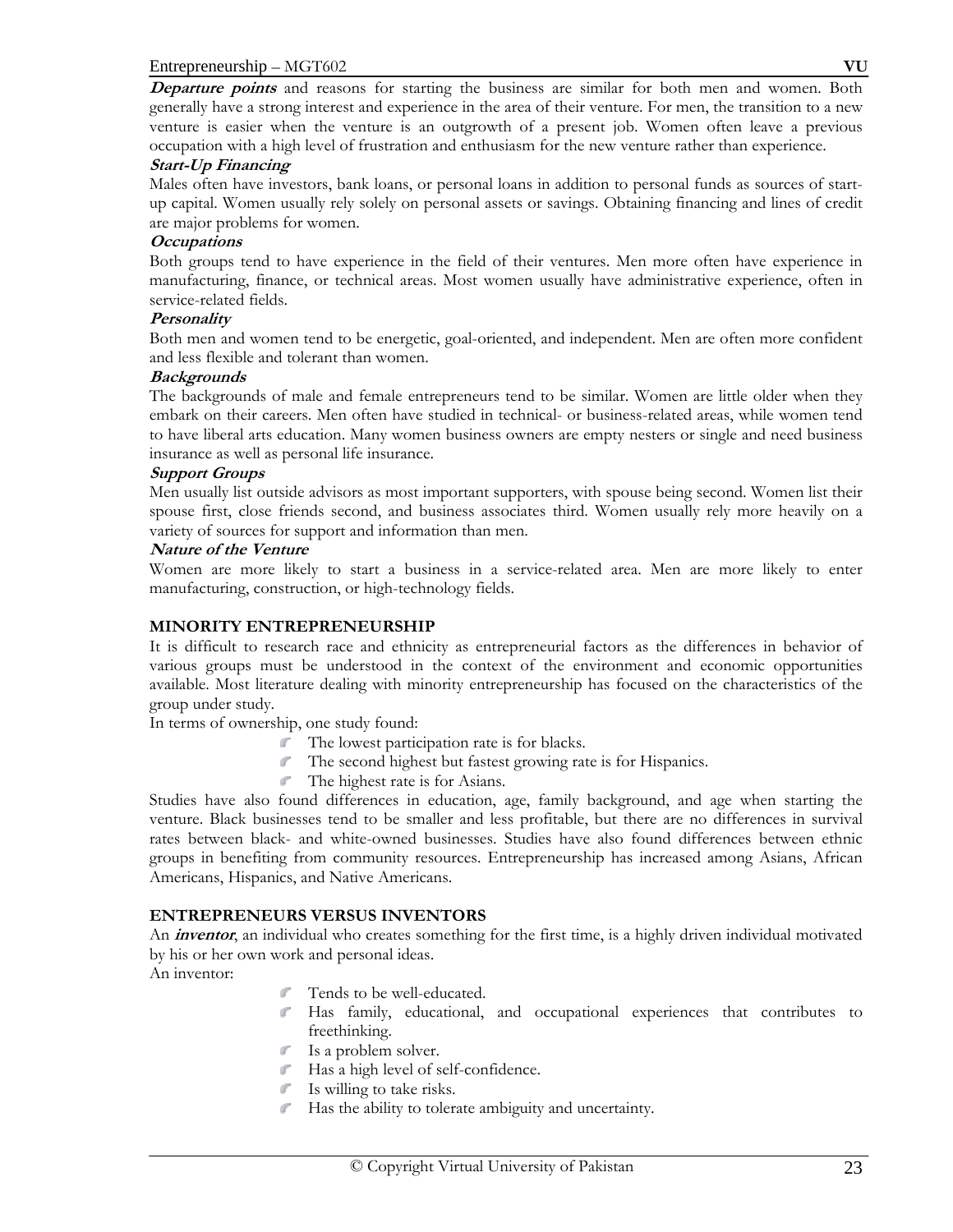***Departure points*** and reasons for starting the business are similar for both men and women. Both generally have a strong interest and experience in the area of their venture. For men, the transition to a new venture is easier when the venture is an outgrowth of a present job. Women often leave a previous occupation with a high level of frustration and enthusiasm for the new venture rather than experience.

***Start-Up Financing***

Males often have investors, bank loans, or personal loans in addition to personal funds as sources of start-up capital. Women usually rely solely on personal assets or savings. Obtaining financing and lines of credit are major problems for women.

***Occupations***

Both groups tend to have experience in the field of their ventures. Men more often have experience in manufacturing, finance, or technical areas. Most women usually have administrative experience, often in service-related fields.

***Personality***

Both men and women tend to be energetic, goal-oriented, and independent. Men are often more confident and less flexible and tolerant than women.

***Backgrounds***

The backgrounds of male and female entrepreneurs tend to be similar. Women are little older when they embark on their careers. Men often have studied in technical- or business-related areas, while women tend to have liberal arts education. Many women business owners are empty nesters or single and need business insurance as well as personal life insurance.

***Support Groups***

Men usually list outside advisors as most important supporters, with spouse being second. Women list their spouse first, close friends second, and business associates third. Women usually rely more heavily on a variety of sources for support and information than men.

***Nature of the Venture***

Women are more likely to start a business in a service-related area. Men are more likely to enter manufacturing, construction, or high-technology fields.

## MINORITY ENTREPRENEURSHIP

It is difficult to research race and ethnicity as entrepreneurial factors as the differences in behavior of various groups must be understood in the context of the environment and economic opportunities available. Most literature dealing with minority entrepreneurship has focused on the characteristics of the group under study.

In terms of ownership, one study found:

- The lowest participation rate is for blacks.
- The second highest but fastest growing rate is for Hispanics.
- The highest rate is for Asians.

Studies have also found differences in education, age, family background, and age when starting the venture. Black businesses tend to be smaller and less profitable, but there are no differences in survival rates between black- and white-owned businesses. Studies have also found differences between ethnic groups in benefiting from community resources. Entrepreneurship has increased among Asians, African Americans, Hispanics, and Native Americans.

## ENTREPRENEURS VERSUS INVENTORS

An ***inventor***, an individual who creates something for the first time, is a highly driven individual motivated by his or her own work and personal ideas.

An inventor:

- Tends to be well-educated.
- Has family, educational, and occupational experiences that contributes to freethinking.
- Is a problem solver.
- Has a high level of self-confidence.
- Is willing to take risks.
- Has the ability to tolerate ambiguity and uncertainty.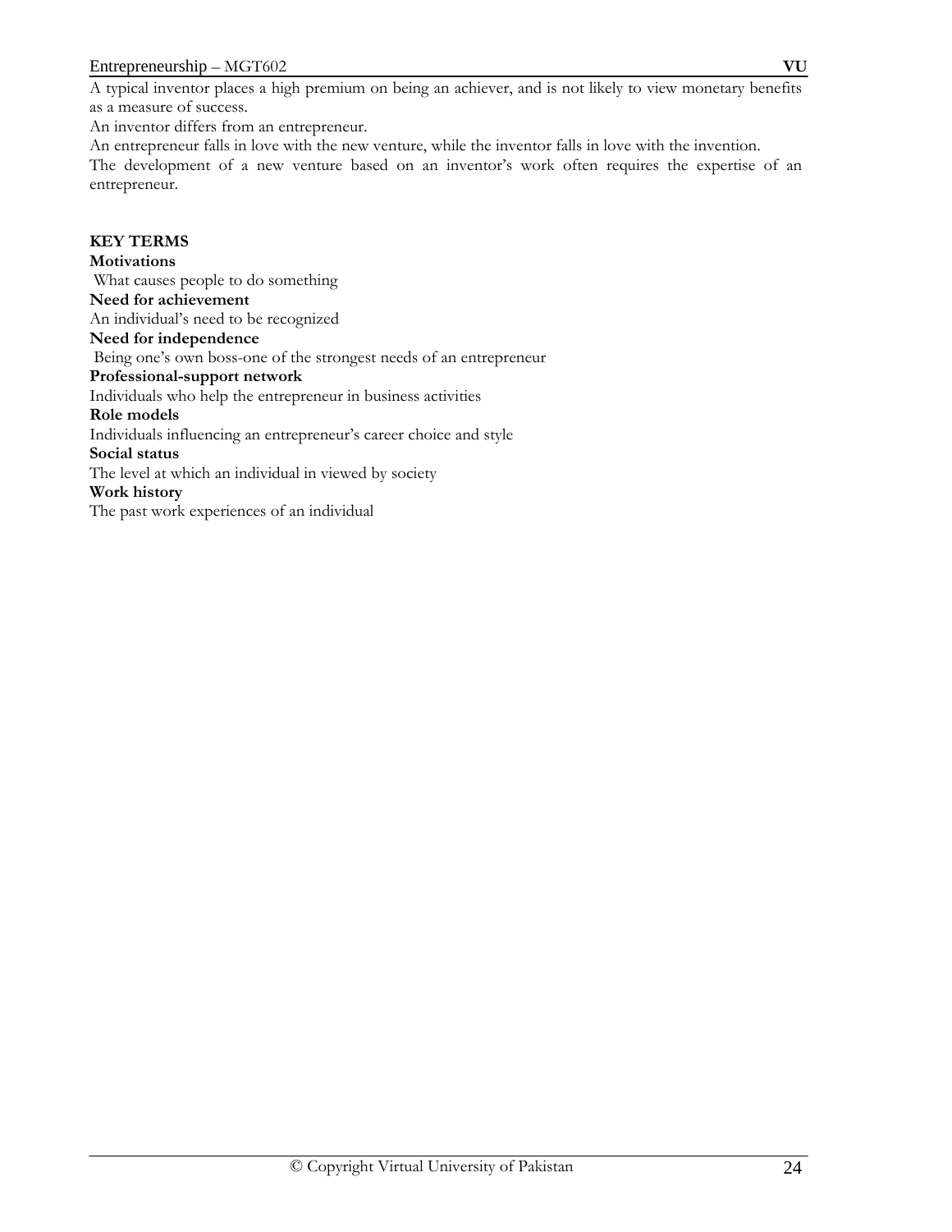A typical inventor places a high premium on being an achiever, and is not likely to view monetary benefits as a measure of success.

An inventor differs from an entrepreneur.

An entrepreneur falls in love with the new venture, while the inventor falls in love with the invention.

The development of a new venture based on an inventor's work often requires the expertise of an entrepreneur.

**KEY TERMS**

**Motivations**

What causes people to do something

**Need for achievement**

An individual's need to be recognized

**Need for independence**

Being one's own boss-one of the strongest needs of an entrepreneur

**Professional-support network**

Individuals who help the entrepreneur in business activities

**Role models**

Individuals influencing an entrepreneur's career choice and style

**Social status**

The level at which an individual in viewed by society

**Work history**

The past work experiences of an individual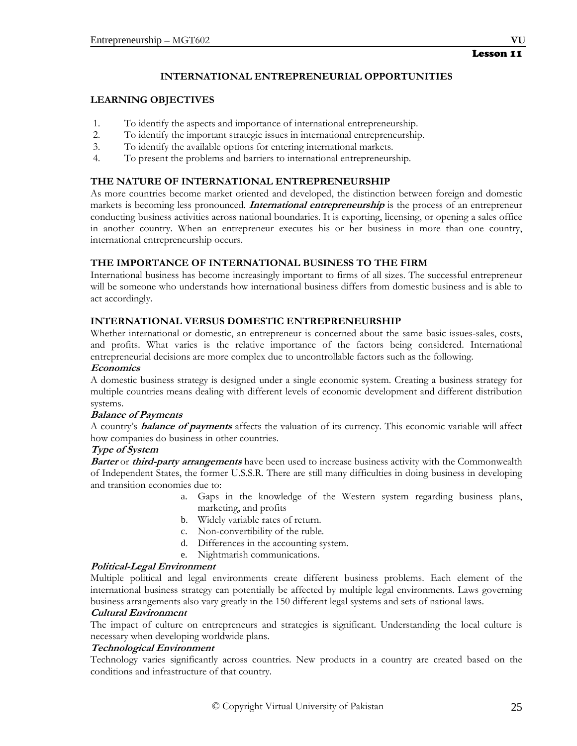## Lesson 11

# INTERNATIONAL ENTREPRENEURIAL OPPORTUNITIES

## LEARNING OBJECTIVES

1. To identify the aspects and importance of international entrepreneurship.
2. To identify the important strategic issues in international entrepreneurship.
3. To identify the available options for entering international markets.
4. To present the problems and barriers to international entrepreneurship.

## THE NATURE OF INTERNATIONAL ENTREPRENEURSHIP

As more countries become market oriented and developed, the distinction between foreign and domestic markets is becoming less pronounced. ***International entrepreneurship*** is the process of an entrepreneur conducting business activities across national boundaries. It is exporting, licensing, or opening a sales office in another country. When an entrepreneur executes his or her business in more than one country, international entrepreneurship occurs.

## THE IMPORTANCE OF INTERNATIONAL BUSINESS TO THE FIRM

International business has become increasingly important to firms of all sizes. The successful entrepreneur will be someone who understands how international business differs from domestic business and is able to act accordingly.

## INTERNATIONAL VERSUS DOMESTIC ENTREPRENEURSHIP

Whether international or domestic, an entrepreneur is concerned about the same basic issues-sales, costs, and profits. What varies is the relative importance of the factors being considered. International entrepreneurial decisions are more complex due to uncontrollable factors such as the following.

### *Economics*

A domestic business strategy is designed under a single economic system. Creating a business strategy for multiple countries means dealing with different levels of economic development and different distribution systems.

### *Balance of Payments*

A country's ***balance of payments*** affects the valuation of its currency. This economic variable will affect how companies do business in other countries.

### *Type of System*

***Barter*** or ***third-party arrangements*** have been used to increase business activity with the Commonwealth of Independent States, the former U.S.S.R. There are still many difficulties in doing business in developing and transition economies due to:

a. Gaps in the knowledge of the Western system regarding business plans, marketing, and profits
b. Widely variable rates of return.
c. Non-convertibility of the ruble.
d. Differences in the accounting system.
e. Nightmarish communications.

### *Political-Legal Environment*

Multiple political and legal environments create different business problems. Each element of the international business strategy can potentially be affected by multiple legal environments. Laws governing business arrangements also vary greatly in the 150 different legal systems and sets of national laws.

### *Cultural Environment*

The impact of culture on entrepreneurs and strategies is significant. Understanding the local culture is necessary when developing worldwide plans.

### *Technological Environment*

Technology varies significantly across countries. New products in a country are created based on the conditions and infrastructure of that country.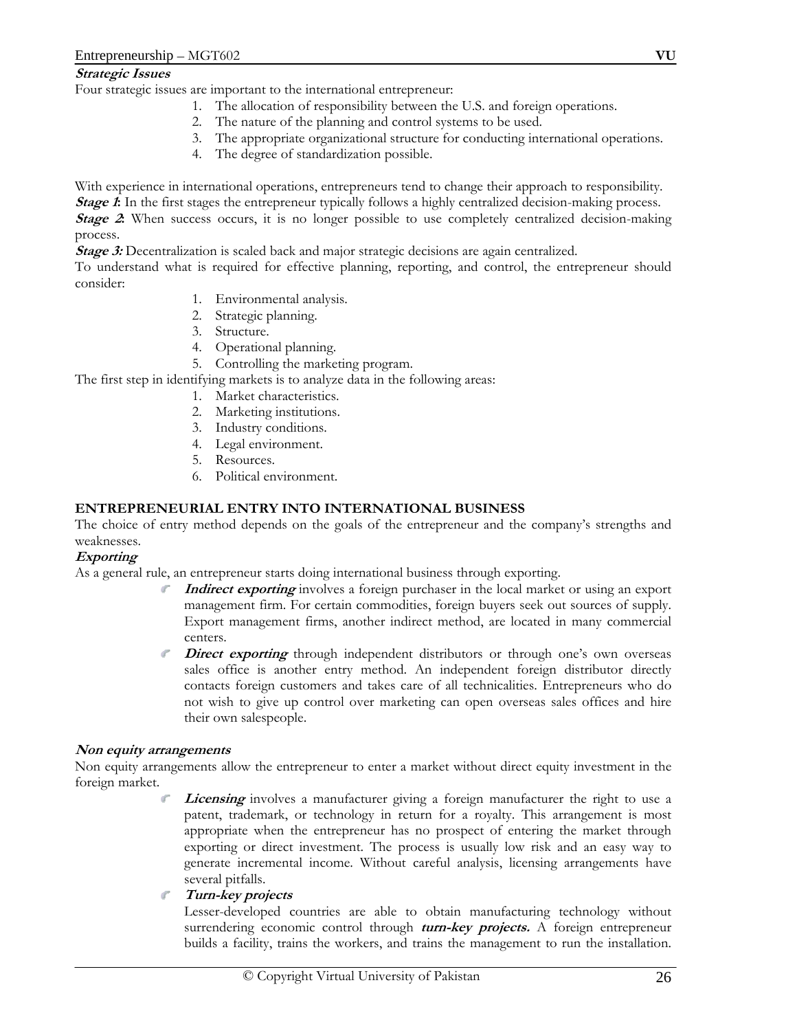***Strategic Issues***

Four strategic issues are important to the international entrepreneur:

1. The allocation of responsibility between the U.S. and foreign operations.
2. The nature of the planning and control systems to be used.
3. The appropriate organizational structure for conducting international operations.
4. The degree of standardization possible.

With experience in international operations, entrepreneurs tend to change their approach to responsibility.

***Stage 1:*** In the first stages the entrepreneur typically follows a highly centralized decision-making process.

***Stage 2:*** When success occurs, it is no longer possible to use completely centralized decision-making process.

***Stage 3:*** Decentralization is scaled back and major strategic decisions are again centralized.

To understand what is required for effective planning, reporting, and control, the entrepreneur should consider:

1. Environmental analysis.
2. Strategic planning.
3. Structure.
4. Operational planning.
5. Controlling the marketing program.

The first step in identifying markets is to analyze data in the following areas:

1. Market characteristics.
2. Marketing institutions.
3. Industry conditions.
4. Legal environment.
5. Resources.
6. Political environment.

**ENTREPRENEURIAL ENTRY INTO INTERNATIONAL BUSINESS**

The choice of entry method depends on the goals of the entrepreneur and the company's strengths and weaknesses.

***Exporting***

As a general rule, an entrepreneur starts doing international business through exporting.

- ***Indirect exporting*** involves a foreign purchaser in the local market or using an export management firm. For certain commodities, foreign buyers seek out sources of supply. Export management firms, another indirect method, are located in many commercial centers.
- ***Direct exporting*** through independent distributors or through one's own overseas sales office is another entry method. An independent foreign distributor directly contacts foreign customers and takes care of all technicalities. Entrepreneurs who do not wish to give up control over marketing can open overseas sales offices and hire their own salespeople.

***Non equity arrangements***

Non equity arrangements allow the entrepreneur to enter a market without direct equity investment in the foreign market.

- ***Licensing*** involves a manufacturer giving a foreign manufacturer the right to use a patent, trademark, or technology in return for a royalty. This arrangement is most appropriate when the entrepreneur has no prospect of entering the market through exporting or direct investment. The process is usually low risk and an easy way to generate incremental income. Without careful analysis, licensing arrangements have several pitfalls.
- ***Turn-key projects***

  Lesser-developed countries are able to obtain manufacturing technology without surrendering economic control through ***turn-key projects.*** A foreign entrepreneur builds a facility, trains the workers, and trains the management to run the installation.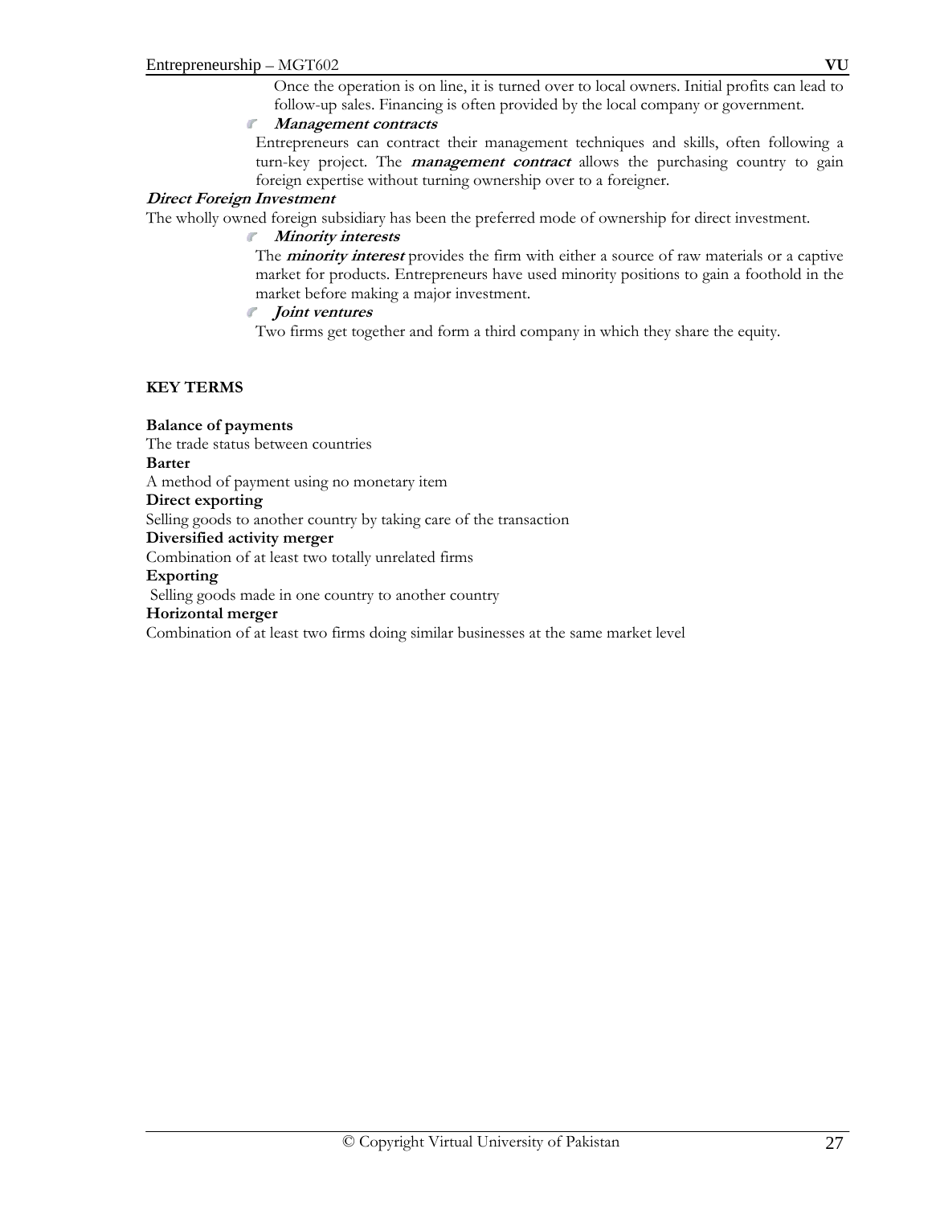Once the operation is on line, it is turned over to local owners. Initial profits can lead to follow-up sales. Financing is often provided by the local company or government.

- ***Management contracts***

  Entrepreneurs can contract their management techniques and skills, often following a turn-key project. The ***management contract*** allows the purchasing country to gain foreign expertise without turning ownership over to a foreigner.

***Direct Foreign Investment***

The wholly owned foreign subsidiary has been the preferred mode of ownership for direct investment.

- ***Minority interests***

  The ***minority interest*** provides the firm with either a source of raw materials or a captive market for products. Entrepreneurs have used minority positions to gain a foothold in the market before making a major investment.

- ***Joint ventures***

  Two firms get together and form a third company in which they share the equity.

**KEY TERMS**

**Balance of payments**
The trade status between countries

**Barter**
A method of payment using no monetary item

**Direct exporting**
Selling goods to another country by taking care of the transaction

**Diversified activity merger**
Combination of at least two totally unrelated firms

**Exporting**
Selling goods made in one country to another country

**Horizontal merger**
Combination of at least two firms doing similar businesses at the same market level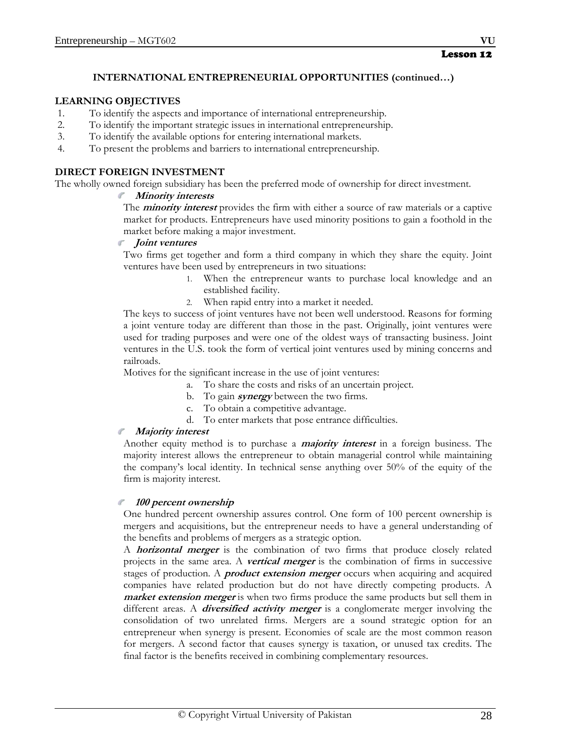**Lesson 12**

## INTERNATIONAL ENTREPRENEURIAL OPPORTUNITIES (continued…)

### LEARNING OBJECTIVES

1. To identify the aspects and importance of international entrepreneurship.
2. To identify the important strategic issues in international entrepreneurship.
3. To identify the available options for entering international markets.
4. To present the problems and barriers to international entrepreneurship.

### DIRECT FOREIGN INVESTMENT

The wholly owned foreign subsidiary has been the preferred mode of ownership for direct investment.

- ***Minority interests***

  The ***minority interest*** provides the firm with either a source of raw materials or a captive market for products. Entrepreneurs have used minority positions to gain a foothold in the market before making a major investment.

- ***Joint ventures***

  Two firms get together and form a third company in which they share the equity. Joint ventures have been used by entrepreneurs in two situations:

  1. When the entrepreneur wants to purchase local knowledge and an established facility.
  2. When rapid entry into a market it needed.

  The keys to success of joint ventures have not been well understood. Reasons for forming a joint venture today are different than those in the past. Originally, joint ventures were used for trading purposes and were one of the oldest ways of transacting business. Joint ventures in the U.S. took the form of vertical joint ventures used by mining concerns and railroads.

  Motives for the significant increase in the use of joint ventures:

  a. To share the costs and risks of an uncertain project.
  b. To gain ***synergy*** between the two firms.
  c. To obtain a competitive advantage.
  d. To enter markets that pose entrance difficulties.

- ***Majority interest***

  Another equity method is to purchase a ***majority interest*** in a foreign business. The majority interest allows the entrepreneur to obtain managerial control while maintaining the company's local identity. In technical sense anything over 50% of the equity of the firm is majority interest.

- ***100 percent ownership***

  One hundred percent ownership assures control. One form of 100 percent ownership is mergers and acquisitions, but the entrepreneur needs to have a general understanding of the benefits and problems of mergers as a strategic option.

  A ***horizontal merger*** is the combination of two firms that produce closely related projects in the same area. A ***vertical merger*** is the combination of firms in successive stages of production. A ***product extension merger*** occurs when acquiring and acquired companies have related production but do not have directly competing products. A ***market extension merger*** is when two firms produce the same products but sell them in different areas. A ***diversified activity merger*** is a conglomerate merger involving the consolidation of two unrelated firms. Mergers are a sound strategic option for an entrepreneur when synergy is present. Economies of scale are the most common reason for mergers. A second factor that causes synergy is taxation, or unused tax credits. The final factor is the benefits received in combining complementary resources.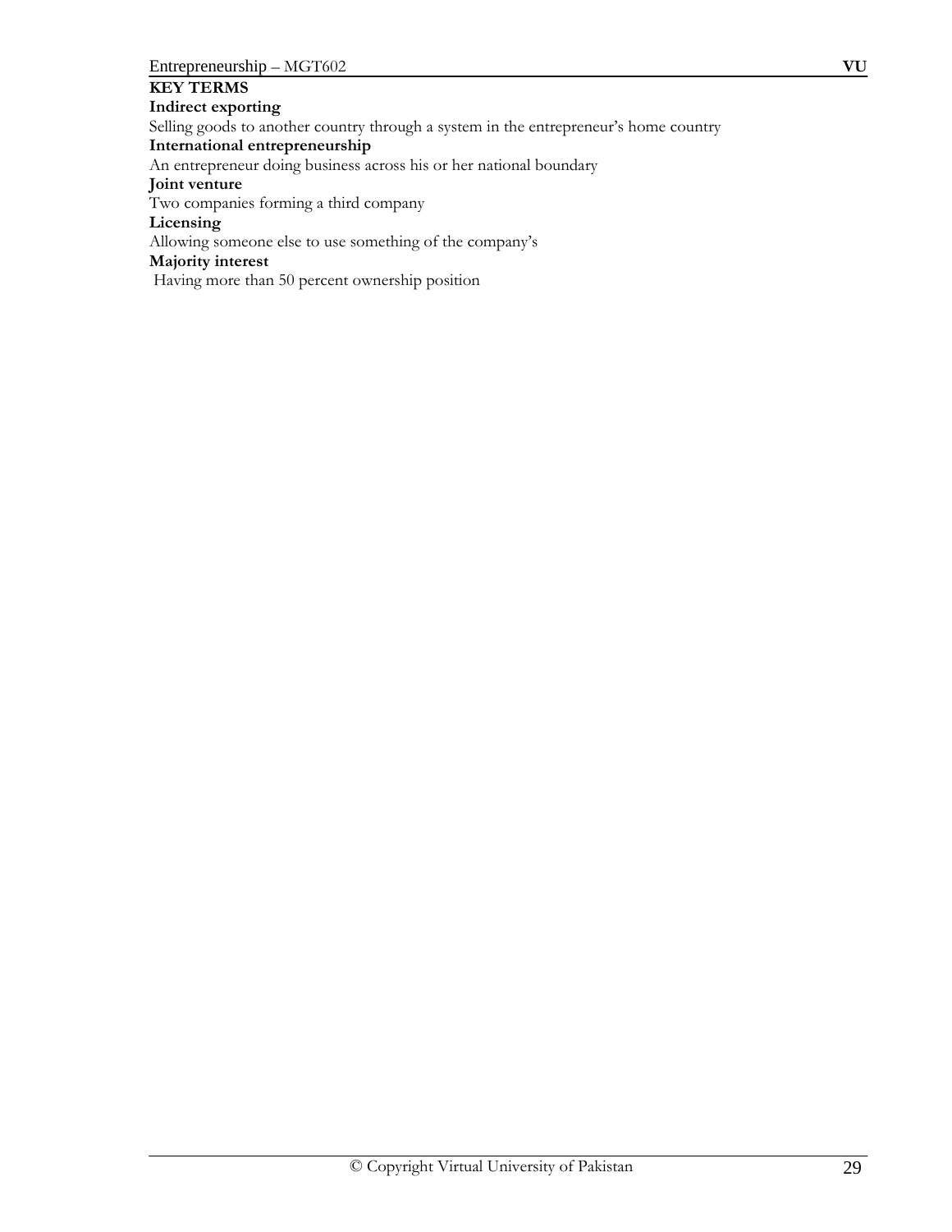**KEY TERMS**

**Indirect exporting**

Selling goods to another country through a system in the entrepreneur's home country

**International entrepreneurship**

An entrepreneur doing business across his or her national boundary

**Joint venture**

Two companies forming a third company

**Licensing**

Allowing someone else to use something of the company's

**Majority interest**

Having more than 50 percent ownership position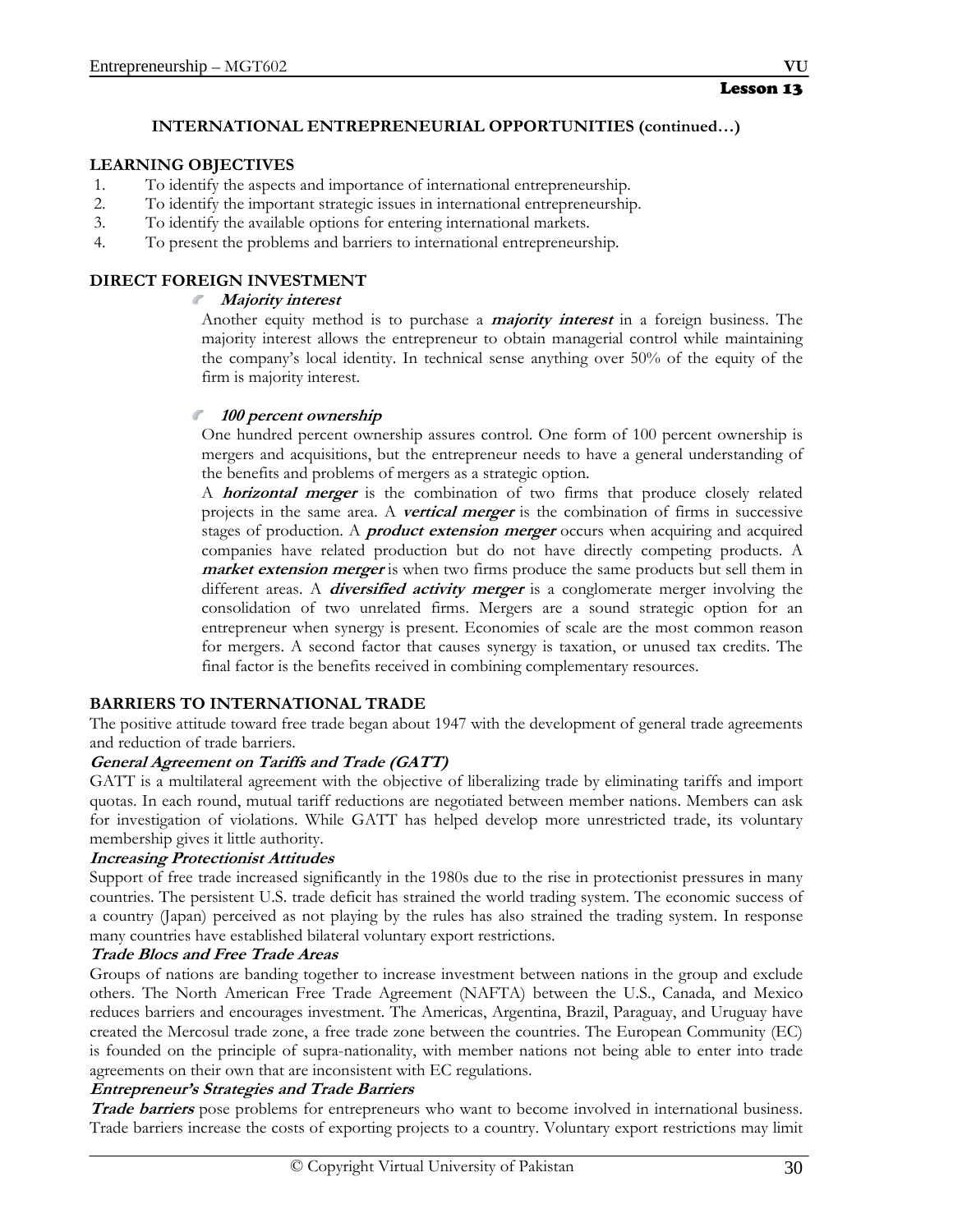**Lesson 13**

## INTERNATIONAL ENTREPRENEURIAL OPPORTUNITIES (continued…)

### LEARNING OBJECTIVES

1. To identify the aspects and importance of international entrepreneurship.
2. To identify the important strategic issues in international entrepreneurship.
3. To identify the available options for entering international markets.
4. To present the problems and barriers to international entrepreneurship.

### DIRECT FOREIGN INVESTMENT

- ***Majority interest***

  Another equity method is to purchase a ***majority interest*** in a foreign business. The majority interest allows the entrepreneur to obtain managerial control while maintaining the company's local identity. In technical sense anything over 50% of the equity of the firm is majority interest.

- ***100 percent ownership***

  One hundred percent ownership assures control. One form of 100 percent ownership is mergers and acquisitions, but the entrepreneur needs to have a general understanding of the benefits and problems of mergers as a strategic option.

  A ***horizontal merger*** is the combination of two firms that produce closely related projects in the same area. A ***vertical merger*** is the combination of firms in successive stages of production. A ***product extension merger*** occurs when acquiring and acquired companies have related production but do not have directly competing products. A ***market extension merger*** is when two firms produce the same products but sell them in different areas. A ***diversified activity merger*** is a conglomerate merger involving the consolidation of two unrelated firms. Mergers are a sound strategic option for an entrepreneur when synergy is present. Economies of scale are the most common reason for mergers. A second factor that causes synergy is taxation, or unused tax credits. The final factor is the benefits received in combining complementary resources.

### BARRIERS TO INTERNATIONAL TRADE

The positive attitude toward free trade began about 1947 with the development of general trade agreements and reduction of trade barriers.

***General Agreement on Tariffs and Trade (GATT)***

GATT is a multilateral agreement with the objective of liberalizing trade by eliminating tariffs and import quotas. In each round, mutual tariff reductions are negotiated between member nations. Members can ask for investigation of violations. While GATT has helped develop more unrestricted trade, its voluntary membership gives it little authority.

***Increasing Protectionist Attitudes***

Support of free trade increased significantly in the 1980s due to the rise in protectionist pressures in many countries. The persistent U.S. trade deficit has strained the world trading system. The economic success of a country (Japan) perceived as not playing by the rules has also strained the trading system. In response many countries have established bilateral voluntary export restrictions.

***Trade Blocs and Free Trade Areas***

Groups of nations are banding together to increase investment between nations in the group and exclude others. The North American Free Trade Agreement (NAFTA) between the U.S., Canada, and Mexico reduces barriers and encourages investment. The Americas, Argentina, Brazil, Paraguay, and Uruguay have created the Mercosul trade zone, a free trade zone between the countries. The European Community (EC) is founded on the principle of supra-nationality, with member nations not being able to enter into trade agreements on their own that are inconsistent with EC regulations.

***Entrepreneur's Strategies and Trade Barriers***

***Trade barriers*** pose problems for entrepreneurs who want to become involved in international business. Trade barriers increase the costs of exporting projects to a country. Voluntary export restrictions may limit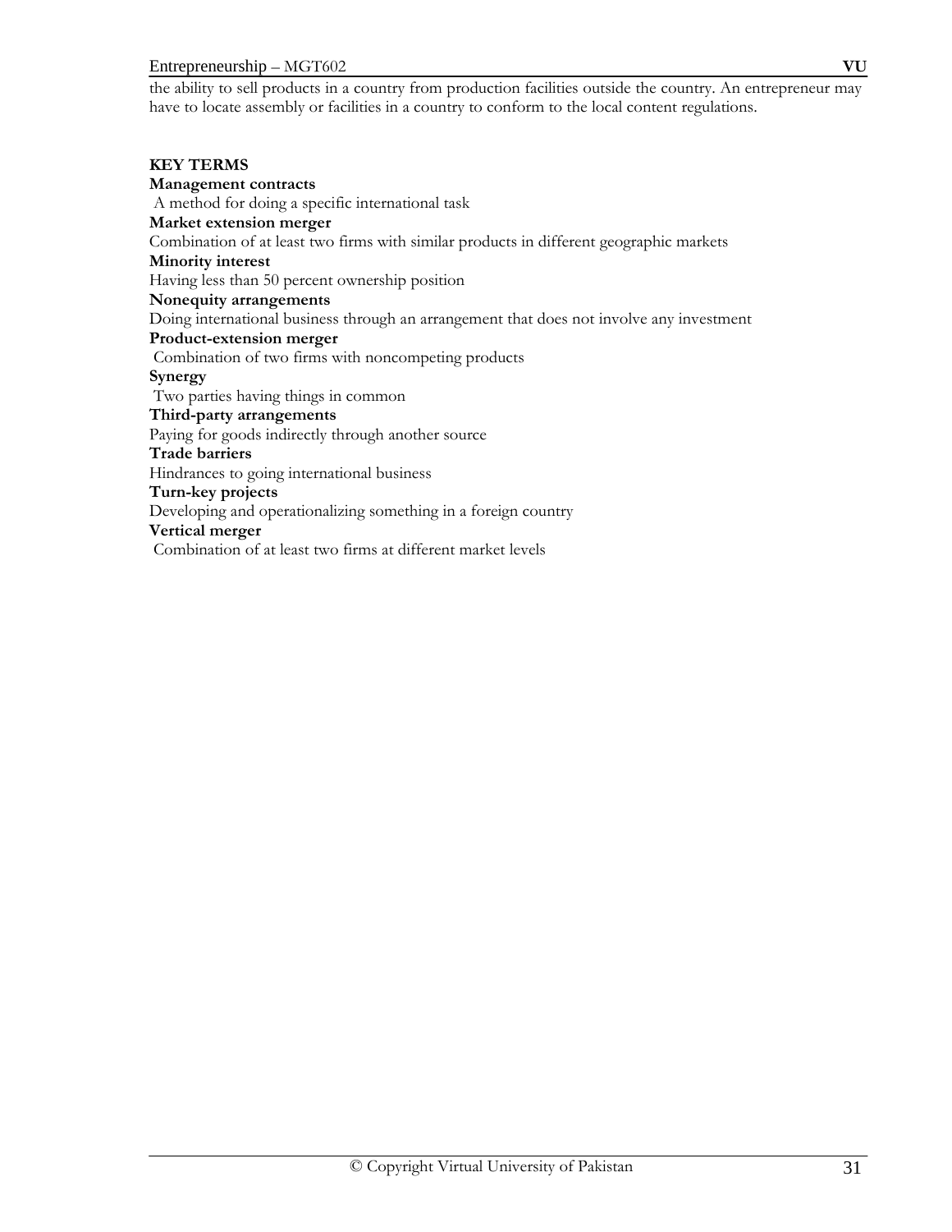the ability to sell products in a country from production facilities outside the country. An entrepreneur may have to locate assembly or facilities in a country to conform to the local content regulations.

**KEY TERMS**

**Management contracts**
A method for doing a specific international task

**Market extension merger**
Combination of at least two firms with similar products in different geographic markets

**Minority interest**
Having less than 50 percent ownership position

**Nonequity arrangements**
Doing international business through an arrangement that does not involve any investment

**Product-extension merger**
Combination of two firms with noncompeting products

**Synergy**
Two parties having things in common

**Third-party arrangements**
Paying for goods indirectly through another source

**Trade barriers**
Hindrances to going international business

**Turn-key projects**
Developing and operationalizing something in a foreign country

**Vertical merger**
Combination of at least two firms at different market levels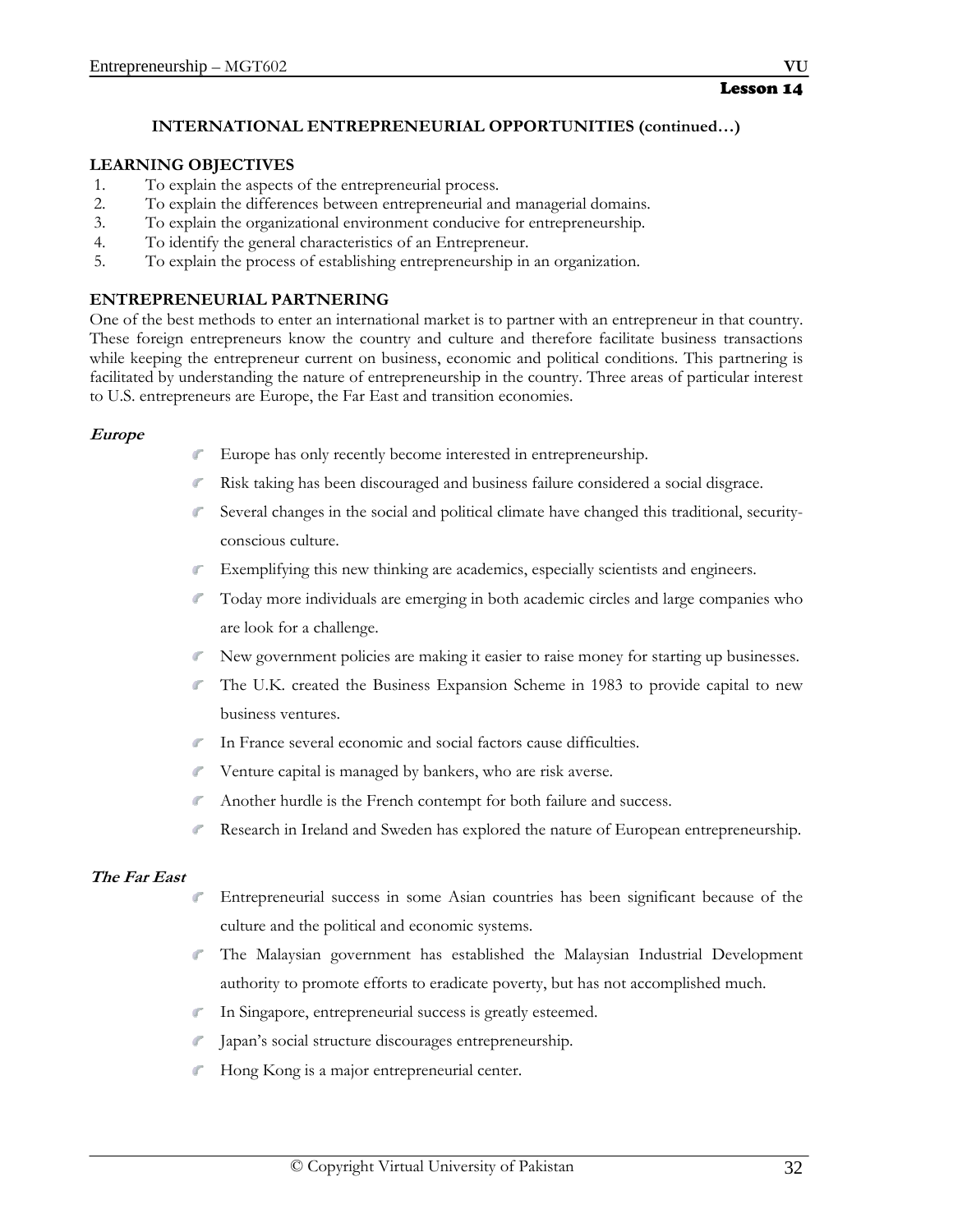## Lesson 14

### INTERNATIONAL ENTREPRENEURIAL OPPORTUNITIES (continued…)

**LEARNING OBJECTIVES**

1. To explain the aspects of the entrepreneurial process.
2. To explain the differences between entrepreneurial and managerial domains.
3. To explain the organizational environment conducive for entrepreneurship.
4. To identify the general characteristics of an Entrepreneur.
5. To explain the process of establishing entrepreneurship in an organization.

**ENTREPRENEURIAL PARTNERING**

One of the best methods to enter an international market is to partner with an entrepreneur in that country. These foreign entrepreneurs know the country and culture and therefore facilitate business transactions while keeping the entrepreneur current on business, economic and political conditions. This partnering is facilitated by understanding the nature of entrepreneurship in the country. Three areas of particular interest to U.S. entrepreneurs are Europe, the Far East and transition economies.

***Europe***

- Europe has only recently become interested in entrepreneurship.
- Risk taking has been discouraged and business failure considered a social disgrace.
- Several changes in the social and political climate have changed this traditional, security-conscious culture.
- Exemplifying this new thinking are academics, especially scientists and engineers.
- Today more individuals are emerging in both academic circles and large companies who are look for a challenge.
- New government policies are making it easier to raise money for starting up businesses.
- The U.K. created the Business Expansion Scheme in 1983 to provide capital to new business ventures.
- In France several economic and social factors cause difficulties.
- Venture capital is managed by bankers, who are risk averse.
- Another hurdle is the French contempt for both failure and success.
- Research in Ireland and Sweden has explored the nature of European entrepreneurship.

***The Far East***

- Entrepreneurial success in some Asian countries has been significant because of the culture and the political and economic systems.
- The Malaysian government has established the Malaysian Industrial Development authority to promote efforts to eradicate poverty, but has not accomplished much.
- In Singapore, entrepreneurial success is greatly esteemed.
- Japan's social structure discourages entrepreneurship.
- Hong Kong is a major entrepreneurial center.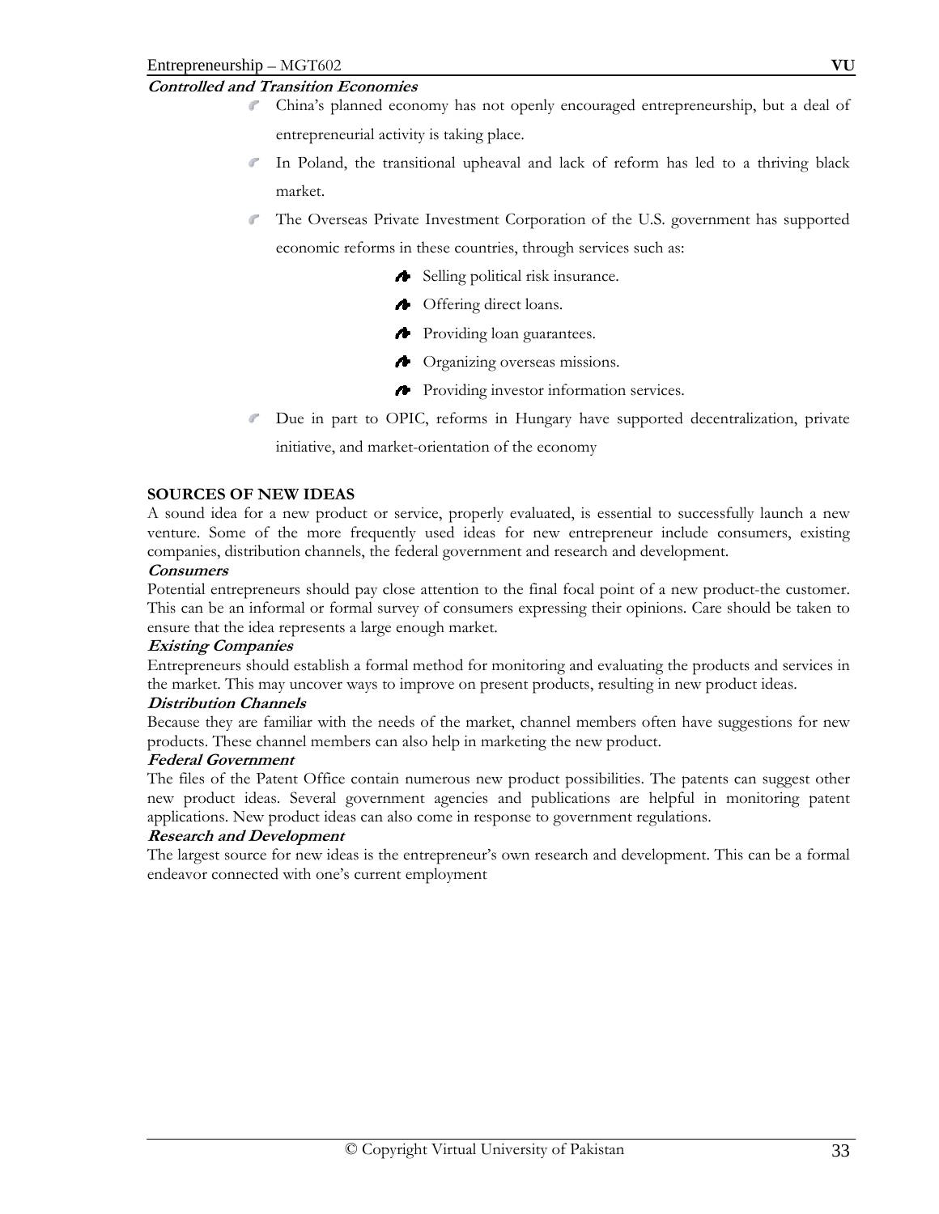***Controlled and Transition Economies***

- China's planned economy has not openly encouraged entrepreneurship, but a deal of entrepreneurial activity is taking place.
- In Poland, the transitional upheaval and lack of reform has led to a thriving black market.
- The Overseas Private Investment Corporation of the U.S. government has supported economic reforms in these countries, through services such as:
  - Selling political risk insurance.
  - Offering direct loans.
  - Providing loan guarantees.
  - Organizing overseas missions.
  - Providing investor information services.
- Due in part to OPIC, reforms in Hungary have supported decentralization, private initiative, and market-orientation of the economy

**SOURCES OF NEW IDEAS**

A sound idea for a new product or service, properly evaluated, is essential to successfully launch a new venture. Some of the more frequently used ideas for new entrepreneur include consumers, existing companies, distribution channels, the federal government and research and development.

***Consumers***

Potential entrepreneurs should pay close attention to the final focal point of a new product-the customer. This can be an informal or formal survey of consumers expressing their opinions. Care should be taken to ensure that the idea represents a large enough market.

***Existing Companies***

Entrepreneurs should establish a formal method for monitoring and evaluating the products and services in the market. This may uncover ways to improve on present products, resulting in new product ideas.

***Distribution Channels***

Because they are familiar with the needs of the market, channel members often have suggestions for new products. These channel members can also help in marketing the new product.

***Federal Government***

The files of the Patent Office contain numerous new product possibilities. The patents can suggest other new product ideas. Several government agencies and publications are helpful in monitoring patent applications. New product ideas can also come in response to government regulations.

***Research and Development***

The largest source for new ideas is the entrepreneur's own research and development. This can be a formal endeavor connected with one's current employment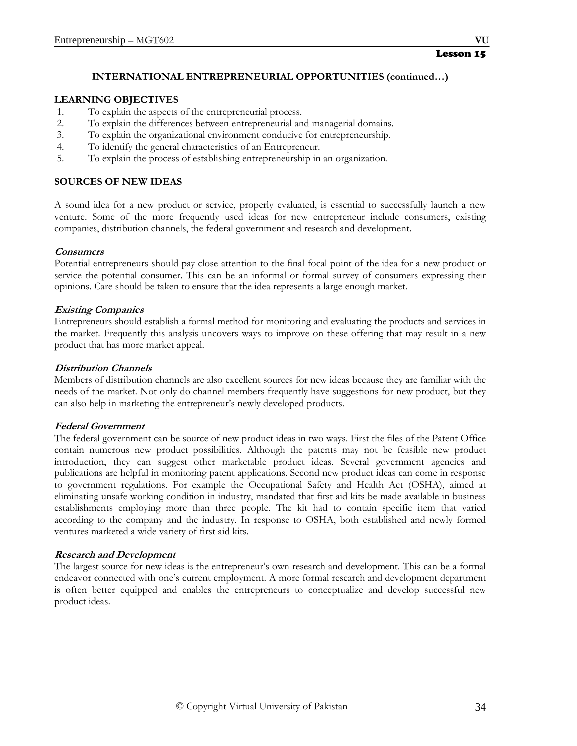**Lesson 15**

## INTERNATIONAL ENTREPRENEURIAL OPPORTUNITIES (continued…)

### LEARNING OBJECTIVES

1. To explain the aspects of the entrepreneurial process.
2. To explain the differences between entrepreneurial and managerial domains.
3. To explain the organizational environment conducive for entrepreneurship.
4. To identify the general characteristics of an Entrepreneur.
5. To explain the process of establishing entrepreneurship in an organization.

### SOURCES OF NEW IDEAS

A sound idea for a new product or service, properly evaluated, is essential to successfully launch a new venture. Some of the more frequently used ideas for new entrepreneur include consumers, existing companies, distribution channels, the federal government and research and development.

#### *Consumers*

Potential entrepreneurs should pay close attention to the final focal point of the idea for a new product or service the potential consumer. This can be an informal or formal survey of consumers expressing their opinions. Care should be taken to ensure that the idea represents a large enough market.

#### *Existing Companies*

Entrepreneurs should establish a formal method for monitoring and evaluating the products and services in the market. Frequently this analysis uncovers ways to improve on these offering that may result in a new product that has more market appeal.

#### *Distribution Channels*

Members of distribution channels are also excellent sources for new ideas because they are familiar with the needs of the market. Not only do channel members frequently have suggestions for new product, but they can also help in marketing the entrepreneur's newly developed products.

#### *Federal Government*

The federal government can be source of new product ideas in two ways. First the files of the Patent Office contain numerous new product possibilities. Although the patents may not be feasible new product introduction, they can suggest other marketable product ideas. Several government agencies and publications are helpful in monitoring patent applications. Second new product ideas can come in response to government regulations. For example the Occupational Safety and Health Act (OSHA), aimed at eliminating unsafe working condition in industry, mandated that first aid kits be made available in business establishments employing more than three people. The kit had to contain specific item that varied according to the company and the industry. In response to OSHA, both established and newly formed ventures marketed a wide variety of first aid kits.

#### *Research and Development*

The largest source for new ideas is the entrepreneur's own research and development. This can be a formal endeavor connected with one's current employment. A more formal research and development department is often better equipped and enables the entrepreneurs to conceptualize and develop successful new product ideas.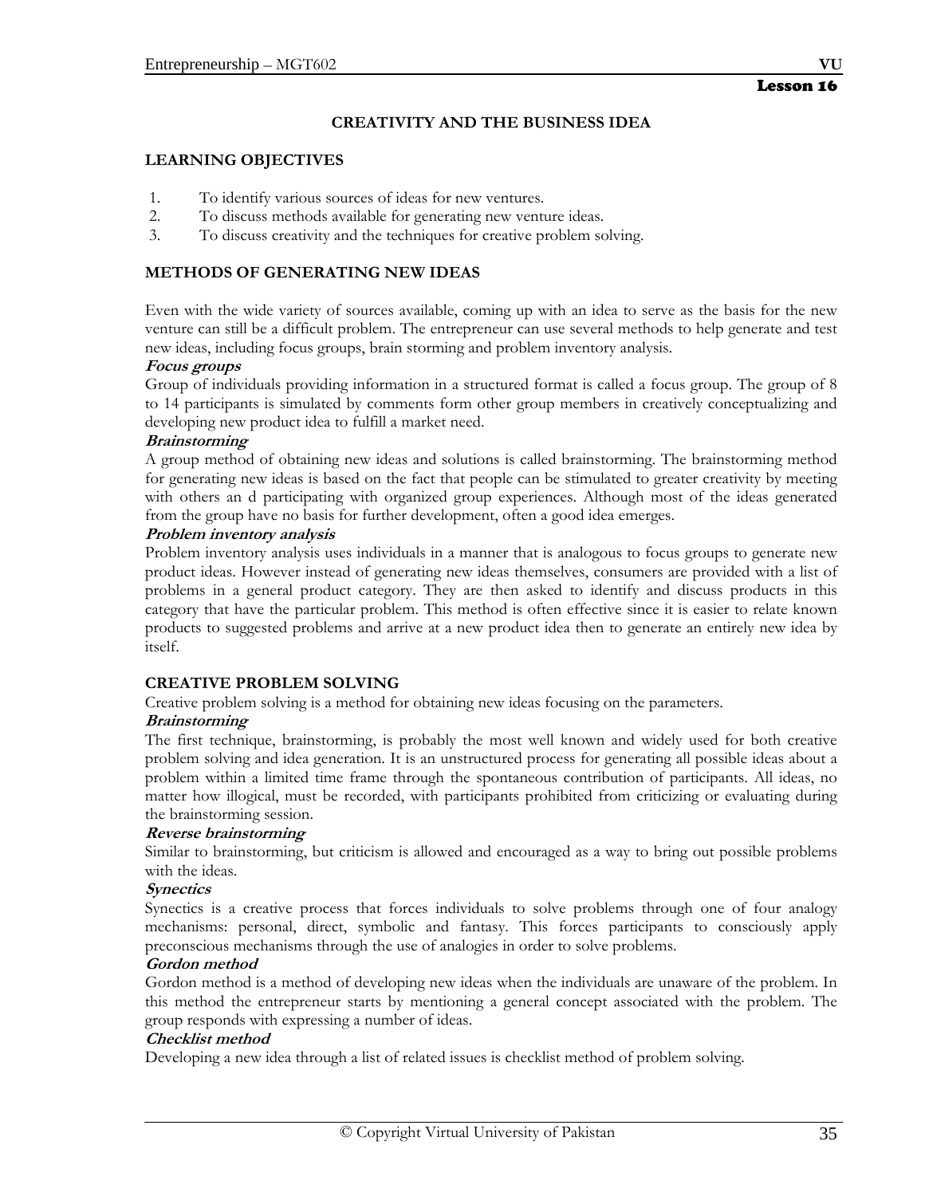## Lesson 16

# CREATIVITY AND THE BUSINESS IDEA

## LEARNING OBJECTIVES

1. To identify various sources of ideas for new ventures.
2. To discuss methods available for generating new venture ideas.
3. To discuss creativity and the techniques for creative problem solving.

## METHODS OF GENERATING NEW IDEAS

Even with the wide variety of sources available, coming up with an idea to serve as the basis for the new venture can still be a difficult problem. The entrepreneur can use several methods to help generate and test new ideas, including focus groups, brain storming and problem inventory analysis.

***Focus groups***

Group of individuals providing information in a structured format is called a focus group. The group of 8 to 14 participants is simulated by comments form other group members in creatively conceptualizing and developing new product idea to fulfill a market need.

***Brainstorming***

A group method of obtaining new ideas and solutions is called brainstorming. The brainstorming method for generating new ideas is based on the fact that people can be stimulated to greater creativity by meeting with others an d participating with organized group experiences. Although most of the ideas generated from the group have no basis for further development, often a good idea emerges.

***Problem inventory analysis***

Problem inventory analysis uses individuals in a manner that is analogous to focus groups to generate new product ideas. However instead of generating new ideas themselves, consumers are provided with a list of problems in a general product category. They are then asked to identify and discuss products in this category that have the particular problem. This method is often effective since it is easier to relate known products to suggested problems and arrive at a new product idea then to generate an entirely new idea by itself.

## CREATIVE PROBLEM SOLVING

Creative problem solving is a method for obtaining new ideas focusing on the parameters.

***Brainstorming***

The first technique, brainstorming, is probably the most well known and widely used for both creative problem solving and idea generation. It is an unstructured process for generating all possible ideas about a problem within a limited time frame through the spontaneous contribution of participants. All ideas, no matter how illogical, must be recorded, with participants prohibited from criticizing or evaluating during the brainstorming session.

***Reverse brainstorming***

Similar to brainstorming, but criticism is allowed and encouraged as a way to bring out possible problems with the ideas.

***Synectics***

Synectics is a creative process that forces individuals to solve problems through one of four analogy mechanisms: personal, direct, symbolic and fantasy. This forces participants to consciously apply preconscious mechanisms through the use of analogies in order to solve problems.

***Gordon method***

Gordon method is a method of developing new ideas when the individuals are unaware of the problem. In this method the entrepreneur starts by mentioning a general concept associated with the problem. The group responds with expressing a number of ideas.

***Checklist method***

Developing a new idea through a list of related issues is checklist method of problem solving.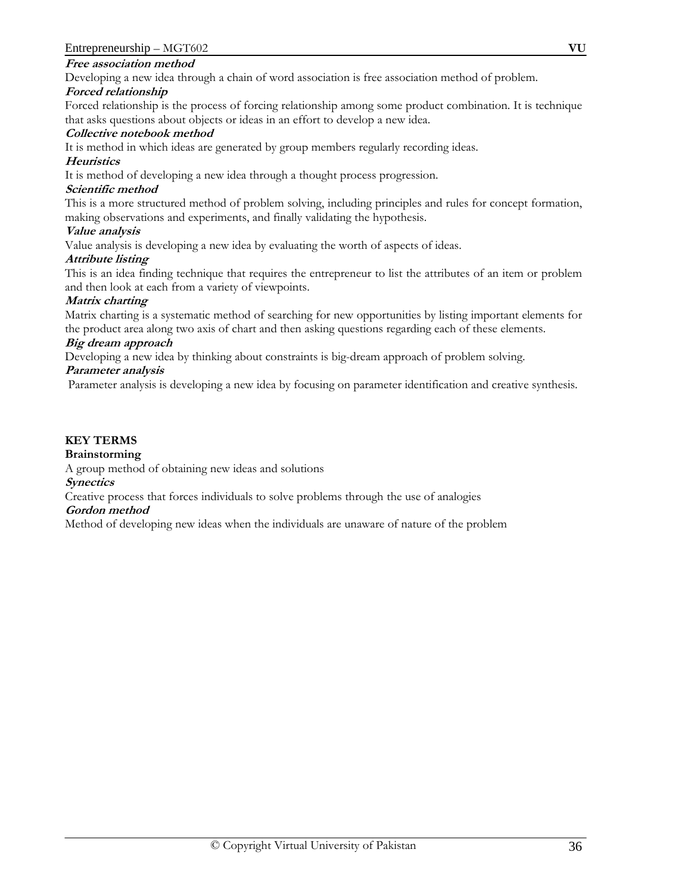***Free association method***

Developing a new idea through a chain of word association is free association method of problem.

***Forced relationship***

Forced relationship is the process of forcing relationship among some product combination. It is technique that asks questions about objects or ideas in an effort to develop a new idea.

***Collective notebook method***

It is method in which ideas are generated by group members regularly recording ideas.

***Heuristics***

It is method of developing a new idea through a thought process progression.

***Scientific method***

This is a more structured method of problem solving, including principles and rules for concept formation, making observations and experiments, and finally validating the hypothesis.

***Value analysis***

Value analysis is developing a new idea by evaluating the worth of aspects of ideas.

***Attribute listing***

This is an idea finding technique that requires the entrepreneur to list the attributes of an item or problem and then look at each from a variety of viewpoints.

***Matrix charting***

Matrix charting is a systematic method of searching for new opportunities by listing important elements for the product area along two axis of chart and then asking questions regarding each of these elements.

***Big dream approach***

Developing a new idea by thinking about constraints is big-dream approach of problem solving.

***Parameter analysis***

Parameter analysis is developing a new idea by focusing on parameter identification and creative synthesis.

**KEY TERMS**

**Brainstorming**

A group method of obtaining new ideas and solutions

***Synectics***

Creative process that forces individuals to solve problems through the use of analogies

***Gordon method***

Method of developing new ideas when the individuals are unaware of nature of the problem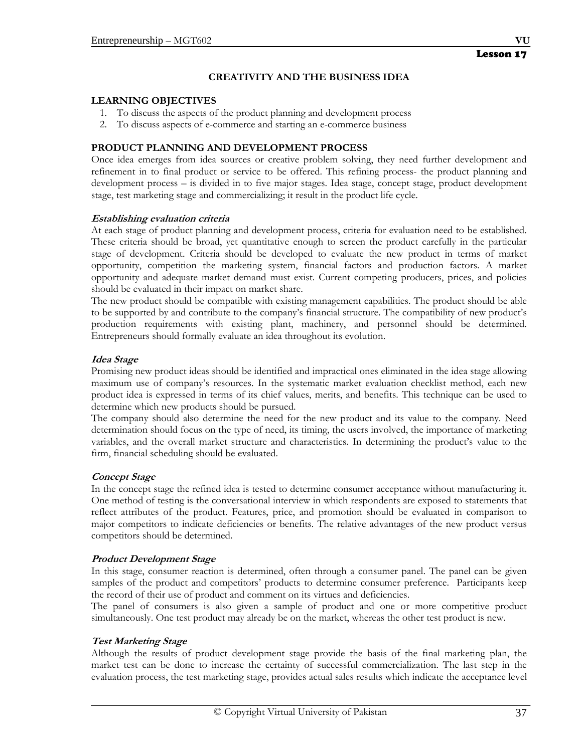Lesson 17

## CREATIVITY AND THE BUSINESS IDEA

**LEARNING OBJECTIVES**

1. To discuss the aspects of the product planning and development process
2. To discuss aspects of e-commerce and starting an e-commerce business

### PRODUCT PLANNING AND DEVELOPMENT PROCESS

Once idea emerges from idea sources or creative problem solving, they need further development and refinement in to final product or service to be offered. This refining process- the product planning and development process – is divided in to five major stages. Idea stage, concept stage, product development stage, test marketing stage and commercializing; it result in the product life cycle.

***Establishing evaluation criteria***

At each stage of product planning and development process, criteria for evaluation need to be established. These criteria should be broad, yet quantitative enough to screen the product carefully in the particular stage of development. Criteria should be developed to evaluate the new product in terms of market opportunity, competition the marketing system, financial factors and production factors. A market opportunity and adequate market demand must exist. Current competing producers, prices, and policies should be evaluated in their impact on market share.

The new product should be compatible with existing management capabilities. The product should be able to be supported by and contribute to the company's financial structure. The compatibility of new product's production requirements with existing plant, machinery, and personnel should be determined. Entrepreneurs should formally evaluate an idea throughout its evolution.

***Idea Stage***

Promising new product ideas should be identified and impractical ones eliminated in the idea stage allowing maximum use of company's resources. In the systematic market evaluation checklist method, each new product idea is expressed in terms of its chief values, merits, and benefits. This technique can be used to determine which new products should be pursued.

The company should also determine the need for the new product and its value to the company. Need determination should focus on the type of need, its timing, the users involved, the importance of marketing variables, and the overall market structure and characteristics. In determining the product's value to the firm, financial scheduling should be evaluated.

***Concept Stage***

In the concept stage the refined idea is tested to determine consumer acceptance without manufacturing it. One method of testing is the conversational interview in which respondents are exposed to statements that reflect attributes of the product. Features, price, and promotion should be evaluated in comparison to major competitors to indicate deficiencies or benefits. The relative advantages of the new product versus competitors should be determined.

***Product Development Stage***

In this stage, consumer reaction is determined, often through a consumer panel. The panel can be given samples of the product and competitors' products to determine consumer preference. Participants keep the record of their use of product and comment on its virtues and deficiencies.

The panel of consumers is also given a sample of product and one or more competitive product simultaneously. One test product may already be on the market, whereas the other test product is new.

***Test Marketing Stage***

Although the results of product development stage provide the basis of the final marketing plan, the market test can be done to increase the certainty of successful commercialization. The last step in the evaluation process, the test marketing stage, provides actual sales results which indicate the acceptance level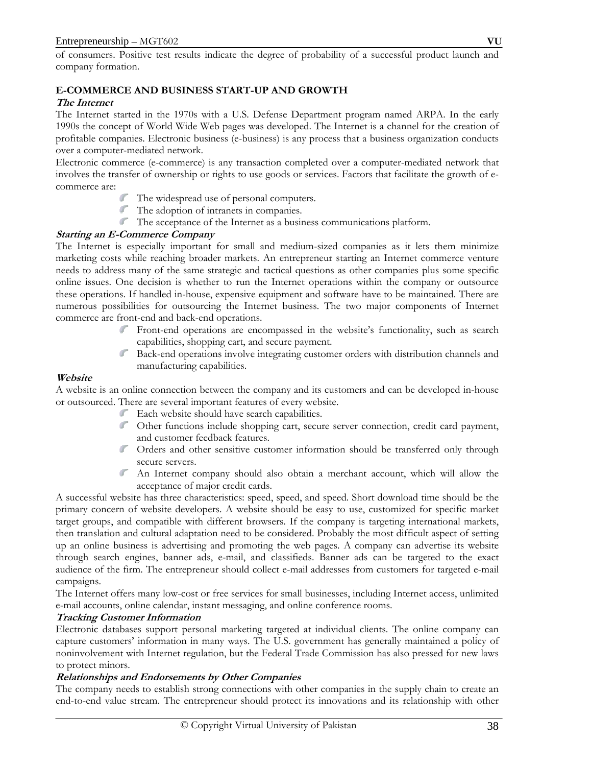of consumers. Positive test results indicate the degree of probability of a successful product launch and company formation.

## E-COMMERCE AND BUSINESS START-UP AND GROWTH

### *The Internet*

The Internet started in the 1970s with a U.S. Defense Department program named ARPA. In the early 1990s the concept of World Wide Web pages was developed. The Internet is a channel for the creation of profitable companies. Electronic business (e-business) is any process that a business organization conducts over a computer-mediated network.

Electronic commerce (e-commerce) is any transaction completed over a computer-mediated network that involves the transfer of ownership or rights to use goods or services. Factors that facilitate the growth of e-commerce are:

- The widespread use of personal computers.
- The adoption of intranets in companies.
- The acceptance of the Internet as a business communications platform.

### *Starting an E-Commerce Company*

The Internet is especially important for small and medium-sized companies as it lets them minimize marketing costs while reaching broader markets. An entrepreneur starting an Internet commerce venture needs to address many of the same strategic and tactical questions as other companies plus some specific online issues. One decision is whether to run the Internet operations within the company or outsource these operations. If handled in-house, expensive equipment and software have to be maintained. There are numerous possibilities for outsourcing the Internet business. The two major components of Internet commerce are front-end and back-end operations.

- Front-end operations are encompassed in the website's functionality, such as search capabilities, shopping cart, and secure payment.
- Back-end operations involve integrating customer orders with distribution channels and manufacturing capabilities.

### *Website*

A website is an online connection between the company and its customers and can be developed in-house or outsourced. There are several important features of every website.

- Each website should have search capabilities.
- Other functions include shopping cart, secure server connection, credit card payment, and customer feedback features.
- Orders and other sensitive customer information should be transferred only through secure servers.
- An Internet company should also obtain a merchant account, which will allow the acceptance of major credit cards.

A successful website has three characteristics: speed, speed, and speed. Short download time should be the primary concern of website developers. A website should be easy to use, customized for specific market target groups, and compatible with different browsers. If the company is targeting international markets, then translation and cultural adaptation need to be considered. Probably the most difficult aspect of setting up an online business is advertising and promoting the web pages. A company can advertise its website through search engines, banner ads, e-mail, and classifieds. Banner ads can be targeted to the exact audience of the firm. The entrepreneur should collect e-mail addresses from customers for targeted e-mail campaigns.

The Internet offers many low-cost or free services for small businesses, including Internet access, unlimited e-mail accounts, online calendar, instant messaging, and online conference rooms.

### *Tracking Customer Information*

Electronic databases support personal marketing targeted at individual clients. The online company can capture customers' information in many ways. The U.S. government has generally maintained a policy of noninvolvement with Internet regulation, but the Federal Trade Commission has also pressed for new laws to protect minors.

### *Relationships and Endorsements by Other Companies*

The company needs to establish strong connections with other companies in the supply chain to create an end-to-end value stream. The entrepreneur should protect its innovations and its relationship with other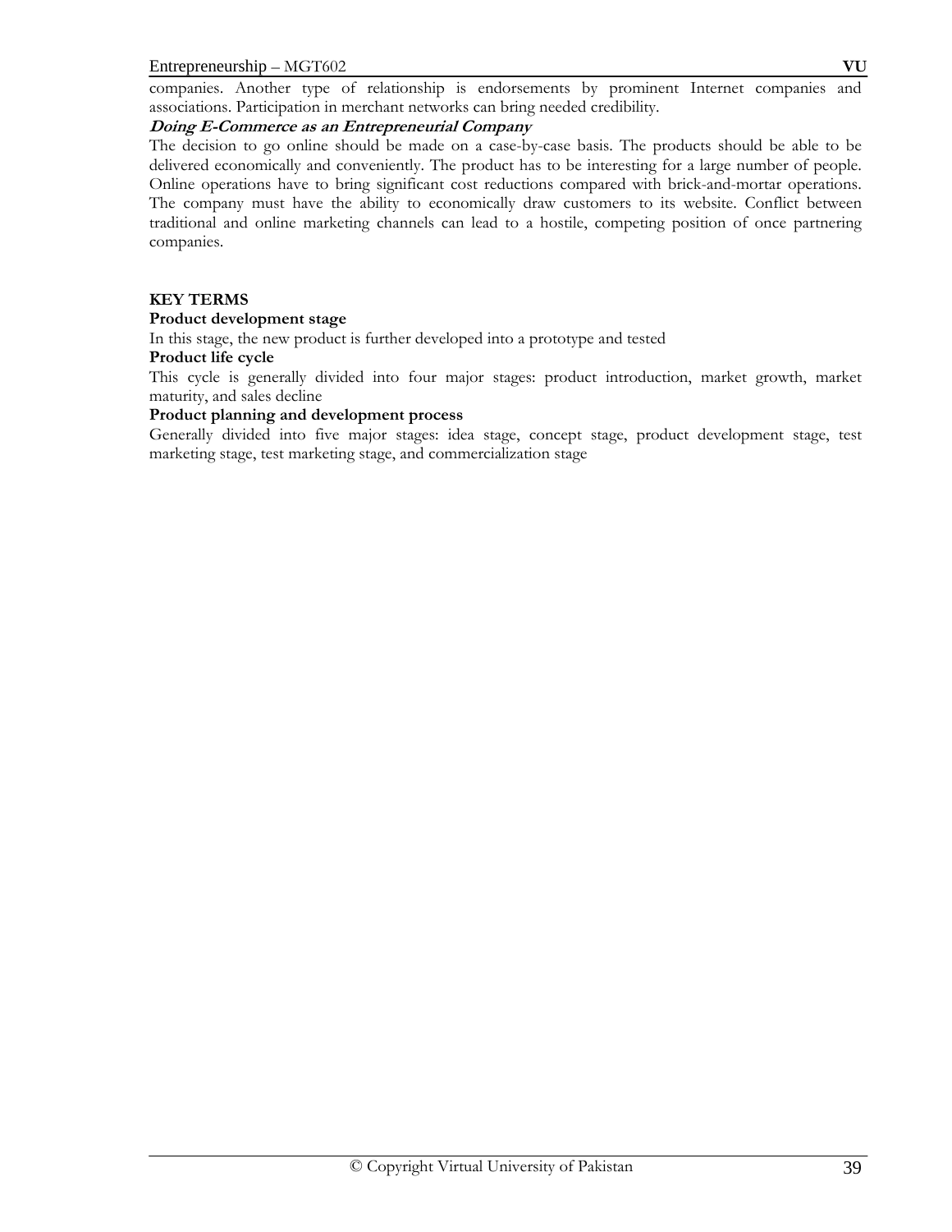companies. Another type of relationship is endorsements by prominent Internet companies and associations. Participation in merchant networks can bring needed credibility.

***Doing E-Commerce as an Entrepreneurial Company***

The decision to go online should be made on a case-by-case basis. The products should be able to be delivered economically and conveniently. The product has to be interesting for a large number of people. Online operations have to bring significant cost reductions compared with brick-and-mortar operations. The company must have the ability to economically draw customers to its website. Conflict between traditional and online marketing channels can lead to a hostile, competing position of once partnering companies.

**KEY TERMS**

**Product development stage**

In this stage, the new product is further developed into a prototype and tested

**Product life cycle**

This cycle is generally divided into four major stages: product introduction, market growth, market maturity, and sales decline

**Product planning and development process**

Generally divided into five major stages: idea stage, concept stage, product development stage, test marketing stage, test marketing stage, and commercialization stage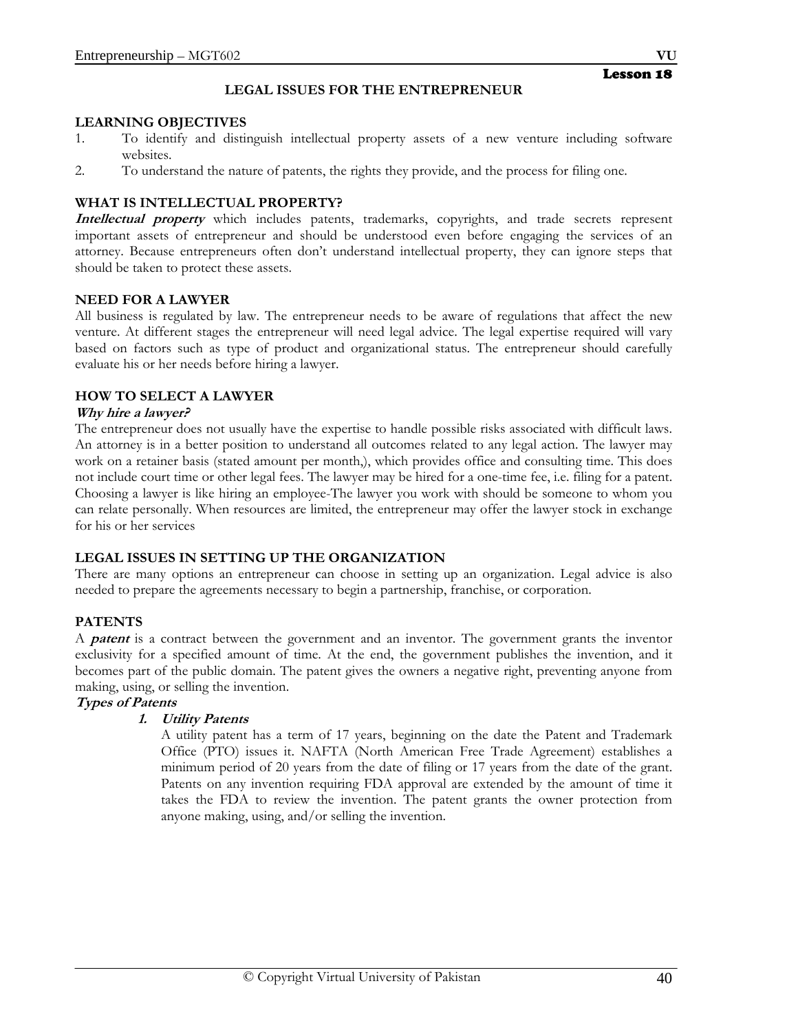Lesson 18

## LEGAL ISSUES FOR THE ENTREPRENEUR

### LEARNING OBJECTIVES

1. To identify and distinguish intellectual property assets of a new venture including software websites.
2. To understand the nature of patents, the rights they provide, and the process for filing one.

### WHAT IS INTELLECTUAL PROPERTY?

***Intellectual property*** which includes patents, trademarks, copyrights, and trade secrets represent important assets of entrepreneur and should be understood even before engaging the services of an attorney. Because entrepreneurs often don't understand intellectual property, they can ignore steps that should be taken to protect these assets.

### NEED FOR A LAWYER

All business is regulated by law. The entrepreneur needs to be aware of regulations that affect the new venture. At different stages the entrepreneur will need legal advice. The legal expertise required will vary based on factors such as type of product and organizational status. The entrepreneur should carefully evaluate his or her needs before hiring a lawyer.

### HOW TO SELECT A LAWYER

***Why hire a lawyer?***

The entrepreneur does not usually have the expertise to handle possible risks associated with difficult laws. An attorney is in a better position to understand all outcomes related to any legal action. The lawyer may work on a retainer basis (stated amount per month,), which provides office and consulting time. This does not include court time or other legal fees. The lawyer may be hired for a one-time fee, i.e. filing for a patent. Choosing a lawyer is like hiring an employee-The lawyer you work with should be someone to whom you can relate personally. When resources are limited, the entrepreneur may offer the lawyer stock in exchange for his or her services

### LEGAL ISSUES IN SETTING UP THE ORGANIZATION

There are many options an entrepreneur can choose in setting up an organization. Legal advice is also needed to prepare the agreements necessary to begin a partnership, franchise, or corporation.

### PATENTS

A ***patent*** is a contract between the government and an inventor. The government grants the inventor exclusivity for a specified amount of time. At the end, the government publishes the invention, and it becomes part of the public domain. The patent gives the owners a negative right, preventing anyone from making, using, or selling the invention.

***Types of Patents***

1. ***Utility Patents***

   A utility patent has a term of 17 years, beginning on the date the Patent and Trademark Office (PTO) issues it. NAFTA (North American Free Trade Agreement) establishes a minimum period of 20 years from the date of filing or 17 years from the date of the grant. Patents on any invention requiring FDA approval are extended by the amount of time it takes the FDA to review the invention. The patent grants the owner protection from anyone making, using, and/or selling the invention.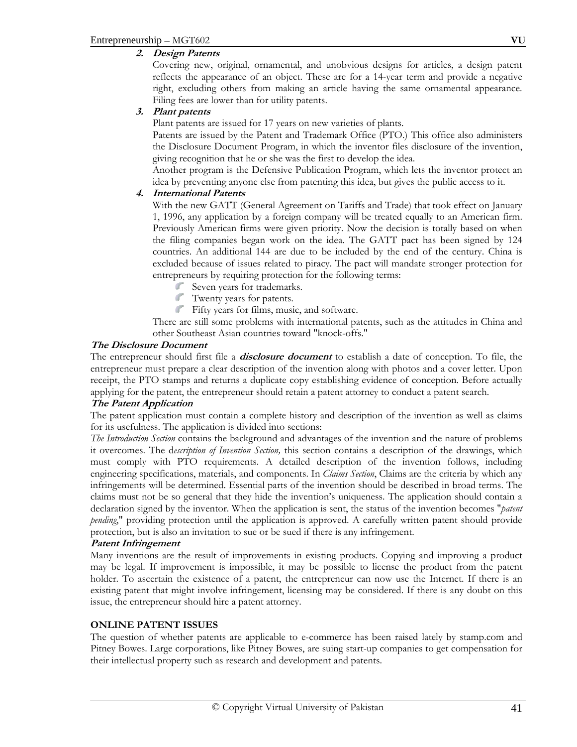2. ***Design Patents***

   Covering new, original, ornamental, and unobvious designs for articles, a design patent reflects the appearance of an object. These are for a 14-year term and provide a negative right, excluding others from making an article having the same ornamental appearance. Filing fees are lower than for utility patents.

3. ***Plant patents***

   Plant patents are issued for 17 years on new varieties of plants.

   Patents are issued by the Patent and Trademark Office (PTO.) This office also administers the Disclosure Document Program, in which the inventor files disclosure of the invention, giving recognition that he or she was the first to develop the idea.

   Another program is the Defensive Publication Program, which lets the inventor protect an idea by preventing anyone else from patenting this idea, but gives the public access to it.

4. ***International Patents***

   With the new GATT (General Agreement on Tariffs and Trade) that took effect on January 1, 1996, any application by a foreign company will be treated equally to an American firm. Previously American firms were given priority. Now the decision is totally based on when the filing companies began work on the idea. The GATT pact has been signed by 124 countries. An additional 144 are due to be included by the end of the century. China is excluded because of issues related to piracy. The pact will mandate stronger protection for entrepreneurs by requiring protection for the following terms:

   - Seven years for trademarks.
   - Twenty years for patents.
   - Fifty years for films, music, and software.

   There are still some problems with international patents, such as the attitudes in China and other Southeast Asian countries toward "knock-offs."

***The Disclosure Document***

The entrepreneur should first file a ***disclosure document*** to establish a date of conception. To file, the entrepreneur must prepare a clear description of the invention along with photos and a cover letter. Upon receipt, the PTO stamps and returns a duplicate copy establishing evidence of conception. Before actually applying for the patent, the entrepreneur should retain a patent attorney to conduct a patent search.

***The Patent Application***

The patent application must contain a complete history and description of the invention as well as claims for its usefulness. The application is divided into sections:

*The Introduction Section* contains the background and advantages of the invention and the nature of problems it overcomes. The d*escription of Invention Section,* this section contains a description of the drawings, which must comply with PTO requirements. A detailed description of the invention follows, including engineering specifications, materials, and components. In *Claims Section*, Claims are the criteria by which any infringements will be determined. Essential parts of the invention should be described in broad terms. The claims must not be so general that they hide the invention's uniqueness. The application should contain a declaration signed by the inventor. When the application is sent, the status of the invention becomes "*patent pending*," providing protection until the application is approved. A carefully written patent should provide protection, but is also an invitation to sue or be sued if there is any infringement.

***Patent Infringement***

Many inventions are the result of improvements in existing products. Copying and improving a product may be legal. If improvement is impossible, it may be possible to license the product from the patent holder. To ascertain the existence of a patent, the entrepreneur can now use the Internet. If there is an existing patent that might involve infringement, licensing may be considered. If there is any doubt on this issue, the entrepreneur should hire a patent attorney.

**ONLINE PATENT ISSUES**

The question of whether patents are applicable to e-commerce has been raised lately by stamp.com and Pitney Bowes. Large corporations, like Pitney Bowes, are suing start-up companies to get compensation for their intellectual property such as research and development and patents.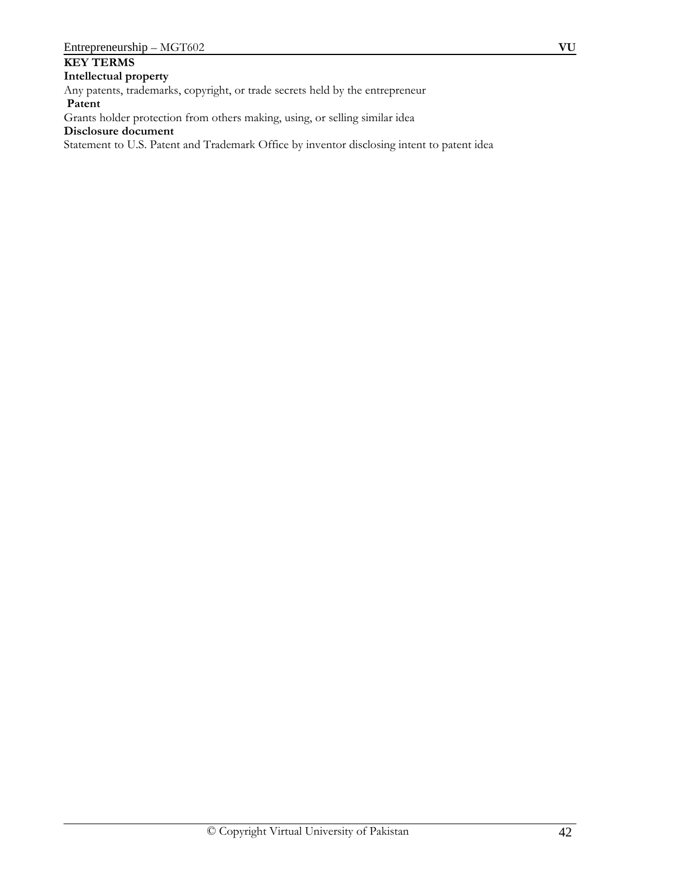**KEY TERMS**

**Intellectual property**

Any patents, trademarks, copyright, or trade secrets held by the entrepreneur

**Patent**

Grants holder protection from others making, using, or selling similar idea

**Disclosure document**

Statement to U.S. Patent and Trademark Office by inventor disclosing intent to patent idea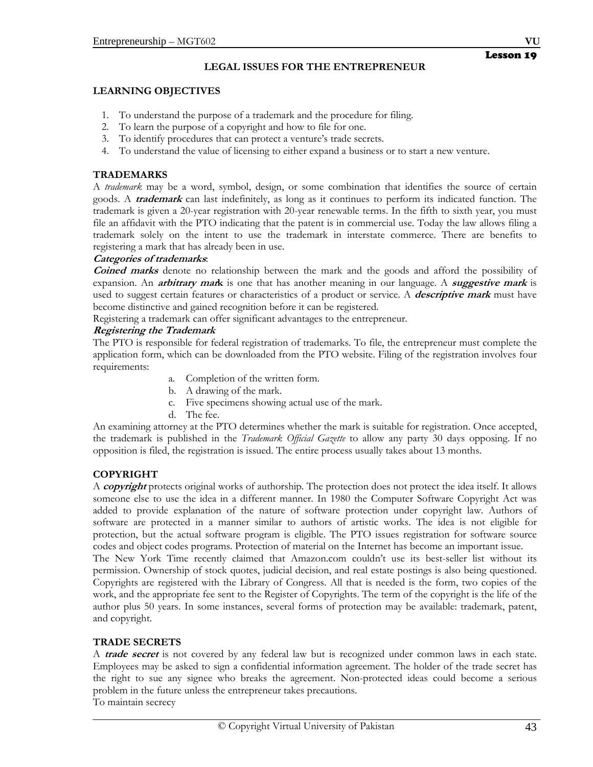**Lesson 19**

# LEGAL ISSUES FOR THE ENTREPRENEUR

## LEARNING OBJECTIVES

1. To understand the purpose of a trademark and the procedure for filing.
2. To learn the purpose of a copyright and how to file for one.
3. To identify procedures that can protect a venture's trade secrets.
4. To understand the value of licensing to either expand a business or to start a new venture.

## TRADEMARKS

A *trademark* may be a word, symbol, design, or some combination that identifies the source of certain goods. A ***trademark*** can last indefinitely, as long as it continues to perform its indicated function. The trademark is given a 20-year registration with 20-year renewable terms. In the fifth to sixth year, you must file an affidavit with the PTO indicating that the patent is in commercial use. Today the law allows filing a trademark solely on the intent to use the trademark in interstate commerce. There are benefits to registering a mark that has already been in use.

***Categories of trademarks***:

***Coined marks*** denote no relationship between the mark and the goods and afford the possibility of expansion. An ***arbitrary mark*** is one that has another meaning in our language. A ***suggestive mark*** is used to suggest certain features or characteristics of a product or service. A ***descriptive mark*** must have become distinctive and gained recognition before it can be registered.

Registering a trademark can offer significant advantages to the entrepreneur.

***Registering the Trademark***

The PTO is responsible for federal registration of trademarks. To file, the entrepreneur must complete the application form, which can be downloaded from the PTO website. Filing of the registration involves four requirements:

a. Completion of the written form.
b. A drawing of the mark.
c. Five specimens showing actual use of the mark.
d. The fee.

An examining attorney at the PTO determines whether the mark is suitable for registration. Once accepted, the trademark is published in the *Trademark Official Gazette* to allow any party 30 days opposing. If no opposition is filed, the registration is issued. The entire process usually takes about 13 months.

## COPYRIGHT

A ***copyright*** protects original works of authorship. The protection does not protect the idea itself. It allows someone else to use the idea in a different manner. In 1980 the Computer Software Copyright Act was added to provide explanation of the nature of software protection under copyright law. Authors of software are protected in a manner similar to authors of artistic works. The idea is not eligible for protection, but the actual software program is eligible. The PTO issues registration for software source codes and object codes programs. Protection of material on the Internet has become an important issue.

The New York Time recently claimed that Amazon.com couldn't use its best-seller list without its permission. Ownership of stock quotes, judicial decision, and real estate postings is also being questioned. Copyrights are registered with the Library of Congress. All that is needed is the form, two copies of the work, and the appropriate fee sent to the Register of Copyrights. The term of the copyright is the life of the author plus 50 years. In some instances, several forms of protection may be available: trademark, patent, and copyright.

## TRADE SECRETS

A ***trade secret*** is not covered by any federal law but is recognized under common laws in each state. Employees may be asked to sign a confidential information agreement. The holder of the trade secret has the right to sue any signee who breaks the agreement. Non-protected ideas could become a serious problem in the future unless the entrepreneur takes precautions.

To maintain secrecy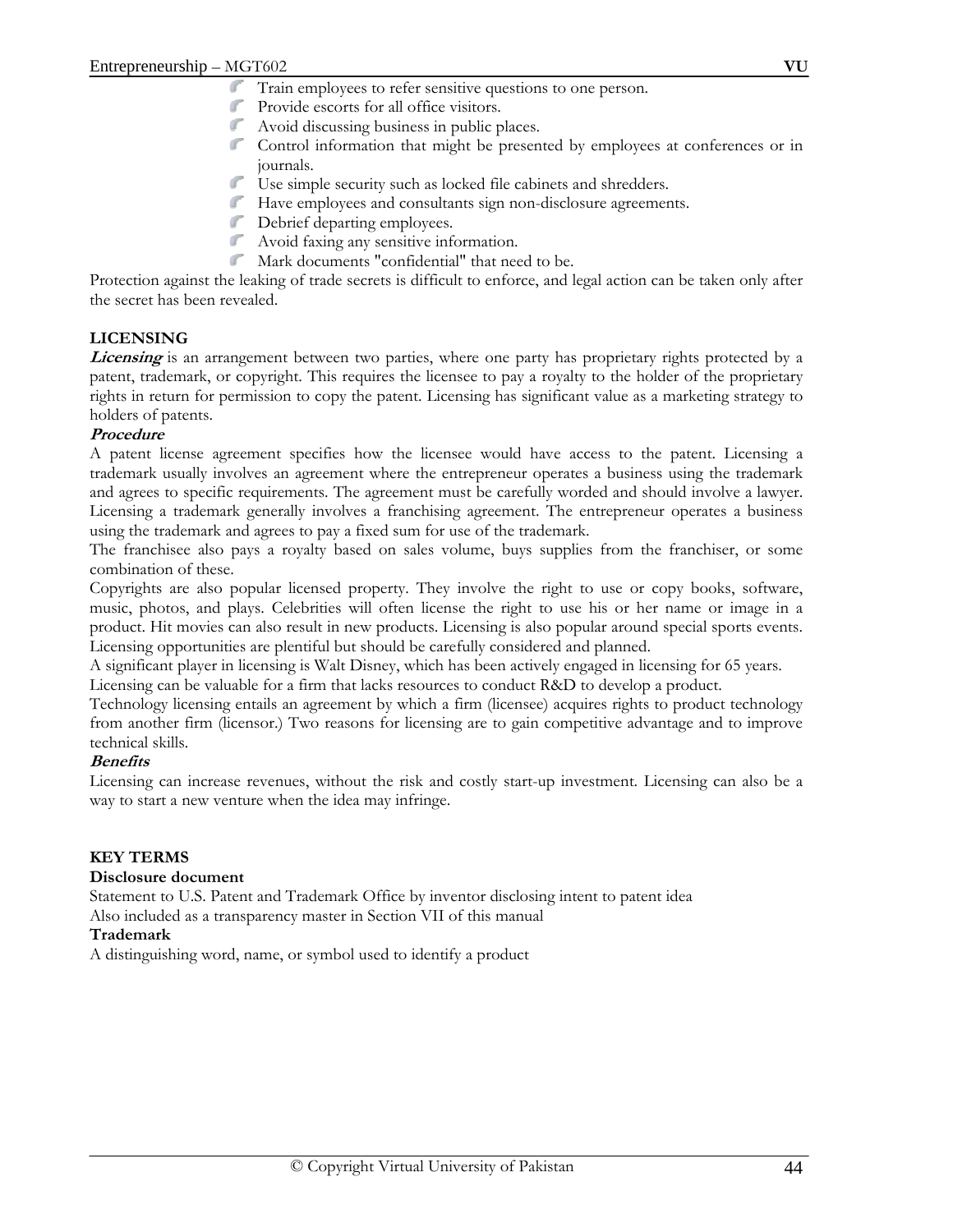- Train employees to refer sensitive questions to one person.
- Provide escorts for all office visitors.
- Avoid discussing business in public places.
- Control information that might be presented by employees at conferences or in journals.
- Use simple security such as locked file cabinets and shredders.
- Have employees and consultants sign non-disclosure agreements.
- Debrief departing employees.
- Avoid faxing any sensitive information.
- Mark documents "confidential" that need to be.

Protection against the leaking of trade secrets is difficult to enforce, and legal action can be taken only after the secret has been revealed.

**LICENSING**

***Licensing*** is an arrangement between two parties, where one party has proprietary rights protected by a patent, trademark, or copyright. This requires the licensee to pay a royalty to the holder of the proprietary rights in return for permission to copy the patent. Licensing has significant value as a marketing strategy to holders of patents.

***Procedure***

A patent license agreement specifies how the licensee would have access to the patent. Licensing a trademark usually involves an agreement where the entrepreneur operates a business using the trademark and agrees to specific requirements. The agreement must be carefully worded and should involve a lawyer. Licensing a trademark generally involves a franchising agreement. The entrepreneur operates a business using the trademark and agrees to pay a fixed sum for use of the trademark.

The franchisee also pays a royalty based on sales volume, buys supplies from the franchiser, or some combination of these.

Copyrights are also popular licensed property. They involve the right to use or copy books, software, music, photos, and plays. Celebrities will often license the right to use his or her name or image in a product. Hit movies can also result in new products. Licensing is also popular around special sports events. Licensing opportunities are plentiful but should be carefully considered and planned.

A significant player in licensing is Walt Disney, which has been actively engaged in licensing for 65 years.

Licensing can be valuable for a firm that lacks resources to conduct R&D to develop a product.

Technology licensing entails an agreement by which a firm (licensee) acquires rights to product technology from another firm (licensor.) Two reasons for licensing are to gain competitive advantage and to improve technical skills.

***Benefits***

Licensing can increase revenues, without the risk and costly start-up investment. Licensing can also be a way to start a new venture when the idea may infringe.

**KEY TERMS**

**Disclosure document**

Statement to U.S. Patent and Trademark Office by inventor disclosing intent to patent idea

Also included as a transparency master in Section VII of this manual

**Trademark**

A distinguishing word, name, or symbol used to identify a product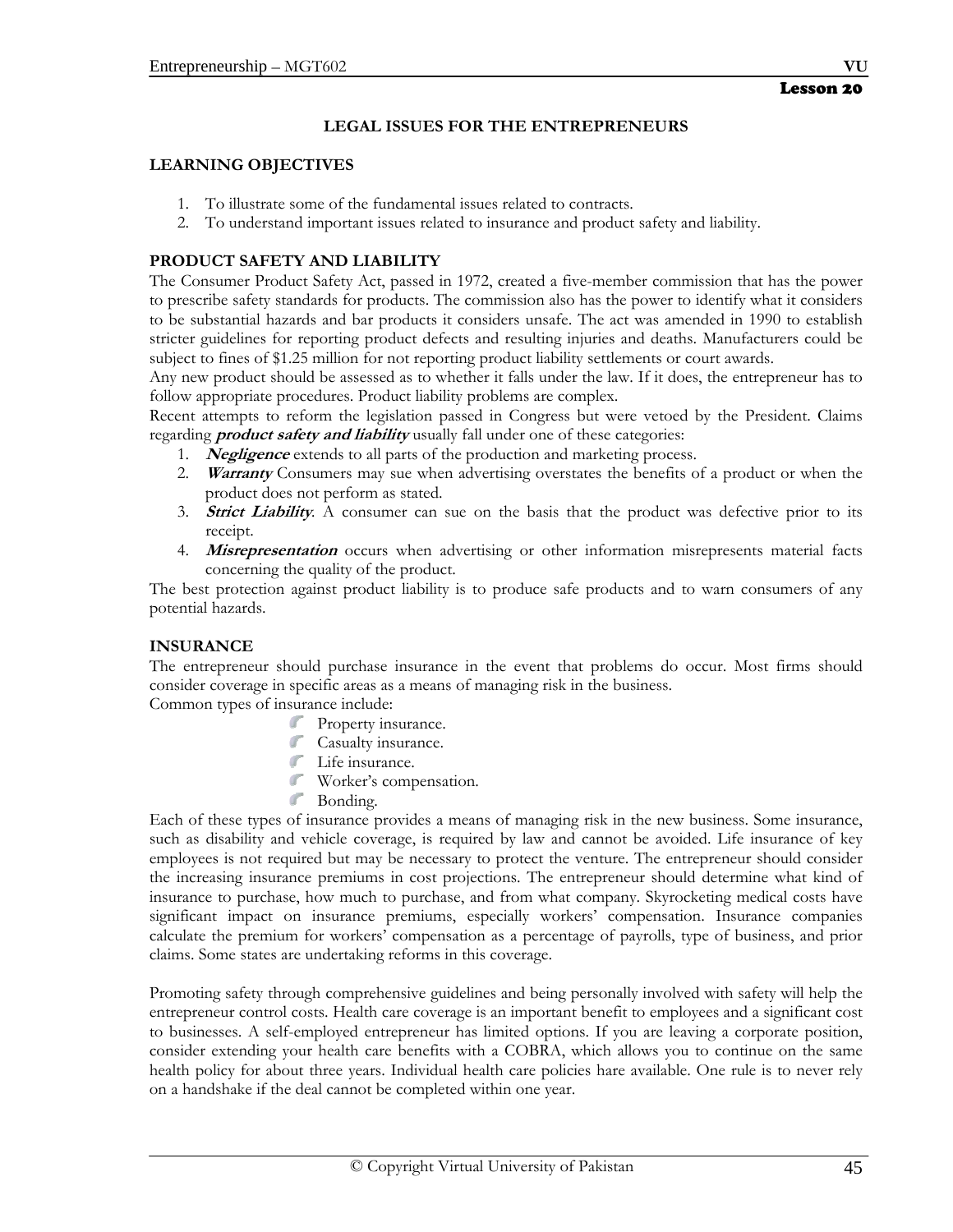**Lesson 20**

# LEGAL ISSUES FOR THE ENTREPRENEURS

## LEARNING OBJECTIVES

1. To illustrate some of the fundamental issues related to contracts.
2. To understand important issues related to insurance and product safety and liability.

## PRODUCT SAFETY AND LIABILITY

The Consumer Product Safety Act, passed in 1972, created a five-member commission that has the power to prescribe safety standards for products. The commission also has the power to identify what it considers to be substantial hazards and bar products it considers unsafe. The act was amended in 1990 to establish stricter guidelines for reporting product defects and resulting injuries and deaths. Manufacturers could be subject to fines of $1.25 million for not reporting product liability settlements or court awards.

Any new product should be assessed as to whether it falls under the law. If it does, the entrepreneur has to follow appropriate procedures. Product liability problems are complex.

Recent attempts to reform the legislation passed in Congress but were vetoed by the President. Claims regarding ***product safety and liability*** usually fall under one of these categories:

1. ***Negligence*** extends to all parts of the production and marketing process.
2. ***Warranty*** Consumers may sue when advertising overstates the benefits of a product or when the product does not perform as stated.
3. ***Strict Liability***. A consumer can sue on the basis that the product was defective prior to its receipt.
4. ***Misrepresentation*** occurs when advertising or other information misrepresents material facts concerning the quality of the product.

The best protection against product liability is to produce safe products and to warn consumers of any potential hazards.

## INSURANCE

The entrepreneur should purchase insurance in the event that problems do occur. Most firms should consider coverage in specific areas as a means of managing risk in the business.

Common types of insurance include:

- Property insurance.
- Casualty insurance.
- Life insurance.
- Worker's compensation.
- Bonding.

Each of these types of insurance provides a means of managing risk in the new business. Some insurance, such as disability and vehicle coverage, is required by law and cannot be avoided. Life insurance of key employees is not required but may be necessary to protect the venture. The entrepreneur should consider the increasing insurance premiums in cost projections. The entrepreneur should determine what kind of insurance to purchase, how much to purchase, and from what company. Skyrocketing medical costs have significant impact on insurance premiums, especially workers' compensation. Insurance companies calculate the premium for workers' compensation as a percentage of payrolls, type of business, and prior claims. Some states are undertaking reforms in this coverage.

Promoting safety through comprehensive guidelines and being personally involved with safety will help the entrepreneur control costs. Health care coverage is an important benefit to employees and a significant cost to businesses. A self-employed entrepreneur has limited options. If you are leaving a corporate position, consider extending your health care benefits with a COBRA, which allows you to continue on the same health policy for about three years. Individual health care policies hare available. One rule is to never rely on a handshake if the deal cannot be completed within one year.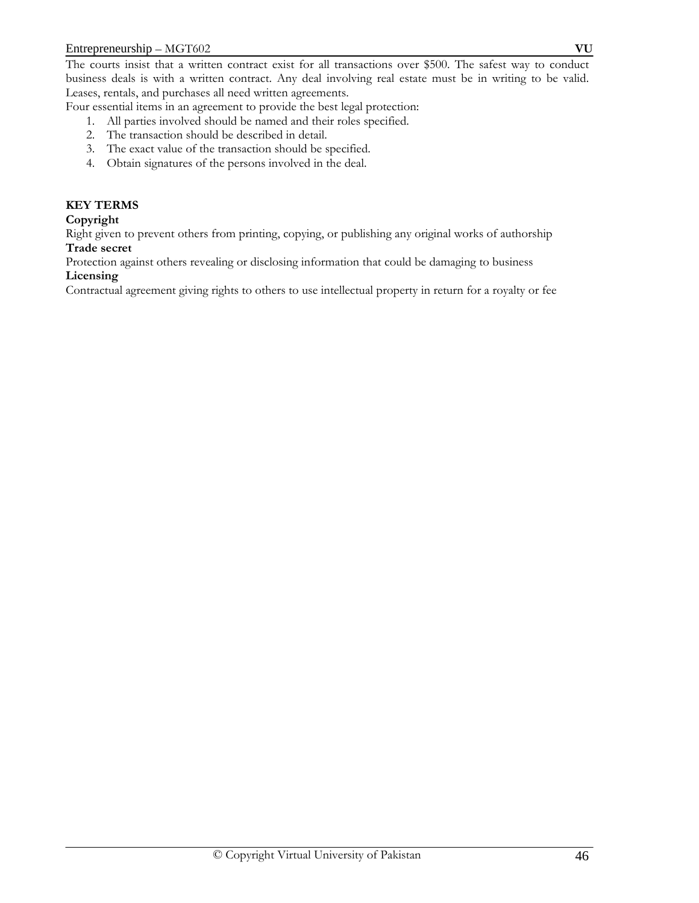The courts insist that a written contract exist for all transactions over $500. The safest way to conduct business deals is with a written contract. Any deal involving real estate must be in writing to be valid. Leases, rentals, and purchases all need written agreements.

Four essential items in an agreement to provide the best legal protection:

1. All parties involved should be named and their roles specified.
2. The transaction should be described in detail.
3. The exact value of the transaction should be specified.
4. Obtain signatures of the persons involved in the deal.

**KEY TERMS**

**Copyright**

Right given to prevent others from printing, copying, or publishing any original works of authorship

**Trade secret**

Protection against others revealing or disclosing information that could be damaging to business

**Licensing**

Contractual agreement giving rights to others to use intellectual property in return for a royalty or fee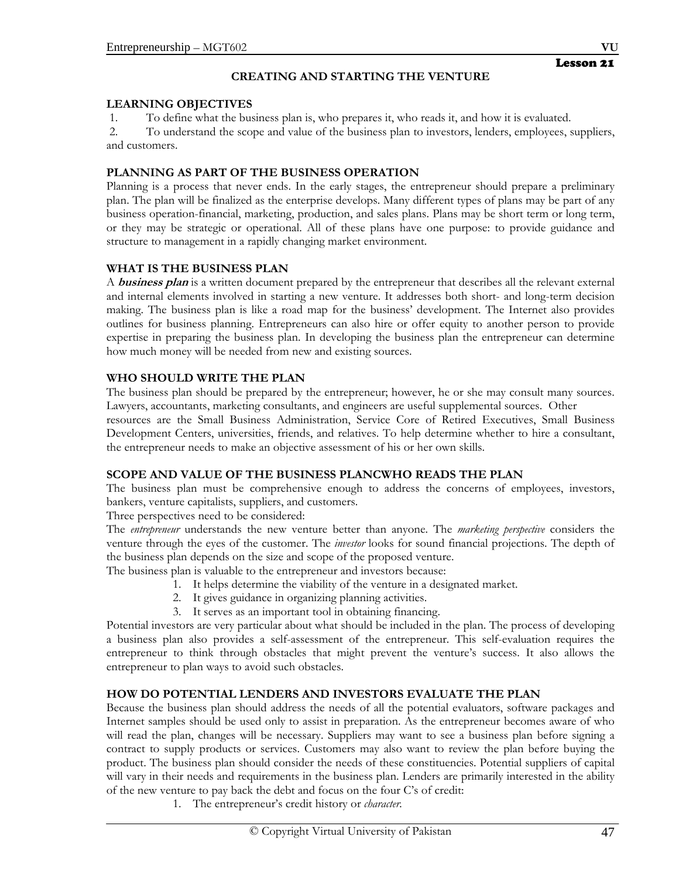# Lesson 21

## CREATING AND STARTING THE VENTURE

**LEARNING OBJECTIVES**

1. To define what the business plan is, who prepares it, who reads it, and how it is evaluated.
2. To understand the scope and value of the business plan to investors, lenders, employees, suppliers, and customers.

**PLANNING AS PART OF THE BUSINESS OPERATION**

Planning is a process that never ends. In the early stages, the entrepreneur should prepare a preliminary plan. The plan will be finalized as the enterprise develops. Many different types of plans may be part of any business operation-financial, marketing, production, and sales plans. Plans may be short term or long term, or they may be strategic or operational. All of these plans have one purpose: to provide guidance and structure to management in a rapidly changing market environment.

**WHAT IS THE BUSINESS PLAN**

A ***business plan*** is a written document prepared by the entrepreneur that describes all the relevant external and internal elements involved in starting a new venture. It addresses both short- and long-term decision making. The business plan is like a road map for the business' development. The Internet also provides outlines for business planning. Entrepreneurs can also hire or offer equity to another person to provide expertise in preparing the business plan. In developing the business plan the entrepreneur can determine how much money will be needed from new and existing sources.

**WHO SHOULD WRITE THE PLAN**

The business plan should be prepared by the entrepreneur; however, he or she may consult many sources. Lawyers, accountants, marketing consultants, and engineers are useful supplemental sources. Other resources are the Small Business Administration, Service Core of Retired Executives, Small Business Development Centers, universities, friends, and relatives. To help determine whether to hire a consultant, the entrepreneur needs to make an objective assessment of his or her own skills.

**SCOPE AND VALUE OF THE BUSINESS PLANCWHO READS THE PLAN**

The business plan must be comprehensive enough to address the concerns of employees, investors, bankers, venture capitalists, suppliers, and customers.

Three perspectives need to be considered:

The *entrepreneur* understands the new venture better than anyone. The *marketing perspective* considers the venture through the eyes of the customer. The *investor* looks for sound financial projections. The depth of the business plan depends on the size and scope of the proposed venture.

The business plan is valuable to the entrepreneur and investors because:

1. It helps determine the viability of the venture in a designated market.
2. It gives guidance in organizing planning activities.
3. It serves as an important tool in obtaining financing.

Potential investors are very particular about what should be included in the plan. The process of developing a business plan also provides a self-assessment of the entrepreneur. This self-evaluation requires the entrepreneur to think through obstacles that might prevent the venture's success. It also allows the entrepreneur to plan ways to avoid such obstacles.

**HOW DO POTENTIAL LENDERS AND INVESTORS EVALUATE THE PLAN**

Because the business plan should address the needs of all the potential evaluators, software packages and Internet samples should be used only to assist in preparation. As the entrepreneur becomes aware of who will read the plan, changes will be necessary. Suppliers may want to see a business plan before signing a contract to supply products or services. Customers may also want to review the plan before buying the product. The business plan should consider the needs of these constituencies. Potential suppliers of capital will vary in their needs and requirements in the business plan. Lenders are primarily interested in the ability of the new venture to pay back the debt and focus on the four C's of credit:

1. The entrepreneur's credit history or *character*.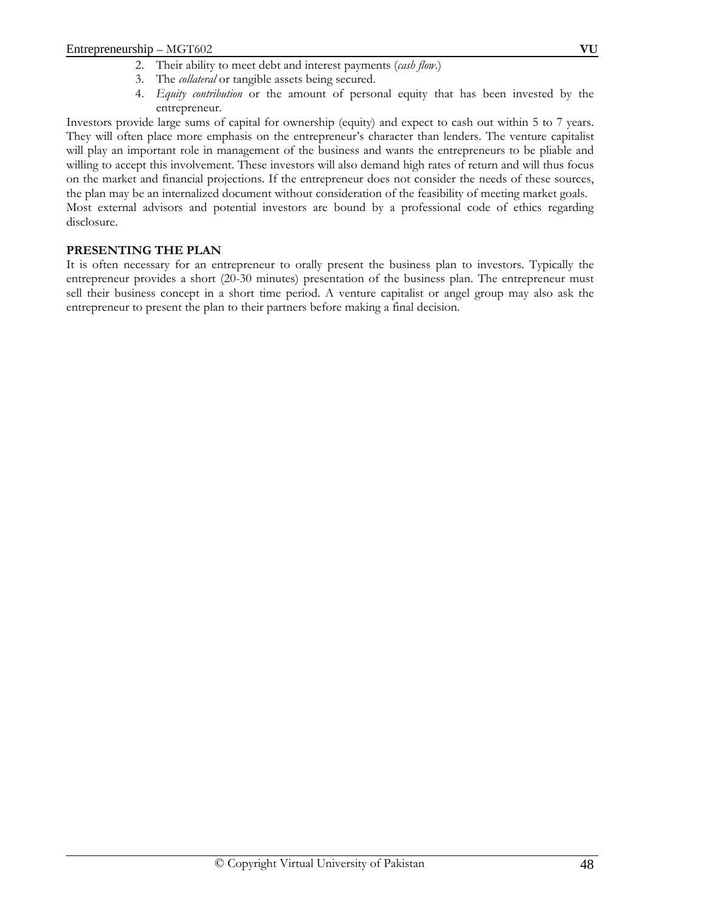2. Their ability to meet debt and interest payments (*cash flow*.)
3. The *collateral* or tangible assets being secured.
4. *Equity contribution* or the amount of personal equity that has been invested by the entrepreneur.

Investors provide large sums of capital for ownership (equity) and expect to cash out within 5 to 7 years. They will often place more emphasis on the entrepreneur's character than lenders. The venture capitalist will play an important role in management of the business and wants the entrepreneurs to be pliable and willing to accept this involvement. These investors will also demand high rates of return and will thus focus on the market and financial projections. If the entrepreneur does not consider the needs of these sources, the plan may be an internalized document without consideration of the feasibility of meeting market goals.

Most external advisors and potential investors are bound by a professional code of ethics regarding disclosure.

**PRESENTING THE PLAN**

It is often necessary for an entrepreneur to orally present the business plan to investors. Typically the entrepreneur provides a short (20-30 minutes) presentation of the business plan. The entrepreneur must sell their business concept in a short time period. A venture capitalist or angel group may also ask the entrepreneur to present the plan to their partners before making a final decision.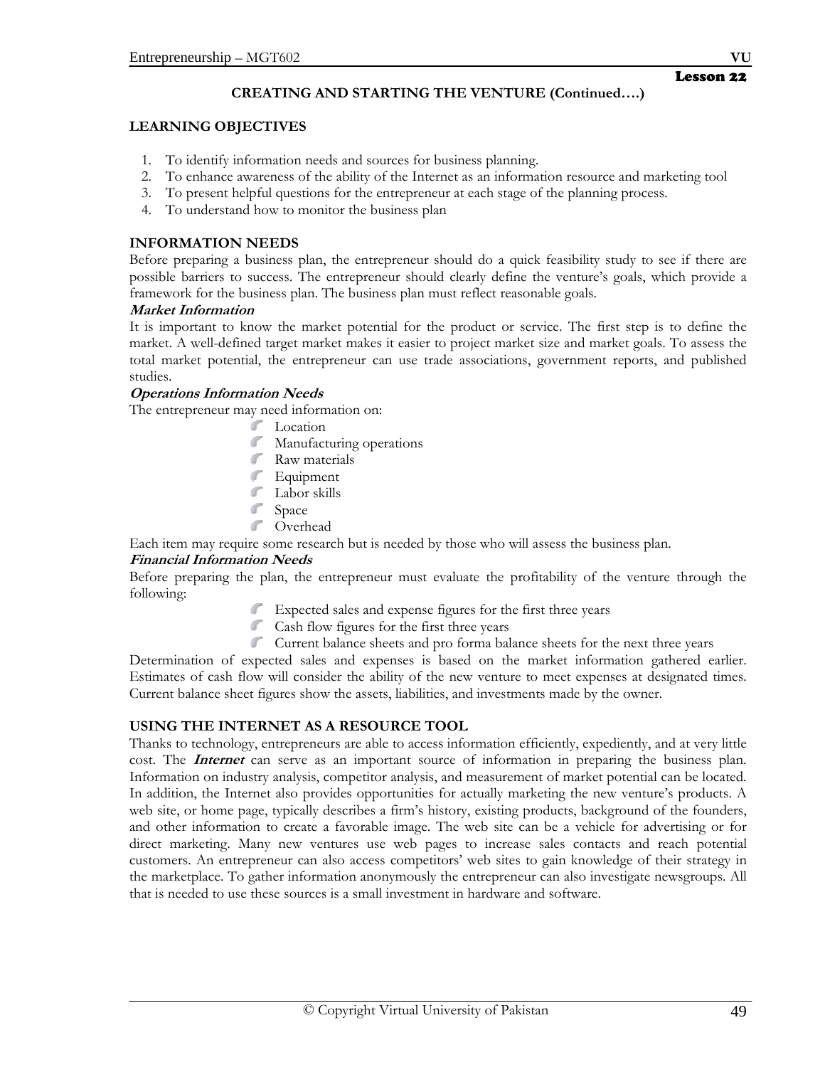Lesson 22

## CREATING AND STARTING THE VENTURE (Continued….)

### LEARNING OBJECTIVES

1. To identify information needs and sources for business planning.
2. To enhance awareness of the ability of the Internet as an information resource and marketing tool
3. To present helpful questions for the entrepreneur at each stage of the planning process.
4. To understand how to monitor the business plan

### INFORMATION NEEDS

Before preparing a business plan, the entrepreneur should do a quick feasibility study to see if there are possible barriers to success. The entrepreneur should clearly define the venture's goals, which provide a framework for the business plan. The business plan must reflect reasonable goals.

***Market Information***

It is important to know the market potential for the product or service. The first step is to define the market. A well-defined target market makes it easier to project market size and market goals. To assess the total market potential, the entrepreneur can use trade associations, government reports, and published studies.

***Operations Information Needs***

The entrepreneur may need information on:

- Location
- Manufacturing operations
- Raw materials
- Equipment
- Labor skills
- Space
- Overhead

Each item may require some research but is needed by those who will assess the business plan.

***Financial Information Needs***

Before preparing the plan, the entrepreneur must evaluate the profitability of the venture through the following:

- Expected sales and expense figures for the first three years
- Cash flow figures for the first three years
- Current balance sheets and pro forma balance sheets for the next three years

Determination of expected sales and expenses is based on the market information gathered earlier. Estimates of cash flow will consider the ability of the new venture to meet expenses at designated times. Current balance sheet figures show the assets, liabilities, and investments made by the owner.

### USING THE INTERNET AS A RESOURCE TOOL

Thanks to technology, entrepreneurs are able to access information efficiently, expediently, and at very little cost. The ***Internet*** can serve as an important source of information in preparing the business plan. Information on industry analysis, competitor analysis, and measurement of market potential can be located. In addition, the Internet also provides opportunities for actually marketing the new venture's products. A web site, or home page, typically describes a firm's history, existing products, background of the founders, and other information to create a favorable image. The web site can be a vehicle for advertising or for direct marketing. Many new ventures use web pages to increase sales contacts and reach potential customers. An entrepreneur can also access competitors' web sites to gain knowledge of their strategy in the marketplace. To gather information anonymously the entrepreneur can also investigate newsgroups. All that is needed to use these sources is a small investment in hardware and software.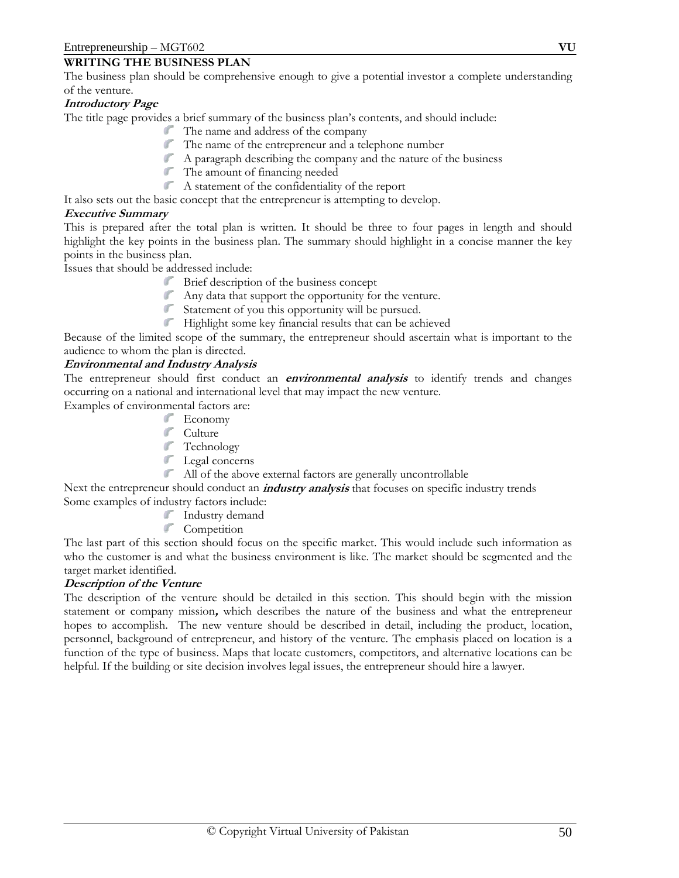## WRITING THE BUSINESS PLAN

The business plan should be comprehensive enough to give a potential investor a complete understanding of the venture.

### *Introductory Page*

The title page provides a brief summary of the business plan's contents, and should include:

- The name and address of the company
- The name of the entrepreneur and a telephone number
- A paragraph describing the company and the nature of the business
- The amount of financing needed
- A statement of the confidentiality of the report

It also sets out the basic concept that the entrepreneur is attempting to develop.

### *Executive Summary*

This is prepared after the total plan is written. It should be three to four pages in length and should highlight the key points in the business plan. The summary should highlight in a concise manner the key points in the business plan.

Issues that should be addressed include:

- Brief description of the business concept
- Any data that support the opportunity for the venture.
- Statement of you this opportunity will be pursued.
- Highlight some key financial results that can be achieved

Because of the limited scope of the summary, the entrepreneur should ascertain what is important to the audience to whom the plan is directed.

### *Environmental and Industry Analysis*

The entrepreneur should first conduct an ***environmental analysis*** to identify trends and changes occurring on a national and international level that may impact the new venture.

Examples of environmental factors are:

- Economy
- Culture
- Technology
- Legal concerns
- All of the above external factors are generally uncontrollable

Next the entrepreneur should conduct an ***industry analysis*** that focuses on specific industry trends

Some examples of industry factors include:

- Industry demand
- Competition

The last part of this section should focus on the specific market. This would include such information as who the customer is and what the business environment is like. The market should be segmented and the target market identified.

### *Description of the Venture*

The description of the venture should be detailed in this section. This should begin with the mission statement or company mission**,** which describes the nature of the business and what the entrepreneur hopes to accomplish. The new venture should be described in detail, including the product, location, personnel, background of entrepreneur, and history of the venture. The emphasis placed on location is a function of the type of business. Maps that locate customers, competitors, and alternative locations can be helpful. If the building or site decision involves legal issues, the entrepreneur should hire a lawyer.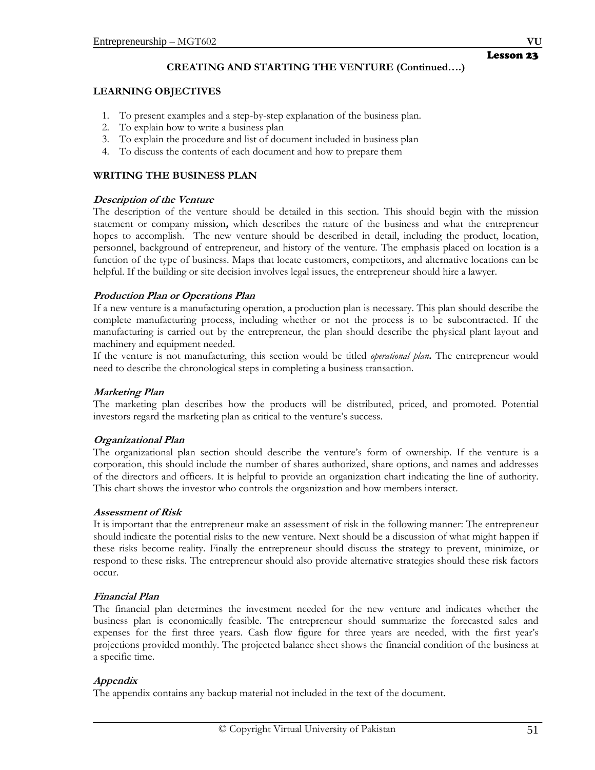Lesson 23

## CREATING AND STARTING THE VENTURE (Continued….)

### LEARNING OBJECTIVES

1. To present examples and a step-by-step explanation of the business plan.
2. To explain how to write a business plan
3. To explain the procedure and list of document included in business plan
4. To discuss the contents of each document and how to prepare them

### WRITING THE BUSINESS PLAN

***Description of the Venture***

The description of the venture should be detailed in this section. This should begin with the mission statement or company mission**,** which describes the nature of the business and what the entrepreneur hopes to accomplish. The new venture should be described in detail, including the product, location, personnel, background of entrepreneur, and history of the venture. The emphasis placed on location is a function of the type of business. Maps that locate customers, competitors, and alternative locations can be helpful. If the building or site decision involves legal issues, the entrepreneur should hire a lawyer.

***Production Plan or Operations Plan***

If a new venture is a manufacturing operation, a production plan is necessary. This plan should describe the complete manufacturing process, including whether or not the process is to be subcontracted. If the manufacturing is carried out by the entrepreneur, the plan should describe the physical plant layout and machinery and equipment needed.

If the venture is not manufacturing, this section would be titled *operational plan***.** The entrepreneur would need to describe the chronological steps in completing a business transaction.

***Marketing Plan***

The marketing plan describes how the products will be distributed, priced, and promoted. Potential investors regard the marketing plan as critical to the venture's success.

***Organizational Plan***

The organizational plan section should describe the venture's form of ownership. If the venture is a corporation, this should include the number of shares authorized, share options, and names and addresses of the directors and officers. It is helpful to provide an organization chart indicating the line of authority. This chart shows the investor who controls the organization and how members interact.

***Assessment of Risk***

It is important that the entrepreneur make an assessment of risk in the following manner: The entrepreneur should indicate the potential risks to the new venture. Next should be a discussion of what might happen if these risks become reality. Finally the entrepreneur should discuss the strategy to prevent, minimize, or respond to these risks. The entrepreneur should also provide alternative strategies should these risk factors occur.

***Financial Plan***

The financial plan determines the investment needed for the new venture and indicates whether the business plan is economically feasible. The entrepreneur should summarize the forecasted sales and expenses for the first three years. Cash flow figure for three years are needed, with the first year's projections provided monthly. The projected balance sheet shows the financial condition of the business at a specific time.

***Appendix***

The appendix contains any backup material not included in the text of the document.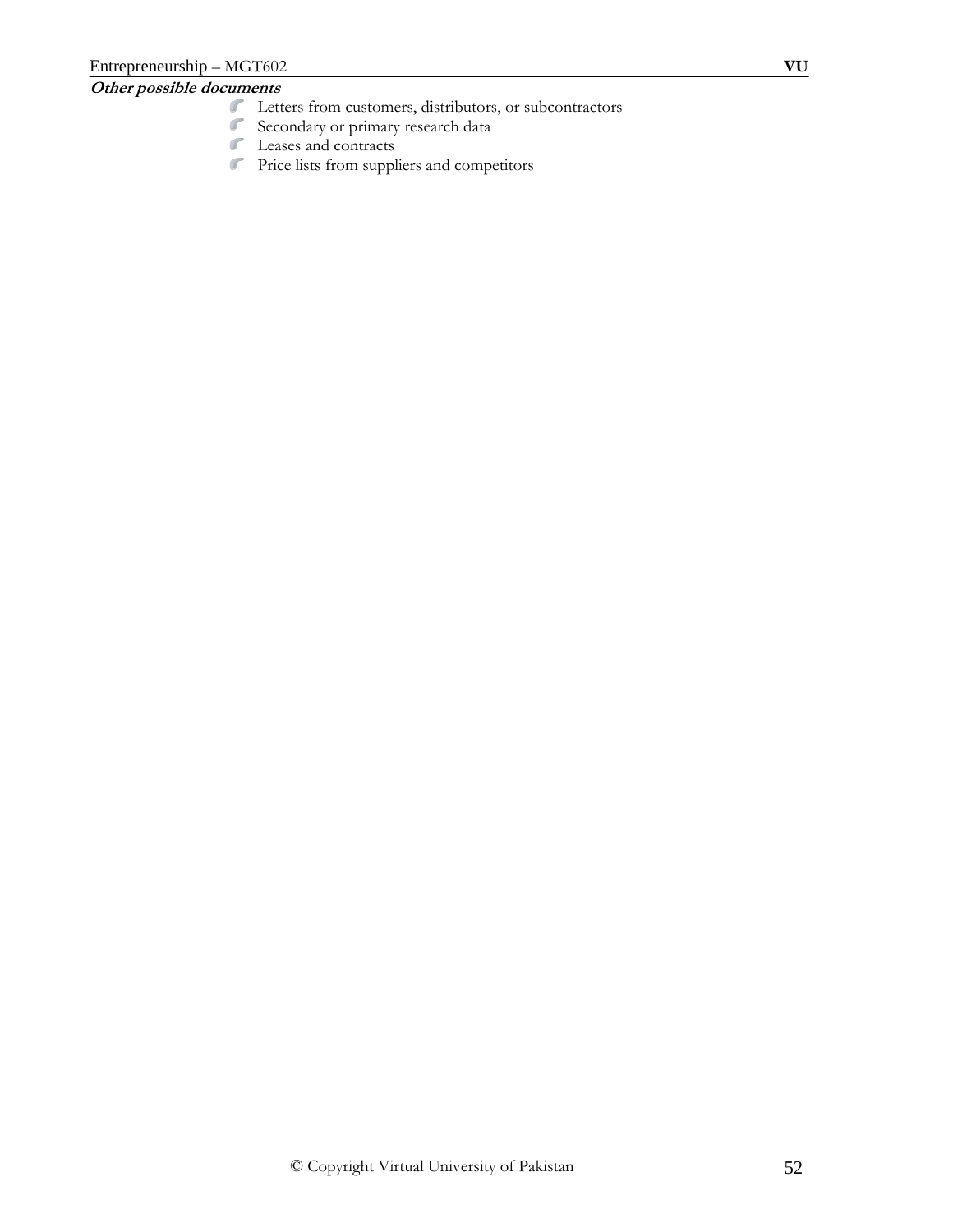***Other possible documents***

- Letters from customers, distributors, or subcontractors
- Secondary or primary research data
- Leases and contracts
- Price lists from suppliers and competitors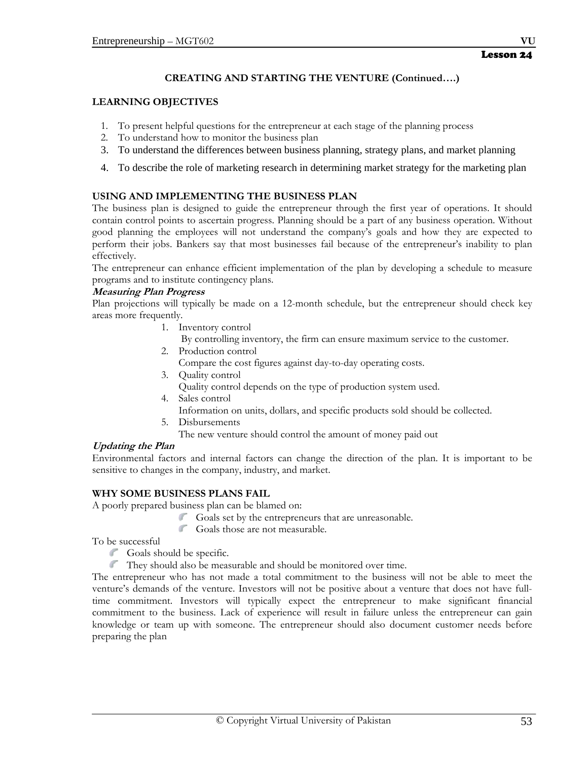**Lesson 24**

## CREATING AND STARTING THE VENTURE (Continued….)

### LEARNING OBJECTIVES

1. To present helpful questions for the entrepreneur at each stage of the planning process
2. To understand how to monitor the business plan
3. To understand the differences between business planning, strategy plans, and market planning
4. To describe the role of marketing research in determining market strategy for the marketing plan

### USING AND IMPLEMENTING THE BUSINESS PLAN

The business plan is designed to guide the entrepreneur through the first year of operations. It should contain control points to ascertain progress. Planning should be a part of any business operation. Without good planning the employees will not understand the company's goals and how they are expected to perform their jobs. Bankers say that most businesses fail because of the entrepreneur's inability to plan effectively.

The entrepreneur can enhance efficient implementation of the plan by developing a schedule to measure programs and to institute contingency plans.

***Measuring Plan Progress***

Plan projections will typically be made on a 12-month schedule, but the entrepreneur should check key areas more frequently.

1. Inventory control
   By controlling inventory, the firm can ensure maximum service to the customer.
2. Production control
   Compare the cost figures against day-to-day operating costs.
3. Quality control
   Quality control depends on the type of production system used.
4. Sales control
   Information on units, dollars, and specific products sold should be collected.
5. Disbursements
   The new venture should control the amount of money paid out

***Updating the Plan***

Environmental factors and internal factors can change the direction of the plan. It is important to be sensitive to changes in the company, industry, and market.

### WHY SOME BUSINESS PLANS FAIL

A poorly prepared business plan can be blamed on:

- Goals set by the entrepreneurs that are unreasonable.
- Goals those are not measurable.

To be successful

- Goals should be specific.
- They should also be measurable and should be monitored over time.

The entrepreneur who has not made a total commitment to the business will not be able to meet the venture's demands of the venture. Investors will not be positive about a venture that does not have full-time commitment. Investors will typically expect the entrepreneur to make significant financial commitment to the business. Lack of experience will result in failure unless the entrepreneur can gain knowledge or team up with someone. The entrepreneur should also document customer needs before preparing the plan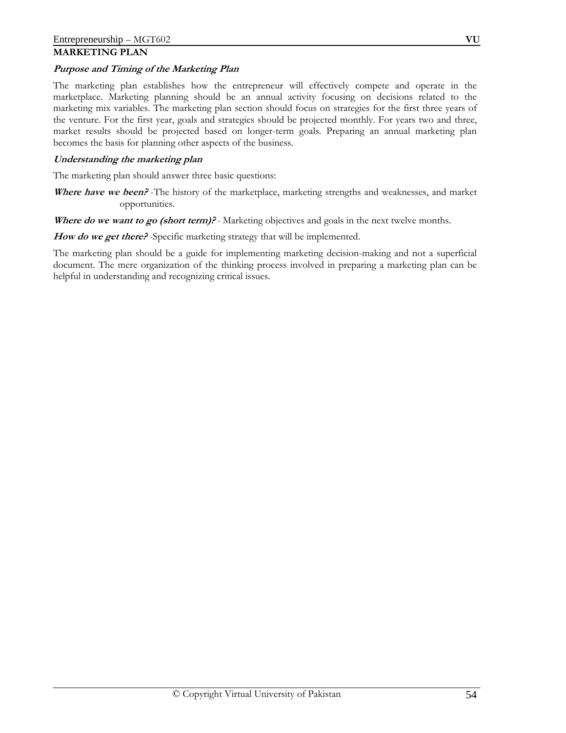## MARKETING PLAN

### *Purpose and Timing of the Marketing Plan*

The marketing plan establishes how the entrepreneur will effectively compete and operate in the marketplace. Marketing planning should be an annual activity focusing on decisions related to the marketing mix variables. The marketing plan section should focus on strategies for the first three years of the venture. For the first year, goals and strategies should be projected monthly. For years two and three, market results should be projected based on longer-term goals. Preparing an annual marketing plan becomes the basis for planning other aspects of the business.

### *Understanding the marketing plan*

The marketing plan should answer three basic questions:

***Where have we been?*** -The history of the marketplace, marketing strengths and weaknesses, and market opportunities.

***Where do we want to go (short term)?*** - Marketing objectives and goals in the next twelve months.

***How do we get there?*** -Specific marketing strategy that will be implemented.

The marketing plan should be a guide for implementing marketing decision-making and not a superficial document. The mere organization of the thinking process involved in preparing a marketing plan can be helpful in understanding and recognizing critical issues.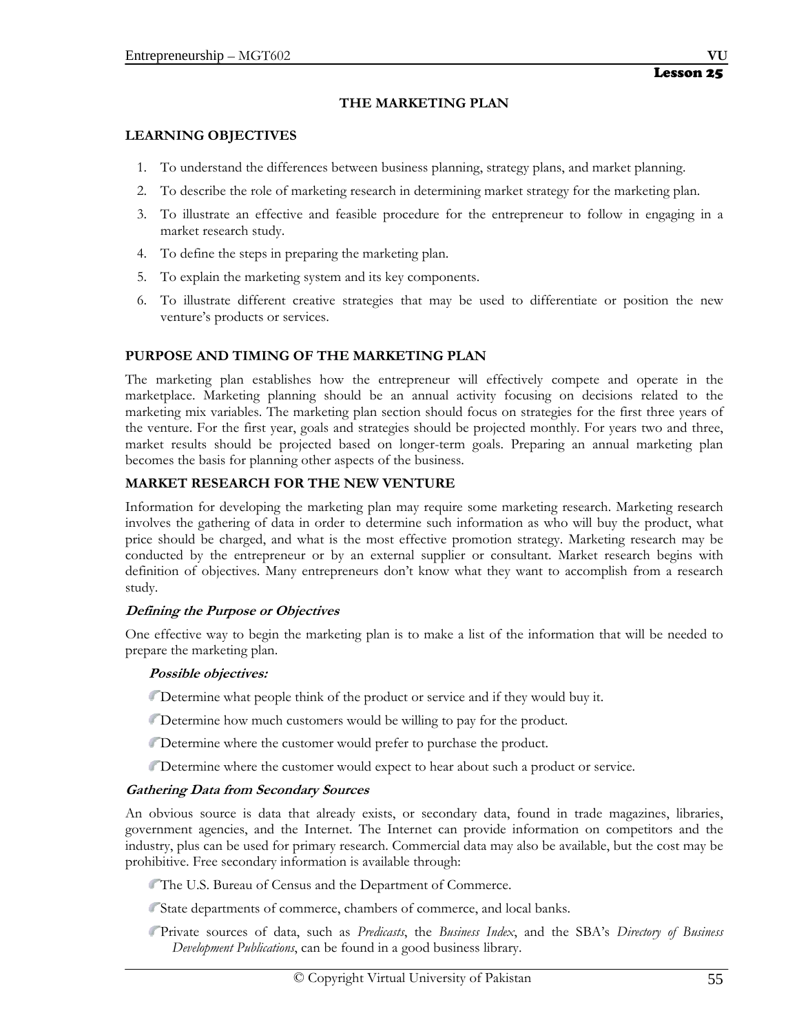## Lesson 25

# THE MARKETING PLAN

## LEARNING OBJECTIVES

1. To understand the differences between business planning, strategy plans, and market planning.
2. To describe the role of marketing research in determining market strategy for the marketing plan.
3. To illustrate an effective and feasible procedure for the entrepreneur to follow in engaging in a market research study.
4. To define the steps in preparing the marketing plan.
5. To explain the marketing system and its key components.
6. To illustrate different creative strategies that may be used to differentiate or position the new venture's products or services.

## PURPOSE AND TIMING OF THE MARKETING PLAN

The marketing plan establishes how the entrepreneur will effectively compete and operate in the marketplace. Marketing planning should be an annual activity focusing on decisions related to the marketing mix variables. The marketing plan section should focus on strategies for the first three years of the venture. For the first year, goals and strategies should be projected monthly. For years two and three, market results should be projected based on longer-term goals. Preparing an annual marketing plan becomes the basis for planning other aspects of the business.

## MARKET RESEARCH FOR THE NEW VENTURE

Information for developing the marketing plan may require some marketing research. Marketing research involves the gathering of data in order to determine such information as who will buy the product, what price should be charged, and what is the most effective promotion strategy. Marketing research may be conducted by the entrepreneur or by an external supplier or consultant. Market research begins with definition of objectives. Many entrepreneurs don't know what they want to accomplish from a research study.

### *Defining the Purpose or Objectives*

One effective way to begin the marketing plan is to make a list of the information that will be needed to prepare the marketing plan.

***Possible objectives:***

- Determine what people think of the product or service and if they would buy it.
- Determine how much customers would be willing to pay for the product.
- Determine where the customer would prefer to purchase the product.
- Determine where the customer would expect to hear about such a product or service.

### *Gathering Data from Secondary Sources*

An obvious source is data that already exists, or secondary data, found in trade magazines, libraries, government agencies, and the Internet. The Internet can provide information on competitors and the industry, plus can be used for primary research. Commercial data may also be available, but the cost may be prohibitive. Free secondary information is available through:

- The U.S. Bureau of Census and the Department of Commerce.
- State departments of commerce, chambers of commerce, and local banks.
- Private sources of data, such as *Predicasts*, the *Business Index*, and the SBA's *Directory of Business Development Publications*, can be found in a good business library.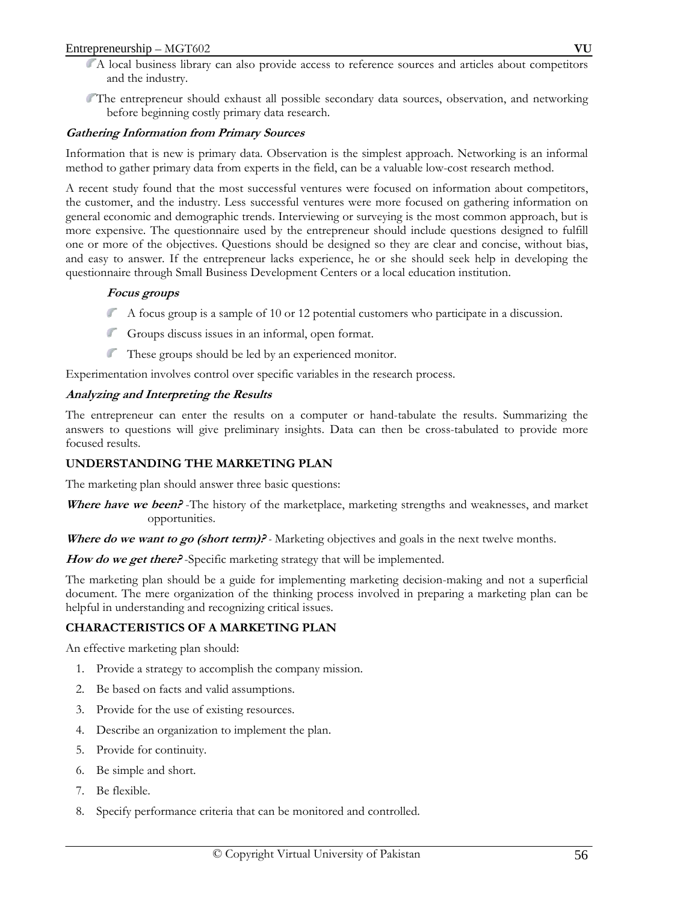- A local business library can also provide access to reference sources and articles about competitors and the industry.
- The entrepreneur should exhaust all possible secondary data sources, observation, and networking before beginning costly primary data research.

***Gathering Information from Primary Sources***

Information that is new is primary data. Observation is the simplest approach. Networking is an informal method to gather primary data from experts in the field, can be a valuable low-cost research method.

A recent study found that the most successful ventures were focused on information about competitors, the customer, and the industry. Less successful ventures were more focused on gathering information on general economic and demographic trends. Interviewing or surveying is the most common approach, but is more expensive. The questionnaire used by the entrepreneur should include questions designed to fulfill one or more of the objectives. Questions should be designed so they are clear and concise, without bias, and easy to answer. If the entrepreneur lacks experience, he or she should seek help in developing the questionnaire through Small Business Development Centers or a local education institution.

***Focus groups***

- A focus group is a sample of 10 or 12 potential customers who participate in a discussion.
- Groups discuss issues in an informal, open format.
- These groups should be led by an experienced monitor.

Experimentation involves control over specific variables in the research process.

***Analyzing and Interpreting the Results***

The entrepreneur can enter the results on a computer or hand-tabulate the results. Summarizing the answers to questions will give preliminary insights. Data can then be cross-tabulated to provide more focused results.

**UNDERSTANDING THE MARKETING PLAN**

The marketing plan should answer three basic questions:

***Where have we been?*** -The history of the marketplace, marketing strengths and weaknesses, and market opportunities.

***Where do we want to go (short term)?*** - Marketing objectives and goals in the next twelve months.

***How do we get there?*** -Specific marketing strategy that will be implemented.

The marketing plan should be a guide for implementing marketing decision-making and not a superficial document. The mere organization of the thinking process involved in preparing a marketing plan can be helpful in understanding and recognizing critical issues.

**CHARACTERISTICS OF A MARKETING PLAN**

An effective marketing plan should:

1. Provide a strategy to accomplish the company mission.
2. Be based on facts and valid assumptions.
3. Provide for the use of existing resources.
4. Describe an organization to implement the plan.
5. Provide for continuity.
6. Be simple and short.
7. Be flexible.
8. Specify performance criteria that can be monitored and controlled.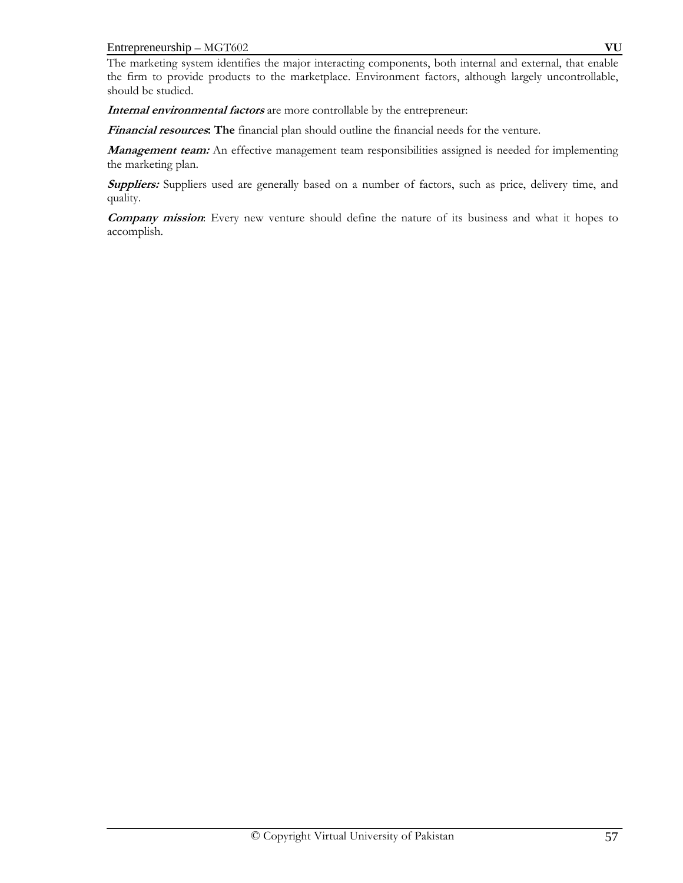The marketing system identifies the major interacting components, both internal and external, that enable the firm to provide products to the marketplace. Environment factors, although largely uncontrollable, should be studied.

***Internal environmental factors*** are more controllable by the entrepreneur:

***Financial resources*: The** financial plan should outline the financial needs for the venture.

***Management team:*** An effective management team responsibilities assigned is needed for implementing the marketing plan.

***Suppliers:*** Suppliers used are generally based on a number of factors, such as price, delivery time, and quality.

***Company mission***: Every new venture should define the nature of its business and what it hopes to accomplish.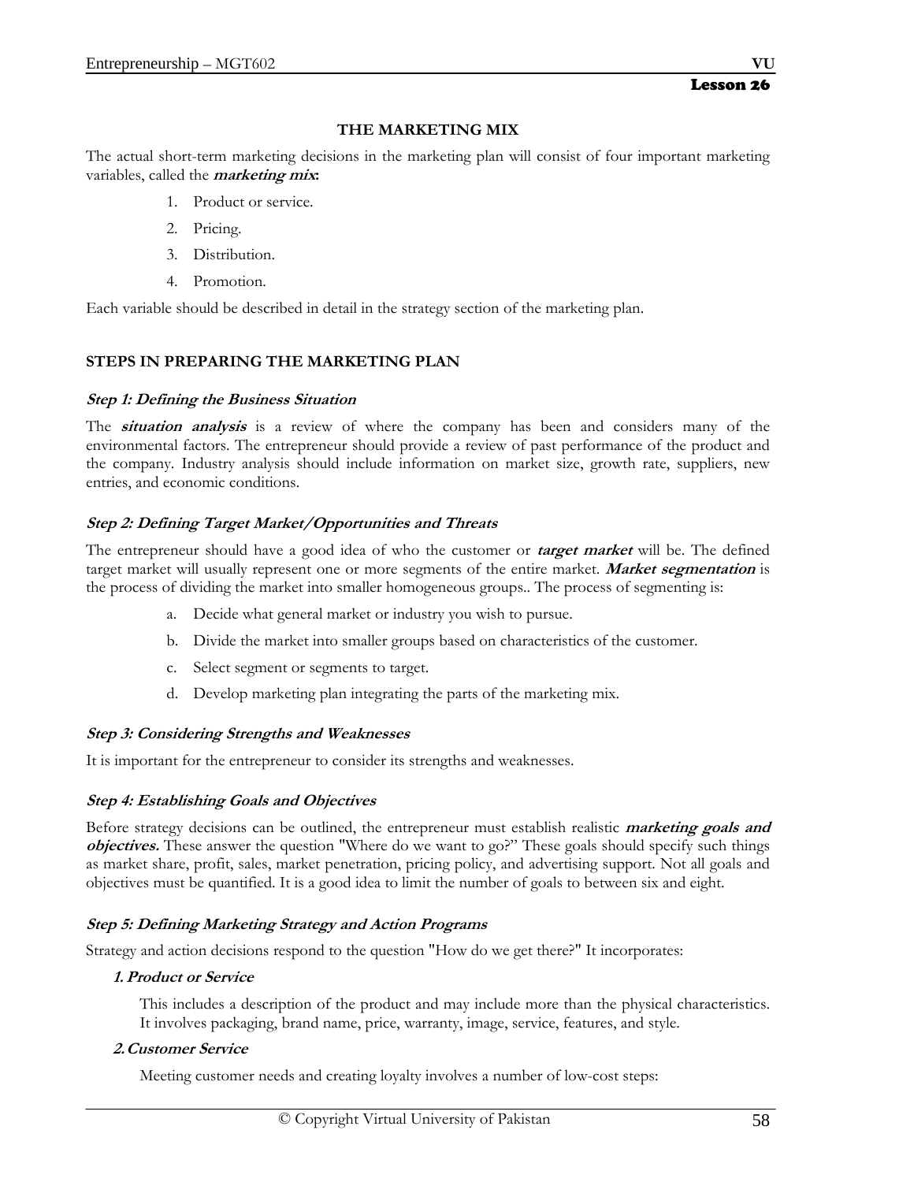## Lesson 26

### THE MARKETING MIX

The actual short-term marketing decisions in the marketing plan will consist of four important marketing variables, called the ***marketing mix***:

1. Product or service.
2. Pricing.
3. Distribution.
4. Promotion.

Each variable should be described in detail in the strategy section of the marketing plan.

### STEPS IN PREPARING THE MARKETING PLAN

***Step 1: Defining the Business Situation***

The ***situation analysis*** is a review of where the company has been and considers many of the environmental factors. The entrepreneur should provide a review of past performance of the product and the company. Industry analysis should include information on market size, growth rate, suppliers, new entries, and economic conditions.

***Step 2: Defining Target Market/Opportunities and Threats***

The entrepreneur should have a good idea of who the customer or ***target market*** will be. The defined target market will usually represent one or more segments of the entire market. ***Market segmentation*** is the process of dividing the market into smaller homogeneous groups.. The process of segmenting is:

a. Decide what general market or industry you wish to pursue.
b. Divide the market into smaller groups based on characteristics of the customer.
c. Select segment or segments to target.
d. Develop marketing plan integrating the parts of the marketing mix.

***Step 3: Considering Strengths and Weaknesses***

It is important for the entrepreneur to consider its strengths and weaknesses.

***Step 4: Establishing Goals and Objectives***

Before strategy decisions can be outlined, the entrepreneur must establish realistic ***marketing goals and objectives.*** These answer the question "Where do we want to go?" These goals should specify such things as market share, profit, sales, market penetration, pricing policy, and advertising support. Not all goals and objectives must be quantified. It is a good idea to limit the number of goals to between six and eight.

***Step 5: Defining Marketing Strategy and Action Programs***

Strategy and action decisions respond to the question "How do we get there?" It incorporates:

***1. Product or Service***

This includes a description of the product and may include more than the physical characteristics. It involves packaging, brand name, price, warranty, image, service, features, and style.

***2. Customer Service***

Meeting customer needs and creating loyalty involves a number of low-cost steps: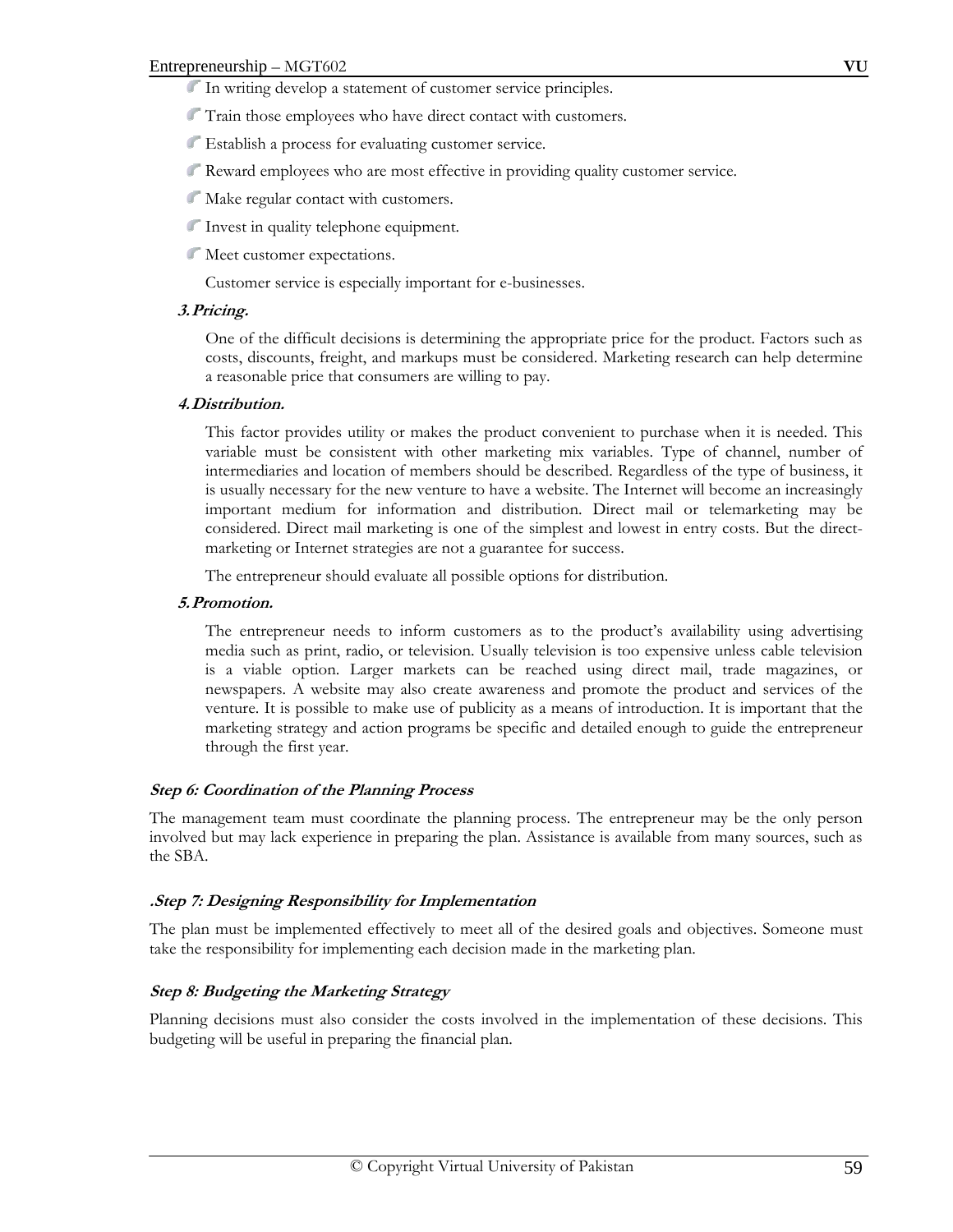- In writing develop a statement of customer service principles.
- Train those employees who have direct contact with customers.
- Establish a process for evaluating customer service.
- Reward employees who are most effective in providing quality customer service.
- Make regular contact with customers.
- Invest in quality telephone equipment.
- Meet customer expectations.

Customer service is especially important for e-businesses.

***3. Pricing.***

One of the difficult decisions is determining the appropriate price for the product. Factors such as costs, discounts, freight, and markups must be considered. Marketing research can help determine a reasonable price that consumers are willing to pay.

***4. Distribution.***

This factor provides utility or makes the product convenient to purchase when it is needed. This variable must be consistent with other marketing mix variables. Type of channel, number of intermediaries and location of members should be described. Regardless of the type of business, it is usually necessary for the new venture to have a website. The Internet will become an increasingly important medium for information and distribution. Direct mail or telemarketing may be considered. Direct mail marketing is one of the simplest and lowest in entry costs. But the direct-marketing or Internet strategies are not a guarantee for success.

The entrepreneur should evaluate all possible options for distribution.

***5. Promotion.***

The entrepreneur needs to inform customers as to the product's availability using advertising media such as print, radio, or television. Usually television is too expensive unless cable television is a viable option. Larger markets can be reached using direct mail, trade magazines, or newspapers. A website may also create awareness and promote the product and services of the venture. It is possible to make use of publicity as a means of introduction. It is important that the marketing strategy and action programs be specific and detailed enough to guide the entrepreneur through the first year.

### *Step 6: Coordination of the Planning Process*

The management team must coordinate the planning process. The entrepreneur may be the only person involved but may lack experience in preparing the plan. Assistance is available from many sources, such as the SBA.

### *.Step 7: Designing Responsibility for Implementation*

The plan must be implemented effectively to meet all of the desired goals and objectives. Someone must take the responsibility for implementing each decision made in the marketing plan.

### *Step 8: Budgeting the Marketing Strategy*

Planning decisions must also consider the costs involved in the implementation of these decisions. This budgeting will be useful in preparing the financial plan.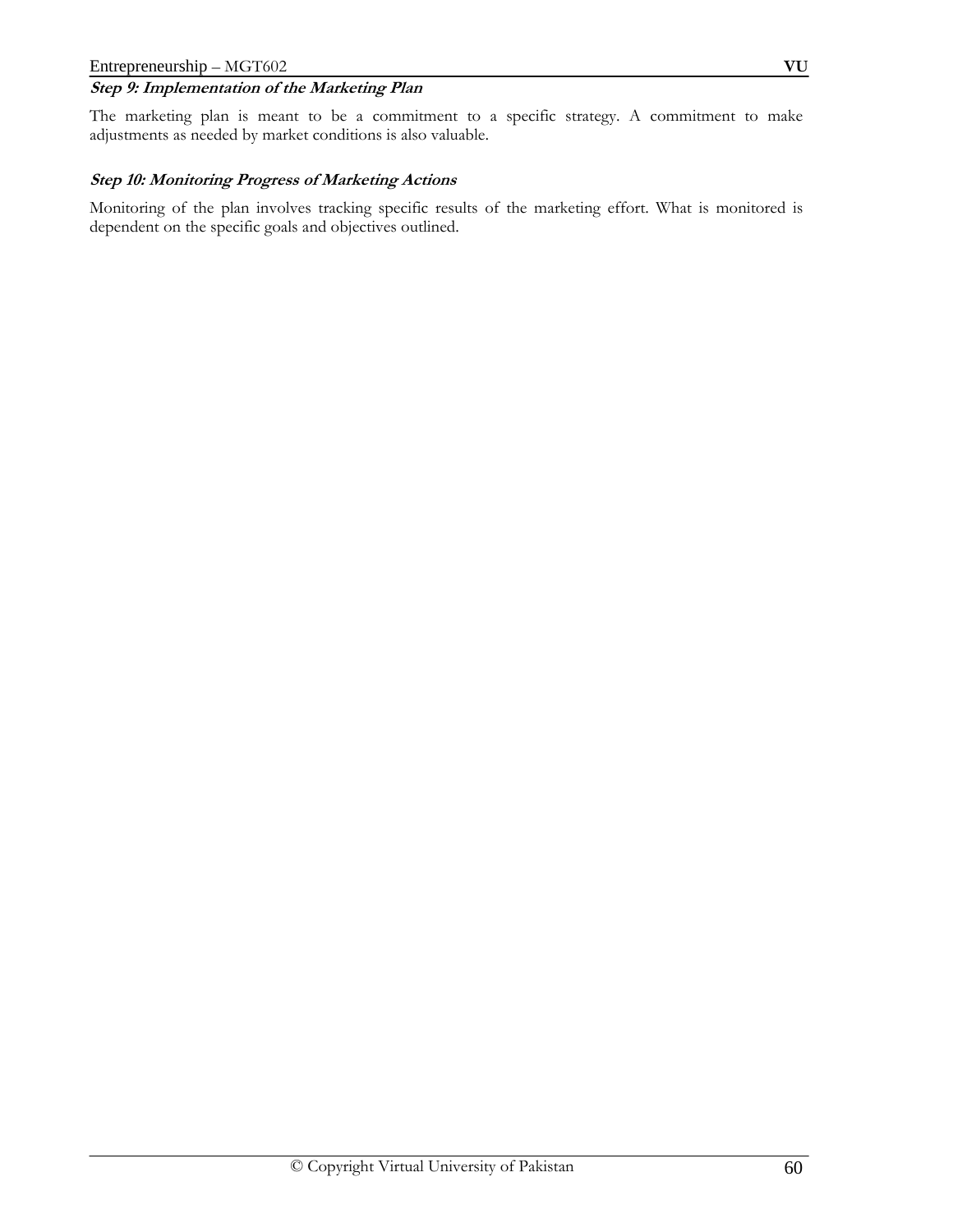***Step 9: Implementation of the Marketing Plan***

The marketing plan is meant to be a commitment to a specific strategy. A commitment to make adjustments as needed by market conditions is also valuable.

***Step 10: Monitoring Progress of Marketing Actions***

Monitoring of the plan involves tracking specific results of the marketing effort. What is monitored is dependent on the specific goals and objectives outlined.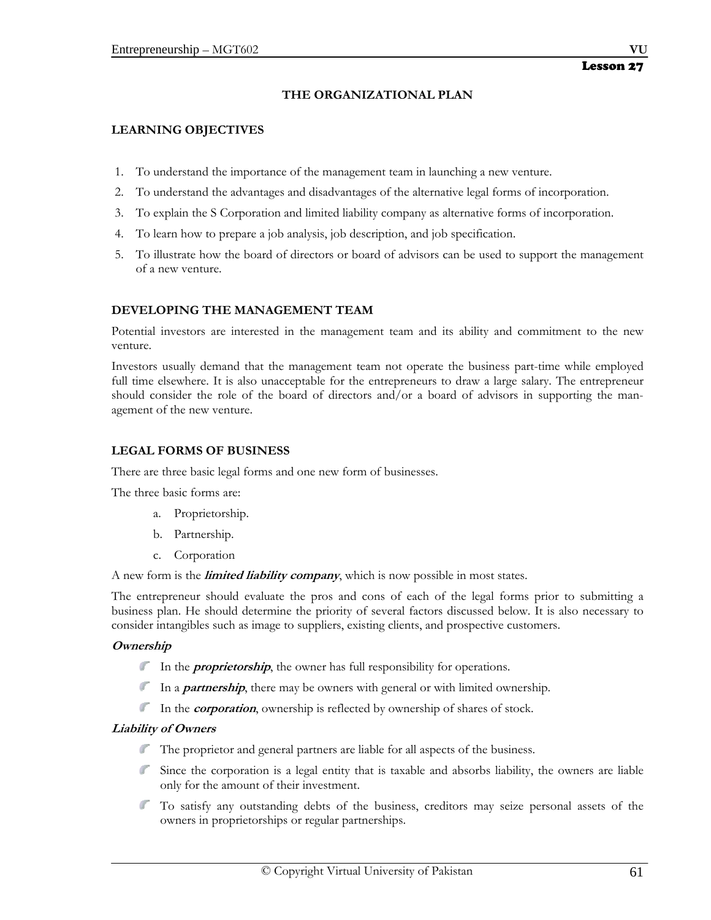Lesson 27

# THE ORGANIZATIONAL PLAN

## LEARNING OBJECTIVES

1. To understand the importance of the management team in launching a new venture.
2. To understand the advantages and disadvantages of the alternative legal forms of incorporation.
3. To explain the S Corporation and limited liability company as alternative forms of incorporation.
4. To learn how to prepare a job analysis, job description, and job specification.
5. To illustrate how the board of directors or board of advisors can be used to support the management of a new venture.

## DEVELOPING THE MANAGEMENT TEAM

Potential investors are interested in the management team and its ability and commitment to the new venture.

Investors usually demand that the management team not operate the business part-time while employed full time elsewhere. It is also unacceptable for the entrepreneurs to draw a large salary. The entrepreneur should consider the role of the board of directors and/or a board of advisors in supporting the management of the new venture.

## LEGAL FORMS OF BUSINESS

There are three basic legal forms and one new form of businesses.

The three basic forms are:

a. Proprietorship.
b. Partnership.
c. Corporation

A new form is the ***limited liability company***, which is now possible in most states.

The entrepreneur should evaluate the pros and cons of each of the legal forms prior to submitting a business plan. He should determine the priority of several factors discussed below. It is also necessary to consider intangibles such as image to suppliers, existing clients, and prospective customers.

### *Ownership*

- In the ***proprietorship***, the owner has full responsibility for operations.
- In a ***partnership***, there may be owners with general or with limited ownership.
- In the ***corporation***, ownership is reflected by ownership of shares of stock.

### *Liability of Owners*

- The proprietor and general partners are liable for all aspects of the business.
- Since the corporation is a legal entity that is taxable and absorbs liability, the owners are liable only for the amount of their investment.
- To satisfy any outstanding debts of the business, creditors may seize personal assets of the owners in proprietorships or regular partnerships.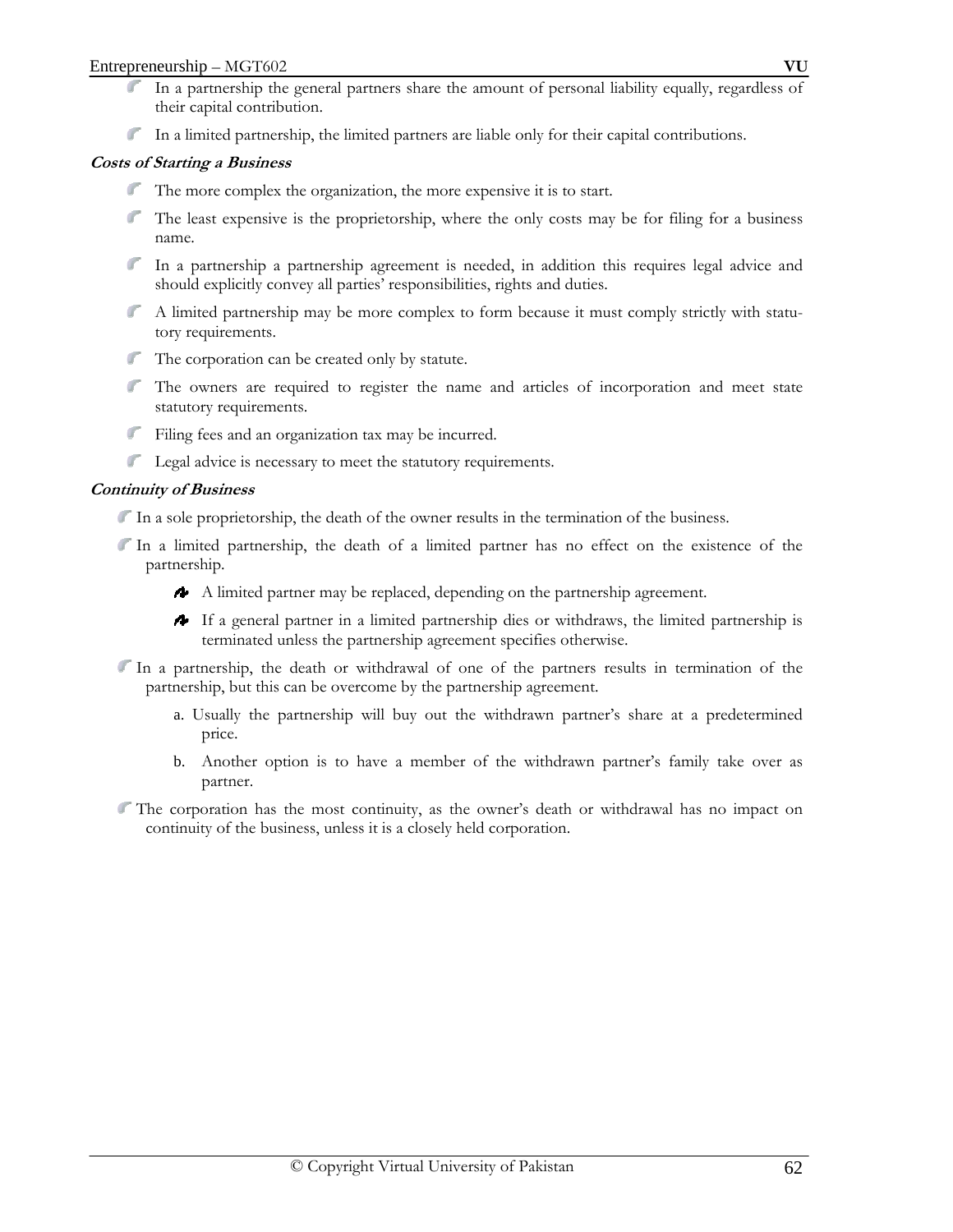- In a partnership the general partners share the amount of personal liability equally, regardless of their capital contribution.
- In a limited partnership, the limited partners are liable only for their capital contributions.

***Costs of Starting a Business***

- The more complex the organization, the more expensive it is to start.
- The least expensive is the proprietorship, where the only costs may be for filing for a business name.
- In a partnership a partnership agreement is needed, in addition this requires legal advice and should explicitly convey all parties' responsibilities, rights and duties.
- A limited partnership may be more complex to form because it must comply strictly with statutory requirements.
- The corporation can be created only by statute.
- The owners are required to register the name and articles of incorporation and meet state statutory requirements.
- Filing fees and an organization tax may be incurred.
- Legal advice is necessary to meet the statutory requirements.

***Continuity of Business***

- In a sole proprietorship, the death of the owner results in the termination of the business.
- In a limited partnership, the death of a limited partner has no effect on the existence of the partnership.
  - A limited partner may be replaced, depending on the partnership agreement.
  - If a general partner in a limited partnership dies or withdraws, the limited partnership is terminated unless the partnership agreement specifies otherwise.
- In a partnership, the death or withdrawal of one of the partners results in termination of the partnership, but this can be overcome by the partnership agreement.
  a. Usually the partnership will buy out the withdrawn partner's share at a predetermined price.
  b. Another option is to have a member of the withdrawn partner's family take over as partner.
- The corporation has the most continuity, as the owner's death or withdrawal has no impact on continuity of the business, unless it is a closely held corporation.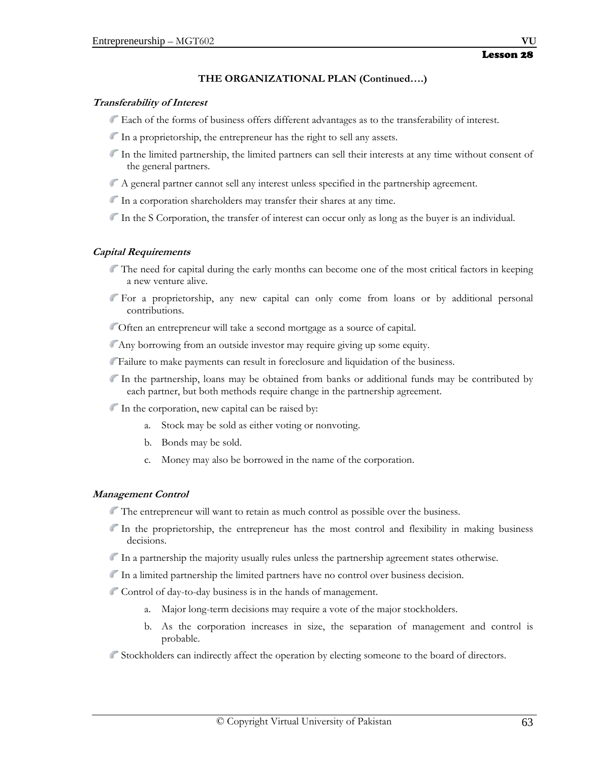## Lesson 28

### THE ORGANIZATIONAL PLAN (Continued….)

#### *Transferability of Interest*

- Each of the forms of business offers different advantages as to the transferability of interest.
- In a proprietorship, the entrepreneur has the right to sell any assets.
- In the limited partnership, the limited partners can sell their interests at any time without consent of the general partners.
- A general partner cannot sell any interest unless specified in the partnership agreement.
- In a corporation shareholders may transfer their shares at any time.
- In the S Corporation, the transfer of interest can occur only as long as the buyer is an individual.

#### *Capital Requirements*

- The need for capital during the early months can become one of the most critical factors in keeping a new venture alive.
- For a proprietorship, any new capital can only come from loans or by additional personal contributions.
- Often an entrepreneur will take a second mortgage as a source of capital.
- Any borrowing from an outside investor may require giving up some equity.
- Failure to make payments can result in foreclosure and liquidation of the business.
- In the partnership, loans may be obtained from banks or additional funds may be contributed by each partner, but both methods require change in the partnership agreement.
- In the corporation, new capital can be raised by:
  a. Stock may be sold as either voting or nonvoting.
  b. Bonds may be sold.
  c. Money may also be borrowed in the name of the corporation.

#### *Management Control*

- The entrepreneur will want to retain as much control as possible over the business.
- In the proprietorship, the entrepreneur has the most control and flexibility in making business decisions.
- In a partnership the majority usually rules unless the partnership agreement states otherwise.
- In a limited partnership the limited partners have no control over business decision.
- Control of day-to-day business is in the hands of management.
  a. Major long-term decisions may require a vote of the major stockholders.
  b. As the corporation increases in size, the separation of management and control is probable.
- Stockholders can indirectly affect the operation by electing someone to the board of directors.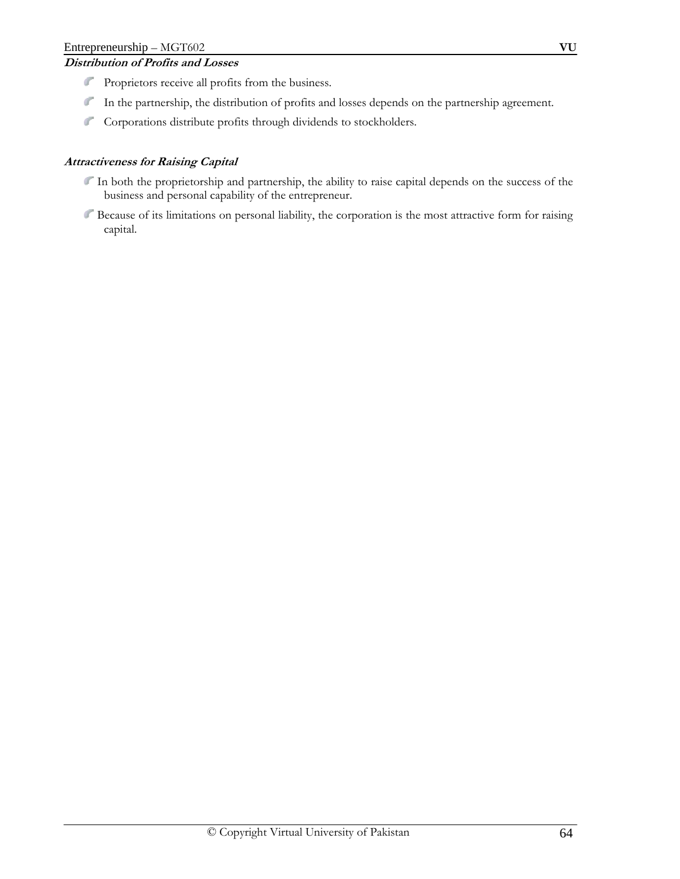***Distribution of Profits and Losses***

- Proprietors receive all profits from the business.
- In the partnership, the distribution of profits and losses depends on the partnership agreement.
- Corporations distribute profits through dividends to stockholders.

***Attractiveness for Raising Capital***

- In both the proprietorship and partnership, the ability to raise capital depends on the success of the business and personal capability of the entrepreneur.
- Because of its limitations on personal liability, the corporation is the most attractive form for raising capital.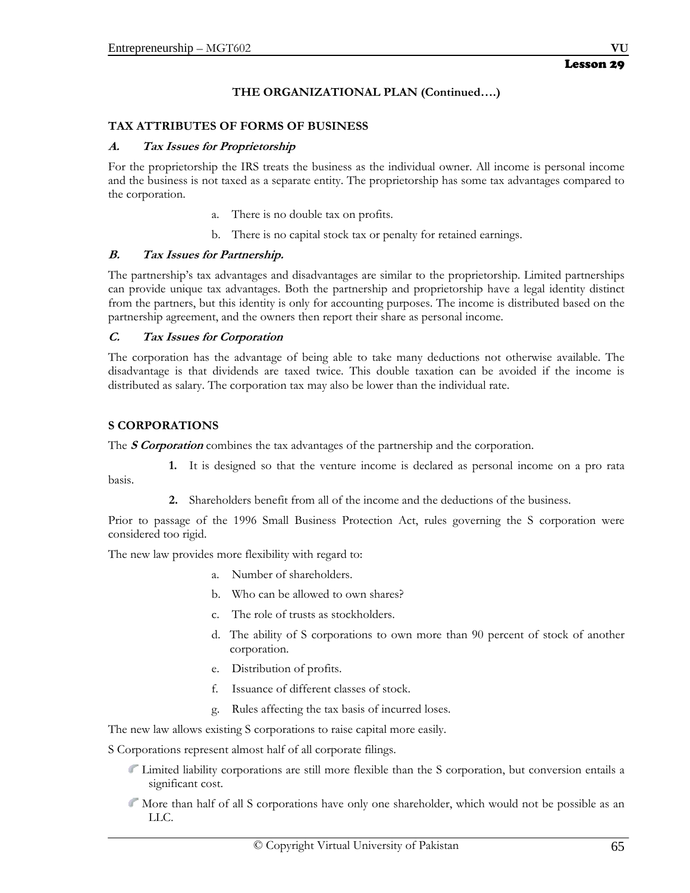Lesson 29

## THE ORGANIZATIONAL PLAN (Continued….)

### TAX ATTRIBUTES OF FORMS OF BUSINESS

#### *A. Tax Issues for Proprietorship*

For the proprietorship the IRS treats the business as the individual owner. All income is personal income and the business is not taxed as a separate entity. The proprietorship has some tax advantages compared to the corporation.

a. There is no double tax on profits.

b. There is no capital stock tax or penalty for retained earnings.

#### *B. Tax Issues for Partnership.*

The partnership's tax advantages and disadvantages are similar to the proprietorship. Limited partnerships can provide unique tax advantages. Both the partnership and proprietorship have a legal identity distinct from the partners, but this identity is only for accounting purposes. The income is distributed based on the partnership agreement, and the owners then report their share as personal income.

#### *C. Tax Issues for Corporation*

The corporation has the advantage of being able to take many deductions not otherwise available. The disadvantage is that dividends are taxed twice. This double taxation can be avoided if the income is distributed as salary. The corporation tax may also be lower than the individual rate.

### S CORPORATIONS

The ***S Corporation*** combines the tax advantages of the partnership and the corporation.

**1.** It is designed so that the venture income is declared as personal income on a pro rata basis.

**2.** Shareholders benefit from all of the income and the deductions of the business.

Prior to passage of the 1996 Small Business Protection Act, rules governing the S corporation were considered too rigid.

The new law provides more flexibility with regard to:

a. Number of shareholders.

b. Who can be allowed to own shares?

c. The role of trusts as stockholders.

d. The ability of S corporations to own more than 90 percent of stock of another corporation.

e. Distribution of profits.

f. Issuance of different classes of stock.

g. Rules affecting the tax basis of incurred loses.

The new law allows existing S corporations to raise capital more easily.

S Corporations represent almost half of all corporate filings.

- Limited liability corporations are still more flexible than the S corporation, but conversion entails a significant cost.
- More than half of all S corporations have only one shareholder, which would not be possible as an LLC.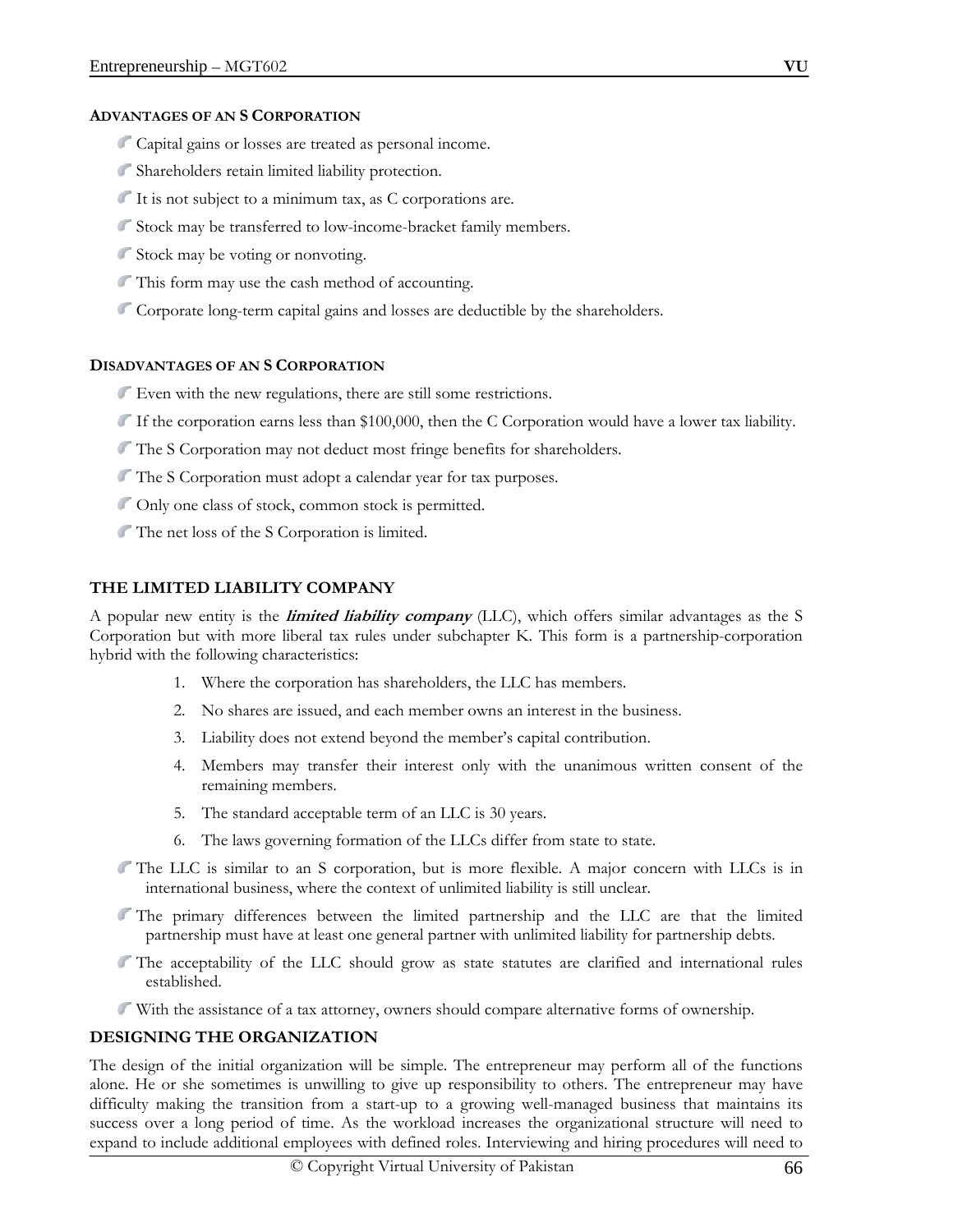**ADVANTAGES OF AN S CORPORATION**

- Capital gains or losses are treated as personal income.
- Shareholders retain limited liability protection.
- It is not subject to a minimum tax, as C corporations are.
- Stock may be transferred to low-income-bracket family members.
- Stock may be voting or nonvoting.
- This form may use the cash method of accounting.
- Corporate long-term capital gains and losses are deductible by the shareholders.

**DISADVANTAGES OF AN S CORPORATION**

- Even with the new regulations, there are still some restrictions.
- If the corporation earns less than $100,000, then the C Corporation would have a lower tax liability.
- The S Corporation may not deduct most fringe benefits for shareholders.
- The S Corporation must adopt a calendar year for tax purposes.
- Only one class of stock, common stock is permitted.
- The net loss of the S Corporation is limited.

## THE LIMITED LIABILITY COMPANY

A popular new entity is the ***limited liability company*** (LLC), which offers similar advantages as the S Corporation but with more liberal tax rules under subchapter K. This form is a partnership-corporation hybrid with the following characteristics:

1. Where the corporation has shareholders, the LLC has members.
2. No shares are issued, and each member owns an interest in the business.
3. Liability does not extend beyond the member's capital contribution.
4. Members may transfer their interest only with the unanimous written consent of the remaining members.
5. The standard acceptable term of an LLC is 30 years.
6. The laws governing formation of the LLCs differ from state to state.

- The LLC is similar to an S corporation, but is more flexible. A major concern with LLCs is in international business, where the context of unlimited liability is still unclear.
- The primary differences between the limited partnership and the LLC are that the limited partnership must have at least one general partner with unlimited liability for partnership debts.
- The acceptability of the LLC should grow as state statutes are clarified and international rules established.
- With the assistance of a tax attorney, owners should compare alternative forms of ownership.

## DESIGNING THE ORGANIZATION

The design of the initial organization will be simple. The entrepreneur may perform all of the functions alone. He or she sometimes is unwilling to give up responsibility to others. The entrepreneur may have difficulty making the transition from a start-up to a growing well-managed business that maintains its success over a long period of time. As the workload increases the organizational structure will need to expand to include additional employees with defined roles. Interviewing and hiring procedures will need to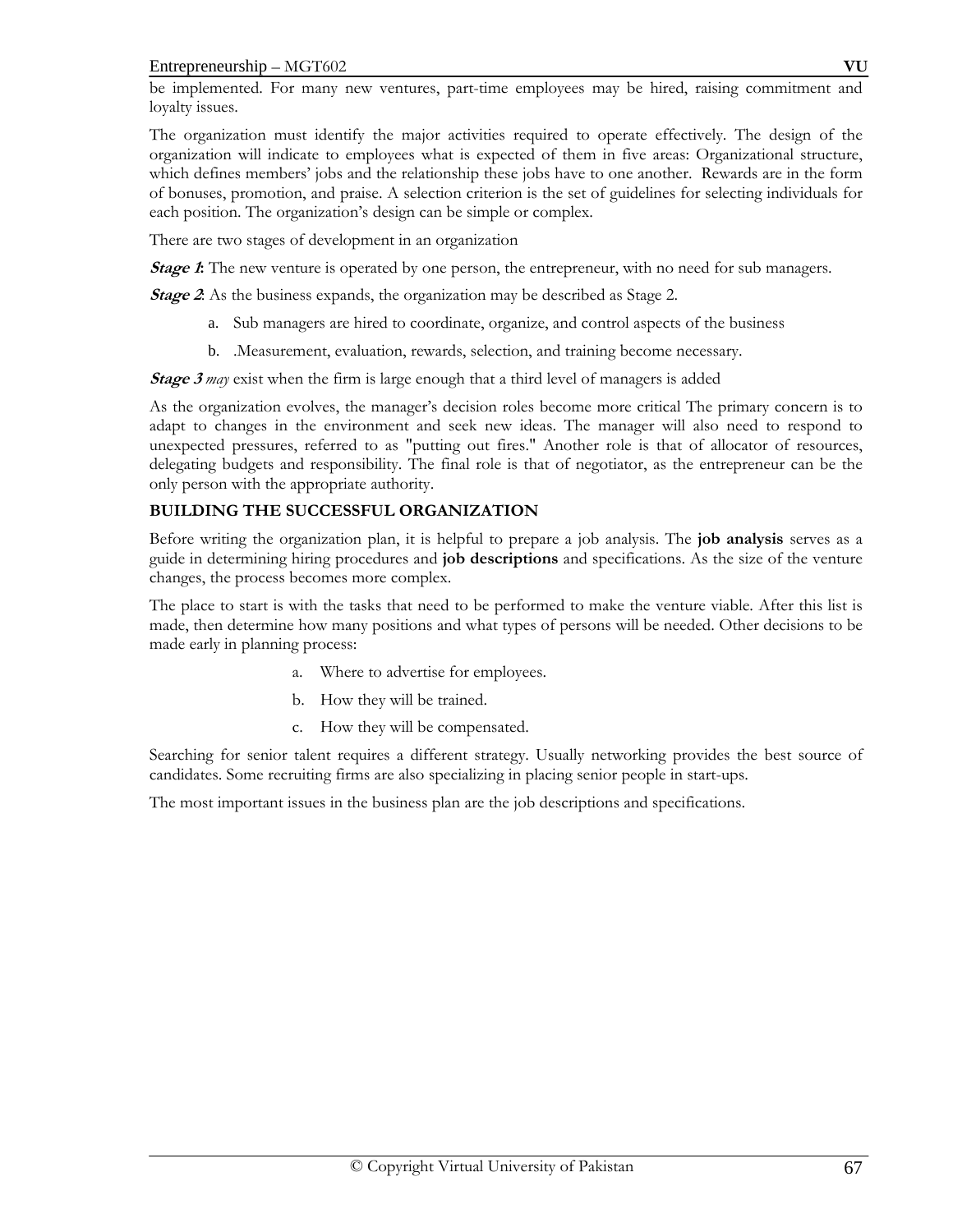be implemented. For many new ventures, part-time employees may be hired, raising commitment and loyalty issues.

The organization must identify the major activities required to operate effectively. The design of the organization will indicate to employees what is expected of them in five areas: Organizational structure, which defines members' jobs and the relationship these jobs have to one another. Rewards are in the form of bonuses, promotion, and praise. A selection criterion is the set of guidelines for selecting individuals for each position. The organization's design can be simple or complex.

There are two stages of development in an organization

***Stage 1*:** The new venture is operated by one person, the entrepreneur, with no need for sub managers.

***Stage 2***: As the business expands, the organization may be described as Stage 2.

a. Sub managers are hired to coordinate, organize, and control aspects of the business
b. .Measurement, evaluation, rewards, selection, and training become necessary.

***Stage 3*** *may* exist when the firm is large enough that a third level of managers is added

As the organization evolves, the manager's decision roles become more critical The primary concern is to adapt to changes in the environment and seek new ideas. The manager will also need to respond to unexpected pressures, referred to as "putting out fires." Another role is that of allocator of resources, delegating budgets and responsibility. The final role is that of negotiator, as the entrepreneur can be the only person with the appropriate authority.

**BUILDING THE SUCCESSFUL ORGANIZATION**

Before writing the organization plan, it is helpful to prepare a job analysis. The **job analysis** serves as a guide in determining hiring procedures and **job descriptions** and specifications. As the size of the venture changes, the process becomes more complex.

The place to start is with the tasks that need to be performed to make the venture viable. After this list is made, then determine how many positions and what types of persons will be needed. Other decisions to be made early in planning process:

a. Where to advertise for employees.
b. How they will be trained.
c. How they will be compensated.

Searching for senior talent requires a different strategy. Usually networking provides the best source of candidates. Some recruiting firms are also specializing in placing senior people in start-ups.

The most important issues in the business plan are the job descriptions and specifications.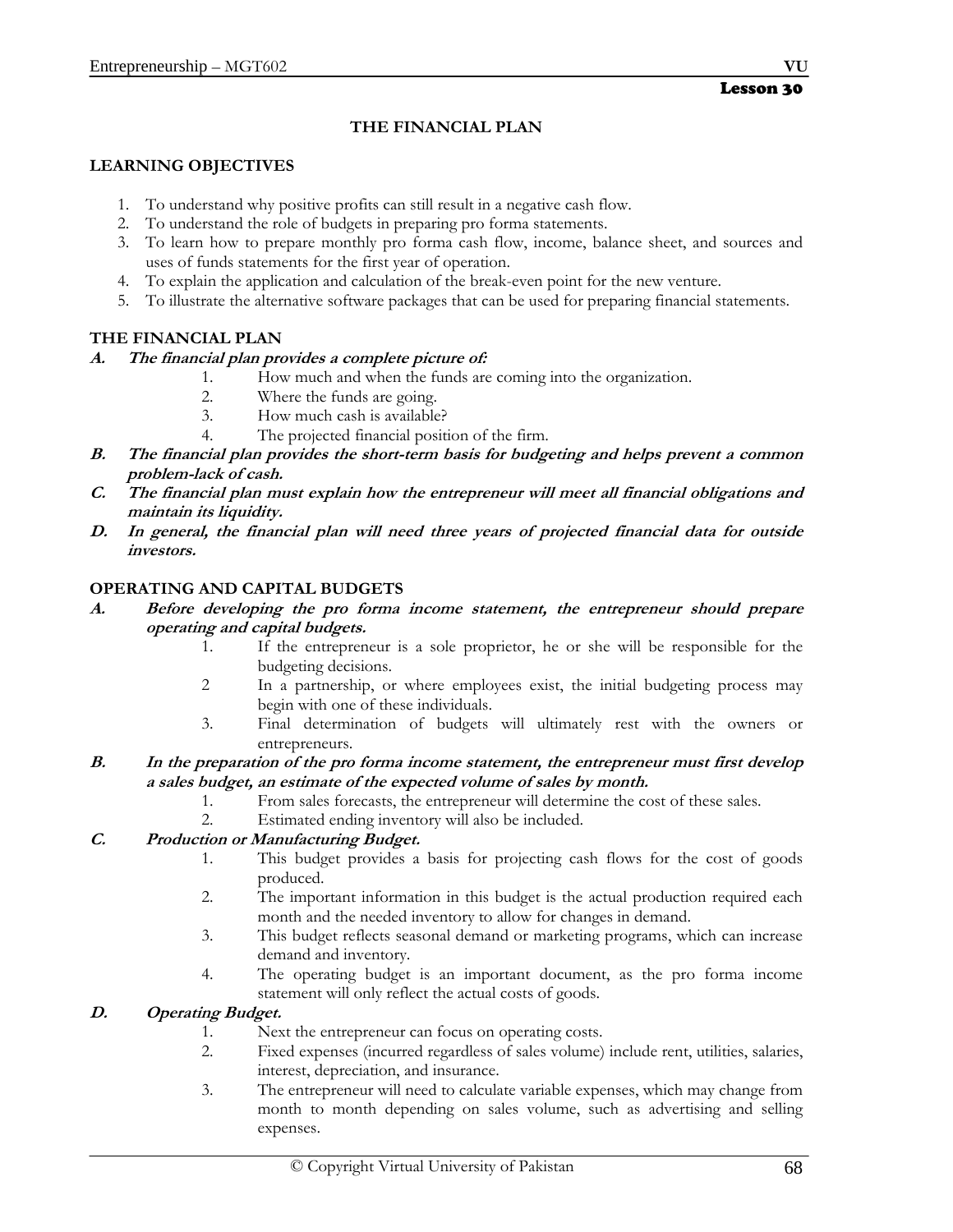Lesson 30

# THE FINANCIAL PLAN

## LEARNING OBJECTIVES

1. To understand why positive profits can still result in a negative cash flow.
2. To understand the role of budgets in preparing pro forma statements.
3. To learn how to prepare monthly pro forma cash flow, income, balance sheet, and sources and uses of funds statements for the first year of operation.
4. To explain the application and calculation of the break-even point for the new venture.
5. To illustrate the alternative software packages that can be used for preparing financial statements.

## THE FINANCIAL PLAN

**A. *The financial plan provides a complete picture of:***

1. How much and when the funds are coming into the organization.
2. Where the funds are going.
3. How much cash is available?
4. The projected financial position of the firm.

**B. *The financial plan provides the short-term basis for budgeting and helps prevent a common problem-lack of cash.***

**C. *The financial plan must explain how the entrepreneur will meet all financial obligations and maintain its liquidity.***

**D. *In general, the financial plan will need three years of projected financial data for outside investors.***

## OPERATING AND CAPITAL BUDGETS

**A. *Before developing the pro forma income statement, the entrepreneur should prepare operating and capital budgets.***

1. If the entrepreneur is a sole proprietor, he or she will be responsible for the budgeting decisions.
2. In a partnership, or where employees exist, the initial budgeting process may begin with one of these individuals.
3. Final determination of budgets will ultimately rest with the owners or entrepreneurs.

**B. *In the preparation of the pro forma income statement, the entrepreneur must first develop a sales budget, an estimate of the expected volume of sales by month.***

1. From sales forecasts, the entrepreneur will determine the cost of these sales.
2. Estimated ending inventory will also be included.

**C. *Production or Manufacturing Budget.***

1. This budget provides a basis for projecting cash flows for the cost of goods produced.
2. The important information in this budget is the actual production required each month and the needed inventory to allow for changes in demand.
3. This budget reflects seasonal demand or marketing programs, which can increase demand and inventory.
4. The operating budget is an important document, as the pro forma income statement will only reflect the actual costs of goods.

**D. *Operating Budget.***

1. Next the entrepreneur can focus on operating costs.
2. Fixed expenses (incurred regardless of sales volume) include rent, utilities, salaries, interest, depreciation, and insurance.
3. The entrepreneur will need to calculate variable expenses, which may change from month to month depending on sales volume, such as advertising and selling expenses.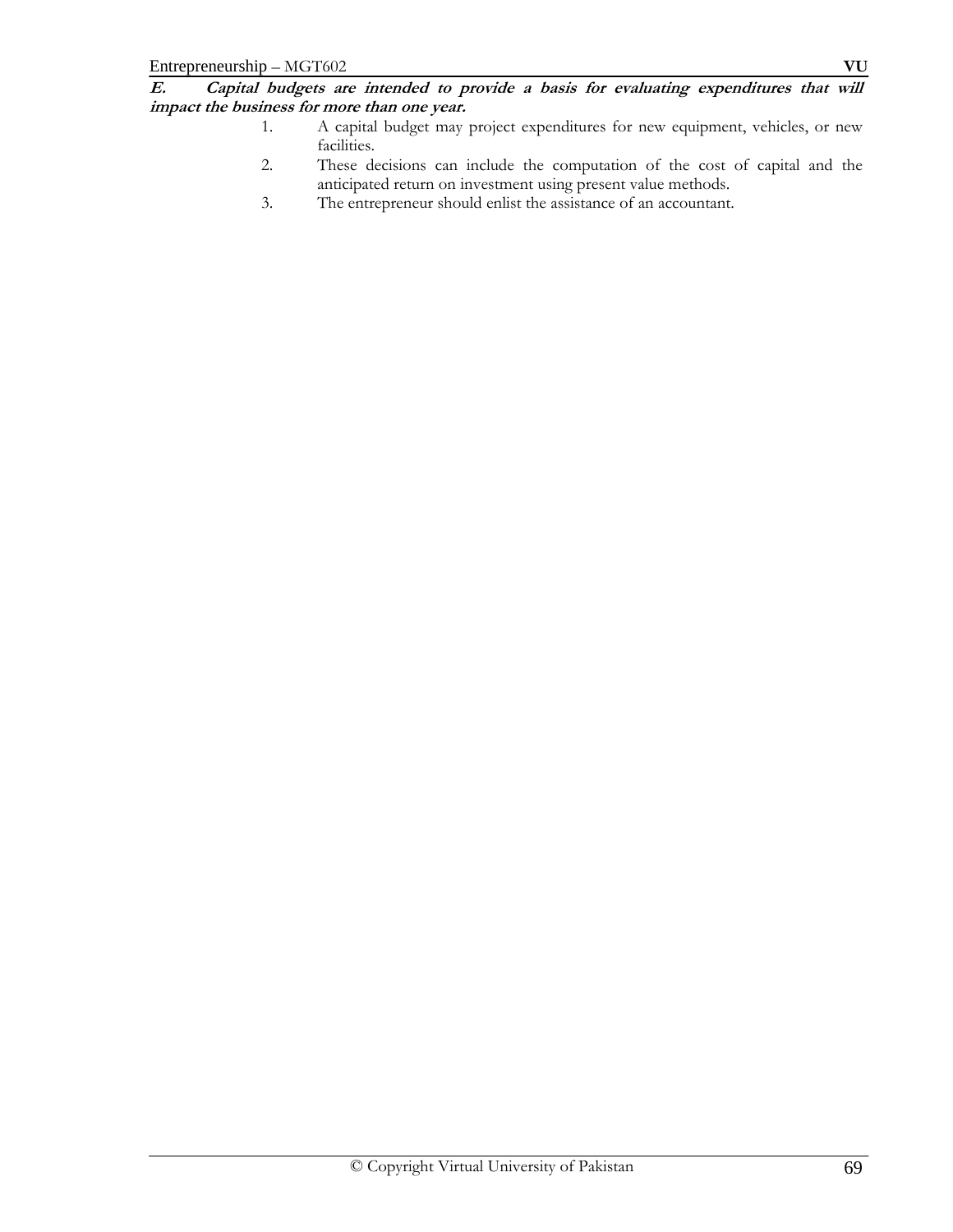***E. Capital budgets are intended to provide a basis for evaluating expenditures that will impact the business for more than one year.***

1. A capital budget may project expenditures for new equipment, vehicles, or new facilities.
2. These decisions can include the computation of the cost of capital and the anticipated return on investment using present value methods.
3. The entrepreneur should enlist the assistance of an accountant.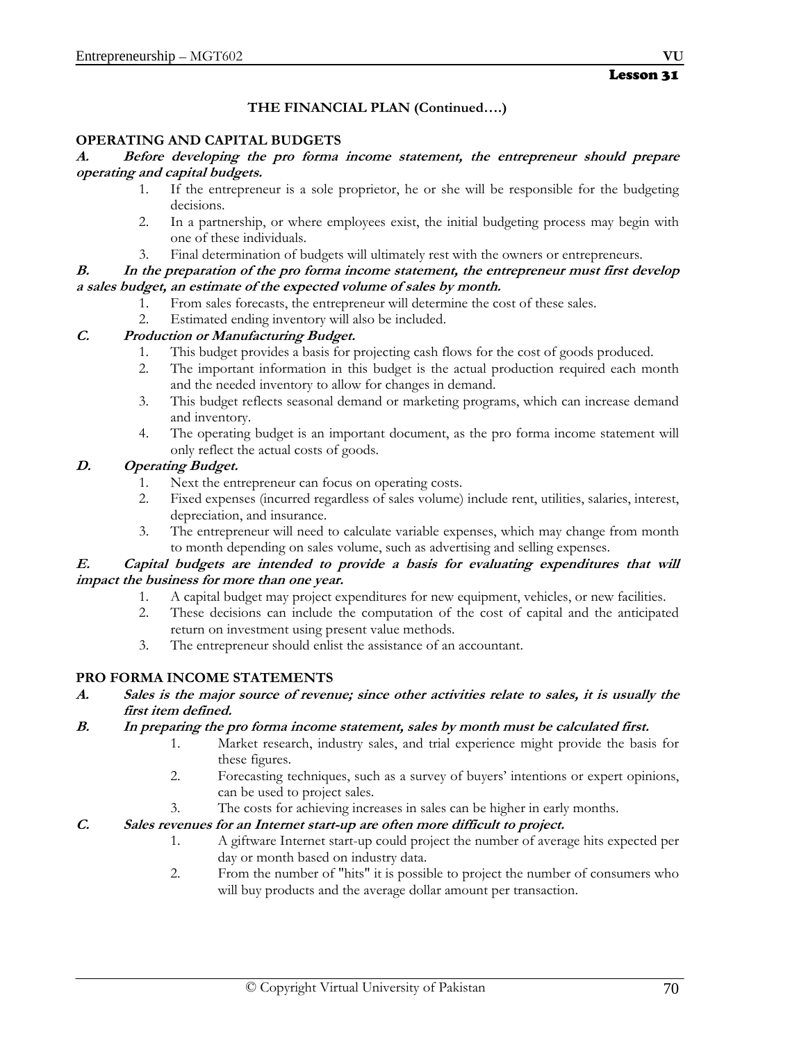Lesson 31

## THE FINANCIAL PLAN (Continued….)

### OPERATING AND CAPITAL BUDGETS

**A. *Before developing the pro forma income statement, the entrepreneur should prepare operating and capital budgets.***

1. If the entrepreneur is a sole proprietor, he or she will be responsible for the budgeting decisions.
2. In a partnership, or where employees exist, the initial budgeting process may begin with one of these individuals.
3. Final determination of budgets will ultimately rest with the owners or entrepreneurs.

**B. *In the preparation of the pro forma income statement, the entrepreneur must first develop a sales budget, an estimate of the expected volume of sales by month.***

1. From sales forecasts, the entrepreneur will determine the cost of these sales.
2. Estimated ending inventory will also be included.

**C. *Production or Manufacturing Budget.***

1. This budget provides a basis for projecting cash flows for the cost of goods produced.
2. The important information in this budget is the actual production required each month and the needed inventory to allow for changes in demand.
3. This budget reflects seasonal demand or marketing programs, which can increase demand and inventory.
4. The operating budget is an important document, as the pro forma income statement will only reflect the actual costs of goods.

**D. *Operating Budget.***

1. Next the entrepreneur can focus on operating costs.
2. Fixed expenses (incurred regardless of sales volume) include rent, utilities, salaries, interest, depreciation, and insurance.
3. The entrepreneur will need to calculate variable expenses, which may change from month to month depending on sales volume, such as advertising and selling expenses.

**E. *Capital budgets are intended to provide a basis for evaluating expenditures that will impact the business for more than one year.***

1. A capital budget may project expenditures for new equipment, vehicles, or new facilities.
2. These decisions can include the computation of the cost of capital and the anticipated return on investment using present value methods.
3. The entrepreneur should enlist the assistance of an accountant.

### PRO FORMA INCOME STATEMENTS

**A. *Sales is the major source of revenue; since other activities relate to sales, it is usually the first item defined.***

**B. *In preparing the pro forma income statement, sales by month must be calculated first.***

1. Market research, industry sales, and trial experience might provide the basis for these figures.
2. Forecasting techniques, such as a survey of buyers' intentions or expert opinions, can be used to project sales.
3. The costs for achieving increases in sales can be higher in early months.

**C. *Sales revenues for an Internet start-up are often more difficult to project.***

1. A giftware Internet start-up could project the number of average hits expected per day or month based on industry data.
2. From the number of "hits" it is possible to project the number of consumers who will buy products and the average dollar amount per transaction.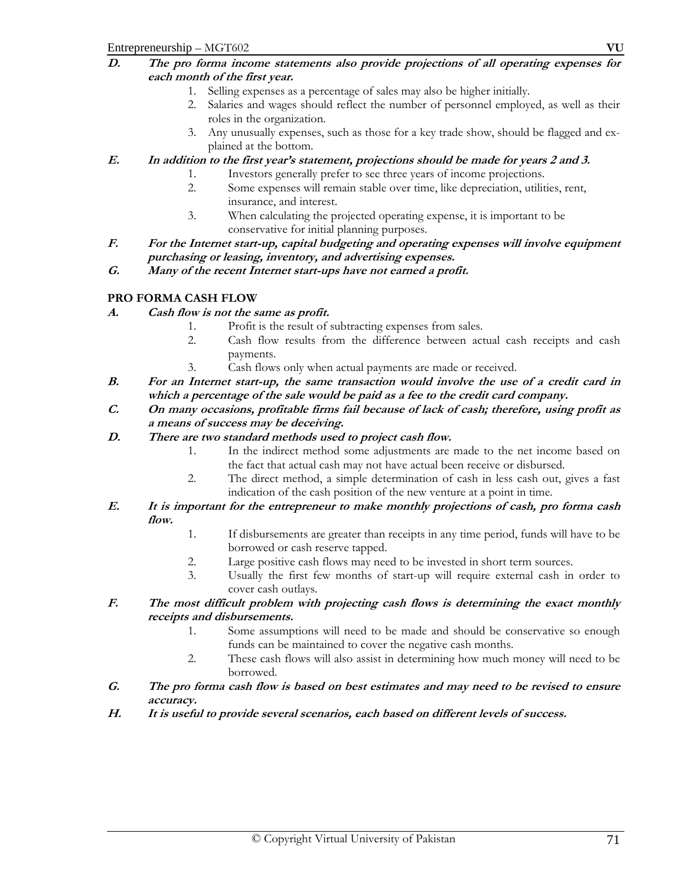**D. The pro forma income statements also provide projections of all operating expenses for each month of the first year.**

1. Selling expenses as a percentage of sales may also be higher initially.
2. Salaries and wages should reflect the number of personnel employed, as well as their roles in the organization.
3. Any unusually expenses, such as those for a key trade show, should be flagged and explained at the bottom.

**E. In addition to the first year's statement, projections should be made for years 2 and 3.**

1. Investors generally prefer to see three years of income projections.
2. Some expenses will remain stable over time, like depreciation, utilities, rent, insurance, and interest.
3. When calculating the projected operating expense, it is important to be conservative for initial planning purposes.

**F. For the Internet start-up, capital budgeting and operating expenses will involve equipment purchasing or leasing, inventory, and advertising expenses.**

**G. Many of the recent Internet start-ups have not earned a profit.**

## PRO FORMA CASH FLOW

**A. Cash flow is not the same as profit.**

1. Profit is the result of subtracting expenses from sales.
2. Cash flow results from the difference between actual cash receipts and cash payments.
3. Cash flows only when actual payments are made or received.

**B. For an Internet start-up, the same transaction would involve the use of a credit card in which a percentage of the sale would be paid as a fee to the credit card company.**

**C. On many occasions, profitable firms fail because of lack of cash; therefore, using profit as a means of success may be deceiving.**

**D. There are two standard methods used to project cash flow.**

1. In the indirect method some adjustments are made to the net income based on the fact that actual cash may not have actual been receive or disbursed.
2. The direct method, a simple determination of cash in less cash out, gives a fast indication of the cash position of the new venture at a point in time.

**E. It is important for the entrepreneur to make monthly projections of cash, pro forma cash flow.**

1. If disbursements are greater than receipts in any time period, funds will have to be borrowed or cash reserve tapped.
2. Large positive cash flows may need to be invested in short term sources.
3. Usually the first few months of start-up will require external cash in order to cover cash outlays.

**F. The most difficult problem with projecting cash flows is determining the exact monthly receipts and disbursements.**

1. Some assumptions will need to be made and should be conservative so enough funds can be maintained to cover the negative cash months.
2. These cash flows will also assist in determining how much money will need to be borrowed.

**G. The pro forma cash flow is based on best estimates and may need to be revised to ensure accuracy.**

**H. It is useful to provide several scenarios, each based on different levels of success.**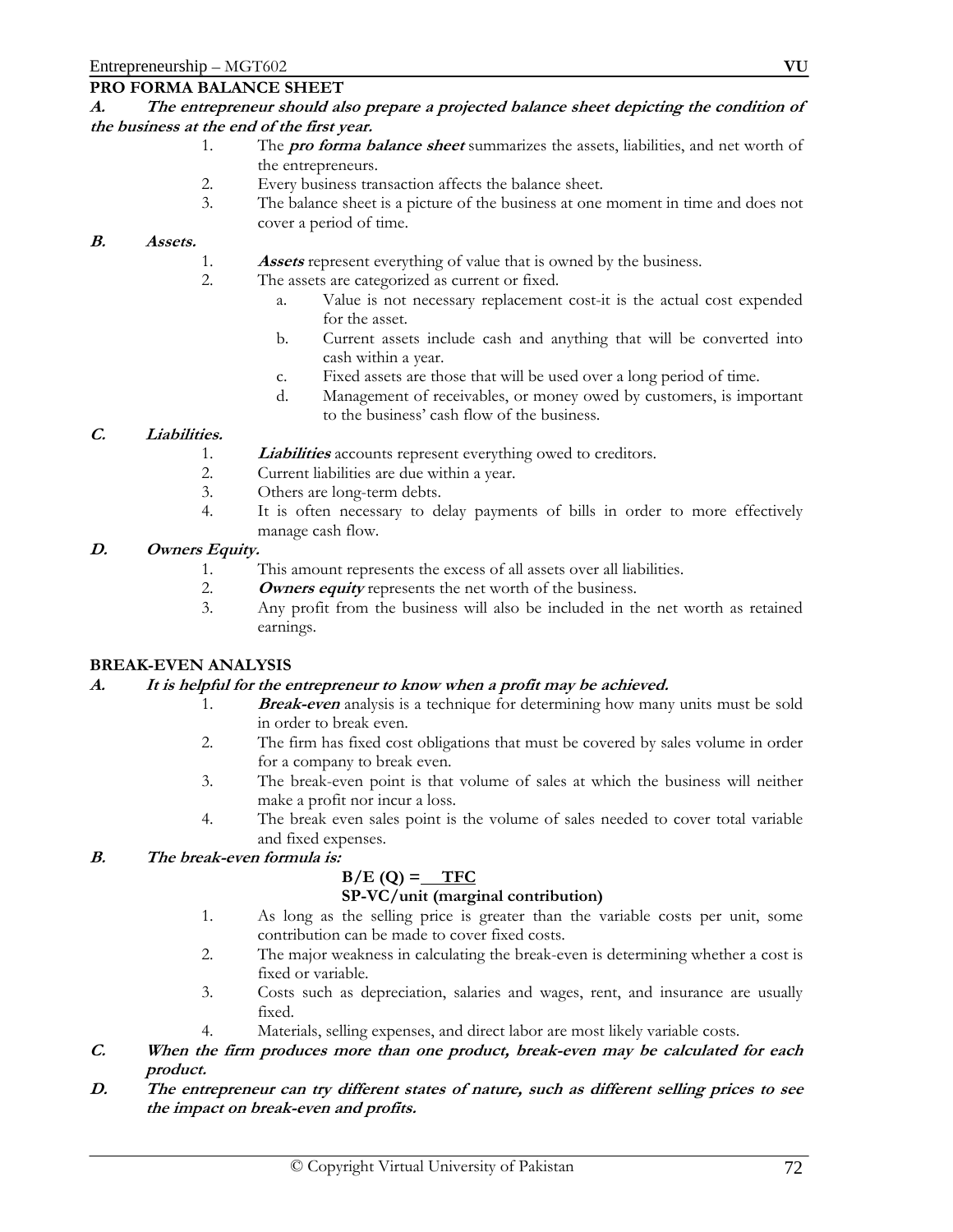## PRO FORMA BALANCE SHEET

***A. The entrepreneur should also prepare a projected balance sheet depicting the condition of the business at the end of the first year.***

1. The ***pro forma balance sheet*** summarizes the assets, liabilities, and net worth of the entrepreneurs.
2. Every business transaction affects the balance sheet.
3. The balance sheet is a picture of the business at one moment in time and does not cover a period of time.

***B. Assets.***

1. ***Assets*** represent everything of value that is owned by the business.
2. The assets are categorized as current or fixed.
   a. Value is not necessary replacement cost-it is the actual cost expended for the asset.
   b. Current assets include cash and anything that will be converted into cash within a year.
   c. Fixed assets are those that will be used over a long period of time.
   d. Management of receivables, or money owed by customers, is important to the business' cash flow of the business.

***C. Liabilities.***

1. ***Liabilities*** accounts represent everything owed to creditors.
2. Current liabilities are due within a year.
3. Others are long-term debts.
4. It is often necessary to delay payments of bills in order to more effectively manage cash flow.

***D. Owners Equity.***

1. This amount represents the excess of all assets over all liabilities.
2. ***Owners equity*** represents the net worth of the business.
3. Any profit from the business will also be included in the net worth as retained earnings.

## BREAK-EVEN ANALYSIS

***A. It is helpful for the entrepreneur to know when a profit may be achieved.***

1. ***Break-even*** analysis is a technique for determining how many units must be sold in order to break even.
2. The firm has fixed cost obligations that must be covered by sales volume in order for a company to break even.
3. The break-even point is that volume of sales at which the business will neither make a profit nor incur a loss.
4. The break even sales point is the volume of sales needed to cover total variable and fixed expenses.

***B. The break-even formula is:***

$$B/E\ (Q) = \frac{TFC}{SP - VC/unit\ (\text{marginal contribution})}$$

1. As long as the selling price is greater than the variable costs per unit, some contribution can be made to cover fixed costs.
2. The major weakness in calculating the break-even is determining whether a cost is fixed or variable.
3. Costs such as depreciation, salaries and wages, rent, and insurance are usually fixed.
4. Materials, selling expenses, and direct labor are most likely variable costs.

***C. When the firm produces more than one product, break-even may be calculated for each product.***

***D. The entrepreneur can try different states of nature, such as different selling prices to see the impact on break-even and profits.***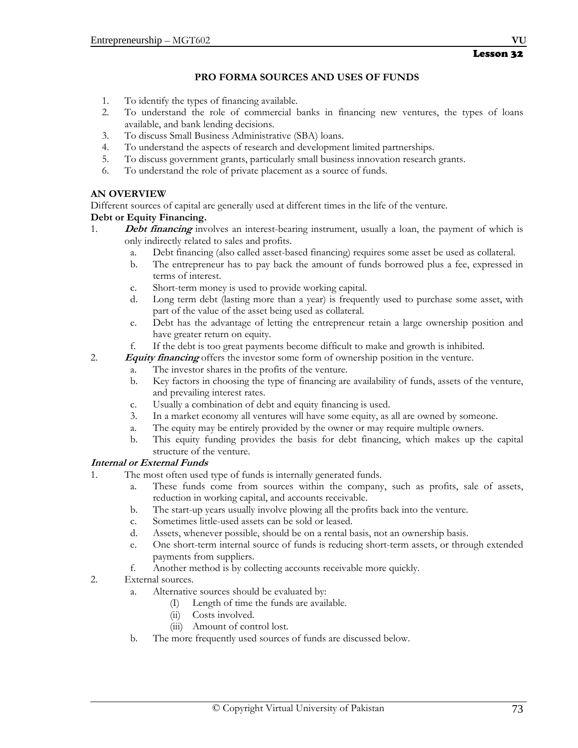Lesson 32

## PRO FORMA SOURCES AND USES OF FUNDS

1. To identify the types of financing available.
2. To understand the role of commercial banks in financing new ventures, the types of loans available, and bank lending decisions.
3. To discuss Small Business Administrative (SBA) loans.
4. To understand the aspects of research and development limited partnerships.
5. To discuss government grants, particularly small business innovation research grants.
6. To understand the role of private placement as a source of funds.

### AN OVERVIEW

Different sources of capital are generally used at different times in the life of the venture.

**Debt or Equity Financing.**

1. ***Debt financing*** involves an interest-bearing instrument, usually a loan, the payment of which is only indirectly related to sales and profits.
   a. Debt financing (also called asset-based financing) requires some asset be used as collateral.
   b. The entrepreneur has to pay back the amount of funds borrowed plus a fee, expressed in terms of interest.
   c. Short-term money is used to provide working capital.
   d. Long term debt (lasting more than a year) is frequently used to purchase some asset, with part of the value of the asset being used as collateral.
   e. Debt has the advantage of letting the entrepreneur retain a large ownership position and have greater return on equity.
   f. If the debt is too great payments become difficult to make and growth is inhibited.
2. ***Equity financing*** offers the investor some form of ownership position in the venture.
   a. The investor shares in the profits of the venture.
   b. Key factors in choosing the type of financing are availability of funds, assets of the venture, and prevailing interest rates.
   c. Usually a combination of debt and equity financing is used.
   3. In a market economy all ventures will have some equity, as all are owned by someone.
   a. The equity may be entirely provided by the owner or may require multiple owners.
   b. This equity funding provides the basis for debt financing, which makes up the capital structure of the venture.

***Internal or External Funds***

1. The most often used type of funds is internally generated funds.
   a. These funds come from sources within the company, such as profits, sale of assets, reduction in working capital, and accounts receivable.
   b. The start-up years usually involve plowing all the profits back into the venture.
   c. Sometimes little-used assets can be sold or leased.
   d. Assets, whenever possible, should be on a rental basis, not an ownership basis.
   e. One short-term internal source of funds is reducing short-term assets, or through extended payments from suppliers.
   f. Another method is by collecting accounts receivable more quickly.
2. External sources.
   a. Alternative sources should be evaluated by:
      (I) Length of time the funds are available.
      (ii) Costs involved.
      (iii) Amount of control lost.
   b. The more frequently used sources of funds are discussed below.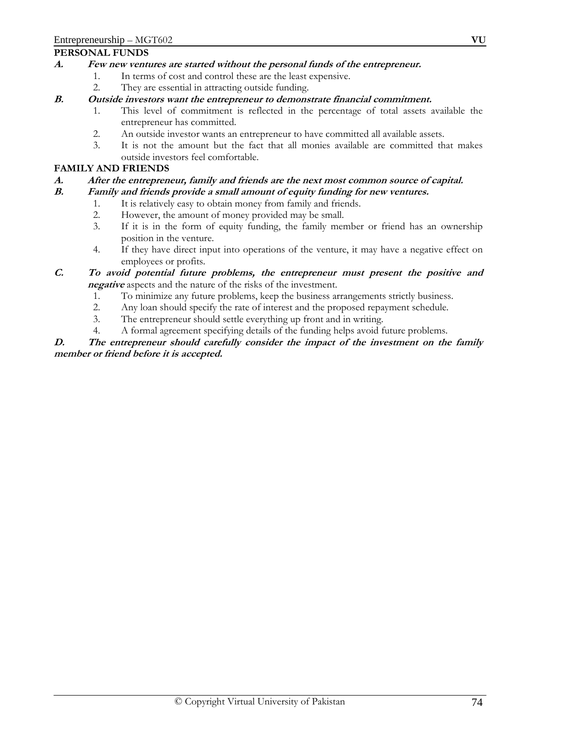## PERSONAL FUNDS

**A. *Few new ventures are started without the personal funds of the entrepreneur.***

1. In terms of cost and control these are the least expensive.
2. They are essential in attracting outside funding.

**B. *Outside investors want the entrepreneur to demonstrate financial commitment.***

1. This level of commitment is reflected in the percentage of total assets available the entrepreneur has committed.
2. An outside investor wants an entrepreneur to have committed all available assets.
3. It is not the amount but the fact that all monies available are committed that makes outside investors feel comfortable.

## FAMILY AND FRIENDS

**A. *After the entrepreneur, family and friends are the next most common source of capital.***

**B. *Family and friends provide a small amount of equity funding for new ventures.***

1. It is relatively easy to obtain money from family and friends.
2. However, the amount of money provided may be small.
3. If it is in the form of equity funding, the family member or friend has an ownership position in the venture.
4. If they have direct input into operations of the venture, it may have a negative effect on employees or profits.

**C. *To avoid potential future problems, the entrepreneur must present the positive and negative*** aspects and the nature of the risks of the investment.

1. To minimize any future problems, keep the business arrangements strictly business.
2. Any loan should specify the rate of interest and the proposed repayment schedule.
3. The entrepreneur should settle everything up front and in writing.
4. A formal agreement specifying details of the funding helps avoid future problems.

**D. *The entrepreneur should carefully consider the impact of the investment on the family member or friend before it is accepted.***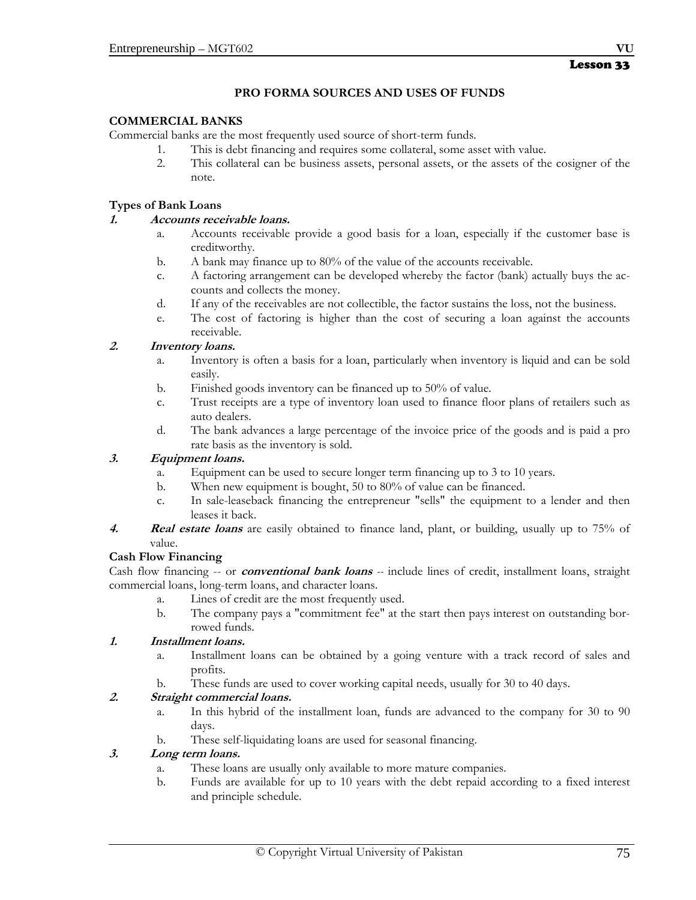## Lesson 33

# PRO FORMA SOURCES AND USES OF FUNDS

### COMMERCIAL BANKS

Commercial banks are the most frequently used source of short-term funds.

1. This is debt financing and requires some collateral, some asset with value.
2. This collateral can be business assets, personal assets, or the assets of the cosigner of the note.

### Types of Bank Loans

**1. *Accounts receivable loans.***

a. Accounts receivable provide a good basis for a loan, especially if the customer base is creditworthy.
b. A bank may finance up to 80% of the value of the accounts receivable.
c. A factoring arrangement can be developed whereby the factor (bank) actually buys the accounts and collects the money.
d. If any of the receivables are not collectible, the factor sustains the loss, not the business.
e. The cost of factoring is higher than the cost of securing a loan against the accounts receivable.

**2. *Inventory loans.***

a. Inventory is often a basis for a loan, particularly when inventory is liquid and can be sold easily.
b. Finished goods inventory can be financed up to 50% of value.
c. Trust receipts are a type of inventory loan used to finance floor plans of retailers such as auto dealers.
d. The bank advances a large percentage of the invoice price of the goods and is paid a pro rate basis as the inventory is sold.

**3. *Equipment loans.***

a. Equipment can be used to secure longer term financing up to 3 to 10 years.
b. When new equipment is bought, 50 to 80% of value can be financed.
c. In sale-leaseback financing the entrepreneur "sells" the equipment to a lender and then leases it back.

**4. *Real estate loans*** are easily obtained to finance land, plant, or building, usually up to 75% of value.

### Cash Flow Financing

Cash flow financing -- or ***conventional bank loans*** -- include lines of credit, installment loans, straight commercial loans, long-term loans, and character loans.

a. Lines of credit are the most frequently used.
b. The company pays a "commitment fee" at the start then pays interest on outstanding borrowed funds.

**1. *Installment loans.***

a. Installment loans can be obtained by a going venture with a track record of sales and profits.
b. These funds are used to cover working capital needs, usually for 30 to 40 days.

**2. *Straight commercial loans.***

a. In this hybrid of the installment loan, funds are advanced to the company for 30 to 90 days.
b. These self-liquidating loans are used for seasonal financing.

**3. *Long term loans.***

a. These loans are usually only available to more mature companies.
b. Funds are available for up to 10 years with the debt repaid according to a fixed interest and principle schedule.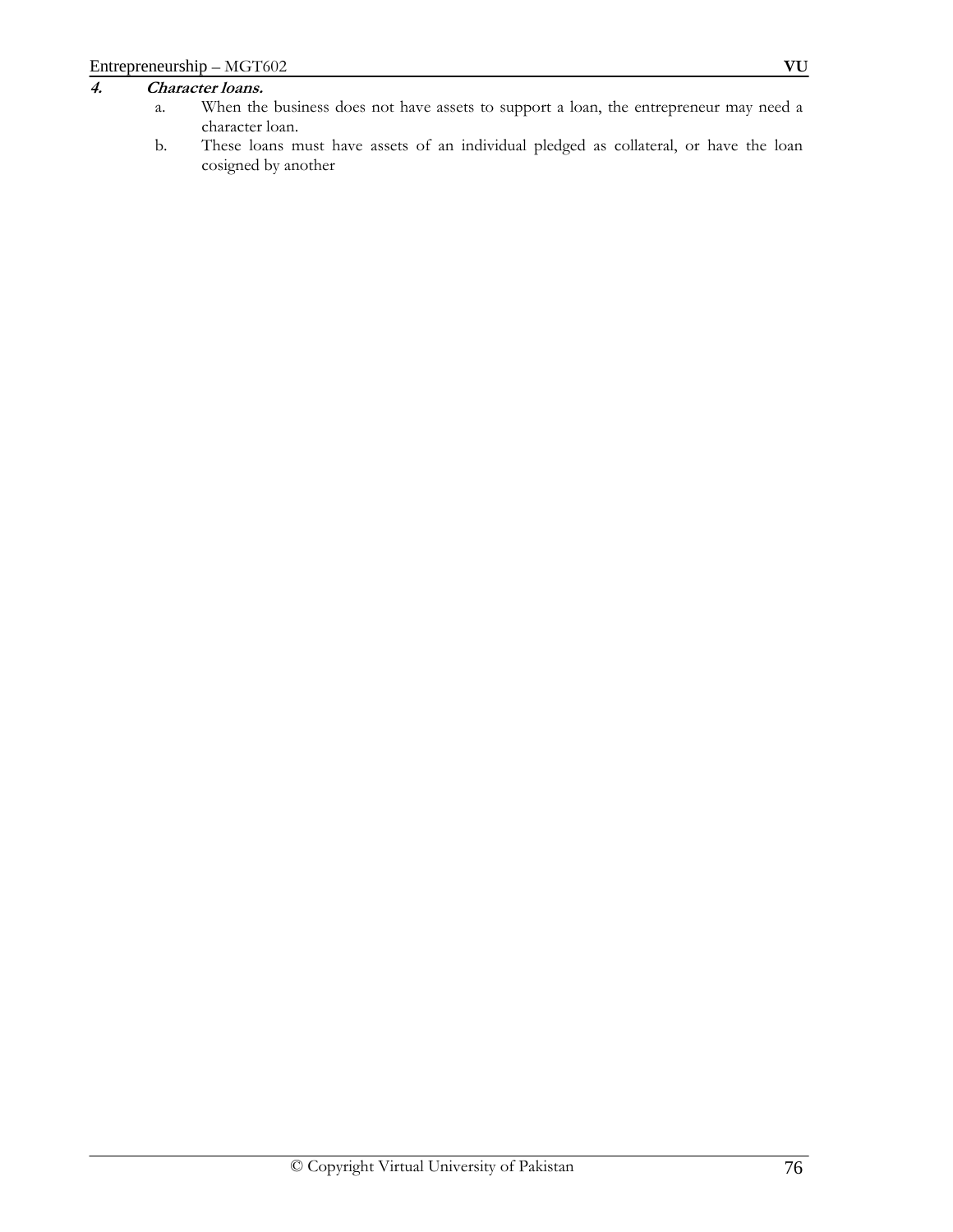4. ***Character loans.***
   a. When the business does not have assets to support a loan, the entrepreneur may need a character loan.
   b. These loans must have assets of an individual pledged as collateral, or have the loan cosigned by another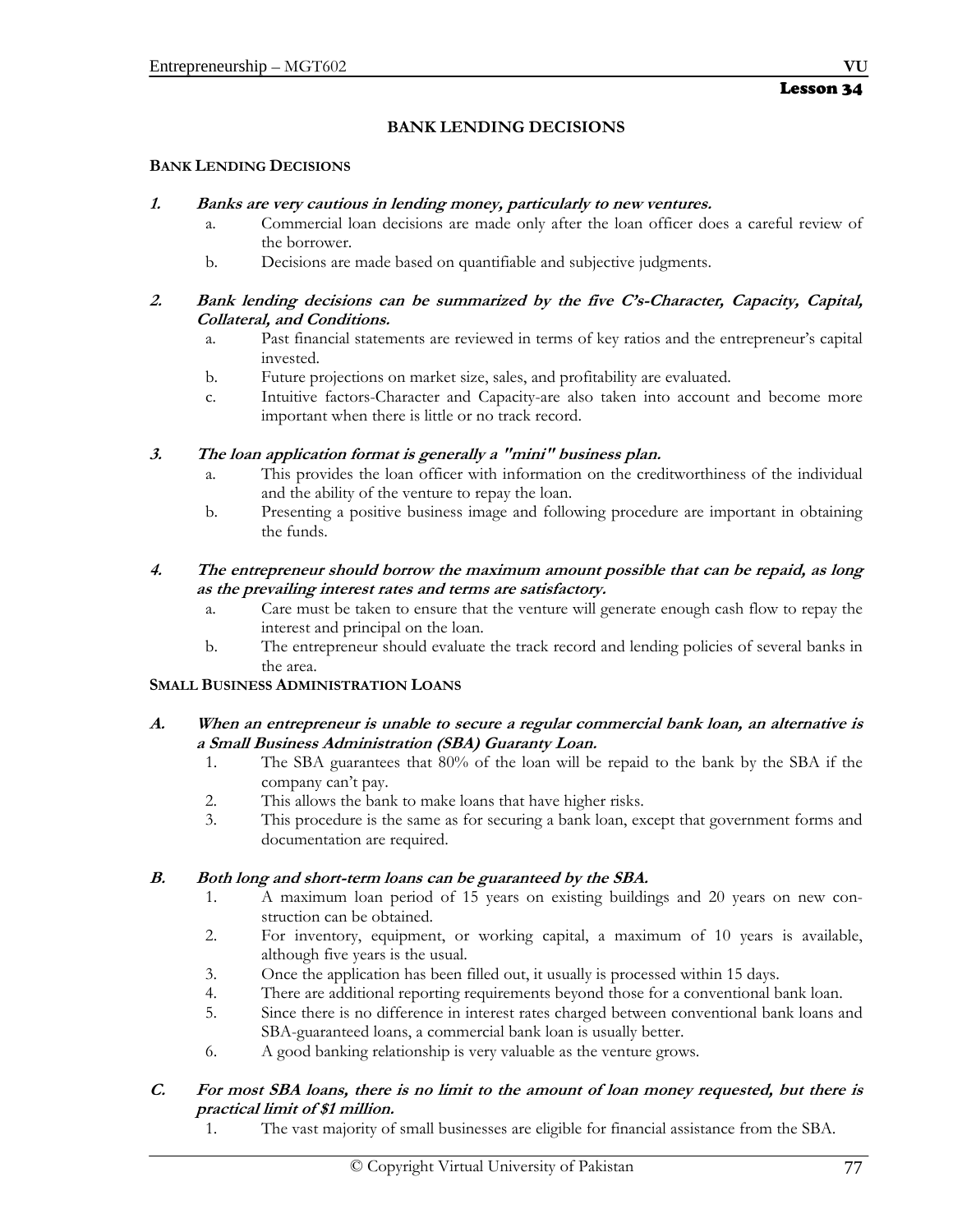Lesson 34

# BANK LENDING DECISIONS

## BANK LENDING DECISIONS

1. ***Banks are very cautious in lending money, particularly to new ventures.***
   a. Commercial loan decisions are made only after the loan officer does a careful review of the borrower.
   b. Decisions are made based on quantifiable and subjective judgments.

2. ***Bank lending decisions can be summarized by the five C's-Character, Capacity, Capital, Collateral, and Conditions.***
   a. Past financial statements are reviewed in terms of key ratios and the entrepreneur's capital invested.
   b. Future projections on market size, sales, and profitability are evaluated.
   c. Intuitive factors-Character and Capacity-are also taken into account and become more important when there is little or no track record.

3. ***The loan application format is generally a "mini" business plan.***
   a. This provides the loan officer with information on the creditworthiness of the individual and the ability of the venture to repay the loan.
   b. Presenting a positive business image and following procedure are important in obtaining the funds.

4. ***The entrepreneur should borrow the maximum amount possible that can be repaid, as long as the prevailing interest rates and terms are satisfactory.***
   a. Care must be taken to ensure that the venture will generate enough cash flow to repay the interest and principal on the loan.
   b. The entrepreneur should evaluate the track record and lending policies of several banks in the area.

## SMALL BUSINESS ADMINISTRATION LOANS

A. ***When an entrepreneur is unable to secure a regular commercial bank loan, an alternative is a Small Business Administration (SBA) Guaranty Loan.***
   1. The SBA guarantees that 80% of the loan will be repaid to the bank by the SBA if the company can't pay.
   2. This allows the bank to make loans that have higher risks.
   3. This procedure is the same as for securing a bank loan, except that government forms and documentation are required.

B. ***Both long and short-term loans can be guaranteed by the SBA.***
   1. A maximum loan period of 15 years on existing buildings and 20 years on new construction can be obtained.
   2. For inventory, equipment, or working capital, a maximum of 10 years is available, although five years is the usual.
   3. Once the application has been filled out, it usually is processed within 15 days.
   4. There are additional reporting requirements beyond those for a conventional bank loan.
   5. Since there is no difference in interest rates charged between conventional bank loans and SBA-guaranteed loans, a commercial bank loan is usually better.
   6. A good banking relationship is very valuable as the venture grows.

C. ***For most SBA loans, there is no limit to the amount of loan money requested, but there is practical limit of $1 million.***
   1. The vast majority of small businesses are eligible for financial assistance from the SBA.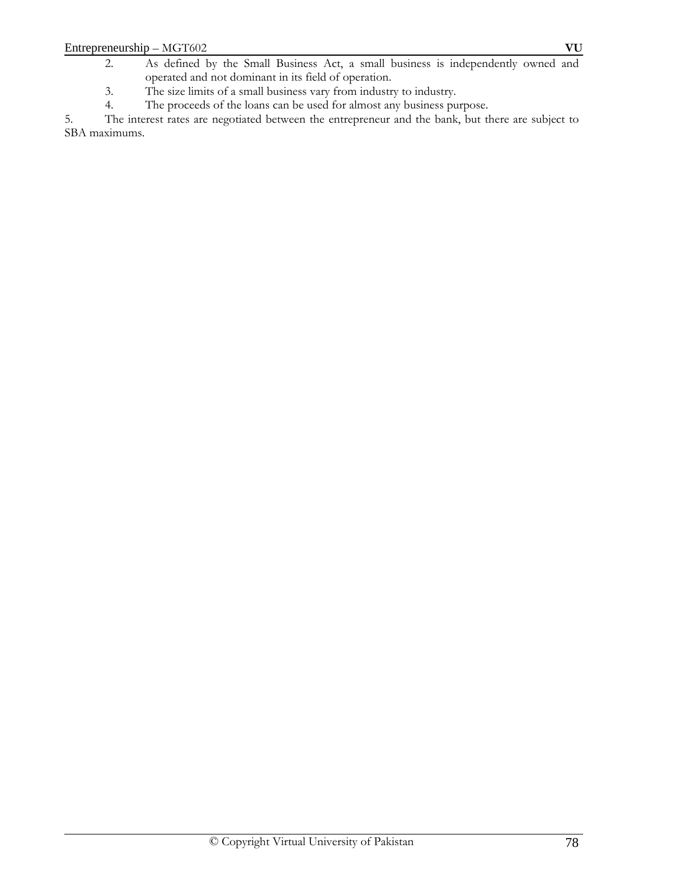2. As defined by the Small Business Act, a small business is independently owned and operated and not dominant in its field of operation.
3. The size limits of a small business vary from industry to industry.
4. The proceeds of the loans can be used for almost any business purpose.
5. The interest rates are negotiated between the entrepreneur and the bank, but there are subject to SBA maximums.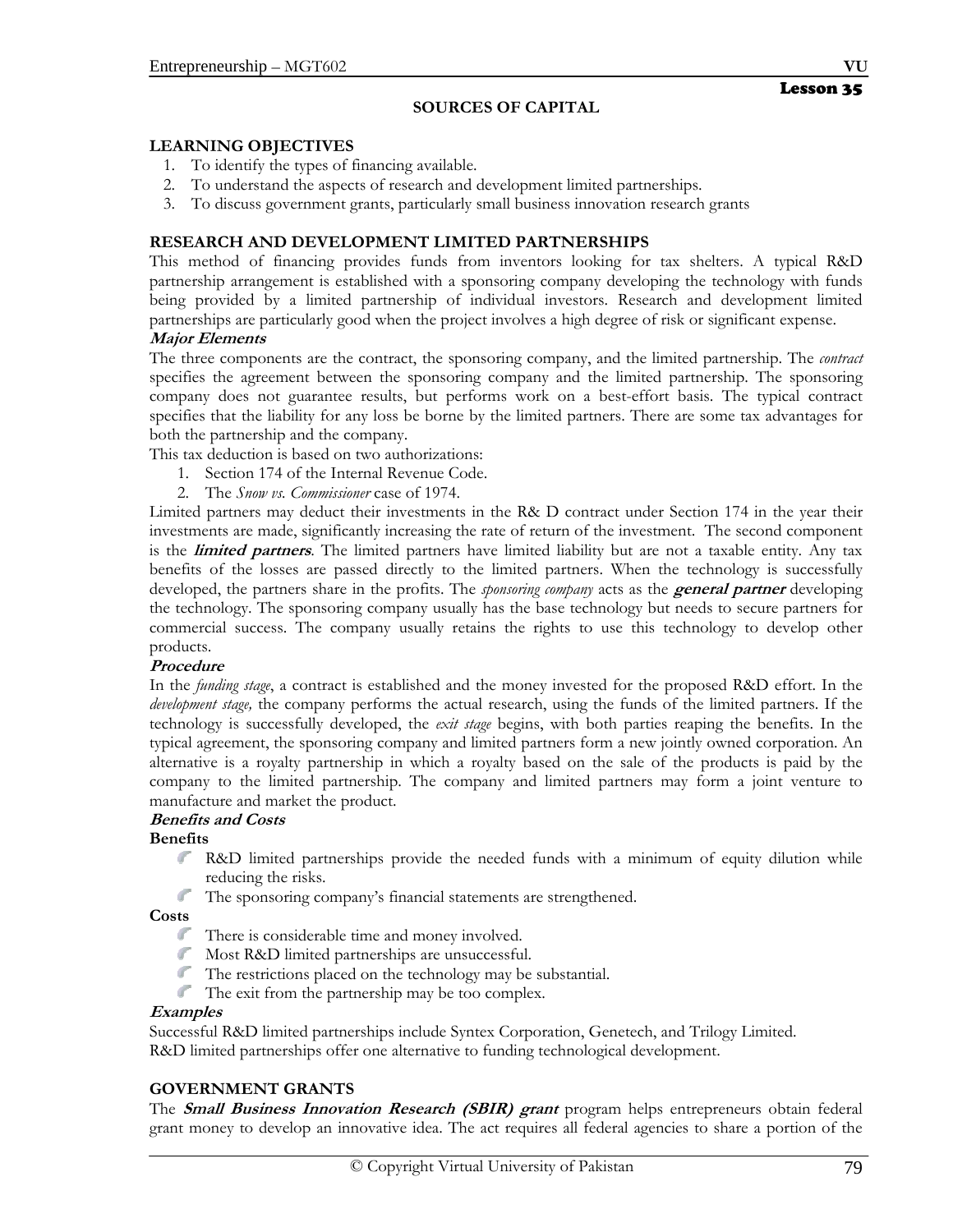## Lesson 35

### SOURCES OF CAPITAL

**LEARNING OBJECTIVES**

1. To identify the types of financing available.
2. To understand the aspects of research and development limited partnerships.
3. To discuss government grants, particularly small business innovation research grants

**RESEARCH AND DEVELOPMENT LIMITED PARTNERSHIPS**

This method of financing provides funds from inventors looking for tax shelters. A typical R&D partnership arrangement is established with a sponsoring company developing the technology with funds being provided by a limited partnership of individual investors. Research and development limited partnerships are particularly good when the project involves a high degree of risk or significant expense.

***Major Elements***

The three components are the contract, the sponsoring company, and the limited partnership. The *contract* specifies the agreement between the sponsoring company and the limited partnership. The sponsoring company does not guarantee results, but performs work on a best-effort basis. The typical contract specifies that the liability for any loss be borne by the limited partners. There are some tax advantages for both the partnership and the company.

This tax deduction is based on two authorizations:

1. Section 174 of the Internal Revenue Code.
2. The *Snow vs. Commissioner* case of 1974.

Limited partners may deduct their investments in the R& D contract under Section 174 in the year their investments are made, significantly increasing the rate of return of the investment. The second component is the ***limited partners***. The limited partners have limited liability but are not a taxable entity. Any tax benefits of the losses are passed directly to the limited partners. When the technology is successfully developed, the partners share in the profits. The *sponsoring company* acts as the ***general partner*** developing the technology. The sponsoring company usually has the base technology but needs to secure partners for commercial success. The company usually retains the rights to use this technology to develop other products.

***Procedure***

In the *funding stage*, a contract is established and the money invested for the proposed R&D effort. In the *development stage,* the company performs the actual research, using the funds of the limited partners. If the technology is successfully developed, the *exit stage* begins, with both parties reaping the benefits. In the typical agreement, the sponsoring company and limited partners form a new jointly owned corporation. An alternative is a royalty partnership in which a royalty based on the sale of the products is paid by the company to the limited partnership. The company and limited partners may form a joint venture to manufacture and market the product.

***Benefits and Costs***

**Benefits**

- R&D limited partnerships provide the needed funds with a minimum of equity dilution while reducing the risks.
- The sponsoring company's financial statements are strengthened.

**Costs**

- There is considerable time and money involved.
- Most R&D limited partnerships are unsuccessful.
- The restrictions placed on the technology may be substantial.
- The exit from the partnership may be too complex.

***Examples***

Successful R&D limited partnerships include Syntex Corporation, Genetech, and Trilogy Limited.
R&D limited partnerships offer one alternative to funding technological development.

**GOVERNMENT GRANTS**

The ***Small Business Innovation Research (SBIR) grant*** program helps entrepreneurs obtain federal grant money to develop an innovative idea. The act requires all federal agencies to share a portion of the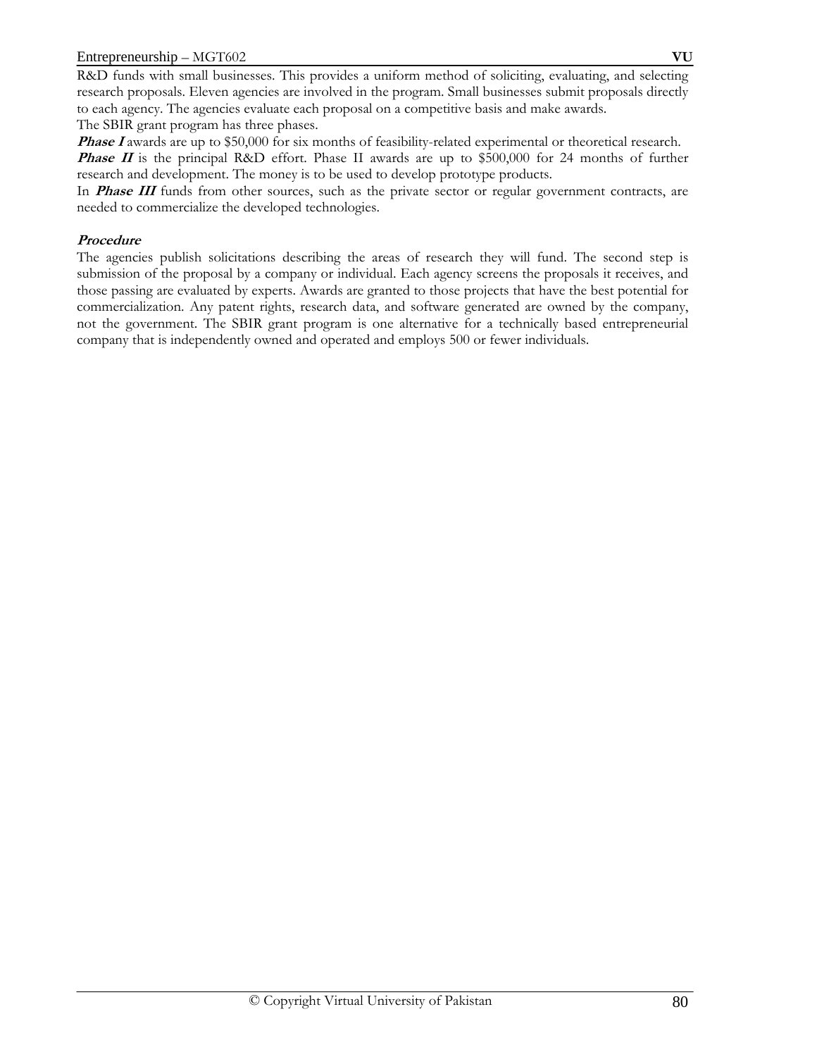R&D funds with small businesses. This provides a uniform method of soliciting, evaluating, and selecting research proposals. Eleven agencies are involved in the program. Small businesses submit proposals directly to each agency. The agencies evaluate each proposal on a competitive basis and make awards.
The SBIR grant program has three phases.

***Phase I*** awards are up to $50,000 for six months of feasibility-related experimental or theoretical research.

***Phase II*** is the principal R&D effort. Phase II awards are up to $500,000 for 24 months of further research and development. The money is to be used to develop prototype products.

In ***Phase III*** funds from other sources, such as the private sector or regular government contracts, are needed to commercialize the developed technologies.

***Procedure***

The agencies publish solicitations describing the areas of research they will fund. The second step is submission of the proposal by a company or individual. Each agency screens the proposals it receives, and those passing are evaluated by experts. Awards are granted to those projects that have the best potential for commercialization. Any patent rights, research data, and software generated are owned by the company, not the government. The SBIR grant program is one alternative for a technically based entrepreneurial company that is independently owned and operated and employs 500 or fewer individuals.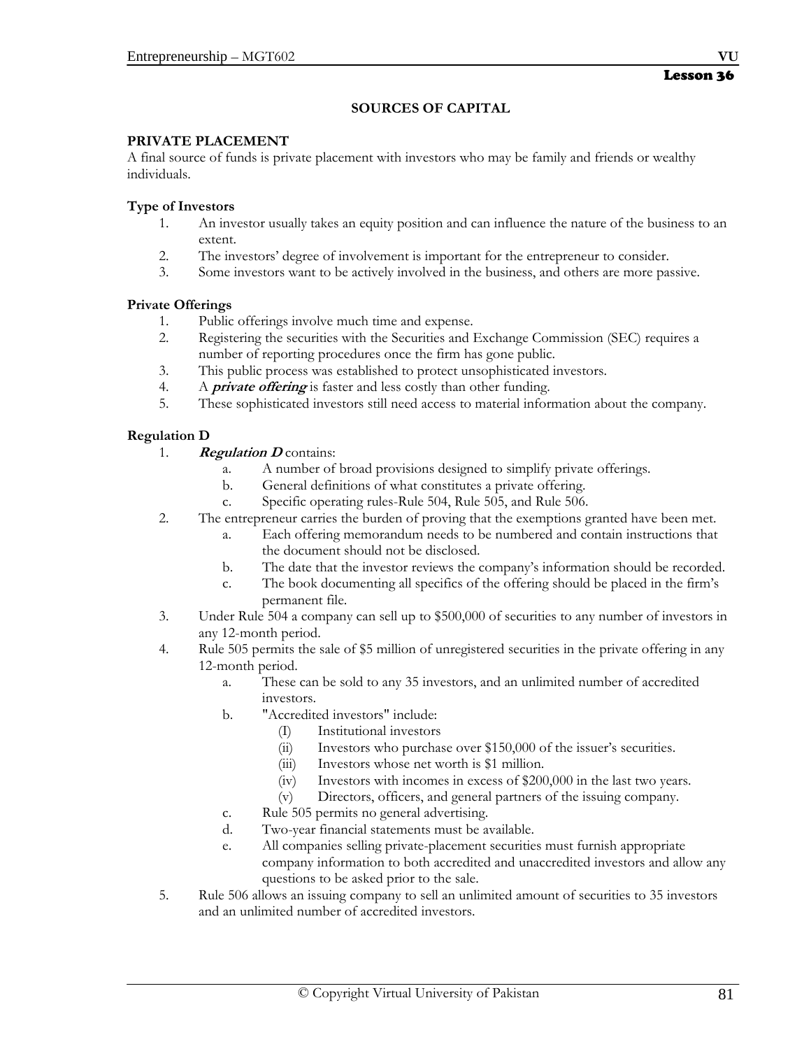Lesson 36

## SOURCES OF CAPITAL

### PRIVATE PLACEMENT

A final source of funds is private placement with investors who may be family and friends or wealthy individuals.

**Type of Investors**

1. An investor usually takes an equity position and can influence the nature of the business to an extent.
2. The investors' degree of involvement is important for the entrepreneur to consider.
3. Some investors want to be actively involved in the business, and others are more passive.

**Private Offerings**

1. Public offerings involve much time and expense.
2. Registering the securities with the Securities and Exchange Commission (SEC) requires a number of reporting procedures once the firm has gone public.
3. This public process was established to protect unsophisticated investors.
4. A ***private offering*** is faster and less costly than other funding.
5. These sophisticated investors still need access to material information about the company.

**Regulation D**

1. ***Regulation D*** contains:
    a. A number of broad provisions designed to simplify private offerings.
    b. General definitions of what constitutes a private offering.
    c. Specific operating rules-Rule 504, Rule 505, and Rule 506.
2. The entrepreneur carries the burden of proving that the exemptions granted have been met.
    a. Each offering memorandum needs to be numbered and contain instructions that the document should not be disclosed.
    b. The date that the investor reviews the company's information should be recorded.
    c. The book documenting all specifics of the offering should be placed in the firm's permanent file.
3. Under Rule 504 a company can sell up to $500,000 of securities to any number of investors in any 12-month period.
4. Rule 505 permits the sale of $5 million of unregistered securities in the private offering in any 12-month period.
    a. These can be sold to any 35 investors, and an unlimited number of accredited investors.
    b. "Accredited investors" include:
        (I) Institutional investors
        (ii) Investors who purchase over $150,000 of the issuer's securities.
        (iii) Investors whose net worth is $1 million.
        (iv) Investors with incomes in excess of $200,000 in the last two years.
        (v) Directors, officers, and general partners of the issuing company.
    c. Rule 505 permits no general advertising.
    d. Two-year financial statements must be available.
    e. All companies selling private-placement securities must furnish appropriate company information to both accredited and unaccredited investors and allow any questions to be asked prior to the sale.
5. Rule 506 allows an issuing company to sell an unlimited amount of securities to 35 investors and an unlimited number of accredited investors.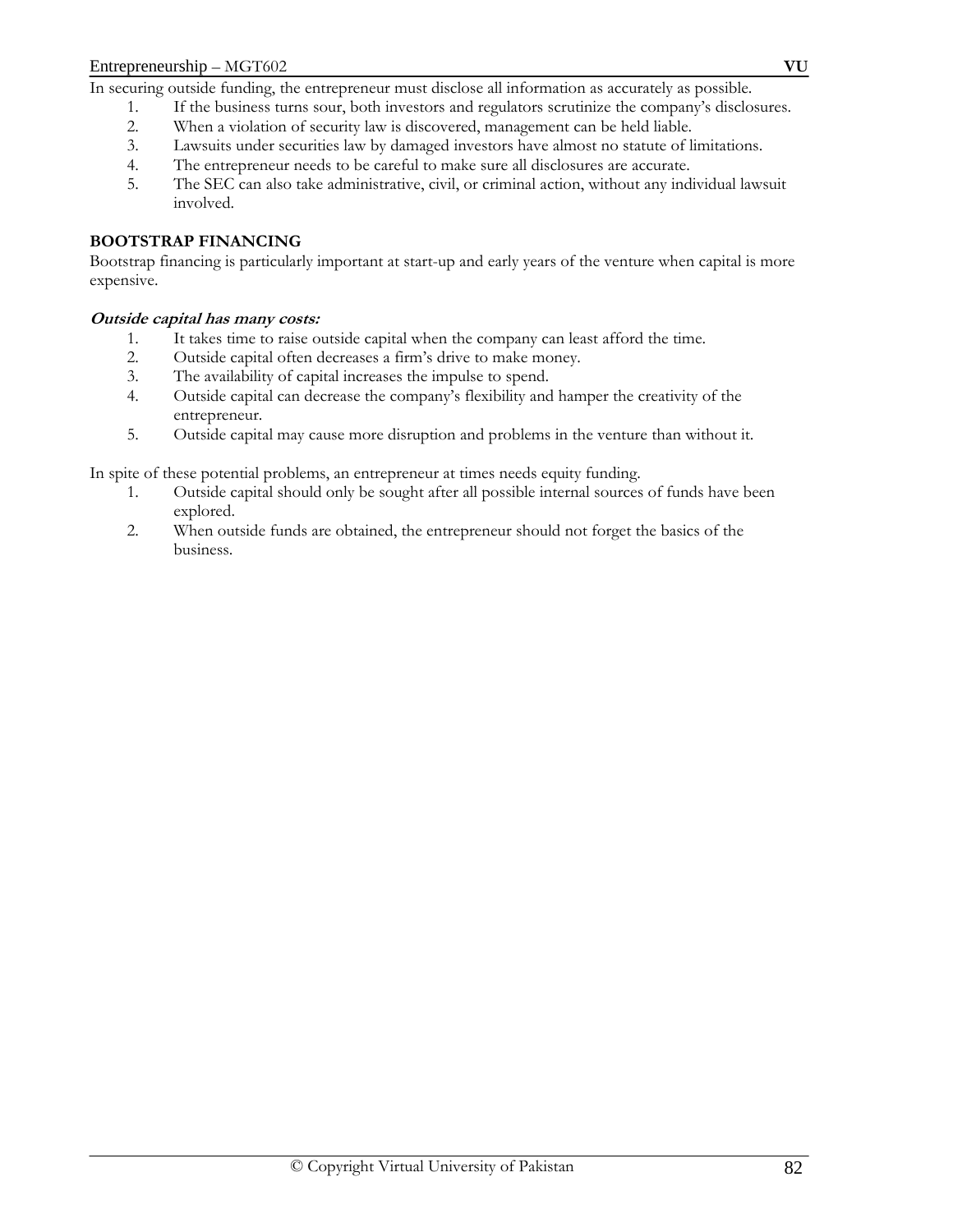In securing outside funding, the entrepreneur must disclose all information as accurately as possible.

1. If the business turns sour, both investors and regulators scrutinize the company's disclosures.
2. When a violation of security law is discovered, management can be held liable.
3. Lawsuits under securities law by damaged investors have almost no statute of limitations.
4. The entrepreneur needs to be careful to make sure all disclosures are accurate.
5. The SEC can also take administrative, civil, or criminal action, without any individual lawsuit involved.

**BOOTSTRAP FINANCING**

Bootstrap financing is particularly important at start-up and early years of the venture when capital is more expensive.

***Outside capital has many costs:***

1. It takes time to raise outside capital when the company can least afford the time.
2. Outside capital often decreases a firm's drive to make money.
3. The availability of capital increases the impulse to spend.
4. Outside capital can decrease the company's flexibility and hamper the creativity of the entrepreneur.
5. Outside capital may cause more disruption and problems in the venture than without it.

In spite of these potential problems, an entrepreneur at times needs equity funding.

1. Outside capital should only be sought after all possible internal sources of funds have been explored.
2. When outside funds are obtained, the entrepreneur should not forget the basics of the business.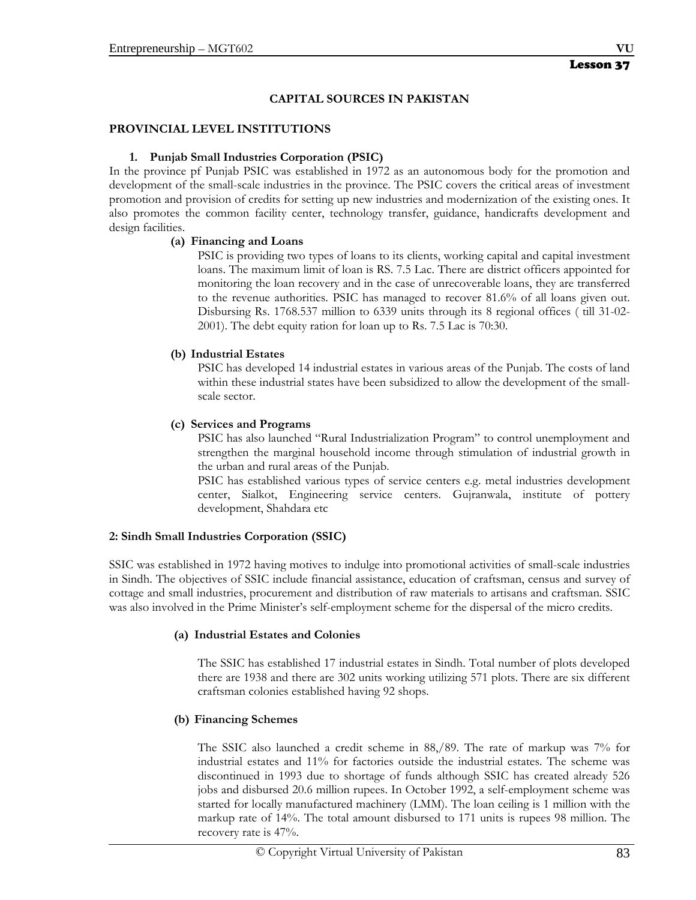Lesson 37

## CAPITAL SOURCES IN PAKISTAN

### PROVINCIAL LEVEL INSTITUTIONS

#### 1. Punjab Small Industries Corporation (PSIC)

In the province pf Punjab PSIC was established in 1972 as an autonomous body for the promotion and development of the small-scale industries in the province. The PSIC covers the critical areas of investment promotion and provision of credits for setting up new industries and modernization of the existing ones. It also promotes the common facility center, technology transfer, guidance, handicrafts development and design facilities.

**(a) Financing and Loans**

PSIC is providing two types of loans to its clients, working capital and capital investment loans. The maximum limit of loan is RS. 7.5 Lac. There are district officers appointed for monitoring the loan recovery and in the case of unrecoverable loans, they are transferred to the revenue authorities. PSIC has managed to recover 81.6% of all loans given out. Disbursing Rs. 1768.537 million to 6339 units through its 8 regional offices ( till 31-02-2001). The debt equity ration for loan up to Rs. 7.5 Lac is 70:30.

**(b) Industrial Estates**

PSIC has developed 14 industrial estates in various areas of the Punjab. The costs of land within these industrial states have been subsidized to allow the development of the small-scale sector.

**(c) Services and Programs**

PSIC has also launched "Rural Industrialization Program" to control unemployment and strengthen the marginal household income through stimulation of industrial growth in the urban and rural areas of the Punjab.

PSIC has established various types of service centers e.g. metal industries development center, Sialkot, Engineering service centers. Gujranwala, institute of pottery development, Shahdara etc

#### 2: Sindh Small Industries Corporation (SSIC)

SSIC was established in 1972 having motives to indulge into promotional activities of small-scale industries in Sindh. The objectives of SSIC include financial assistance, education of craftsman, census and survey of cottage and small industries, procurement and distribution of raw materials to artisans and craftsman. SSIC was also involved in the Prime Minister's self-employment scheme for the dispersal of the micro credits.

**(a) Industrial Estates and Colonies**

The SSIC has established 17 industrial estates in Sindh. Total number of plots developed there are 1938 and there are 302 units working utilizing 571 plots. There are six different craftsman colonies established having 92 shops.

**(b) Financing Schemes**

The SSIC also launched a credit scheme in 88,/89. The rate of markup was 7% for industrial estates and 11% for factories outside the industrial estates. The scheme was discontinued in 1993 due to shortage of funds although SSIC has created already 526 jobs and disbursed 20.6 million rupees. In October 1992, a self-employment scheme was started for locally manufactured machinery (LMM). The loan ceiling is 1 million with the markup rate of 14%. The total amount disbursed to 171 units is rupees 98 million. The recovery rate is 47%.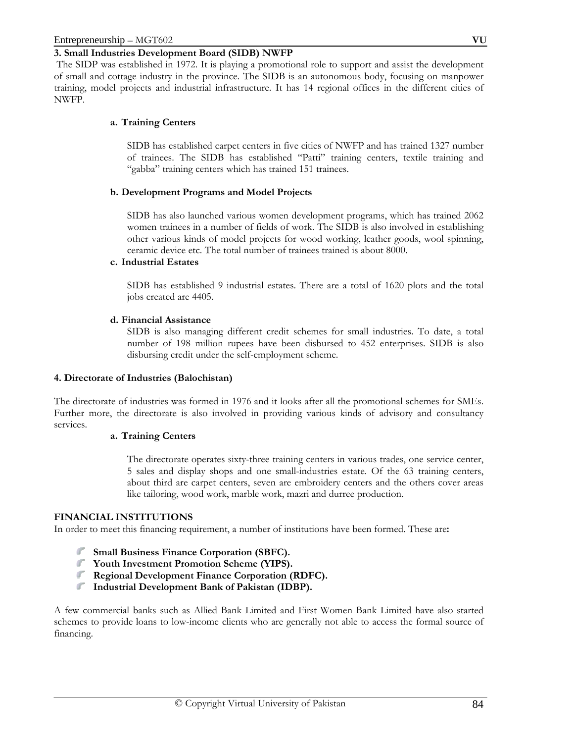### 3. Small Industries Development Board (SIDB) NWFP

The SIDP was established in 1972. It is playing a promotional role to support and assist the development of small and cottage industry in the province. The SIDB is an autonomous body, focusing on manpower training, model projects and industrial infrastructure. It has 14 regional offices in the different cities of NWFP.

**a. Training Centers**

SIDB has established carpet centers in five cities of NWFP and has trained 1327 number of trainees. The SIDB has established "Patti" training centers, textile training and "gabba" training centers which has trained 151 trainees.

**b. Development Programs and Model Projects**

SIDB has also launched various women development programs, which has trained 2062 women trainees in a number of fields of work. The SIDB is also involved in establishing other various kinds of model projects for wood working, leather goods, wool spinning, ceramic device etc. The total number of trainees trained is about 8000.

**c. Industrial Estates**

SIDB has established 9 industrial estates. There are a total of 1620 plots and the total jobs created are 4405.

**d. Financial Assistance**

SIDB is also managing different credit schemes for small industries. To date, a total number of 198 million rupees have been disbursed to 452 enterprises. SIDB is also disbursing credit under the self-employment scheme.

### 4. Directorate of Industries (Balochistan)

The directorate of industries was formed in 1976 and it looks after all the promotional schemes for SMEs. Further more, the directorate is also involved in providing various kinds of advisory and consultancy services.

**a. Training Centers**

The directorate operates sixty-three training centers in various trades, one service center, 5 sales and display shops and one small-industries estate. Of the 63 training centers, about third are carpet centers, seven are embroidery centers and the others cover areas like tailoring, wood work, marble work, mazri and durree production.

### FINANCIAL INSTITUTIONS

In order to meet this financing requirement, a number of institutions have been formed. These are**:**

- **Small Business Finance Corporation (SBFC).**
- **Youth Investment Promotion Scheme (YIPS).**
- **Regional Development Finance Corporation (RDFC).**
- **Industrial Development Bank of Pakistan (IDBP).**

A few commercial banks such as Allied Bank Limited and First Women Bank Limited have also started schemes to provide loans to low-income clients who are generally not able to access the formal source of financing.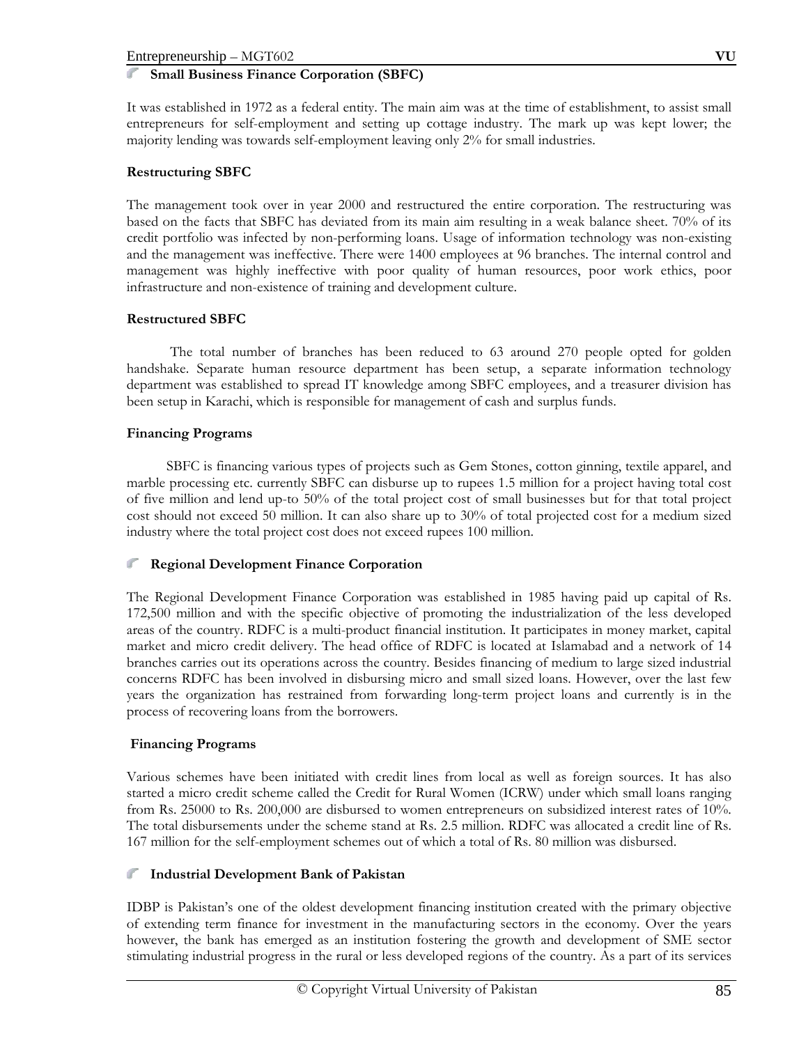## Small Business Finance Corporation (SBFC)

It was established in 1972 as a federal entity. The main aim was at the time of establishment, to assist small entrepreneurs for self-employment and setting up cottage industry. The mark up was kept lower; the majority lending was towards self-employment leaving only 2% for small industries.

### Restructuring SBFC

The management took over in year 2000 and restructured the entire corporation. The restructuring was based on the facts that SBFC has deviated from its main aim resulting in a weak balance sheet. 70% of its credit portfolio was infected by non-performing loans. Usage of information technology was non-existing and the management was ineffective. There were 1400 employees at 96 branches. The internal control and management was highly ineffective with poor quality of human resources, poor work ethics, poor infrastructure and non-existence of training and development culture.

### Restructured SBFC

The total number of branches has been reduced to 63 around 270 people opted for golden handshake. Separate human resource department has been setup, a separate information technology department was established to spread IT knowledge among SBFC employees, and a treasurer division has been setup in Karachi, which is responsible for management of cash and surplus funds.

### Financing Programs

SBFC is financing various types of projects such as Gem Stones, cotton ginning, textile apparel, and marble processing etc. currently SBFC can disburse up to rupees 1.5 million for a project having total cost of five million and lend up-to 50% of the total project cost of small businesses but for that total project cost should not exceed 50 million. It can also share up to 30% of total projected cost for a medium sized industry where the total project cost does not exceed rupees 100 million.

## Regional Development Finance Corporation

The Regional Development Finance Corporation was established in 1985 having paid up capital of Rs. 172,500 million and with the specific objective of promoting the industrialization of the less developed areas of the country. RDFC is a multi-product financial institution. It participates in money market, capital market and micro credit delivery. The head office of RDFC is located at Islamabad and a network of 14 branches carries out its operations across the country. Besides financing of medium to large sized industrial concerns RDFC has been involved in disbursing micro and small sized loans. However, over the last few years the organization has restrained from forwarding long-term project loans and currently is in the process of recovering loans from the borrowers.

### Financing Programs

Various schemes have been initiated with credit lines from local as well as foreign sources. It has also started a micro credit scheme called the Credit for Rural Women (ICRW) under which small loans ranging from Rs. 25000 to Rs. 200,000 are disbursed to women entrepreneurs on subsidized interest rates of 10%. The total disbursements under the scheme stand at Rs. 2.5 million. RDFC was allocated a credit line of Rs. 167 million for the self-employment schemes out of which a total of Rs. 80 million was disbursed.

## Industrial Development Bank of Pakistan

IDBP is Pakistan's one of the oldest development financing institution created with the primary objective of extending term finance for investment in the manufacturing sectors in the economy. Over the years however, the bank has emerged as an institution fostering the growth and development of SME sector stimulating industrial progress in the rural or less developed regions of the country. As a part of its services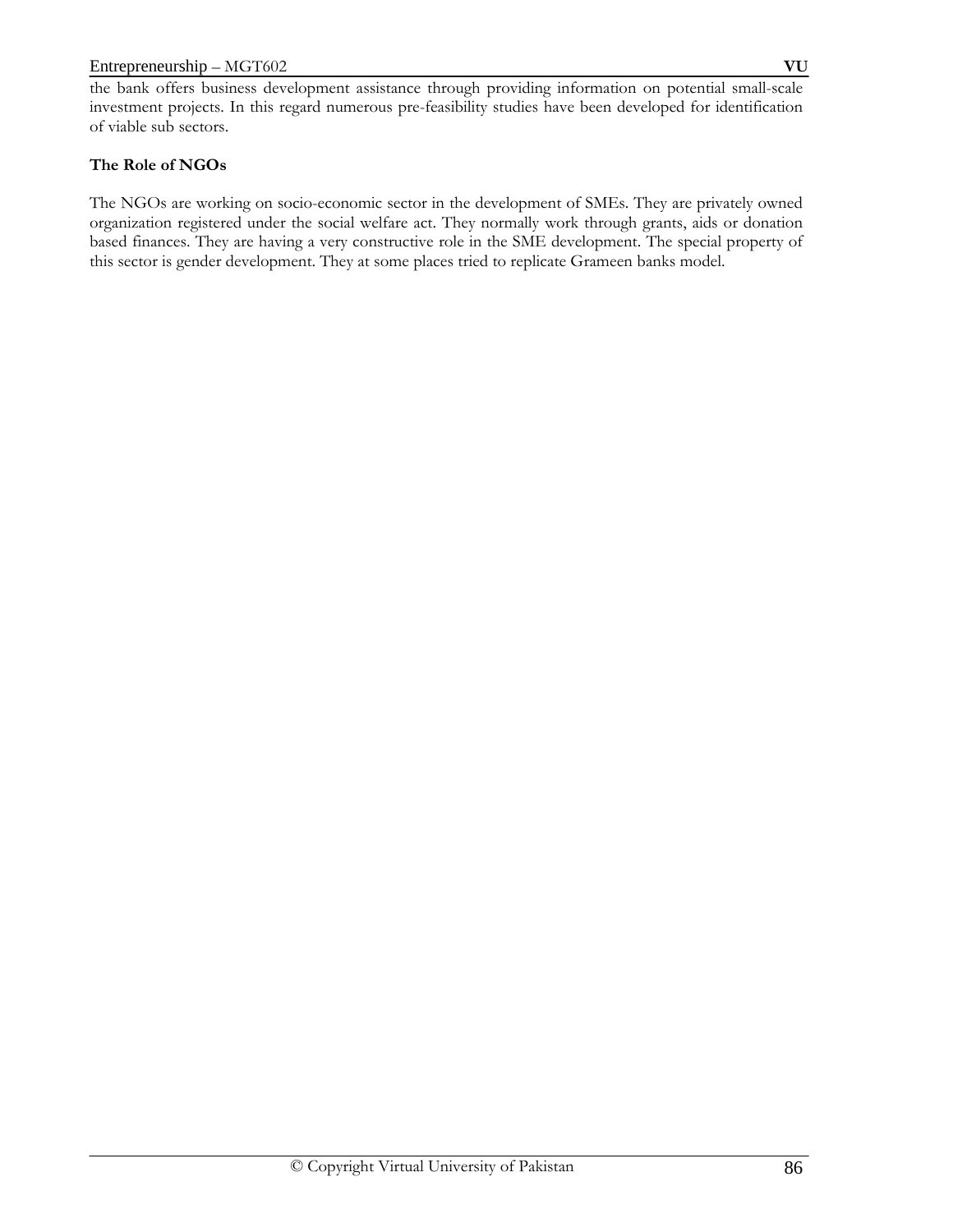the bank offers business development assistance through providing information on potential small-scale investment projects. In this regard numerous pre-feasibility studies have been developed for identification of viable sub sectors.

**The Role of NGOs**

The NGOs are working on socio-economic sector in the development of SMEs. They are privately owned organization registered under the social welfare act. They normally work through grants, aids or donation based finances. They are having a very constructive role in the SME development. The special property of this sector is gender development. They at some places tried to replicate Grameen banks model.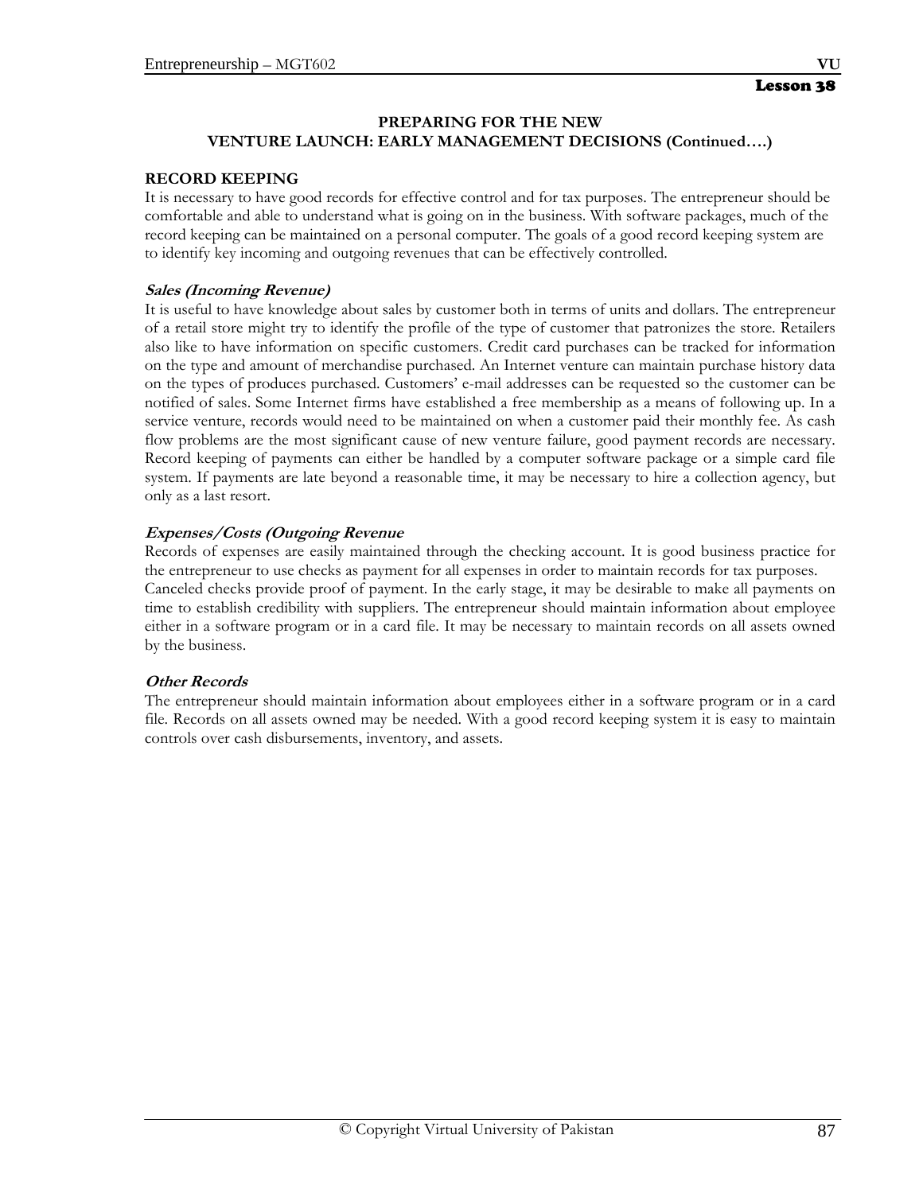**Lesson 38**

## PREPARING FOR THE NEW VENTURE LAUNCH: EARLY MANAGEMENT DECISIONS (Continued….)

### RECORD KEEPING

It is necessary to have good records for effective control and for tax purposes. The entrepreneur should be comfortable and able to understand what is going on in the business. With software packages, much of the record keeping can be maintained on a personal computer. The goals of a good record keeping system are to identify key incoming and outgoing revenues that can be effectively controlled.

#### *Sales (Incoming Revenue)*

It is useful to have knowledge about sales by customer both in terms of units and dollars. The entrepreneur of a retail store might try to identify the profile of the type of customer that patronizes the store. Retailers also like to have information on specific customers. Credit card purchases can be tracked for information on the type and amount of merchandise purchased. An Internet venture can maintain purchase history data on the types of produces purchased. Customers' e-mail addresses can be requested so the customer can be notified of sales. Some Internet firms have established a free membership as a means of following up. In a service venture, records would need to be maintained on when a customer paid their monthly fee. As cash flow problems are the most significant cause of new venture failure, good payment records are necessary. Record keeping of payments can either be handled by a computer software package or a simple card file system. If payments are late beyond a reasonable time, it may be necessary to hire a collection agency, but only as a last resort.

#### *Expenses/Costs (Outgoing Revenue*

Records of expenses are easily maintained through the checking account. It is good business practice for the entrepreneur to use checks as payment for all expenses in order to maintain records for tax purposes. Canceled checks provide proof of payment. In the early stage, it may be desirable to make all payments on time to establish credibility with suppliers. The entrepreneur should maintain information about employee either in a software program or in a card file. It may be necessary to maintain records on all assets owned by the business.

#### *Other Records*

The entrepreneur should maintain information about employees either in a software program or in a card file. Records on all assets owned may be needed. With a good record keeping system it is easy to maintain controls over cash disbursements, inventory, and assets.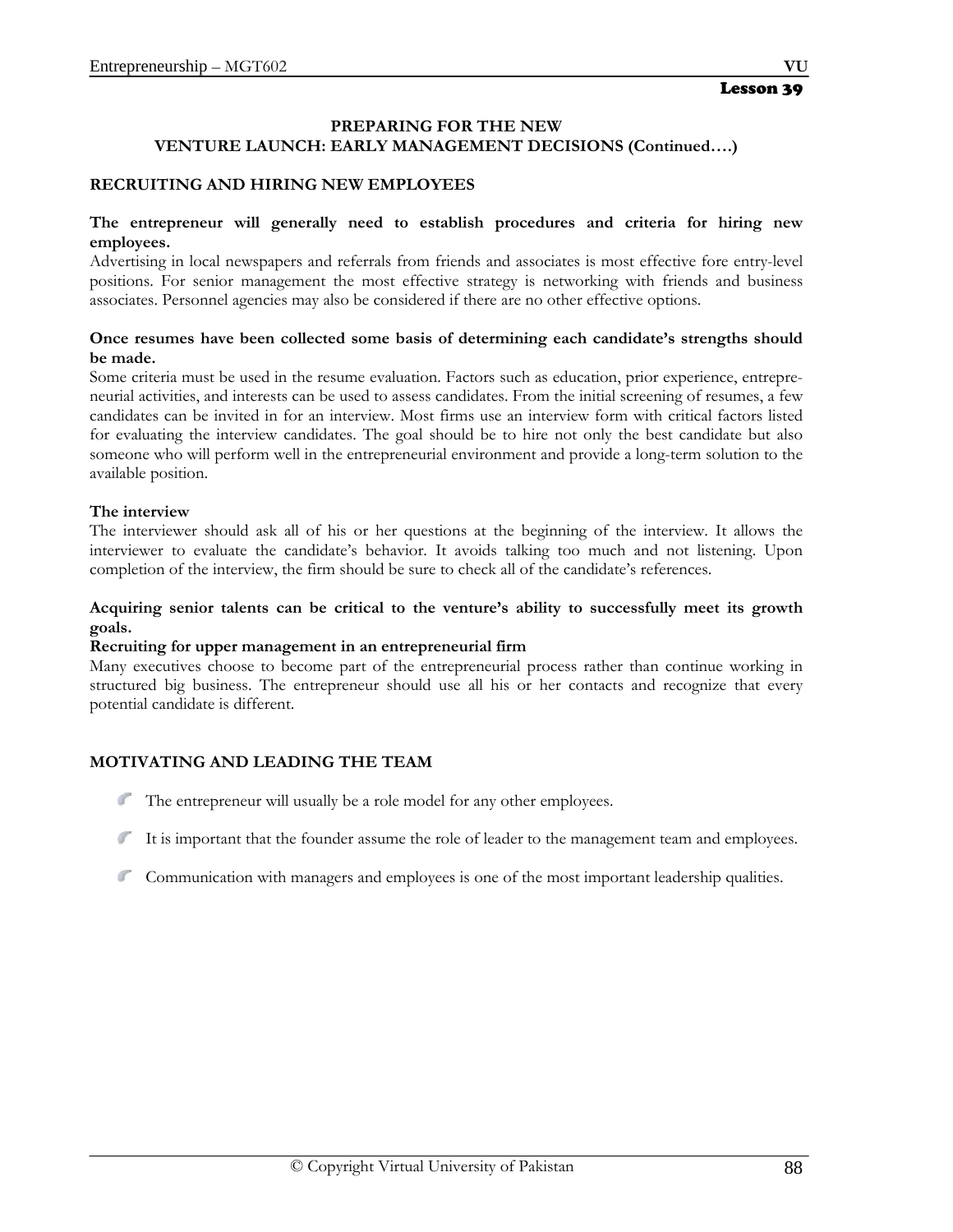# Lesson 39

## PREPARING FOR THE NEW VENTURE LAUNCH: EARLY MANAGEMENT DECISIONS (Continued….)

### RECRUITING AND HIRING NEW EMPLOYEES

**The entrepreneur will generally need to establish procedures and criteria for hiring new employees.**

Advertising in local newspapers and referrals from friends and associates is most effective fore entry-level positions. For senior management the most effective strategy is networking with friends and business associates. Personnel agencies may also be considered if there are no other effective options.

**Once resumes have been collected some basis of determining each candidate's strengths should be made.**

Some criteria must be used in the resume evaluation. Factors such as education, prior experience, entrepreneurial activities, and interests can be used to assess candidates. From the initial screening of resumes, a few candidates can be invited in for an interview. Most firms use an interview form with critical factors listed for evaluating the interview candidates. The goal should be to hire not only the best candidate but also someone who will perform well in the entrepreneurial environment and provide a long-term solution to the available position.

**The interview**

The interviewer should ask all of his or her questions at the beginning of the interview. It allows the interviewer to evaluate the candidate's behavior. It avoids talking too much and not listening. Upon completion of the interview, the firm should be sure to check all of the candidate's references.

**Acquiring senior talents can be critical to the venture's ability to successfully meet its growth goals.**

**Recruiting for upper management in an entrepreneurial firm**

Many executives choose to become part of the entrepreneurial process rather than continue working in structured big business. The entrepreneur should use all his or her contacts and recognize that every potential candidate is different.

### MOTIVATING AND LEADING THE TEAM

- The entrepreneur will usually be a role model for any other employees.
- It is important that the founder assume the role of leader to the management team and employees.
- Communication with managers and employees is one of the most important leadership qualities.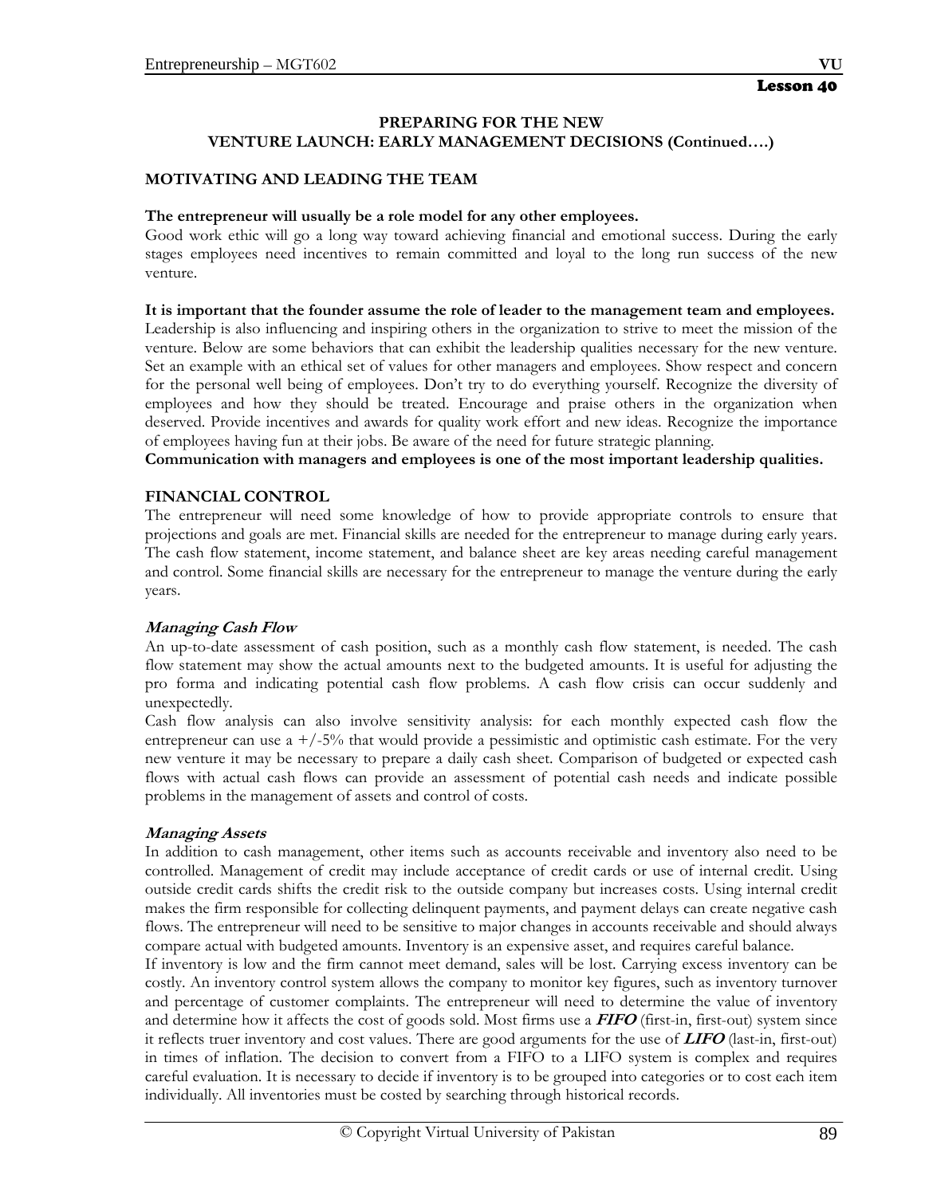**Lesson 40**

# PREPARING FOR THE NEW VENTURE LAUNCH: EARLY MANAGEMENT DECISIONS (Continued….)

## MOTIVATING AND LEADING THE TEAM

**The entrepreneur will usually be a role model for any other employees.**

Good work ethic will go a long way toward achieving financial and emotional success. During the early stages employees need incentives to remain committed and loyal to the long run success of the new venture.

**It is important that the founder assume the role of leader to the management team and employees.**

Leadership is also influencing and inspiring others in the organization to strive to meet the mission of the venture. Below are some behaviors that can exhibit the leadership qualities necessary for the new venture. Set an example with an ethical set of values for other managers and employees. Show respect and concern for the personal well being of employees. Don't try to do everything yourself. Recognize the diversity of employees and how they should be treated. Encourage and praise others in the organization when deserved. Provide incentives and awards for quality work effort and new ideas. Recognize the importance of employees having fun at their jobs. Be aware of the need for future strategic planning.

**Communication with managers and employees is one of the most important leadership qualities.**

## FINANCIAL CONTROL

The entrepreneur will need some knowledge of how to provide appropriate controls to ensure that projections and goals are met. Financial skills are needed for the entrepreneur to manage during early years. The cash flow statement, income statement, and balance sheet are key areas needing careful management and control. Some financial skills are necessary for the entrepreneur to manage the venture during the early years.

### *Managing Cash Flow*

An up-to-date assessment of cash position, such as a monthly cash flow statement, is needed. The cash flow statement may show the actual amounts next to the budgeted amounts. It is useful for adjusting the pro forma and indicating potential cash flow problems. A cash flow crisis can occur suddenly and unexpectedly.

Cash flow analysis can also involve sensitivity analysis: for each monthly expected cash flow the entrepreneur can use a +/-5% that would provide a pessimistic and optimistic cash estimate. For the very new venture it may be necessary to prepare a daily cash sheet. Comparison of budgeted or expected cash flows with actual cash flows can provide an assessment of potential cash needs and indicate possible problems in the management of assets and control of costs.

### *Managing Assets*

In addition to cash management, other items such as accounts receivable and inventory also need to be controlled. Management of credit may include acceptance of credit cards or use of internal credit. Using outside credit cards shifts the credit risk to the outside company but increases costs. Using internal credit makes the firm responsible for collecting delinquent payments, and payment delays can create negative cash flows. The entrepreneur will need to be sensitive to major changes in accounts receivable and should always compare actual with budgeted amounts. Inventory is an expensive asset, and requires careful balance.

If inventory is low and the firm cannot meet demand, sales will be lost. Carrying excess inventory can be costly. An inventory control system allows the company to monitor key figures, such as inventory turnover and percentage of customer complaints. The entrepreneur will need to determine the value of inventory and determine how it affects the cost of goods sold. Most firms use a ***FIFO*** (first-in, first-out) system since it reflects truer inventory and cost values. There are good arguments for the use of ***LIFO*** (last-in, first-out) in times of inflation. The decision to convert from a FIFO to a LIFO system is complex and requires careful evaluation. It is necessary to decide if inventory is to be grouped into categories or to cost each item individually. All inventories must be costed by searching through historical records.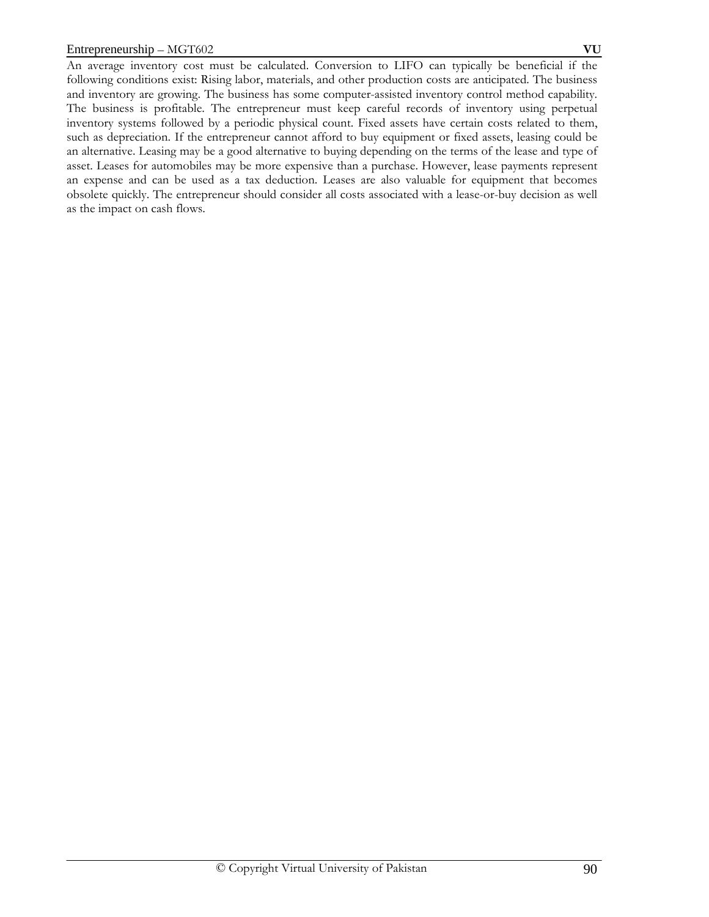An average inventory cost must be calculated. Conversion to LIFO can typically be beneficial if the following conditions exist: Rising labor, materials, and other production costs are anticipated. The business and inventory are growing. The business has some computer-assisted inventory control method capability. The business is profitable. The entrepreneur must keep careful records of inventory using perpetual inventory systems followed by a periodic physical count. Fixed assets have certain costs related to them, such as depreciation. If the entrepreneur cannot afford to buy equipment or fixed assets, leasing could be an alternative. Leasing may be a good alternative to buying depending on the terms of the lease and type of asset. Leases for automobiles may be more expensive than a purchase. However, lease payments represent an expense and can be used as a tax deduction. Leases are also valuable for equipment that becomes obsolete quickly. The entrepreneur should consider all costs associated with a lease-or-buy decision as well as the impact on cash flows.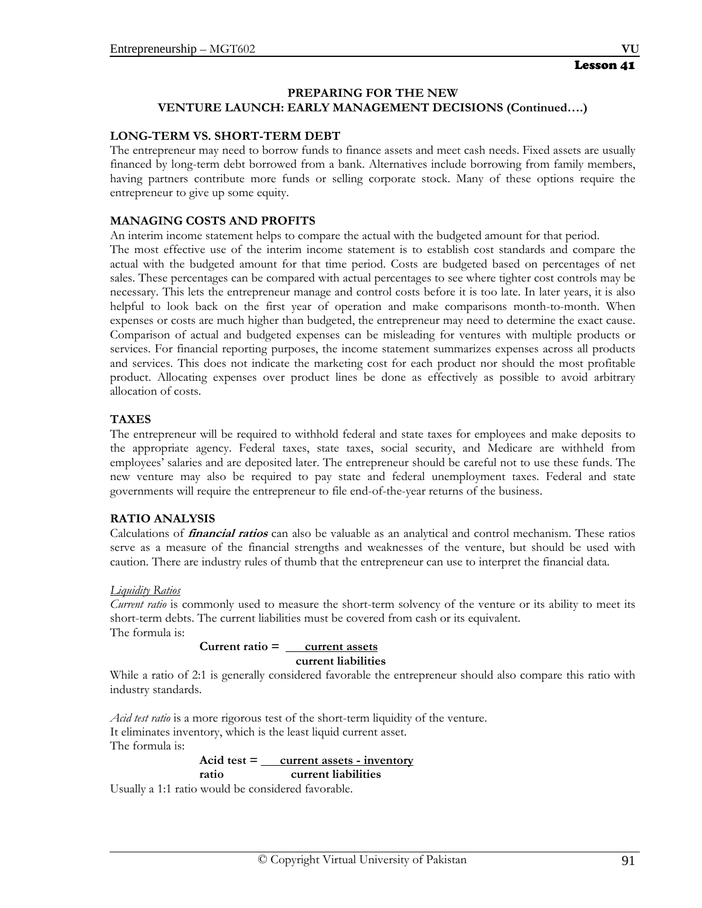## PREPARING FOR THE NEW VENTURE LAUNCH: EARLY MANAGEMENT DECISIONS (Continued….)

### LONG-TERM VS. SHORT-TERM DEBT

The entrepreneur may need to borrow funds to finance assets and meet cash needs. Fixed assets are usually financed by long-term debt borrowed from a bank. Alternatives include borrowing from family members, having partners contribute more funds or selling corporate stock. Many of these options require the entrepreneur to give up some equity.

### MANAGING COSTS AND PROFITS

An interim income statement helps to compare the actual with the budgeted amount for that period.

The most effective use of the interim income statement is to establish cost standards and compare the actual with the budgeted amount for that time period. Costs are budgeted based on percentages of net sales. These percentages can be compared with actual percentages to see where tighter cost controls may be necessary. This lets the entrepreneur manage and control costs before it is too late. In later years, it is also helpful to look back on the first year of operation and make comparisons month-to-month. When expenses or costs are much higher than budgeted, the entrepreneur may need to determine the exact cause. Comparison of actual and budgeted expenses can be misleading for ventures with multiple products or services. For financial reporting purposes, the income statement summarizes expenses across all products and services. This does not indicate the marketing cost for each product nor should the most profitable product. Allocating expenses over product lines be done as effectively as possible to avoid arbitrary allocation of costs.

### TAXES

The entrepreneur will be required to withhold federal and state taxes for employees and make deposits to the appropriate agency. Federal taxes, state taxes, social security, and Medicare are withheld from employees' salaries and are deposited later. The entrepreneur should be careful not to use these funds. The new venture may also be required to pay state and federal unemployment taxes. Federal and state governments will require the entrepreneur to file end-of-the-year returns of the business.

### RATIO ANALYSIS

Calculations of ***financial ratios*** can also be valuable as an analytical and control mechanism. These ratios serve as a measure of the financial strengths and weaknesses of the venture, but should be used with caution. There are industry rules of thumb that the entrepreneur can use to interpret the financial data.

*Liquidity Ratios*

*Current ratio* is commonly used to measure the short-term solvency of the venture or its ability to meet its short-term debts. The current liabilities must be covered from cash or its equivalent.

The formula is:

$$\textbf{Current ratio} = \frac{\textbf{current assets}}{\textbf{current liabilities}}$$

While a ratio of 2:1 is generally considered favorable the entrepreneur should also compare this ratio with industry standards.

*Acid test ratio* is a more rigorous test of the short-term liquidity of the venture.
It eliminates inventory, which is the least liquid current asset.
The formula is:

$$\textbf{Acid test ratio} = \frac{\textbf{current assets - inventory}}{\textbf{current liabilities}}$$

Usually a 1:1 ratio would be considered favorable.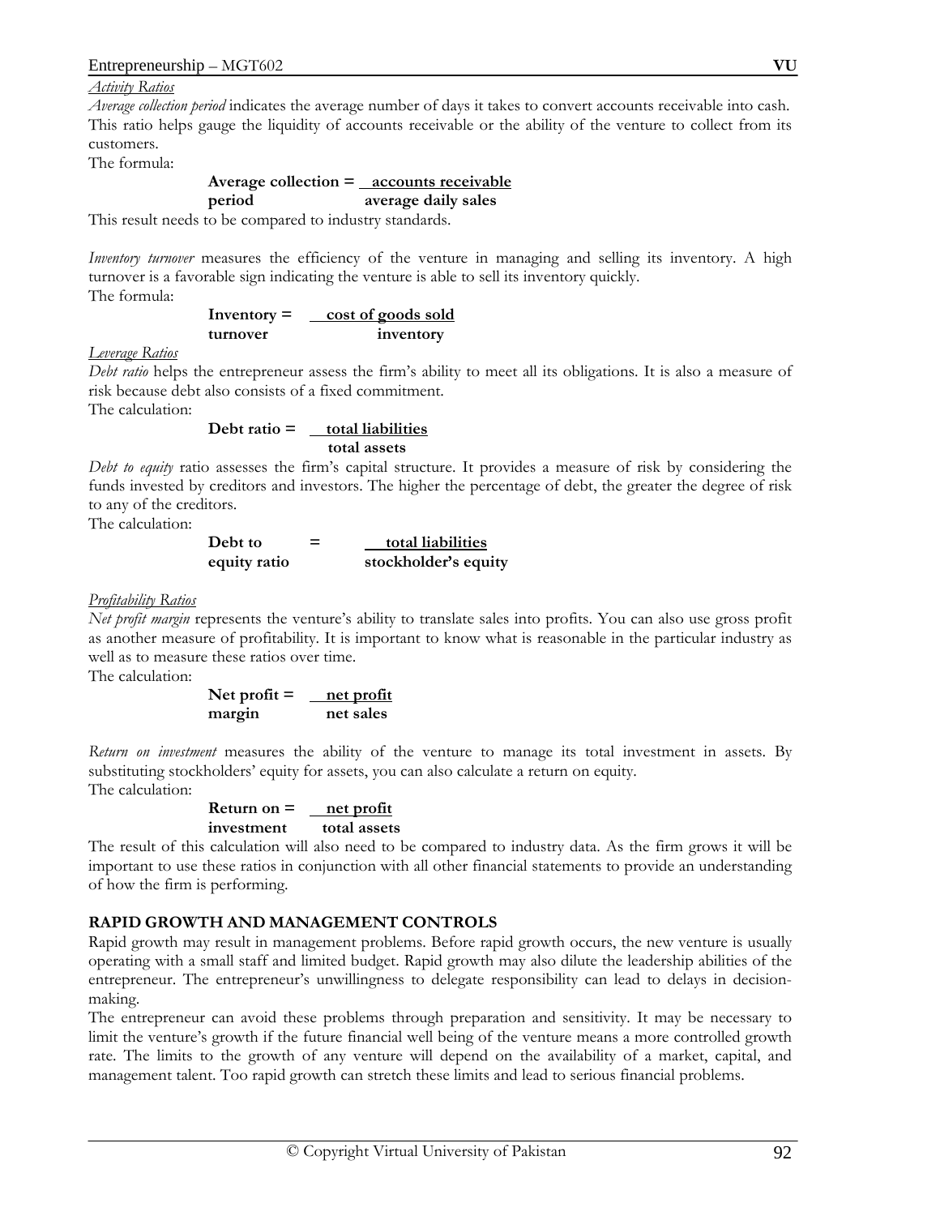*Activity Ratios*

*Average collection period* indicates the average number of days it takes to convert accounts receivable into cash. This ratio helps gauge the liquidity of accounts receivable or the ability of the venture to collect from its customers.

The formula:

$$\textbf{Average collection period} = \frac{\textbf{accounts receivable}}{\textbf{average daily sales}}$$

This result needs to be compared to industry standards.

*Inventory turnover* measures the efficiency of the venture in managing and selling its inventory. A high turnover is a favorable sign indicating the venture is able to sell its inventory quickly.

The formula:

$$\textbf{Inventory turnover} = \frac{\textbf{cost of goods sold}}{\textbf{inventory}}$$

*Leverage Ratios*

*Debt ratio* helps the entrepreneur assess the firm's ability to meet all its obligations. It is also a measure of risk because debt also consists of a fixed commitment.

The calculation:

$$\textbf{Debt ratio} = \frac{\textbf{total liabilities}}{\textbf{total assets}}$$

*Debt to equity* ratio assesses the firm's capital structure. It provides a measure of risk by considering the funds invested by creditors and investors. The higher the percentage of debt, the greater the degree of risk to any of the creditors.

The calculation:

$$\textbf{Debt to equity ratio} = \frac{\textbf{total liabilities}}{\textbf{stockholder's equity}}$$

*Profitability Ratios*

*Net profit margin* represents the venture's ability to translate sales into profits. You can also use gross profit as another measure of profitability. It is important to know what is reasonable in the particular industry as well as to measure these ratios over time.

The calculation:

$$\textbf{Net profit margin} = \frac{\textbf{net profit}}{\textbf{net sales}}$$

*Return on investment* measures the ability of the venture to manage its total investment in assets. By substituting stockholders' equity for assets, you can also calculate a return on equity.

The calculation:

$$\textbf{Return on investment} = \frac{\textbf{net profit}}{\textbf{total assets}}$$

The result of this calculation will also need to be compared to industry data. As the firm grows it will be important to use these ratios in conjunction with all other financial statements to provide an understanding of how the firm is performing.

**RAPID GROWTH AND MANAGEMENT CONTROLS**

Rapid growth may result in management problems. Before rapid growth occurs, the new venture is usually operating with a small staff and limited budget. Rapid growth may also dilute the leadership abilities of the entrepreneur. The entrepreneur's unwillingness to delegate responsibility can lead to delays in decision-making.

The entrepreneur can avoid these problems through preparation and sensitivity. It may be necessary to limit the venture's growth if the future financial well being of the venture means a more controlled growth rate. The limits to the growth of any venture will depend on the availability of a market, capital, and management talent. Too rapid growth can stretch these limits and lead to serious financial problems.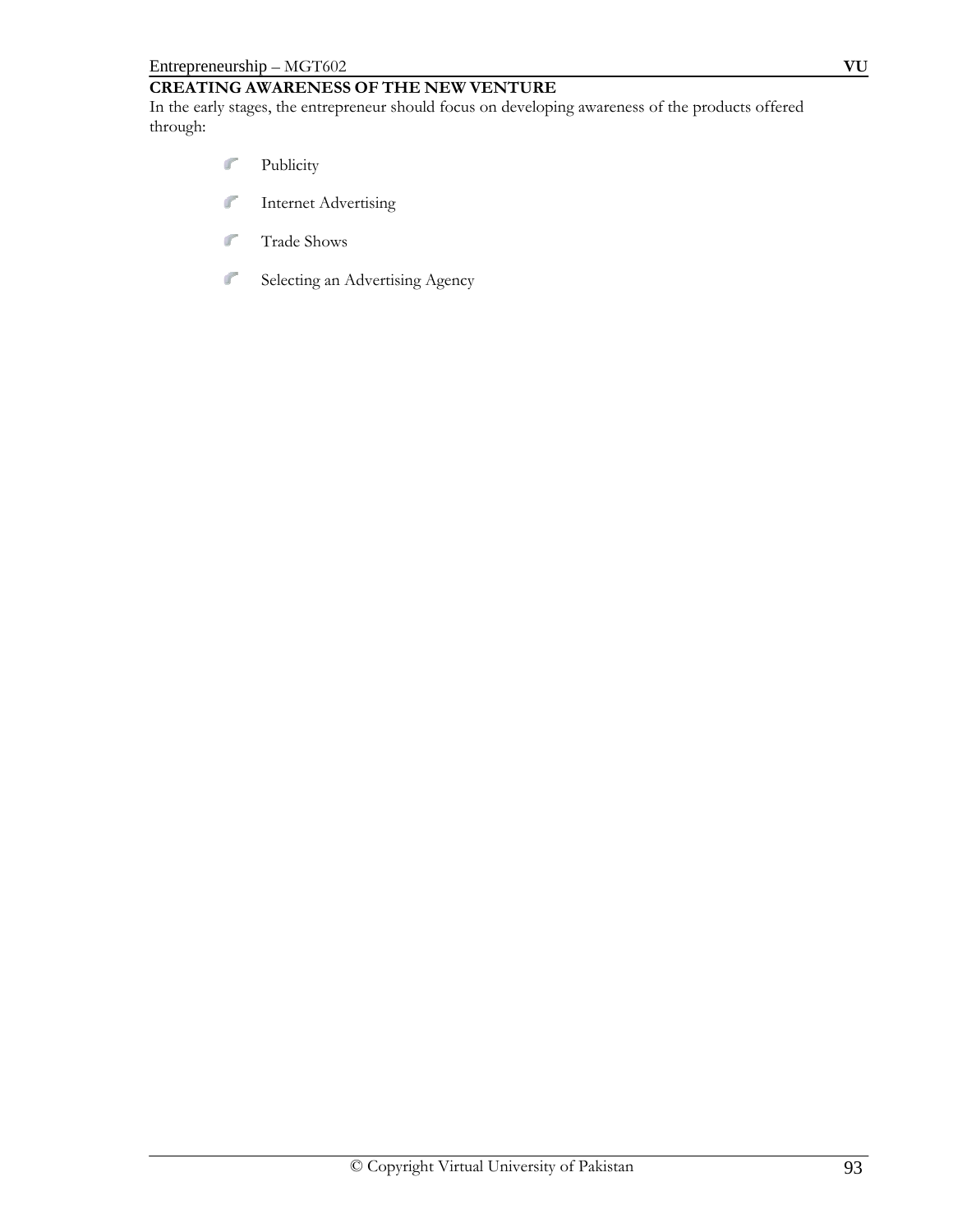## CREATING AWARENESS OF THE NEW VENTURE

In the early stages, the entrepreneur should focus on developing awareness of the products offered through:

- Publicity
- Internet Advertising
- Trade Shows
- Selecting an Advertising Agency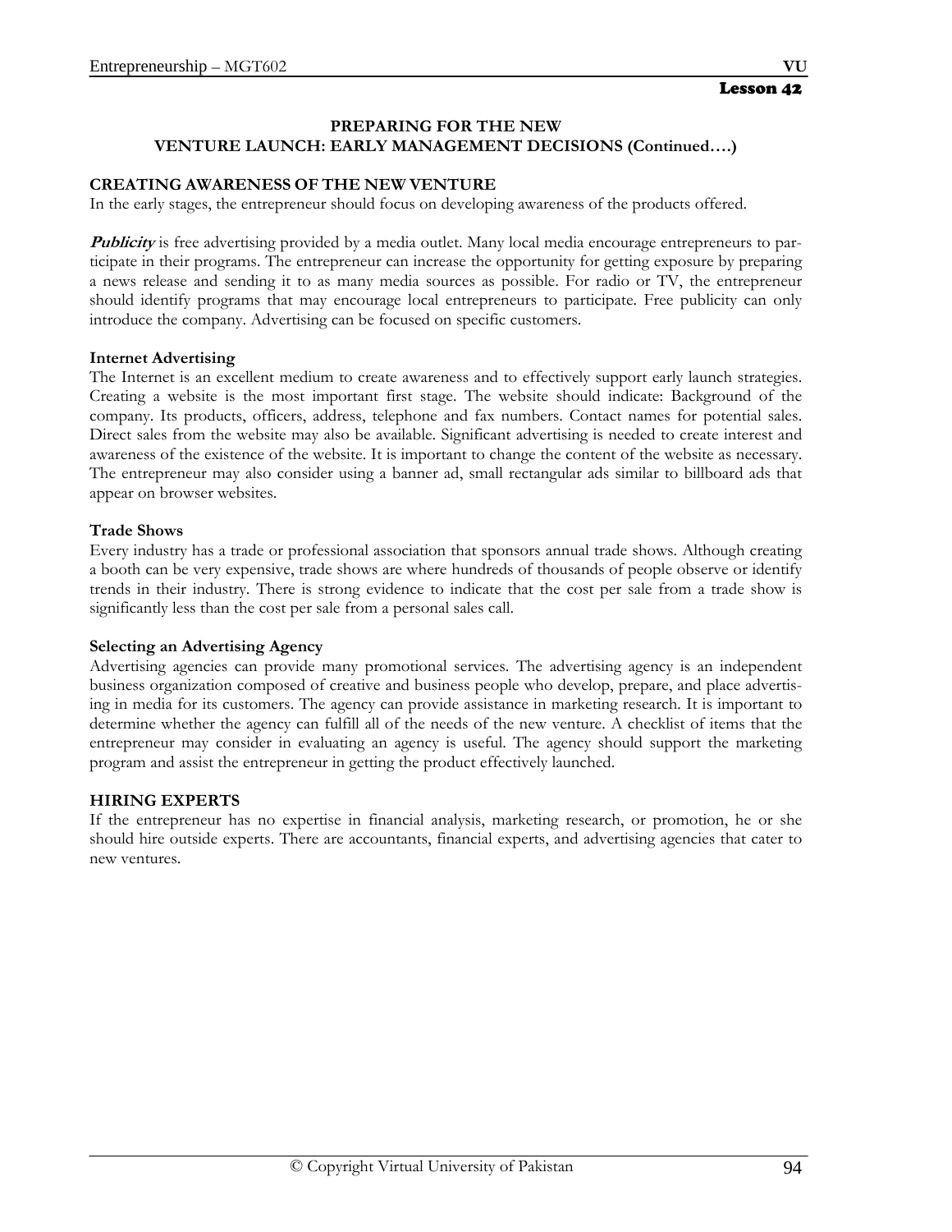Lesson 42

# PREPARING FOR THE NEW VENTURE LAUNCH: EARLY MANAGEMENT DECISIONS (Continued….)

## CREATING AWARENESS OF THE NEW VENTURE

In the early stages, the entrepreneur should focus on developing awareness of the products offered.

***Publicity*** is free advertising provided by a media outlet. Many local media encourage entrepreneurs to participate in their programs. The entrepreneur can increase the opportunity for getting exposure by preparing a news release and sending it to as many media sources as possible. For radio or TV, the entrepreneur should identify programs that may encourage local entrepreneurs to participate. Free publicity can only introduce the company. Advertising can be focused on specific customers.

### Internet Advertising

The Internet is an excellent medium to create awareness and to effectively support early launch strategies. Creating a website is the most important first stage. The website should indicate: Background of the company. Its products, officers, address, telephone and fax numbers. Contact names for potential sales. Direct sales from the website may also be available. Significant advertising is needed to create interest and awareness of the existence of the website. It is important to change the content of the website as necessary. The entrepreneur may also consider using a banner ad, small rectangular ads similar to billboard ads that appear on browser websites.

### Trade Shows

Every industry has a trade or professional association that sponsors annual trade shows. Although creating a booth can be very expensive, trade shows are where hundreds of thousands of people observe or identify trends in their industry. There is strong evidence to indicate that the cost per sale from a trade show is significantly less than the cost per sale from a personal sales call.

### Selecting an Advertising Agency

Advertising agencies can provide many promotional services. The advertising agency is an independent business organization composed of creative and business people who develop, prepare, and place advertising in media for its customers. The agency can provide assistance in marketing research. It is important to determine whether the agency can fulfill all of the needs of the new venture. A checklist of items that the entrepreneur may consider in evaluating an agency is useful. The agency should support the marketing program and assist the entrepreneur in getting the product effectively launched.

## HIRING EXPERTS

If the entrepreneur has no expertise in financial analysis, marketing research, or promotion, he or she should hire outside experts. There are accountants, financial experts, and advertising agencies that cater to new ventures.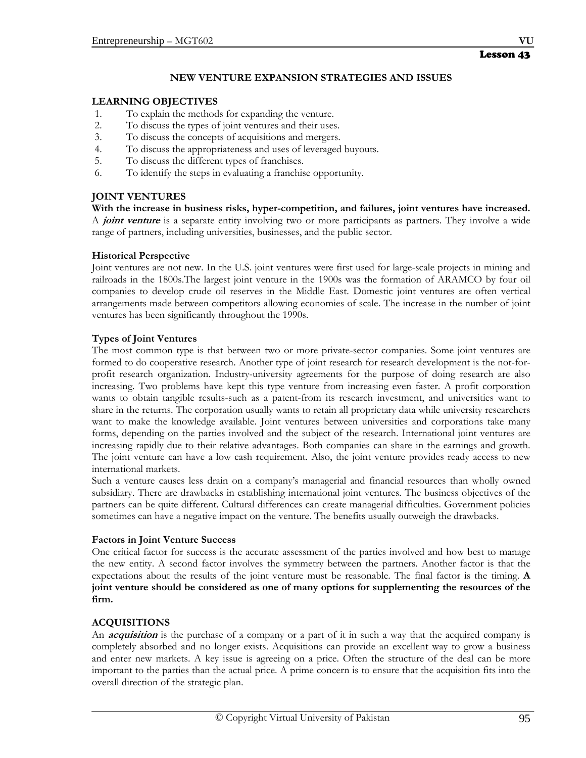Lesson 43

## NEW VENTURE EXPANSION STRATEGIES AND ISSUES

### LEARNING OBJECTIVES

1. To explain the methods for expanding the venture.
2. To discuss the types of joint ventures and their uses.
3. To discuss the concepts of acquisitions and mergers.
4. To discuss the appropriateness and uses of leveraged buyouts.
5. To discuss the different types of franchises.
6. To identify the steps in evaluating a franchise opportunity.

### JOINT VENTURES

**With the increase in business risks, hyper-competition, and failures, joint ventures have increased.** A ***joint venture*** is a separate entity involving two or more participants as partners. They involve a wide range of partners, including universities, businesses, and the public sector.

#### Historical Perspective

Joint ventures are not new. In the U.S. joint ventures were first used for large-scale projects in mining and railroads in the 1800s.The largest joint venture in the 1900s was the formation of ARAMCO by four oil companies to develop crude oil reserves in the Middle East. Domestic joint ventures are often vertical arrangements made between competitors allowing economies of scale. The increase in the number of joint ventures has been significantly throughout the 1990s.

#### Types of Joint Ventures

The most common type is that between two or more private-sector companies. Some joint ventures are formed to do cooperative research. Another type of joint research for research development is the not-for-profit research organization. Industry-university agreements for the purpose of doing research are also increasing. Two problems have kept this type venture from increasing even faster. A profit corporation wants to obtain tangible results-such as a patent-from its research investment, and universities want to share in the returns. The corporation usually wants to retain all proprietary data while university researchers want to make the knowledge available. Joint ventures between universities and corporations take many forms, depending on the parties involved and the subject of the research. International joint ventures are increasing rapidly due to their relative advantages. Both companies can share in the earnings and growth. The joint venture can have a low cash requirement. Also, the joint venture provides ready access to new international markets.

Such a venture causes less drain on a company's managerial and financial resources than wholly owned subsidiary. There are drawbacks in establishing international joint ventures. The business objectives of the partners can be quite different. Cultural differences can create managerial difficulties. Government policies sometimes can have a negative impact on the venture. The benefits usually outweigh the drawbacks.

#### Factors in Joint Venture Success

One critical factor for success is the accurate assessment of the parties involved and how best to manage the new entity. A second factor involves the symmetry between the partners. Another factor is that the expectations about the results of the joint venture must be reasonable. The final factor is the timing. **A joint venture should be considered as one of many options for supplementing the resources of the firm.**

### ACQUISITIONS

An ***acquisition*** is the purchase of a company or a part of it in such a way that the acquired company is completely absorbed and no longer exists. Acquisitions can provide an excellent way to grow a business and enter new markets. A key issue is agreeing on a price. Often the structure of the deal can be more important to the parties than the actual price. A prime concern is to ensure that the acquisition fits into the overall direction of the strategic plan.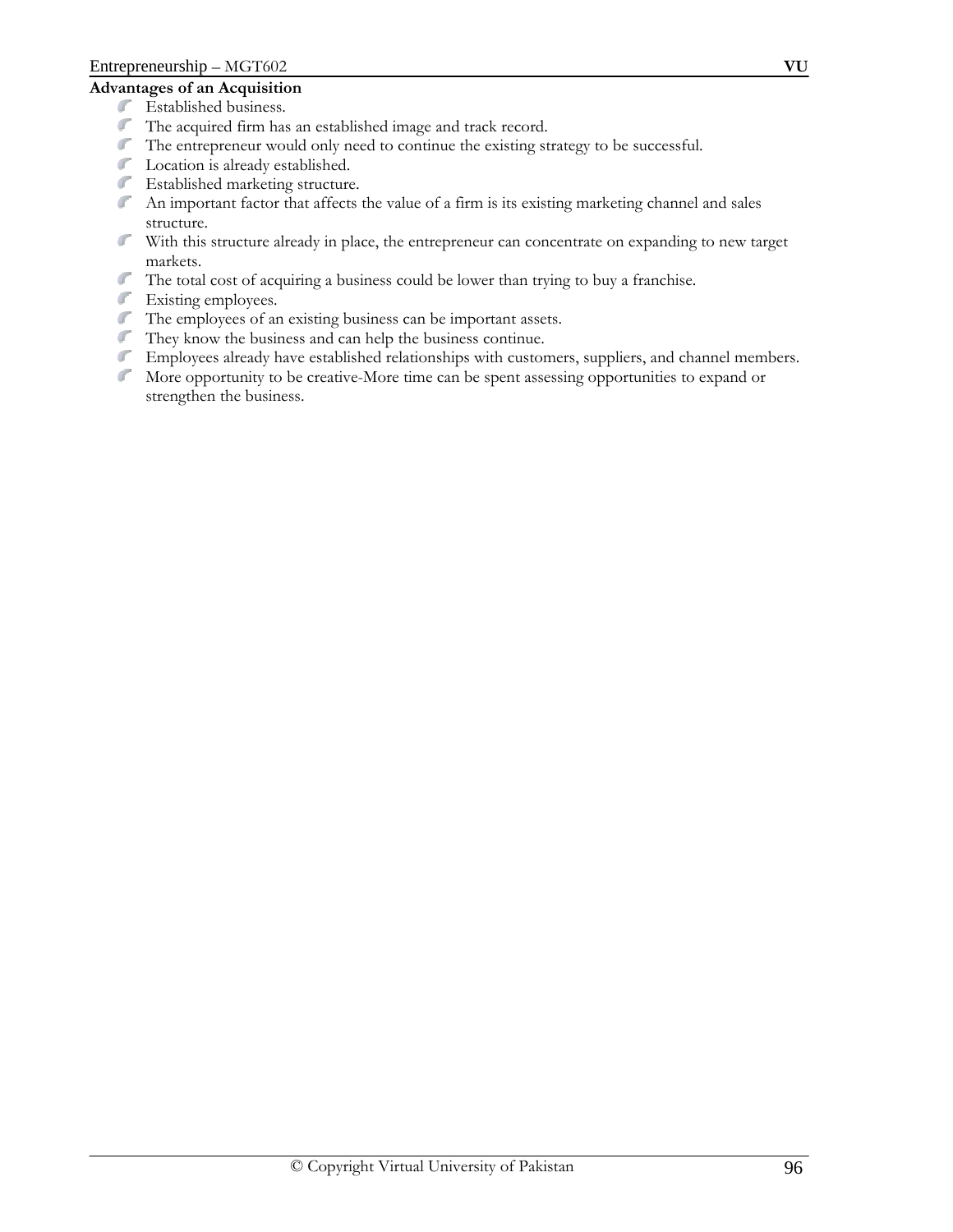**Advantages of an Acquisition**

- Established business.
- The acquired firm has an established image and track record.
- The entrepreneur would only need to continue the existing strategy to be successful.
- Location is already established.
- Established marketing structure.
- An important factor that affects the value of a firm is its existing marketing channel and sales structure.
- With this structure already in place, the entrepreneur can concentrate on expanding to new target markets.
- The total cost of acquiring a business could be lower than trying to buy a franchise.
- Existing employees.
- The employees of an existing business can be important assets.
- They know the business and can help the business continue.
- Employees already have established relationships with customers, suppliers, and channel members.
- More opportunity to be creative-More time can be spent assessing opportunities to expand or strengthen the business.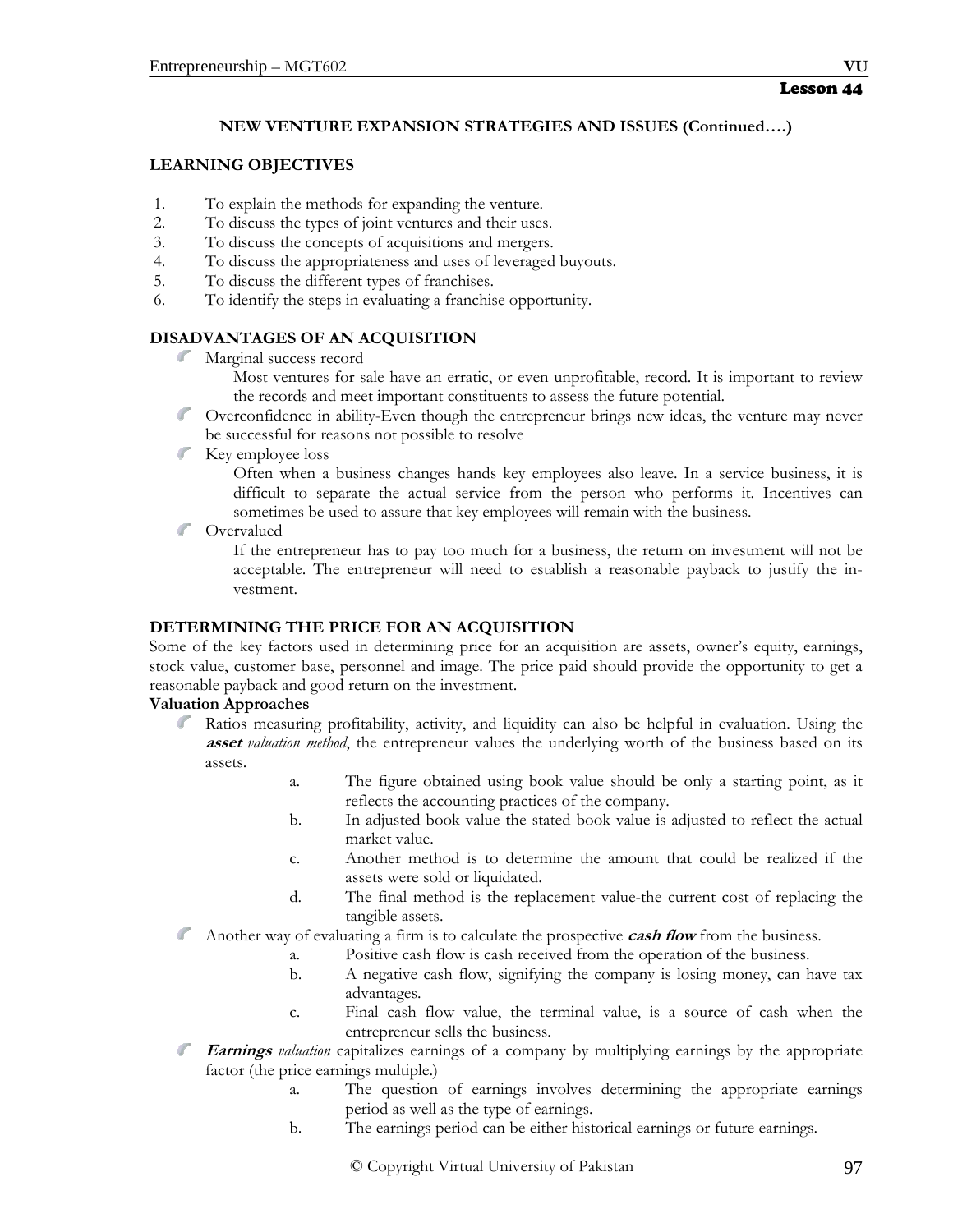**Lesson 44**

**NEW VENTURE EXPANSION STRATEGIES AND ISSUES (Continued….)**

**LEARNING OBJECTIVES**

1. To explain the methods for expanding the venture.
2. To discuss the types of joint ventures and their uses.
3. To discuss the concepts of acquisitions and mergers.
4. To discuss the appropriateness and uses of leveraged buyouts.
5. To discuss the different types of franchises.
6. To identify the steps in evaluating a franchise opportunity.

**DISADVANTAGES OF AN ACQUISITION**

- Marginal success record
  
  Most ventures for sale have an erratic, or even unprofitable, record. It is important to review the records and meet important constituents to assess the future potential.
- Overconfidence in ability-Even though the entrepreneur brings new ideas, the venture may never be successful for reasons not possible to resolve
- Key employee loss
  
  Often when a business changes hands key employees also leave. In a service business, it is difficult to separate the actual service from the person who performs it. Incentives can sometimes be used to assure that key employees will remain with the business.
- Overvalued
  
  If the entrepreneur has to pay too much for a business, the return on investment will not be acceptable. The entrepreneur will need to establish a reasonable payback to justify the investment.

**DETERMINING THE PRICE FOR AN ACQUISITION**

Some of the key factors used in determining price for an acquisition are assets, owner's equity, earnings, stock value, customer base, personnel and image. The price paid should provide the opportunity to get a reasonable payback and good return on the investment.

**Valuation Approaches**

- Ratios measuring profitability, activity, and liquidity can also be helpful in evaluation. Using the ***asset*** *valuation method*, the entrepreneur values the underlying worth of the business based on its assets.
  a. The figure obtained using book value should be only a starting point, as it reflects the accounting practices of the company.
  b. In adjusted book value the stated book value is adjusted to reflect the actual market value.
  c. Another method is to determine the amount that could be realized if the assets were sold or liquidated.
  d. The final method is the replacement value-the current cost of replacing the tangible assets.
- Another way of evaluating a firm is to calculate the prospective ***cash flow*** from the business.
  a. Positive cash flow is cash received from the operation of the business.
  b. A negative cash flow, signifying the company is losing money, can have tax advantages.
  c. Final cash flow value, the terminal value, is a source of cash when the entrepreneur sells the business.
- ***Earnings*** *valuation* capitalizes earnings of a company by multiplying earnings by the appropriate factor (the price earnings multiple.)
  a. The question of earnings involves determining the appropriate earnings period as well as the type of earnings.
  b. The earnings period can be either historical earnings or future earnings.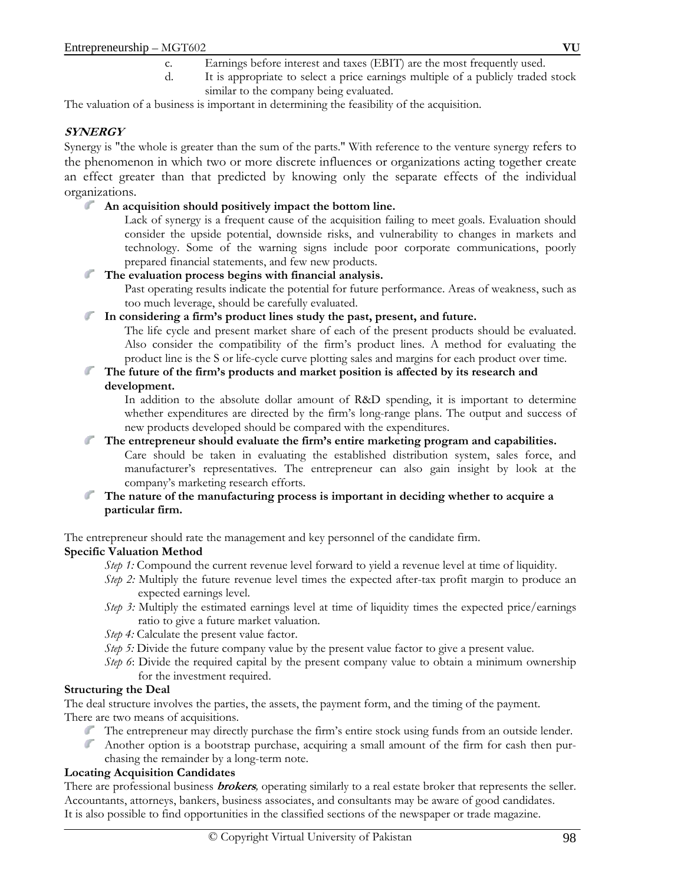c. Earnings before interest and taxes (EBIT) are the most frequently used.

d. It is appropriate to select a price earnings multiple of a publicly traded stock similar to the company being evaluated.

The valuation of a business is important in determining the feasibility of the acquisition.

***SYNERGY***

Synergy is "the whole is greater than the sum of the parts." With reference to the venture synergy refers to the phenomenon in which two or more discrete influences or organizations acting together create an effect greater than that predicted by knowing only the separate effects of the individual organizations.

- **An acquisition should positively impact the bottom line.**
  Lack of synergy is a frequent cause of the acquisition failing to meet goals. Evaluation should consider the upside potential, downside risks, and vulnerability to changes in markets and technology. Some of the warning signs include poor corporate communications, poorly prepared financial statements, and few new products.
- **The evaluation process begins with financial analysis.**
  Past operating results indicate the potential for future performance. Areas of weakness, such as too much leverage, should be carefully evaluated.
- **In considering a firm's product lines study the past, present, and future.**
  The life cycle and present market share of each of the present products should be evaluated. Also consider the compatibility of the firm's product lines. A method for evaluating the product line is the S or life-cycle curve plotting sales and margins for each product over time.
- **The future of the firm's products and market position is affected by its research and development.**
  In addition to the absolute dollar amount of R&D spending, it is important to determine whether expenditures are directed by the firm's long-range plans. The output and success of new products developed should be compared with the expenditures.
- **The entrepreneur should evaluate the firm's entire marketing program and capabilities.**
  Care should be taken in evaluating the established distribution system, sales force, and manufacturer's representatives. The entrepreneur can also gain insight by look at the company's marketing research efforts.
- **The nature of the manufacturing process is important in deciding whether to acquire a particular firm.**

The entrepreneur should rate the management and key personnel of the candidate firm.

**Specific Valuation Method**

*Step 1:* Compound the current revenue level forward to yield a revenue level at time of liquidity.

*Step 2:* Multiply the future revenue level times the expected after-tax profit margin to produce an expected earnings level.

*Step 3:* Multiply the estimated earnings level at time of liquidity times the expected price/earnings ratio to give a future market valuation.

*Step 4:* Calculate the present value factor.

*Step 5:* Divide the future company value by the present value factor to give a present value.

*Step 6*: Divide the required capital by the present company value to obtain a minimum ownership for the investment required.

**Structuring the Deal**

The deal structure involves the parties, the assets, the payment form, and the timing of the payment. There are two means of acquisitions.

- The entrepreneur may directly purchase the firm's entire stock using funds from an outside lender.
- Another option is a bootstrap purchase, acquiring a small amount of the firm for cash then purchasing the remainder by a long-term note.

**Locating Acquisition Candidates**

There are professional business ***brokers**,* operating similarly to a real estate broker that represents the seller. Accountants, attorneys, bankers, business associates, and consultants may be aware of good candidates. It is also possible to find opportunities in the classified sections of the newspaper or trade magazine.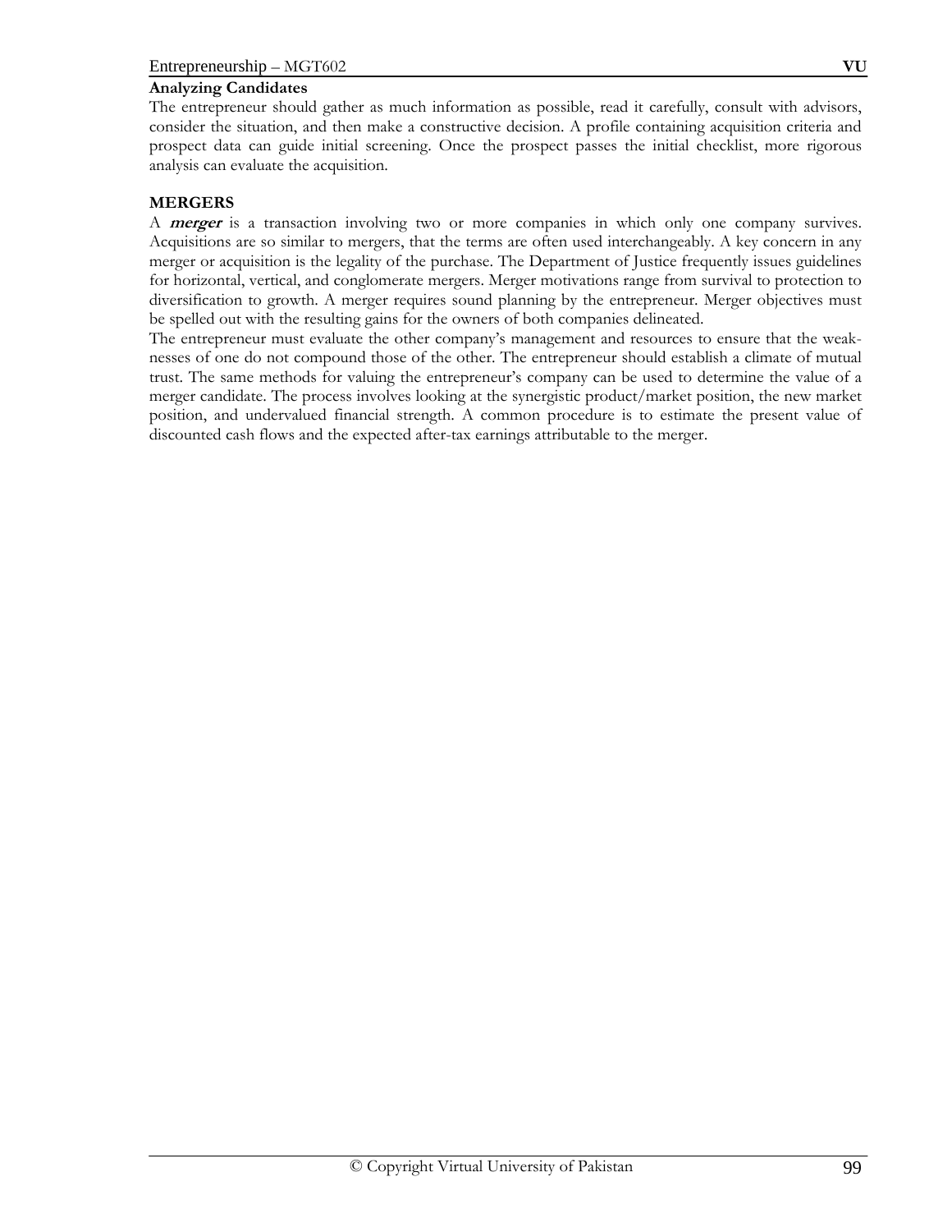**Analyzing Candidates**

The entrepreneur should gather as much information as possible, read it carefully, consult with advisors, consider the situation, and then make a constructive decision. A profile containing acquisition criteria and prospect data can guide initial screening. Once the prospect passes the initial checklist, more rigorous analysis can evaluate the acquisition.

**MERGERS**

A ***merger*** is a transaction involving two or more companies in which only one company survives. Acquisitions are so similar to mergers, that the terms are often used interchangeably. A key concern in any merger or acquisition is the legality of the purchase. The Department of Justice frequently issues guidelines for horizontal, vertical, and conglomerate mergers. Merger motivations range from survival to protection to diversification to growth. A merger requires sound planning by the entrepreneur. Merger objectives must be spelled out with the resulting gains for the owners of both companies delineated.

The entrepreneur must evaluate the other company's management and resources to ensure that the weaknesses of one do not compound those of the other. The entrepreneur should establish a climate of mutual trust. The same methods for valuing the entrepreneur's company can be used to determine the value of a merger candidate. The process involves looking at the synergistic product/market position, the new market position, and undervalued financial strength. A common procedure is to estimate the present value of discounted cash flows and the expected after-tax earnings attributable to the merger.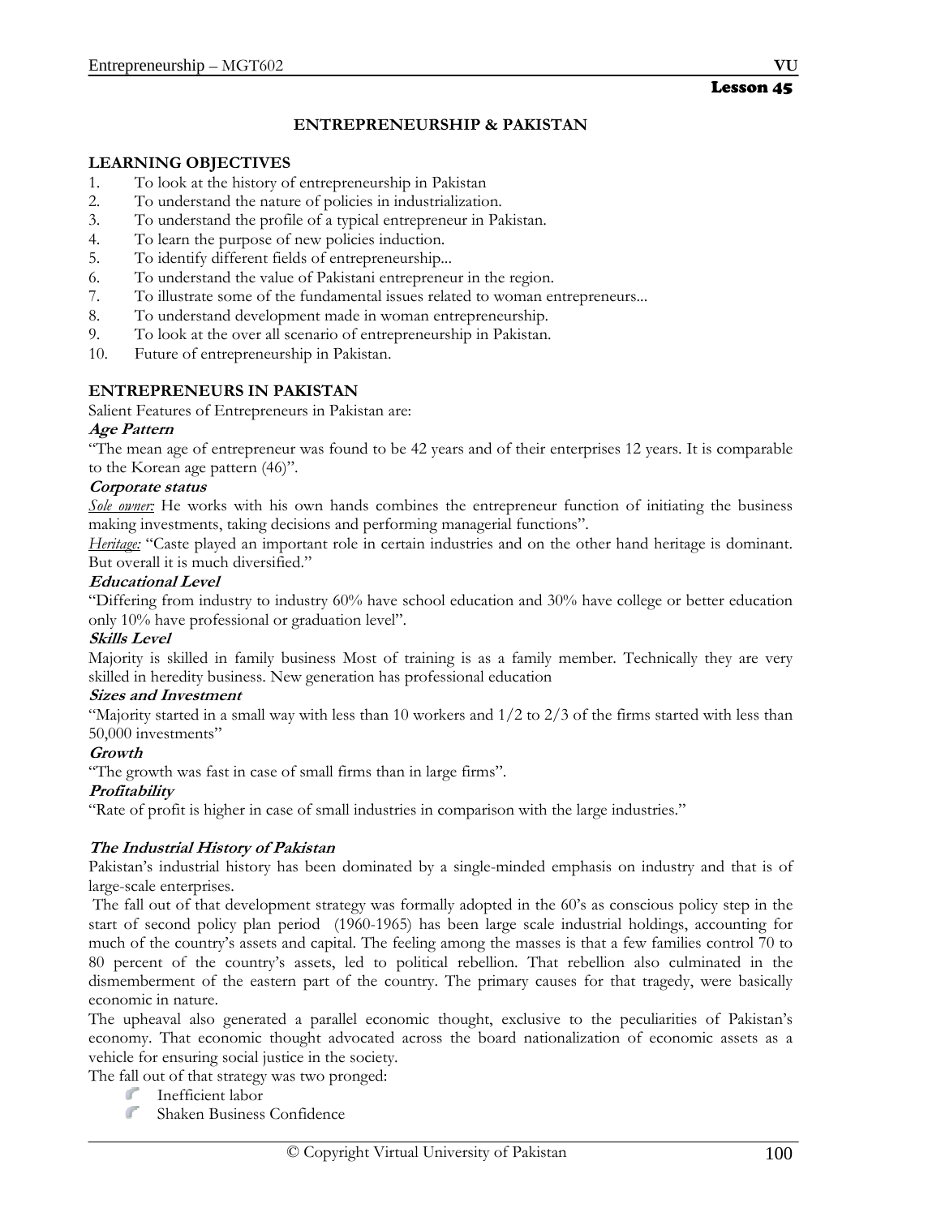**Lesson 45**

## ENTREPRENEURSHIP & PAKISTAN

### LEARNING OBJECTIVES

1. To look at the history of entrepreneurship in Pakistan
2. To understand the nature of policies in industrialization.
3. To understand the profile of a typical entrepreneur in Pakistan.
4. To learn the purpose of new policies induction.
5. To identify different fields of entrepreneurship...
6. To understand the value of Pakistani entrepreneur in the region.
7. To illustrate some of the fundamental issues related to woman entrepreneurs...
8. To understand development made in woman entrepreneurship.
9. To look at the over all scenario of entrepreneurship in Pakistan.
10. Future of entrepreneurship in Pakistan.

### ENTREPRENEURS IN PAKISTAN

Salient Features of Entrepreneurs in Pakistan are:

***Age Pattern***

"The mean age of entrepreneur was found to be 42 years and of their enterprises 12 years. It is comparable to the Korean age pattern (46)".

***Corporate status***

*Sole owner:* He works with his own hands combines the entrepreneur function of initiating the business making investments, taking decisions and performing managerial functions".

*Heritage:* "Caste played an important role in certain industries and on the other hand heritage is dominant. But overall it is much diversified."

***Educational Level***

"Differing from industry to industry 60% have school education and 30% have college or better education only 10% have professional or graduation level".

***Skills Level***

Majority is skilled in family business Most of training is as a family member. Technically they are very skilled in heredity business. New generation has professional education

***Sizes and Investment***

"Majority started in a small way with less than 10 workers and 1/2 to 2/3 of the firms started with less than 50,000 investments"

***Growth***

"The growth was fast in case of small firms than in large firms".

***Profitability***

"Rate of profit is higher in case of small industries in comparison with the large industries."

***The Industrial History of Pakistan***

Pakistan's industrial history has been dominated by a single-minded emphasis on industry and that is of large-scale enterprises.

The fall out of that development strategy was formally adopted in the 60's as conscious policy step in the start of second policy plan period (1960-1965) has been large scale industrial holdings, accounting for much of the country's assets and capital. The feeling among the masses is that a few families control 70 to 80 percent of the country's assets, led to political rebellion. That rebellion also culminated in the dismemberment of the eastern part of the country. The primary causes for that tragedy, were basically economic in nature.

The upheaval also generated a parallel economic thought, exclusive to the peculiarities of Pakistan's economy. That economic thought advocated across the board nationalization of economic assets as a vehicle for ensuring social justice in the society.

The fall out of that strategy was two pronged:

- Inefficient labor
- Shaken Business Confidence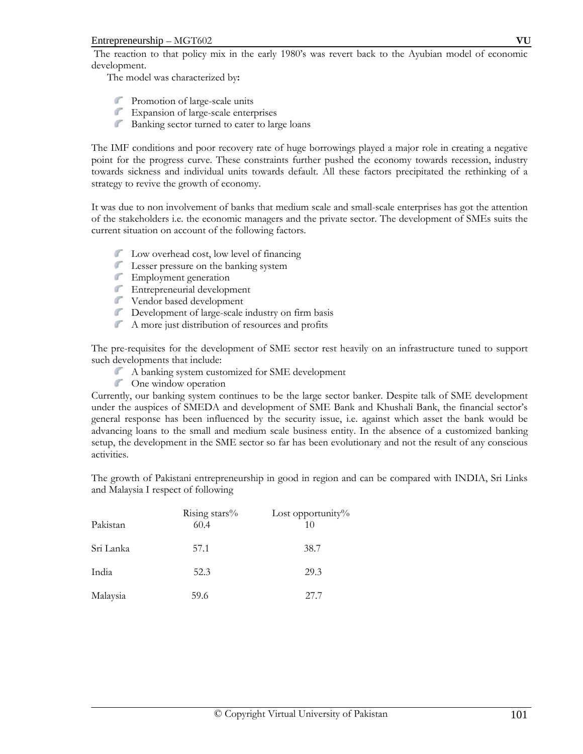The reaction to that policy mix in the early 1980's was revert back to the Ayubian model of economic development.

The model was characterized by**:**

- Promotion of large-scale units
- Expansion of large-scale enterprises
- Banking sector turned to cater to large loans

The IMF conditions and poor recovery rate of huge borrowings played a major role in creating a negative point for the progress curve. These constraints further pushed the economy towards recession, industry towards sickness and individual units towards default. All these factors precipitated the rethinking of a strategy to revive the growth of economy.

It was due to non involvement of banks that medium scale and small-scale enterprises has got the attention of the stakeholders i.e. the economic managers and the private sector. The development of SMEs suits the current situation on account of the following factors.

- Low overhead cost, low level of financing
- Lesser pressure on the banking system
- Employment generation
- Entrepreneurial development
- Vendor based development
- Development of large-scale industry on firm basis
- A more just distribution of resources and profits

The pre-requisites for the development of SME sector rest heavily on an infrastructure tuned to support such developments that include:

- A banking system customized for SME development
- One window operation

Currently, our banking system continues to be the large sector banker. Despite talk of SME development under the auspices of SMEDA and development of SME Bank and Khushali Bank, the financial sector's general response has been influenced by the security issue, i.e. against which asset the bank would be advancing loans to the small and medium scale business entity. In the absence of a customized banking setup, the development in the SME sector so far has been evolutionary and not the result of any conscious activities.

The growth of Pakistani entrepreneurship in good in region and can be compared with INDIA, Sri Links and Malaysia I respect of following

| | Rising stars% | Lost opportunity% |
|---|---|---|
| Pakistan | 60.4 | 10 |
| Sri Lanka | 57.1 | 38.7 |
| India | 52.3 | 29.3 |
| Malaysia | 59.6 | 27.7 |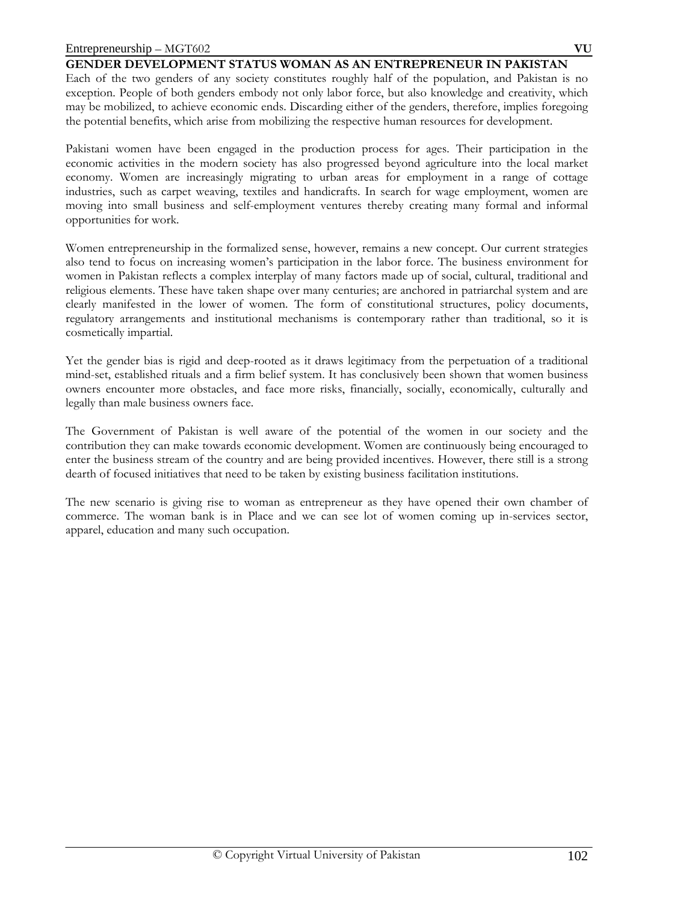## GENDER DEVELOPMENT STATUS WOMAN AS AN ENTREPRENEUR IN PAKISTAN

Each of the two genders of any society constitutes roughly half of the population, and Pakistan is no exception. People of both genders embody not only labor force, but also knowledge and creativity, which may be mobilized, to achieve economic ends. Discarding either of the genders, therefore, implies foregoing the potential benefits, which arise from mobilizing the respective human resources for development.

Pakistani women have been engaged in the production process for ages. Their participation in the economic activities in the modern society has also progressed beyond agriculture into the local market economy. Women are increasingly migrating to urban areas for employment in a range of cottage industries, such as carpet weaving, textiles and handicrafts. In search for wage employment, women are moving into small business and self-employment ventures thereby creating many formal and informal opportunities for work.

Women entrepreneurship in the formalized sense, however, remains a new concept. Our current strategies also tend to focus on increasing women's participation in the labor force. The business environment for women in Pakistan reflects a complex interplay of many factors made up of social, cultural, traditional and religious elements. These have taken shape over many centuries; are anchored in patriarchal system and are clearly manifested in the lower of women. The form of constitutional structures, policy documents, regulatory arrangements and institutional mechanisms is contemporary rather than traditional, so it is cosmetically impartial.

Yet the gender bias is rigid and deep-rooted as it draws legitimacy from the perpetuation of a traditional mind-set, established rituals and a firm belief system. It has conclusively been shown that women business owners encounter more obstacles, and face more risks, financially, socially, economically, culturally and legally than male business owners face.

The Government of Pakistan is well aware of the potential of the women in our society and the contribution they can make towards economic development. Women are continuously being encouraged to enter the business stream of the country and are being provided incentives. However, there still is a strong dearth of focused initiatives that need to be taken by existing business facilitation institutions.

The new scenario is giving rise to woman as entrepreneur as they have opened their own chamber of commerce. The woman bank is in Place and we can see lot of women coming up in-services sector, apparel, education and many such occupation.